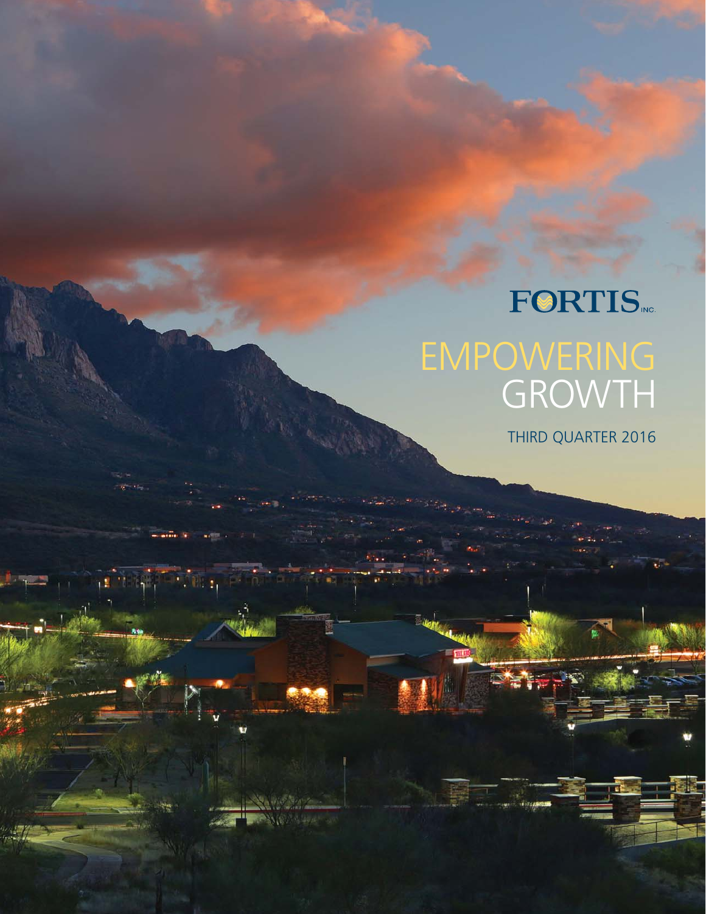FORTIS INC.

# EMPOWERING GROWTH

THIRD QUARTER 2016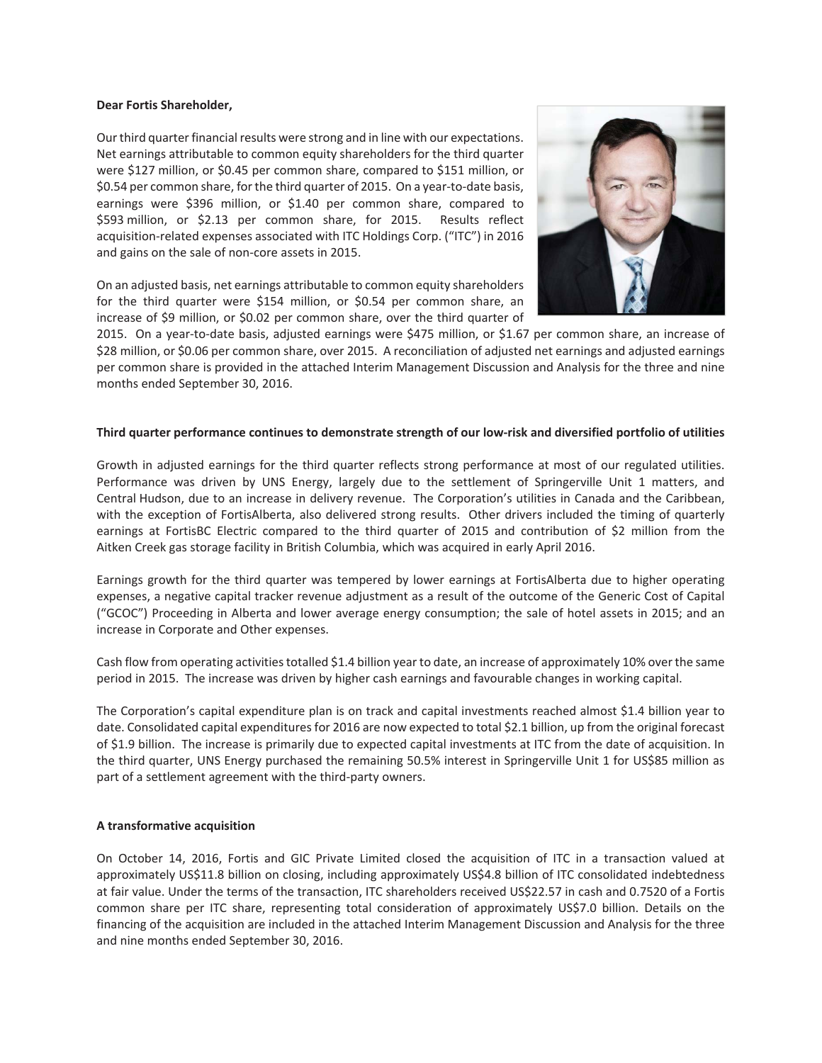**Dear Fortis Shareholder,**

Our third quarter financial results were strong and in line with our expectations. Net earnings attributable to common equity shareholders for the third quarter were $127 million, or $0.45 per common share, compared to $151 million, or $0.54 per common share, for the third quarter of 2015. On a year-to-date basis, earnings were $396 million, or $1.40 per common share, compared to $593 million, or $2.13 per common share, for 2015. Results reflect acquisition-related expenses associated with ITC Holdings Corp. ("ITC") in 2016 and gains on the sale of non-core assets in 2015.

On an adjusted basis, net earnings attributable to common equity shareholders for the third quarter were $154 million, or $0.54 per common share, an increase of $9 million, or $0.02 per common share, over the third quarter of 2015. On a year-to-date basis, adjusted earnings were $475 million, or $1.67 per common share, an increase of $28 million, or $0.06 per common share, over 2015. A reconciliation of adjusted net earnings and adjusted earnings per common share is provided in the attached Interim Management Discussion and Analysis for the three and nine months ended September 30, 2016.

**Third quarter performance continues to demonstrate strength of our low-risk and diversified portfolio of utilities**

Growth in adjusted earnings for the third quarter reflects strong performance at most of our regulated utilities. Performance was driven by UNS Energy, largely due to the settlement of Springerville Unit 1 matters, and Central Hudson, due to an increase in delivery revenue. The Corporation's utilities in Canada and the Caribbean, with the exception of FortisAlberta, also delivered strong results. Other drivers included the timing of quarterly earnings at FortisBC Electric compared to the third quarter of 2015 and contribution of $2 million from the Aitken Creek gas storage facility in British Columbia, which was acquired in early April 2016.

Earnings growth for the third quarter was tempered by lower earnings at FortisAlberta due to higher operating expenses, a negative capital tracker revenue adjustment as a result of the outcome of the Generic Cost of Capital ("GCOC") Proceeding in Alberta and lower average energy consumption; the sale of hotel assets in 2015; and an increase in Corporate and Other expenses.

Cash flow from operating activities totalled $1.4 billion year to date, an increase of approximately 10% over the same period in 2015. The increase was driven by higher cash earnings and favourable changes in working capital.

The Corporation's capital expenditure plan is on track and capital investments reached almost $1.4 billion year to date. Consolidated capital expenditures for 2016 are now expected to total $2.1 billion, up from the original forecast of $1.9 billion. The increase is primarily due to expected capital investments at ITC from the date of acquisition. In the third quarter, UNS Energy purchased the remaining 50.5% interest in Springerville Unit 1 for US$85 million as part of a settlement agreement with the third-party owners.

**A transformative acquisition**

On October 14, 2016, Fortis and GIC Private Limited closed the acquisition of ITC in a transaction valued at approximately US$11.8 billion on closing, including approximately US$4.8 billion of ITC consolidated indebtedness at fair value. Under the terms of the transaction, ITC shareholders received US$22.57 in cash and 0.7520 of a Fortis common share per ITC share, representing total consideration of approximately US$7.0 billion. Details on the financing of the acquisition are included in the attached Interim Management Discussion and Analysis for the three and nine months ended September 30, 2016.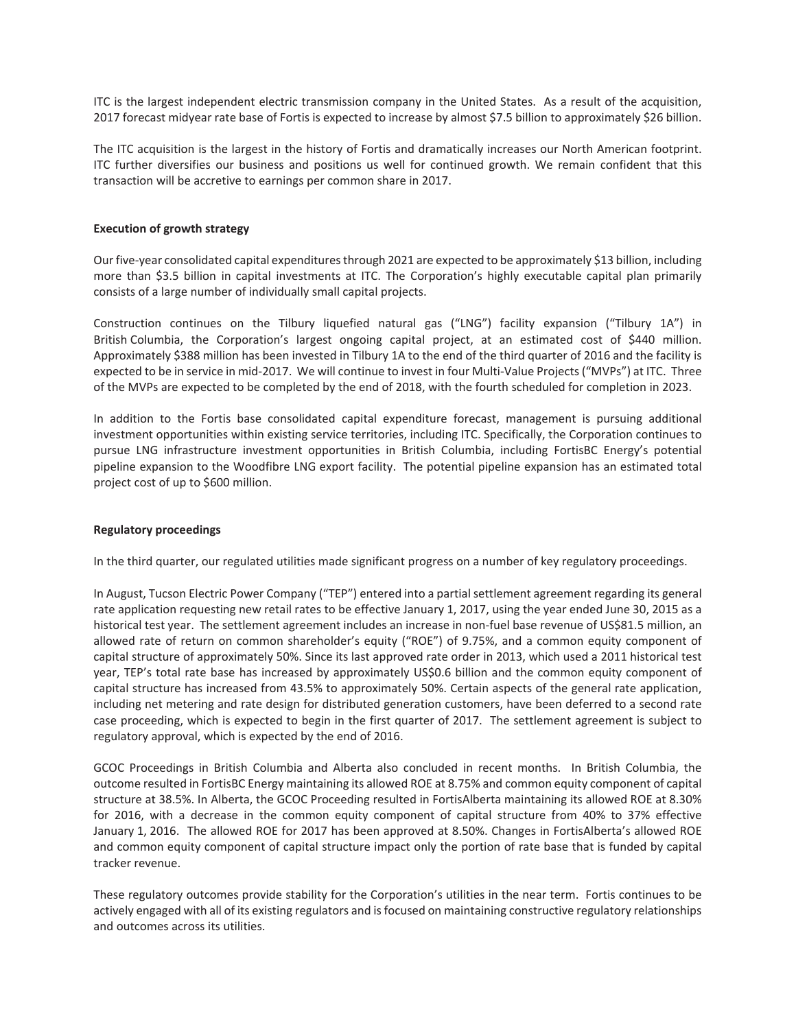ITC is the largest independent electric transmission company in the United States. As a result of the acquisition, 2017 forecast midyear rate base of Fortis is expected to increase by almost $7.5 billion to approximately $26 billion.

The ITC acquisition is the largest in the history of Fortis and dramatically increases our North American footprint. ITC further diversifies our business and positions us well for continued growth. We remain confident that this transaction will be accretive to earnings per common share in 2017.

**Execution of growth strategy**

Our five-year consolidated capital expenditures through 2021 are expected to be approximately $13 billion, including more than $3.5 billion in capital investments at ITC. The Corporation's highly executable capital plan primarily consists of a large number of individually small capital projects.

Construction continues on the Tilbury liquefied natural gas ("LNG") facility expansion ("Tilbury 1A") in British Columbia, the Corporation's largest ongoing capital project, at an estimated cost of $440 million. Approximately $388 million has been invested in Tilbury 1A to the end of the third quarter of 2016 and the facility is expected to be in service in mid-2017. We will continue to invest in four Multi-Value Projects ("MVPs") at ITC. Three of the MVPs are expected to be completed by the end of 2018, with the fourth scheduled for completion in 2023.

In addition to the Fortis base consolidated capital expenditure forecast, management is pursuing additional investment opportunities within existing service territories, including ITC. Specifically, the Corporation continues to pursue LNG infrastructure investment opportunities in British Columbia, including FortisBC Energy's potential pipeline expansion to the Woodfibre LNG export facility. The potential pipeline expansion has an estimated total project cost of up to $600 million.

**Regulatory proceedings**

In the third quarter, our regulated utilities made significant progress on a number of key regulatory proceedings.

In August, Tucson Electric Power Company ("TEP") entered into a partial settlement agreement regarding its general rate application requesting new retail rates to be effective January 1, 2017, using the year ended June 30, 2015 as a historical test year. The settlement agreement includes an increase in non-fuel base revenue of US$81.5 million, an allowed rate of return on common shareholder's equity ("ROE") of 9.75%, and a common equity component of capital structure of approximately 50%. Since its last approved rate order in 2013, which used a 2011 historical test year, TEP's total rate base has increased by approximately US$0.6 billion and the common equity component of capital structure has increased from 43.5% to approximately 50%. Certain aspects of the general rate application, including net metering and rate design for distributed generation customers, have been deferred to a second rate case proceeding, which is expected to begin in the first quarter of 2017. The settlement agreement is subject to regulatory approval, which is expected by the end of 2016.

GCOC Proceedings in British Columbia and Alberta also concluded in recent months. In British Columbia, the outcome resulted in FortisBC Energy maintaining its allowed ROE at 8.75% and common equity component of capital structure at 38.5%. In Alberta, the GCOC Proceeding resulted in FortisAlberta maintaining its allowed ROE at 8.30% for 2016, with a decrease in the common equity component of capital structure from 40% to 37% effective January 1, 2016. The allowed ROE for 2017 has been approved at 8.50%. Changes in FortisAlberta's allowed ROE and common equity component of capital structure impact only the portion of rate base that is funded by capital tracker revenue.

These regulatory outcomes provide stability for the Corporation's utilities in the near term. Fortis continues to be actively engaged with all of its existing regulators and is focused on maintaining constructive regulatory relationships and outcomes across its utilities.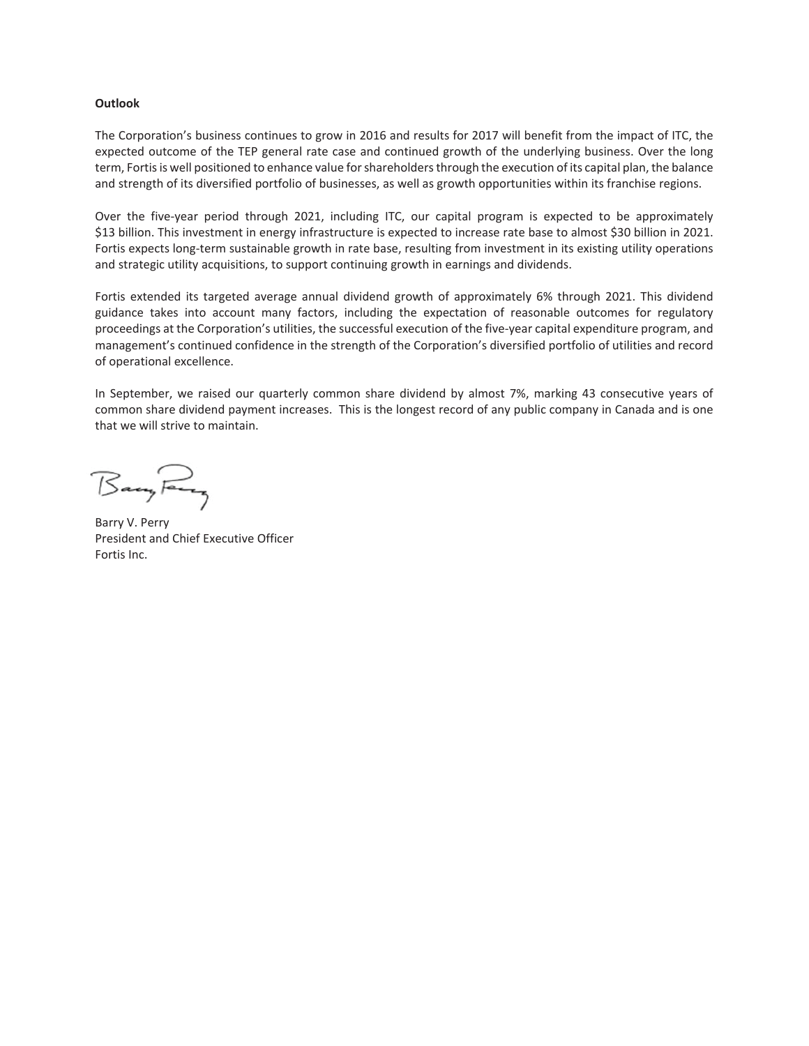**Outlook**

The Corporation's business continues to grow in 2016 and results for 2017 will benefit from the impact of ITC, the expected outcome of the TEP general rate case and continued growth of the underlying business. Over the long term, Fortis is well positioned to enhance value for shareholders through the execution of its capital plan, the balance and strength of its diversified portfolio of businesses, as well as growth opportunities within its franchise regions.

Over the five-year period through 2021, including ITC, our capital program is expected to be approximately $13 billion. This investment in energy infrastructure is expected to increase rate base to almost $30 billion in 2021. Fortis expects long-term sustainable growth in rate base, resulting from investment in its existing utility operations and strategic utility acquisitions, to support continuing growth in earnings and dividends.

Fortis extended its targeted average annual dividend growth of approximately 6% through 2021. This dividend guidance takes into account many factors, including the expectation of reasonable outcomes for regulatory proceedings at the Corporation's utilities, the successful execution of the five-year capital expenditure program, and management's continued confidence in the strength of the Corporation's diversified portfolio of utilities and record of operational excellence.

In September, we raised our quarterly common share dividend by almost 7%, marking 43 consecutive years of common share dividend payment increases. This is the longest record of any public company in Canada and is one that we will strive to maintain.

Barry V. Perry
President and Chief Executive Officer
Fortis Inc.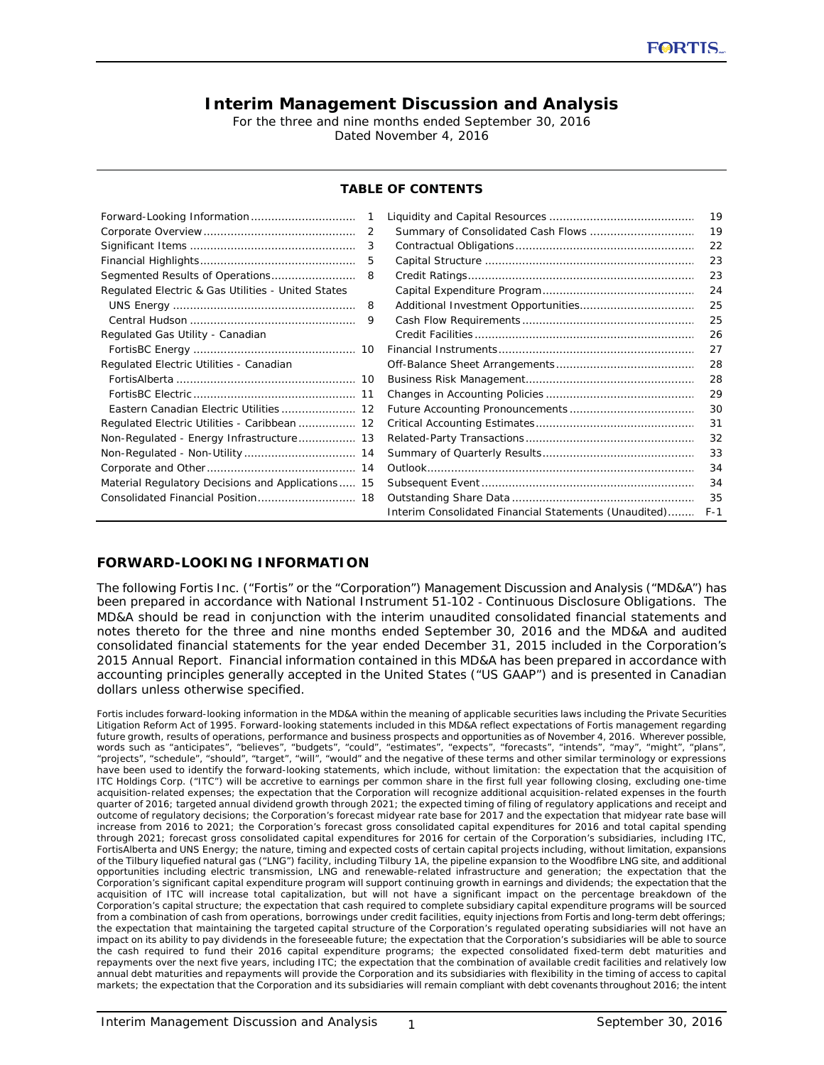# Interim Management Discussion and Analysis

For the three and nine months ended September 30, 2016

Dated November 4, 2016

## TABLE OF CONTENTS

| | | | |
|---|---|---|---|
| Forward-Looking Information | 1 | Liquidity and Capital Resources | 19 |
| Corporate Overview | 2 | Summary of Consolidated Cash Flows | 19 |
| Significant Items | 3 | Contractual Obligations | 22 |
| Financial Highlights | 5 | Capital Structure | 23 |
| Segmented Results of Operations | 8 | Credit Ratings | 23 |
| Regulated Electric & Gas Utilities - United States | | Capital Expenditure Program | 24 |
| UNS Energy | 8 | Additional Investment Opportunities | 25 |
| Central Hudson | 9 | Cash Flow Requirements | 25 |
| Regulated Gas Utility - Canadian | | Credit Facilities | 26 |
| FortisBC Energy | 10 | Financial Instruments | 27 |
| Regulated Electric Utilities - Canadian | | Off-Balance Sheet Arrangements | 28 |
| FortisAlberta | 10 | Business Risk Management | 28 |
| FortisBC Electric | 11 | Changes in Accounting Policies | 29 |
| Eastern Canadian Electric Utilities | 12 | Future Accounting Pronouncements | 30 |
| Regulated Electric Utilities - Caribbean | 12 | Critical Accounting Estimates | 31 |
| Non-Regulated - Energy Infrastructure | 13 | Related-Party Transactions | 32 |
| Non-Regulated - Non-Utility | 14 | Summary of Quarterly Results | 33 |
| Corporate and Other | 14 | Outlook | 34 |
| Material Regulatory Decisions and Applications | 15 | Subsequent Event | 34 |
| Consolidated Financial Position | 18 | Outstanding Share Data | 35 |
| | | Interim Consolidated Financial Statements (Unaudited) | F-1 |

## FORWARD-LOOKING INFORMATION

The following Fortis Inc. ("Fortis" or the "Corporation") Management Discussion and Analysis ("MD&A") has been prepared in accordance with National Instrument 51-102 - Continuous Disclosure Obligations. The MD&A should be read in conjunction with the interim unaudited consolidated financial statements and notes thereto for the three and nine months ended September 30, 2016 and the MD&A and audited consolidated financial statements for the year ended December 31, 2015 included in the Corporation's 2015 Annual Report. Financial information contained in this MD&A has been prepared in accordance with accounting principles generally accepted in the United States ("US GAAP") and is presented in Canadian dollars unless otherwise specified.

Fortis includes forward-looking information in the MD&A within the meaning of applicable securities laws including the Private Securities Litigation Reform Act of 1995. Forward-looking statements included in this MD&A reflect expectations of Fortis management regarding future growth, results of operations, performance and business prospects and opportunities as of November 4, 2016. Wherever possible, words such as "anticipates", "believes", "budgets", "could", "estimates", "expects", "forecasts", "intends", "may", "might", "plans", "projects", "schedule", "should", "target", "will", "would" and the negative of these terms and other similar terminology or expressions have been used to identify the forward-looking statements, which include, without limitation: the expectation that the acquisition of ITC Holdings Corp. ("ITC") will be accretive to earnings per common share in the first full year following closing, excluding one-time acquisition-related expenses; the expectation that the Corporation will recognize additional acquisition-related expenses in the fourth quarter of 2016; targeted annual dividend growth through 2021; the expected timing of filing of regulatory applications and receipt and outcome of regulatory decisions; the Corporation's forecast midyear rate base for 2017 and the expectation that midyear rate base will increase from 2016 to 2021; the Corporation's forecast gross consolidated capital expenditures for 2016 and total capital spending through 2021; forecast gross consolidated capital expenditures for 2016 for certain of the Corporation's subsidiaries, including ITC, FortisAlberta and UNS Energy; the nature, timing and expected costs of certain capital projects including, without limitation, expansions of the Tilbury liquefied natural gas ("LNG") facility, including Tilbury 1A, the pipeline expansion to the Woodfibre LNG site, and additional opportunities including electric transmission, LNG and renewable-related infrastructure and generation; the expectation that the Corporation's significant capital expenditure program will support continuing growth in earnings and dividends; the expectation that the acquisition of ITC will increase total capitalization, but will not have a significant impact on the percentage breakdown of the Corporation's capital structure; the expectation that cash required to complete subsidiary capital expenditure programs will be sourced from a combination of cash from operations, borrowings under credit facilities, equity injections from Fortis and long-term debt offerings; the expectation that maintaining the targeted capital structure of the Corporation's regulated operating subsidiaries will not have an impact on its ability to pay dividends in the foreseeable future; the expectation that the Corporation's subsidiaries will be able to source the cash required to fund their 2016 capital expenditure programs; the expected consolidated fixed-term debt maturities and repayments over the next five years, including ITC; the expectation that the combination of available credit facilities and relatively low annual debt maturities and repayments will provide the Corporation and its subsidiaries with flexibility in the timing of access to capital markets; the expectation that the Corporation and its subsidiaries will remain compliant with debt covenants throughout 2016; the intent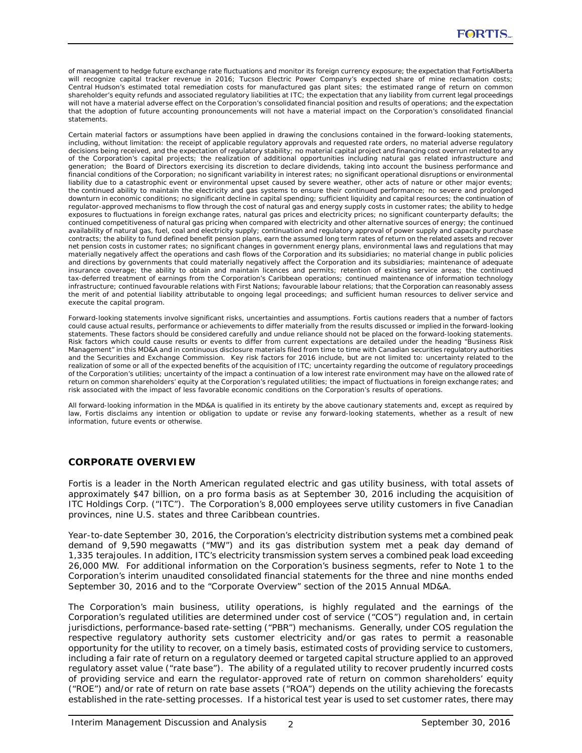of management to hedge future exchange rate fluctuations and monitor its foreign currency exposure; the expectation that FortisAlberta will recognize capital tracker revenue in 2016; Tucson Electric Power Company's expected share of mine reclamation costs; Central Hudson's estimated total remediation costs for manufactured gas plant sites; the estimated range of return on common shareholder's equity refunds and associated regulatory liabilities at ITC; the expectation that any liability from current legal proceedings will not have a material adverse effect on the Corporation's consolidated financial position and results of operations; and the expectation that the adoption of future accounting pronouncements will not have a material impact on the Corporation's consolidated financial statements.

Certain material factors or assumptions have been applied in drawing the conclusions contained in the forward-looking statements, including, without limitation: the receipt of applicable regulatory approvals and requested rate orders, no material adverse regulatory decisions being received, and the expectation of regulatory stability; no material capital project and financing cost overrun related to any of the Corporation's capital projects; the realization of additional opportunities including natural gas related infrastructure and generation; the Board of Directors exercising its discretion to declare dividends, taking into account the business performance and financial conditions of the Corporation; no significant variability in interest rates; no significant operational disruptions or environmental liability due to a catastrophic event or environmental upset caused by severe weather, other acts of nature or other major events; the continued ability to maintain the electricity and gas systems to ensure their continued performance; no severe and prolonged downturn in economic conditions; no significant decline in capital spending; sufficient liquidity and capital resources; the continuation of regulator-approved mechanisms to flow through the cost of natural gas and energy supply costs in customer rates; the ability to hedge exposures to fluctuations in foreign exchange rates, natural gas prices and electricity prices; no significant counterparty defaults; the continued competitiveness of natural gas pricing when compared with electricity and other alternative sources of energy; the continued availability of natural gas, fuel, coal and electricity supply; continuation and regulatory approval of power supply and capacity purchase contracts; the ability to fund defined benefit pension plans, earn the assumed long term rates of return on the related assets and recover net pension costs in customer rates; no significant changes in government energy plans, environmental laws and regulations that may materially negatively affect the operations and cash flows of the Corporation and its subsidiaries; no material change in public policies and directions by governments that could materially negatively affect the Corporation and its subsidiaries; maintenance of adequate insurance coverage; the ability to obtain and maintain licences and permits; retention of existing service areas; the continued tax-deferred treatment of earnings from the Corporation's Caribbean operations; continued maintenance of information technology infrastructure; continued favourable relations with First Nations; favourable labour relations; that the Corporation can reasonably assess the merit of and potential liability attributable to ongoing legal proceedings; and sufficient human resources to deliver service and execute the capital program.

Forward-looking statements involve significant risks, uncertainties and assumptions. Fortis cautions readers that a number of factors could cause actual results, performance or achievements to differ materially from the results discussed or implied in the forward-looking statements. These factors should be considered carefully and undue reliance should not be placed on the forward-looking statements. Risk factors which could cause results or events to differ from current expectations are detailed under the heading "Business Risk Management" in this MD&A and in continuous disclosure materials filed from time to time with Canadian securities regulatory authorities and the Securities and Exchange Commission. Key risk factors for 2016 include, but are not limited to: uncertainty related to the realization of some or all of the expected benefits of the acquisition of ITC; uncertainty regarding the outcome of regulatory proceedings of the Corporation's utilities; uncertainty of the impact a continuation of a low interest rate environment may have on the allowed rate of return on common shareholders' equity at the Corporation's regulated utilities; the impact of fluctuations in foreign exchange rates; and risk associated with the impact of less favorable economic conditions on the Corporation's results of operations.

All forward-looking information in the MD&A is qualified in its entirety by the above cautionary statements and, except as required by law, Fortis disclaims any intention or obligation to update or revise any forward-looking statements, whether as a result of new information, future events or otherwise.

## CORPORATE OVERVIEW

Fortis is a leader in the North American regulated electric and gas utility business, with total assets of approximately $47 billion, on a pro forma basis as at September 30, 2016 including the acquisition of ITC Holdings Corp. ("ITC"). The Corporation's 8,000 employees serve utility customers in five Canadian provinces, nine U.S. states and three Caribbean countries.

Year-to-date September 30, 2016, the Corporation's electricity distribution systems met a combined peak demand of 9,590 megawatts ("MW") and its gas distribution system met a peak day demand of 1,335 terajoules. In addition, ITC's electricity transmission system serves a combined peak load exceeding 26,000 MW. For additional information on the Corporation's business segments, refer to Note 1 to the Corporation's interim unaudited consolidated financial statements for the three and nine months ended September 30, 2016 and to the "Corporate Overview" section of the 2015 Annual MD&A.

The Corporation's main business, utility operations, is highly regulated and the earnings of the Corporation's regulated utilities are determined under cost of service ("COS") regulation and, in certain jurisdictions, performance-based rate-setting ("PBR") mechanisms. Generally, under COS regulation the respective regulatory authority sets customer electricity and/or gas rates to permit a reasonable opportunity for the utility to recover, on a timely basis, estimated costs of providing service to customers, including a fair rate of return on a regulatory deemed or targeted capital structure applied to an approved regulatory asset value ("rate base"). The ability of a regulated utility to recover prudently incurred costs of providing service and earn the regulator-approved rate of return on common shareholders' equity ("ROE") and/or rate of return on rate base assets ("ROA") depends on the utility achieving the forecasts established in the rate-setting processes. If a historical test year is used to set customer rates, there may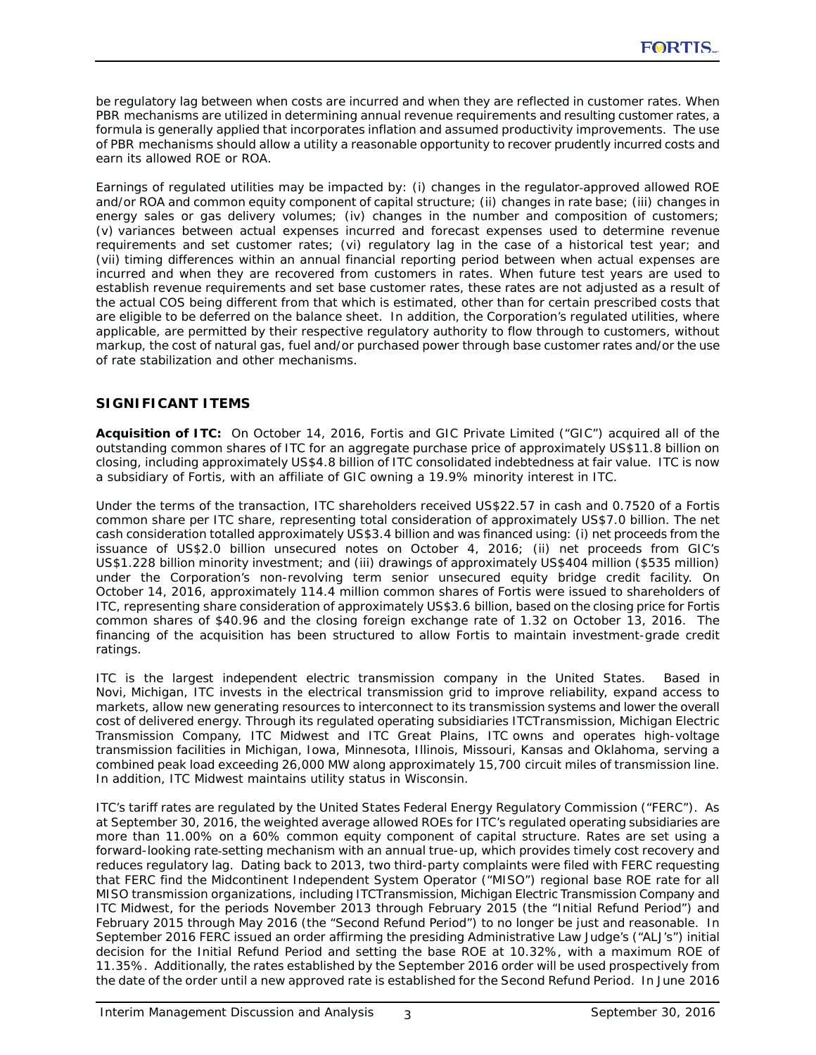be regulatory lag between when costs are incurred and when they are reflected in customer rates. When PBR mechanisms are utilized in determining annual revenue requirements and resulting customer rates, a formula is generally applied that incorporates inflation and assumed productivity improvements. The use of PBR mechanisms should allow a utility a reasonable opportunity to recover prudently incurred costs and earn its allowed ROE or ROA.

Earnings of regulated utilities may be impacted by: (i) changes in the regulator-approved allowed ROE and/or ROA and common equity component of capital structure; (ii) changes in rate base; (iii) changes in energy sales or gas delivery volumes; (iv) changes in the number and composition of customers; (v) variances between actual expenses incurred and forecast expenses used to determine revenue requirements and set customer rates; (vi) regulatory lag in the case of a historical test year; and (vii) timing differences within an annual financial reporting period between when actual expenses are incurred and when they are recovered from customers in rates. When future test years are used to establish revenue requirements and set base customer rates, these rates are not adjusted as a result of the actual COS being different from that which is estimated, other than for certain prescribed costs that are eligible to be deferred on the balance sheet. In addition, the Corporation's regulated utilities, where applicable, are permitted by their respective regulatory authority to flow through to customers, without markup, the cost of natural gas, fuel and/or purchased power through base customer rates and/or the use of rate stabilization and other mechanisms.

## SIGNIFICANT ITEMS

**Acquisition of ITC:** On October 14, 2016, Fortis and GIC Private Limited ("GIC") acquired all of the outstanding common shares of ITC for an aggregate purchase price of approximately US$11.8 billion on closing, including approximately US$4.8 billion of ITC consolidated indebtedness at fair value. ITC is now a subsidiary of Fortis, with an affiliate of GIC owning a 19.9% minority interest in ITC.

Under the terms of the transaction, ITC shareholders received US$22.57 in cash and 0.7520 of a Fortis common share per ITC share, representing total consideration of approximately US$7.0 billion. The net cash consideration totalled approximately US$3.4 billion and was financed using: (i) net proceeds from the issuance of US$2.0 billion unsecured notes on October 4, 2016; (ii) net proceeds from GIC's US$1.228 billion minority investment; and (iii) drawings of approximately US$404 million ($535 million) under the Corporation's non-revolving term senior unsecured equity bridge credit facility. On October 14, 2016, approximately 114.4 million common shares of Fortis were issued to shareholders of ITC, representing share consideration of approximately US$3.6 billion, based on the closing price for Fortis common shares of $40.96 and the closing foreign exchange rate of 1.32 on October 13, 2016. The financing of the acquisition has been structured to allow Fortis to maintain investment-grade credit ratings.

ITC is the largest independent electric transmission company in the United States. Based in Novi, Michigan, ITC invests in the electrical transmission grid to improve reliability, expand access to markets, allow new generating resources to interconnect to its transmission systems and lower the overall cost of delivered energy. Through its regulated operating subsidiaries ITCTransmission, Michigan Electric Transmission Company, ITC Midwest and ITC Great Plains, ITC owns and operates high-voltage transmission facilities in Michigan, Iowa, Minnesota, Illinois, Missouri, Kansas and Oklahoma, serving a combined peak load exceeding 26,000 MW along approximately 15,700 circuit miles of transmission line. In addition, ITC Midwest maintains utility status in Wisconsin.

ITC's tariff rates are regulated by the United States Federal Energy Regulatory Commission ("FERC"). As at September 30, 2016, the weighted average allowed ROEs for ITC's regulated operating subsidiaries are more than 11.00% on a 60% common equity component of capital structure. Rates are set using a forward-looking rate-setting mechanism with an annual true-up, which provides timely cost recovery and reduces regulatory lag. Dating back to 2013, two third-party complaints were filed with FERC requesting that FERC find the Midcontinent Independent System Operator ("MISO") regional base ROE rate for all MISO transmission organizations, including ITCTransmission, Michigan Electric Transmission Company and ITC Midwest, for the periods November 2013 through February 2015 (the "Initial Refund Period") and February 2015 through May 2016 (the "Second Refund Period") to no longer be just and reasonable. In September 2016 FERC issued an order affirming the presiding Administrative Law Judge's ("ALJ's") initial decision for the Initial Refund Period and setting the base ROE at 10.32%, with a maximum ROE of 11.35%. Additionally, the rates established by the September 2016 order will be used prospectively from the date of the order until a new approved rate is established for the Second Refund Period. In June 2016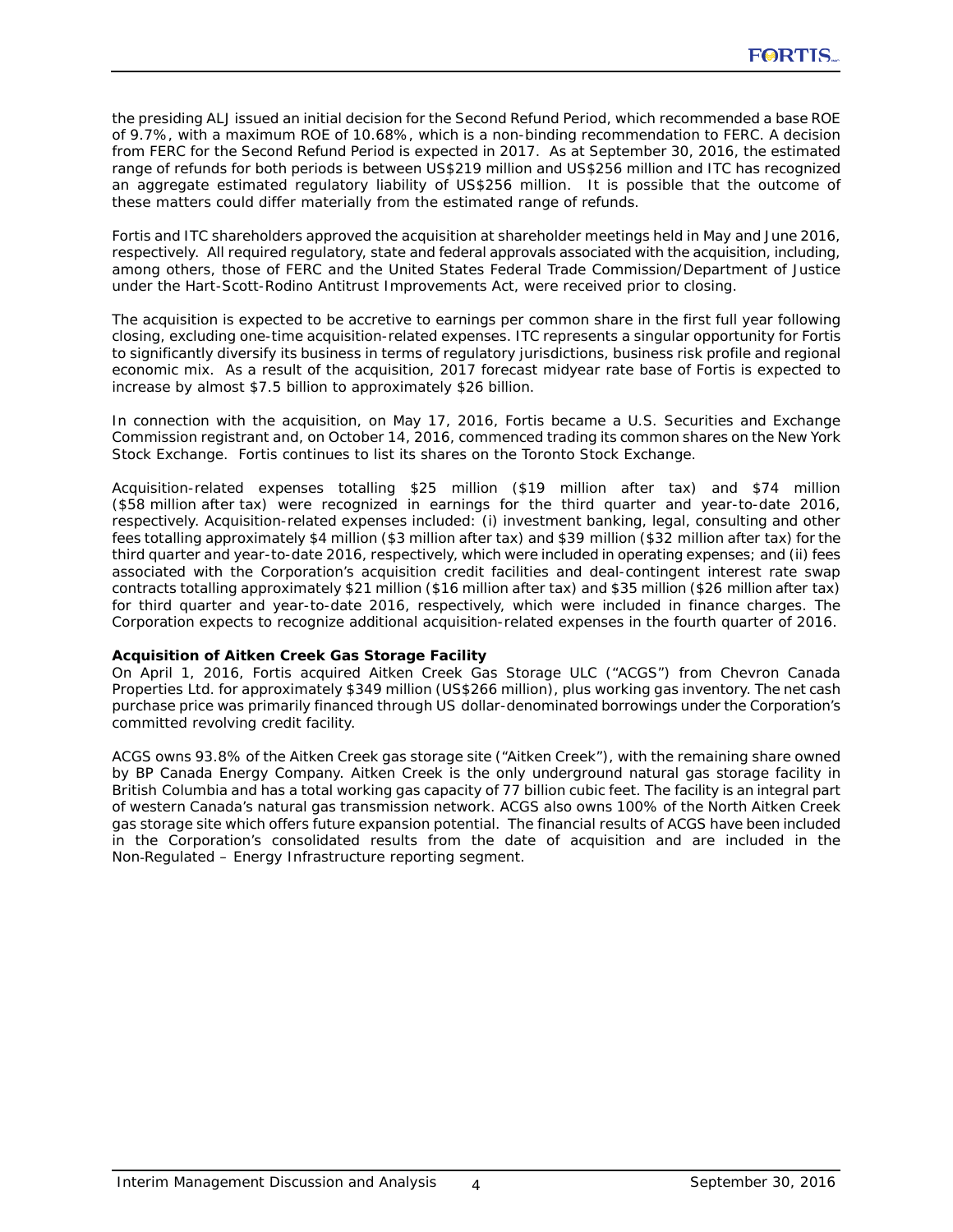the presiding ALJ issued an initial decision for the Second Refund Period, which recommended a base ROE of 9.7%, with a maximum ROE of 10.68%, which is a non-binding recommendation to FERC. A decision from FERC for the Second Refund Period is expected in 2017. As at September 30, 2016, the estimated range of refunds for both periods is between US$219 million and US$256 million and ITC has recognized an aggregate estimated regulatory liability of US$256 million. It is possible that the outcome of these matters could differ materially from the estimated range of refunds.

Fortis and ITC shareholders approved the acquisition at shareholder meetings held in May and June 2016, respectively. All required regulatory, state and federal approvals associated with the acquisition, including, among others, those of FERC and the United States Federal Trade Commission/Department of Justice under the Hart-Scott-Rodino Antitrust Improvements Act, were received prior to closing.

The acquisition is expected to be accretive to earnings per common share in the first full year following closing, excluding one-time acquisition-related expenses. ITC represents a singular opportunity for Fortis to significantly diversify its business in terms of regulatory jurisdictions, business risk profile and regional economic mix. As a result of the acquisition, 2017 forecast midyear rate base of Fortis is expected to increase by almost $7.5 billion to approximately $26 billion.

In connection with the acquisition, on May 17, 2016, Fortis became a U.S. Securities and Exchange Commission registrant and, on October 14, 2016, commenced trading its common shares on the New York Stock Exchange. Fortis continues to list its shares on the Toronto Stock Exchange.

Acquisition-related expenses totalling $25 million ($19 million after tax) and $74 million ($58 million after tax) were recognized in earnings for the third quarter and year-to-date 2016, respectively. Acquisition-related expenses included: (i) investment banking, legal, consulting and other fees totalling approximately $4 million ($3 million after tax) and $39 million ($32 million after tax) for the third quarter and year-to-date 2016, respectively, which were included in operating expenses; and (ii) fees associated with the Corporation's acquisition credit facilities and deal-contingent interest rate swap contracts totalling approximately $21 million ($16 million after tax) and $35 million ($26 million after tax) for third quarter and year-to-date 2016, respectively, which were included in finance charges. The Corporation expects to recognize additional acquisition-related expenses in the fourth quarter of 2016.

**Acquisition of Aitken Creek Gas Storage Facility**

On April 1, 2016, Fortis acquired Aitken Creek Gas Storage ULC ("ACGS") from Chevron Canada Properties Ltd. for approximately $349 million (US$266 million), plus working gas inventory. The net cash purchase price was primarily financed through US dollar-denominated borrowings under the Corporation's committed revolving credit facility.

ACGS owns 93.8% of the Aitken Creek gas storage site ("Aitken Creek"), with the remaining share owned by BP Canada Energy Company. Aitken Creek is the only underground natural gas storage facility in British Columbia and has a total working gas capacity of 77 billion cubic feet. The facility is an integral part of western Canada's natural gas transmission network. ACGS also owns 100% of the North Aitken Creek gas storage site which offers future expansion potential. The financial results of ACGS have been included in the Corporation's consolidated results from the date of acquisition and are included in the Non-Regulated – Energy Infrastructure reporting segment.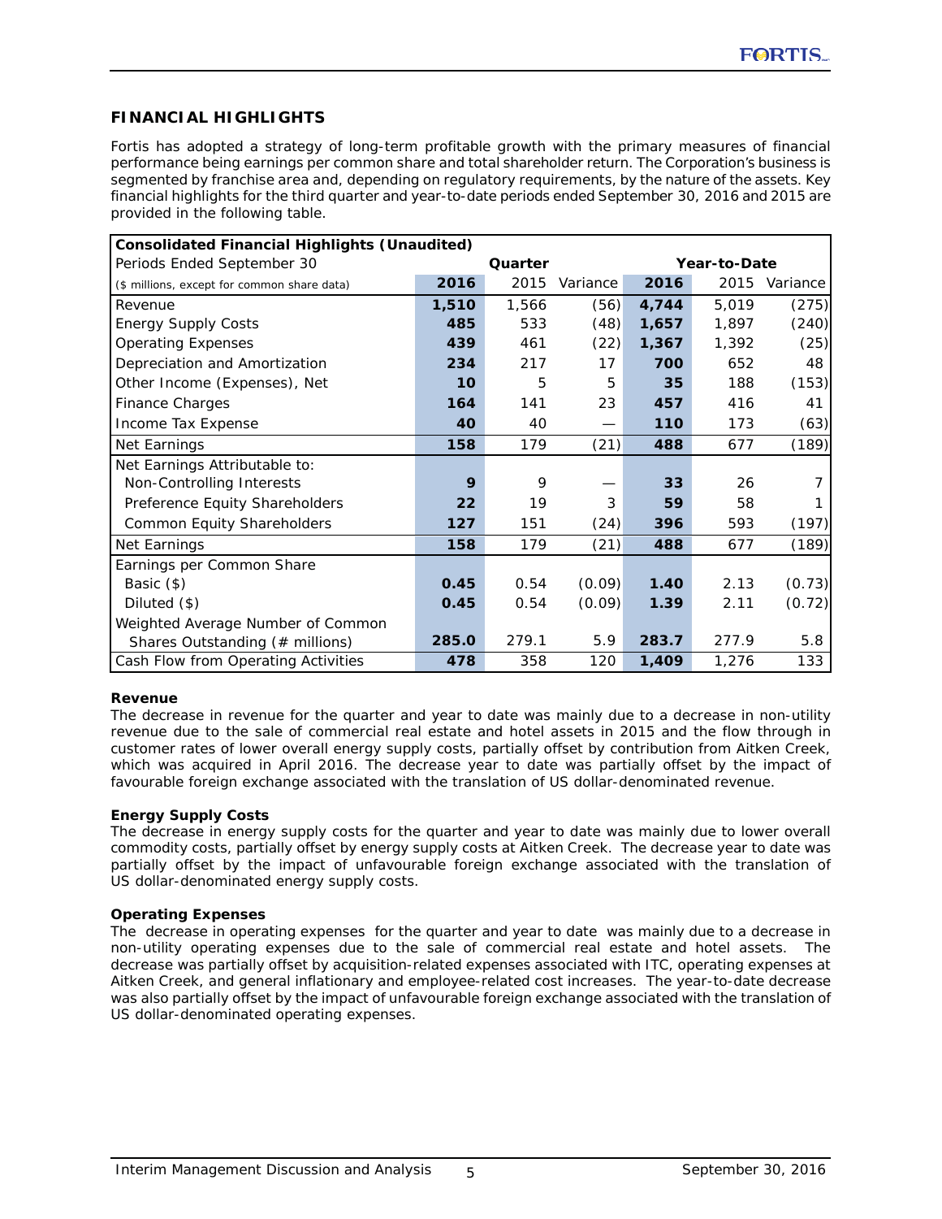## FINANCIAL HIGHLIGHTS

Fortis has adopted a strategy of long-term profitable growth with the primary measures of financial performance being earnings per common share and total shareholder return. The Corporation's business is segmented by franchise area and, depending on regulatory requirements, by the nature of the assets. Key financial highlights for the third quarter and year-to-date periods ended September 30, 2016 and 2015 are provided in the following table.

| Consolidated Financial Highlights (Unaudited) | | | | | | |
|---|---|---|---|---|---|---|
| Periods Ended September 30 | Quarter | | | Year-to-Date | | |
| ($ millions, except for common share data) | 2016 | 2015 | Variance | 2016 | 2015 | Variance |
| Revenue | 1,510 | 1,566 | (56) | 4,744 | 5,019 | (275) |
| Energy Supply Costs | 485 | 533 | (48) | 1,657 | 1,897 | (240) |
| Operating Expenses | 439 | 461 | (22) | 1,367 | 1,392 | (25) |
| Depreciation and Amortization | 234 | 217 | 17 | 700 | 652 | 48 |
| Other Income (Expenses), Net | 10 | 5 | 5 | 35 | 188 | (153) |
| Finance Charges | 164 | 141 | 23 | 457 | 416 | 41 |
| Income Tax Expense | 40 | 40 | — | 110 | 173 | (63) |
| Net Earnings | 158 | 179 | (21) | 488 | 677 | (189) |
| Net Earnings Attributable to: | | | | | | |
| Non-Controlling Interests | 9 | 9 | — | 33 | 26 | 7 |
| Preference Equity Shareholders | 22 | 19 | 3 | 59 | 58 | 1 |
| Common Equity Shareholders | 127 | 151 | (24) | 396 | 593 | (197) |
| Net Earnings | 158 | 179 | (21) | 488 | 677 | (189) |
| Earnings per Common Share | | | | | | |
| Basic ($) | 0.45 | 0.54 | (0.09) | 1.40 | 2.13 | (0.73) |
| Diluted ($) | 0.45 | 0.54 | (0.09) | 1.39 | 2.11 | (0.72) |
| Weighted Average Number of Common Shares Outstanding (# millions) | 285.0 | 279.1 | 5.9 | 283.7 | 277.9 | 5.8 |
| Cash Flow from Operating Activities | 478 | 358 | 120 | 1,409 | 1,276 | 133 |

**Revenue**
The decrease in revenue for the quarter and year to date was mainly due to a decrease in non-utility revenue due to the sale of commercial real estate and hotel assets in 2015 and the flow through in customer rates of lower overall energy supply costs, partially offset by contribution from Aitken Creek, which was acquired in April 2016. The decrease year to date was partially offset by the impact of favourable foreign exchange associated with the translation of US dollar-denominated revenue.

**Energy Supply Costs**
The decrease in energy supply costs for the quarter and year to date was mainly due to lower overall commodity costs, partially offset by energy supply costs at Aitken Creek. The decrease year to date was partially offset by the impact of unfavourable foreign exchange associated with the translation of US dollar-denominated energy supply costs.

**Operating Expenses**
The decrease in operating expenses for the quarter and year to date was mainly due to a decrease in non-utility operating expenses due to the sale of commercial real estate and hotel assets. The decrease was partially offset by acquisition-related expenses associated with ITC, operating expenses at Aitken Creek, and general inflationary and employee-related cost increases. The year-to-date decrease was also partially offset by the impact of unfavourable foreign exchange associated with the translation of US dollar-denominated operating expenses.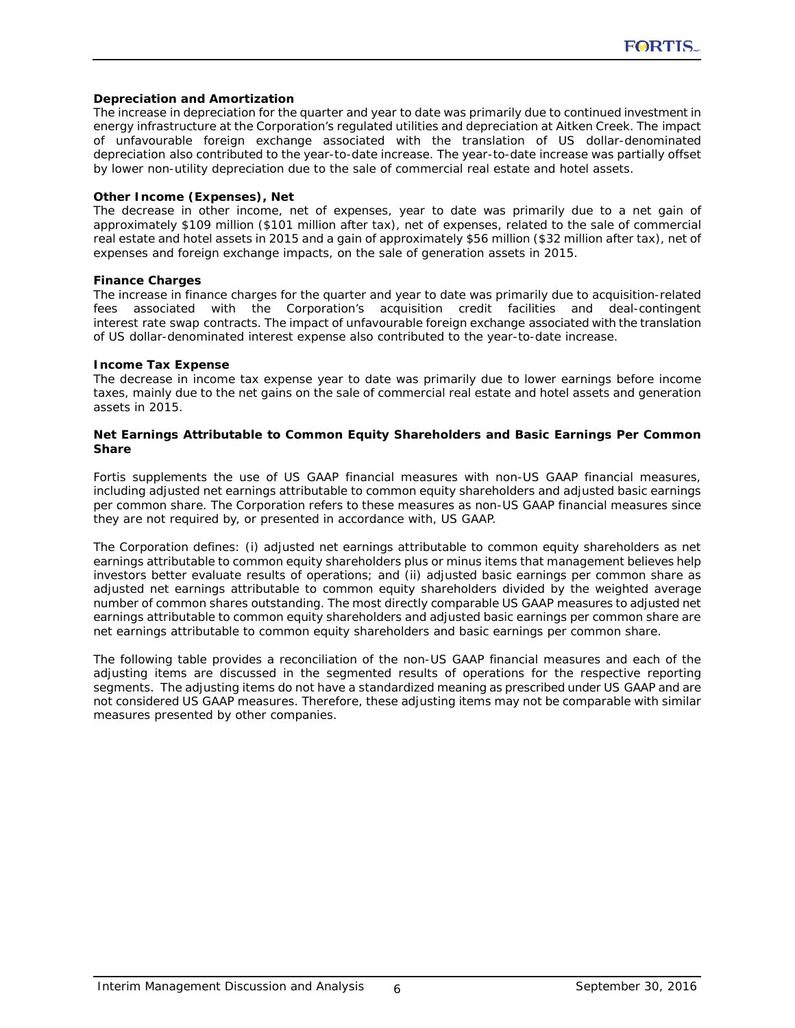**Depreciation and Amortization**

The increase in depreciation for the quarter and year to date was primarily due to continued investment in energy infrastructure at the Corporation's regulated utilities and depreciation at Aitken Creek. The impact of unfavourable foreign exchange associated with the translation of US dollar-denominated depreciation also contributed to the year-to-date increase. The year-to-date increase was partially offset by lower non-utility depreciation due to the sale of commercial real estate and hotel assets.

**Other Income (Expenses), Net**

The decrease in other income, net of expenses, year to date was primarily due to a net gain of approximately $109 million ($101 million after tax), net of expenses, related to the sale of commercial real estate and hotel assets in 2015 and a gain of approximately $56 million ($32 million after tax), net of expenses and foreign exchange impacts, on the sale of generation assets in 2015.

**Finance Charges**

The increase in finance charges for the quarter and year to date was primarily due to acquisition-related fees associated with the Corporation's acquisition credit facilities and deal-contingent interest rate swap contracts. The impact of unfavourable foreign exchange associated with the translation of US dollar-denominated interest expense also contributed to the year-to-date increase.

**Income Tax Expense**

The decrease in income tax expense year to date was primarily due to lower earnings before income taxes, mainly due to the net gains on the sale of commercial real estate and hotel assets and generation assets in 2015.

**Net Earnings Attributable to Common Equity Shareholders and Basic Earnings Per Common Share**

Fortis supplements the use of US GAAP financial measures with non-US GAAP financial measures, including adjusted net earnings attributable to common equity shareholders and adjusted basic earnings per common share. The Corporation refers to these measures as non-US GAAP financial measures since they are not required by, or presented in accordance with, US GAAP.

The Corporation defines: (i) adjusted net earnings attributable to common equity shareholders as net earnings attributable to common equity shareholders plus or minus items that management believes help investors better evaluate results of operations; and (ii) adjusted basic earnings per common share as adjusted net earnings attributable to common equity shareholders divided by the weighted average number of common shares outstanding. The most directly comparable US GAAP measures to adjusted net earnings attributable to common equity shareholders and adjusted basic earnings per common share are net earnings attributable to common equity shareholders and basic earnings per common share.

The following table provides a reconciliation of the non-US GAAP financial measures and each of the adjusting items are discussed in the segmented results of operations for the respective reporting segments. The adjusting items do not have a standardized meaning as prescribed under US GAAP and are not considered US GAAP measures. Therefore, these adjusting items may not be comparable with similar measures presented by other companies.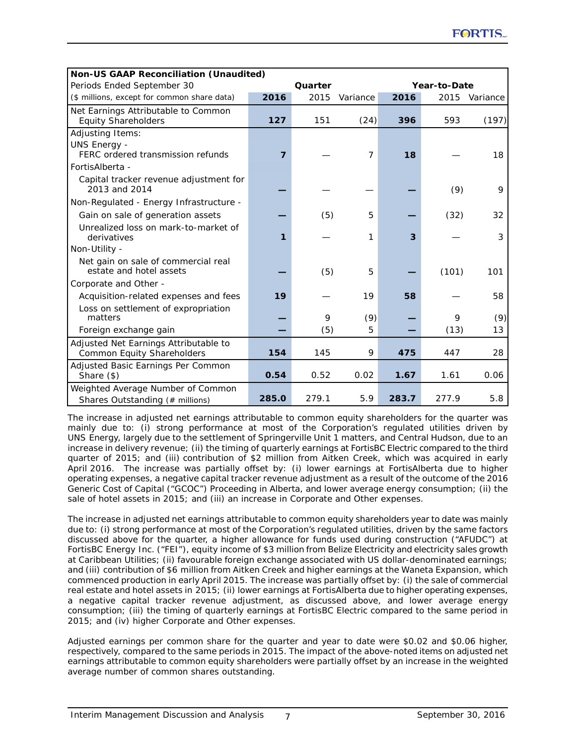| **Non-US GAAP Reconciliation (Unaudited)** | | | | | | |
|---|---|---|---|---|---|---|
| Periods Ended September 30 | **Quarter** | | | **Year-to-Date** | | |
| ($ millions, except for common share data) | **2016** | 2015 | Variance | **2016** | 2015 | Variance |
| Net Earnings Attributable to Common Equity Shareholders | **127** | 151 | (24) | **396** | 593 | (197) |
| Adjusting Items: | | | | | | |
| UNS Energy - FERC ordered transmission refunds | **7** | — | 7 | **18** | — | 18 |
| FortisAlberta - | | | | | | |
| Capital tracker revenue adjustment for 2013 and 2014 | **—** | — | — | **—** | (9) | 9 |
| Non-Regulated - Energy Infrastructure - | | | | | | |
| Gain on sale of generation assets | **—** | (5) | 5 | **—** | (32) | 32 |
| Unrealized loss on mark-to-market of derivatives | **1** | — | 1 | **3** | — | 3 |
| Non-Utility - | | | | | | |
| Net gain on sale of commercial real estate and hotel assets | **—** | (5) | 5 | **—** | (101) | 101 |
| Corporate and Other - | | | | | | |
| Acquisition-related expenses and fees | **19** | — | 19 | **58** | — | 58 |
| Loss on settlement of expropriation matters | **—** | 9 | (9) | **—** | 9 | (9) |
| Foreign exchange gain | **—** | (5) | 5 | **—** | (13) | 13 |
| Adjusted Net Earnings Attributable to Common Equity Shareholders | **154** | 145 | 9 | **475** | 447 | 28 |
| Adjusted Basic Earnings Per Common Share ($) | **0.54** | 0.52 | 0.02 | **1.67** | 1.61 | 0.06 |
| Weighted Average Number of Common Shares Outstanding (# millions) | **285.0** | 279.1 | 5.9 | **283.7** | 277.9 | 5.8 |

The increase in adjusted net earnings attributable to common equity shareholders for the quarter was mainly due to: (i) strong performance at most of the Corporation's regulated utilities driven by UNS Energy, largely due to the settlement of Springerville Unit 1 matters, and Central Hudson, due to an increase in delivery revenue; (ii) the timing of quarterly earnings at FortisBC Electric compared to the third quarter of 2015; and (iii) contribution of $2 million from Aitken Creek, which was acquired in early April 2016. The increase was partially offset by: (i) lower earnings at FortisAlberta due to higher operating expenses, a negative capital tracker revenue adjustment as a result of the outcome of the 2016 Generic Cost of Capital ("GCOC") Proceeding in Alberta, and lower average energy consumption; (ii) the sale of hotel assets in 2015; and (iii) an increase in Corporate and Other expenses.

The increase in adjusted net earnings attributable to common equity shareholders year to date was mainly due to: (i) strong performance at most of the Corporation's regulated utilities, driven by the same factors discussed above for the quarter, a higher allowance for funds used during construction ("AFUDC") at FortisBC Energy Inc. ("FEI"), equity income of $3 million from Belize Electricity and electricity sales growth at Caribbean Utilities; (ii) favourable foreign exchange associated with US dollar-denominated earnings; and (iii) contribution of $6 million from Aitken Creek and higher earnings at the Waneta Expansion, which commenced production in early April 2015. The increase was partially offset by: (i) the sale of commercial real estate and hotel assets in 2015; (ii) lower earnings at FortisAlberta due to higher operating expenses, a negative capital tracker revenue adjustment, as discussed above, and lower average energy consumption; (iii) the timing of quarterly earnings at FortisBC Electric compared to the same period in 2015; and (iv) higher Corporate and Other expenses.

Adjusted earnings per common share for the quarter and year to date were $0.02 and $0.06 higher, respectively, compared to the same periods in 2015. The impact of the above-noted items on adjusted net earnings attributable to common equity shareholders were partially offset by an increase in the weighted average number of common shares outstanding.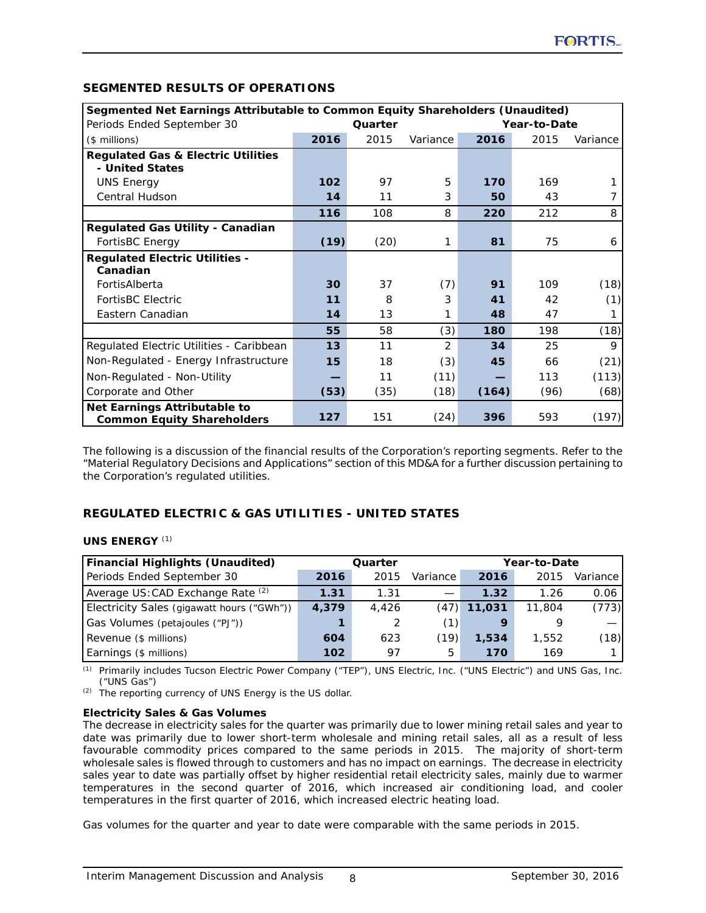## SEGMENTED RESULTS OF OPERATIONS

| Segmented Net Earnings Attributable to Common Equity Shareholders (Unaudited) | | | | | | |
|---|---|---|---|---|---|---|
| Periods Ended September 30 | Quarter | | | Year-to-Date | | |
| ($ millions) | **2016** | 2015 | Variance | **2016** | 2015 | Variance |
| **Regulated Gas & Electric Utilities - United States** | | | | | | |
| UNS Energy | **102** | 97 | 5 | **170** | 169 | 1 |
| Central Hudson | **14** | 11 | 3 | **50** | 43 | 7 |
| | **116** | 108 | 8 | **220** | 212 | 8 |
| **Regulated Gas Utility - Canadian** | | | | | | |
| FortisBC Energy | **(19)** | (20) | 1 | **81** | 75 | 6 |
| **Regulated Electric Utilities - Canadian** | | | | | | |
| FortisAlberta | **30** | 37 | (7) | **91** | 109 | (18) |
| FortisBC Electric | **11** | 8 | 3 | **41** | 42 | (1) |
| Eastern Canadian | **14** | 13 | 1 | **48** | 47 | 1 |
| | **55** | 58 | (3) | **180** | 198 | (18) |
| Regulated Electric Utilities - Caribbean | **13** | 11 | 2 | **34** | 25 | 9 |
| Non-Regulated - Energy Infrastructure | **15** | 18 | (3) | **45** | 66 | (21) |
| Non-Regulated - Non-Utility | **—** | 11 | (11) | **—** | 113 | (113) |
| Corporate and Other | **(53)** | (35) | (18) | **(164)** | (96) | (68) |
| **Net Earnings Attributable to Common Equity Shareholders** | **127** | 151 | (24) | **396** | 593 | (197) |

The following is a discussion of the financial results of the Corporation's reporting segments. Refer to the "Material Regulatory Decisions and Applications" section of this MD&A for a further discussion pertaining to the Corporation's regulated utilities.

## REGULATED ELECTRIC & GAS UTILITIES - UNITED STATES

### UNS ENERGY [(1)]

| Financial Highlights (Unaudited) | Quarter | | | Year-to-Date | | |
|---|---|---|---|---|---|---|
| Periods Ended September 30 | **2016** | 2015 | Variance | **2016** | 2015 | Variance |
| Average US:CAD Exchange Rate [(2)] | **1.31** | 1.31 | — | **1.32** | 1.26 | 0.06 |
| Electricity Sales (gigawatt hours ("GWh")) | **4,379** | 4,426 | (47) | **11,031** | 11,804 | (773) |
| Gas Volumes (petajoules ("PJ")) | **1** | 2 | (1) | **9** | 9 | — |
| Revenue ($ millions) | **604** | 623 | (19) | **1,534** | 1,552 | (18) |
| Earnings ($ millions) | **102** | 97 | 5 | **170** | 169 | 1 |

(1) Primarily includes Tucson Electric Power Company ("TEP"), UNS Electric, Inc. ("UNS Electric") and UNS Gas, Inc. ("UNS Gas")

(2) The reporting currency of UNS Energy is the US dollar.

**Electricity Sales & Gas Volumes**

The decrease in electricity sales for the quarter was primarily due to lower mining retail sales and year to date was primarily due to lower short-term wholesale and mining retail sales, all as a result of less favourable commodity prices compared to the same periods in 2015. The majority of short-term wholesale sales is flowed through to customers and has no impact on earnings. The decrease in electricity sales year to date was partially offset by higher residential retail electricity sales, mainly due to warmer temperatures in the second quarter of 2016, which increased air conditioning load, and cooler temperatures in the first quarter of 2016, which increased electric heating load.

Gas volumes for the quarter and year to date were comparable with the same periods in 2015.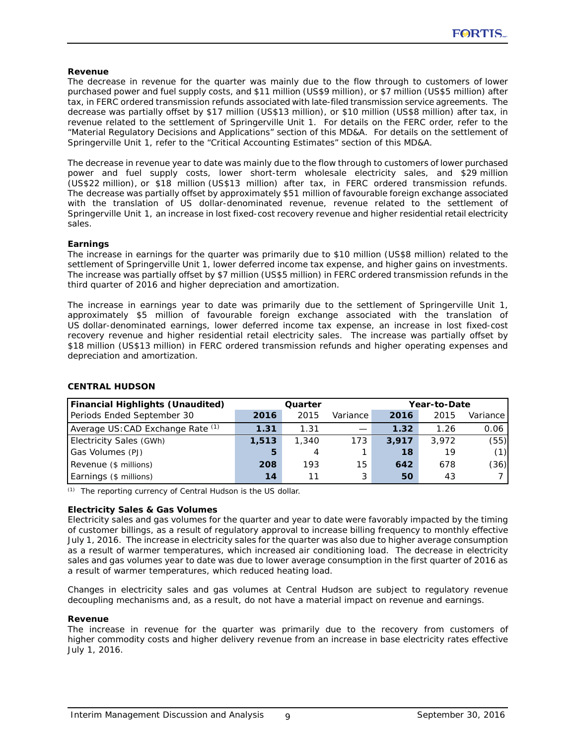**Revenue**

The decrease in revenue for the quarter was mainly due to the flow through to customers of lower purchased power and fuel supply costs, and $11 million (US$9 million), or $7 million (US$5 million) after tax, in FERC ordered transmission refunds associated with late-filed transmission service agreements. The decrease was partially offset by $17 million (US$13 million), or $10 million (US$8 million) after tax, in revenue related to the settlement of Springerville Unit 1. For details on the FERC order, refer to the "Material Regulatory Decisions and Applications" section of this MD&A. For details on the settlement of Springerville Unit 1, refer to the "Critical Accounting Estimates" section of this MD&A.

The decrease in revenue year to date was mainly due to the flow through to customers of lower purchased power and fuel supply costs, lower short-term wholesale electricity sales, and $29 million (US$22 million), or $18 million (US$13 million) after tax, in FERC ordered transmission refunds. The decrease was partially offset by approximately $51 million of favourable foreign exchange associated with the translation of US dollar-denominated revenue, revenue related to the settlement of Springerville Unit 1, an increase in lost fixed-cost recovery revenue and higher residential retail electricity sales.

**Earnings**

The increase in earnings for the quarter was primarily due to $10 million (US$8 million) related to the settlement of Springerville Unit 1, lower deferred income tax expense, and higher gains on investments. The increase was partially offset by $7 million (US$5 million) in FERC ordered transmission refunds in the third quarter of 2016 and higher depreciation and amortization.

The increase in earnings year to date was primarily due to the settlement of Springerville Unit 1, approximately $5 million of favourable foreign exchange associated with the translation of US dollar-denominated earnings, lower deferred income tax expense, an increase in lost fixed-cost recovery revenue and higher residential retail electricity sales. The increase was partially offset by $18 million (US$13 million) in FERC ordered transmission refunds and higher operating expenses and depreciation and amortization.

**CENTRAL HUDSON**

| Financial Highlights (Unaudited) | Quarter | | | Year-to-Date | | |
|---|---|---|---|---|---|---|
| Periods Ended September 30 | **2016** | 2015 | Variance | **2016** | 2015 | Variance |
| Average US:CAD Exchange Rate [(1)] | **1.31** | 1.31 | — | **1.32** | 1.26 | 0.06 |
| Electricity Sales (GWh) | **1,513** | 1,340 | 173 | **3,917** | 3,972 | (55) |
| Gas Volumes (PJ) | **5** | 4 | 1 | **18** | 19 | (1) |
| Revenue ($ millions) | **208** | 193 | 15 | **642** | 678 | (36) |
| Earnings ($ millions) | **14** | 11 | 3 | **50** | 43 | 7 |

(1) The reporting currency of Central Hudson is the US dollar.

**Electricity Sales & Gas Volumes**

Electricity sales and gas volumes for the quarter and year to date were favorably impacted by the timing of customer billings, as a result of regulatory approval to increase billing frequency to monthly effective July 1, 2016. The increase in electricity sales for the quarter was also due to higher average consumption as a result of warmer temperatures, which increased air conditioning load. The decrease in electricity sales and gas volumes year to date was due to lower average consumption in the first quarter of 2016 as a result of warmer temperatures, which reduced heating load.

Changes in electricity sales and gas volumes at Central Hudson are subject to regulatory revenue decoupling mechanisms and, as a result, do not have a material impact on revenue and earnings.

**Revenue**

The increase in revenue for the quarter was primarily due to the recovery from customers of higher commodity costs and higher delivery revenue from an increase in base electricity rates effective July 1, 2016.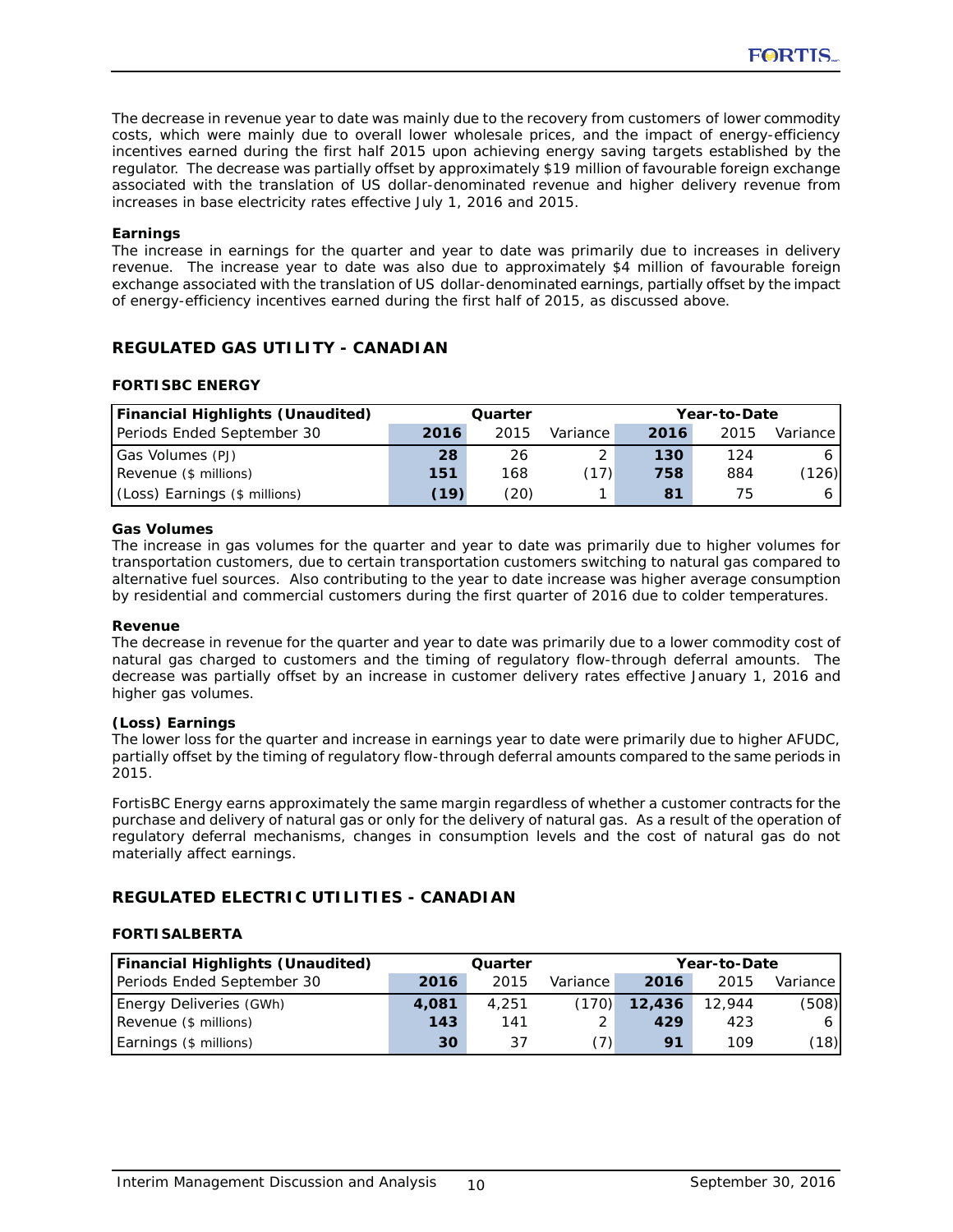The decrease in revenue year to date was mainly due to the recovery from customers of lower commodity costs, which were mainly due to overall lower wholesale prices, and the impact of energy-efficiency incentives earned during the first half 2015 upon achieving energy saving targets established by the regulator. The decrease was partially offset by approximately $19 million of favourable foreign exchange associated with the translation of US dollar-denominated revenue and higher delivery revenue from increases in base electricity rates effective July 1, 2016 and 2015.

**Earnings**
The increase in earnings for the quarter and year to date was primarily due to increases in delivery revenue. The increase year to date was also due to approximately $4 million of favourable foreign exchange associated with the translation of US dollar-denominated earnings, partially offset by the impact of energy-efficiency incentives earned during the first half of 2015, as discussed above.

## REGULATED GAS UTILITY - CANADIAN

### FORTISBC ENERGY

| Financial Highlights (Unaudited) | Quarter | | | Year-to-Date | | |
|---|---|---|---|---|---|---|
| Periods Ended September 30 | 2016 | 2015 | Variance | 2016 | 2015 | Variance |
| Gas Volumes (PJ) | 28 | 26 | 2 | 130 | 124 | 6 |
| Revenue ($ millions) | 151 | 168 | (17) | 758 | 884 | (126) |
| (Loss) Earnings ($ millions) | (19) | (20) | 1 | 81 | 75 | 6 |

**Gas Volumes**
The increase in gas volumes for the quarter and year to date was primarily due to higher volumes for transportation customers, due to certain transportation customers switching to natural gas compared to alternative fuel sources. Also contributing to the year to date increase was higher average consumption by residential and commercial customers during the first quarter of 2016 due to colder temperatures.

**Revenue**
The decrease in revenue for the quarter and year to date was primarily due to a lower commodity cost of natural gas charged to customers and the timing of regulatory flow-through deferral amounts. The decrease was partially offset by an increase in customer delivery rates effective January 1, 2016 and higher gas volumes.

**(Loss) Earnings**
The lower loss for the quarter and increase in earnings year to date were primarily due to higher AFUDC, partially offset by the timing of regulatory flow-through deferral amounts compared to the same periods in 2015.

FortisBC Energy earns approximately the same margin regardless of whether a customer contracts for the purchase and delivery of natural gas or only for the delivery of natural gas. As a result of the operation of regulatory deferral mechanisms, changes in consumption levels and the cost of natural gas do not materially affect earnings.

## REGULATED ELECTRIC UTILITIES - CANADIAN

### FORTISALBERTA

| Financial Highlights (Unaudited) | Quarter | | | Year-to-Date | | |
|---|---|---|---|---|---|---|
| Periods Ended September 30 | 2016 | 2015 | Variance | 2016 | 2015 | Variance |
| Energy Deliveries (GWh) | 4,081 | 4,251 | (170) | 12,436 | 12,944 | (508) |
| Revenue ($ millions) | 143 | 141 | 2 | 429 | 423 | 6 |
| Earnings ($ millions) | 30 | 37 | (7) | 91 | 109 | (18) |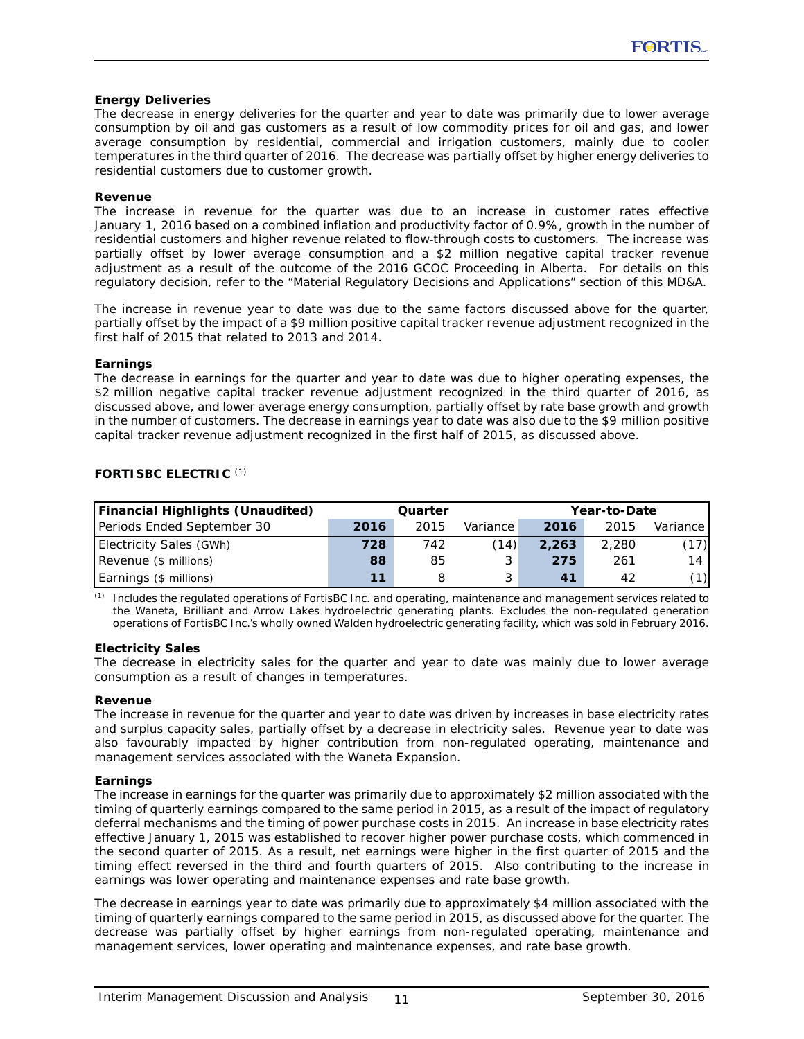**Energy Deliveries**

The decrease in energy deliveries for the quarter and year to date was primarily due to lower average consumption by oil and gas customers as a result of low commodity prices for oil and gas, and lower average consumption by residential, commercial and irrigation customers, mainly due to cooler temperatures in the third quarter of 2016. The decrease was partially offset by higher energy deliveries to residential customers due to customer growth.

**Revenue**

The increase in revenue for the quarter was due to an increase in customer rates effective January 1, 2016 based on a combined inflation and productivity factor of 0.9%, growth in the number of residential customers and higher revenue related to flow-through costs to customers. The increase was partially offset by lower average consumption and a $2 million negative capital tracker revenue adjustment as a result of the outcome of the 2016 GCOC Proceeding in Alberta. For details on this regulatory decision, refer to the "Material Regulatory Decisions and Applications" section of this MD&A.

The increase in revenue year to date was due to the same factors discussed above for the quarter, partially offset by the impact of a $9 million positive capital tracker revenue adjustment recognized in the first half of 2015 that related to 2013 and 2014.

**Earnings**

The decrease in earnings for the quarter and year to date was due to higher operating expenses, the $2 million negative capital tracker revenue adjustment recognized in the third quarter of 2016, as discussed above, and lower average energy consumption, partially offset by rate base growth and growth in the number of customers. The decrease in earnings year to date was also due to the $9 million positive capital tracker revenue adjustment recognized in the first half of 2015, as discussed above.

## FORTISBC ELECTRIC [1]

| Financial Highlights (Unaudited) | Quarter | | | Year-to-Date | | |
|---|---|---|---|---|---|---|
| Periods Ended September 30 | **2016** | 2015 | Variance | **2016** | 2015 | Variance |
| Electricity Sales (GWh) | **728** | 742 | (14) | **2,263** | 2,280 | (17) |
| Revenue ($ millions) | **88** | 85 | 3 | **275** | 261 | 14 |
| Earnings ($ millions) | **11** | 8 | 3 | **41** | 42 | (1) |

[1] Includes the regulated operations of FortisBC Inc. and operating, maintenance and management services related to the Waneta, Brilliant and Arrow Lakes hydroelectric generating plants. Excludes the non-regulated generation operations of FortisBC Inc.'s wholly owned Walden hydroelectric generating facility, which was sold in February 2016.

**Electricity Sales**

The decrease in electricity sales for the quarter and year to date was mainly due to lower average consumption as a result of changes in temperatures.

**Revenue**

The increase in revenue for the quarter and year to date was driven by increases in base electricity rates and surplus capacity sales, partially offset by a decrease in electricity sales. Revenue year to date was also favourably impacted by higher contribution from non-regulated operating, maintenance and management services associated with the Waneta Expansion.

**Earnings**

The increase in earnings for the quarter was primarily due to approximately $2 million associated with the timing of quarterly earnings compared to the same period in 2015, as a result of the impact of regulatory deferral mechanisms and the timing of power purchase costs in 2015. An increase in base electricity rates effective January 1, 2015 was established to recover higher power purchase costs, which commenced in the second quarter of 2015. As a result, net earnings were higher in the first quarter of 2015 and the timing effect reversed in the third and fourth quarters of 2015. Also contributing to the increase in earnings was lower operating and maintenance expenses and rate base growth.

The decrease in earnings year to date was primarily due to approximately $4 million associated with the timing of quarterly earnings compared to the same period in 2015, as discussed above for the quarter. The decrease was partially offset by higher earnings from non-regulated operating, maintenance and management services, lower operating and maintenance expenses, and rate base growth.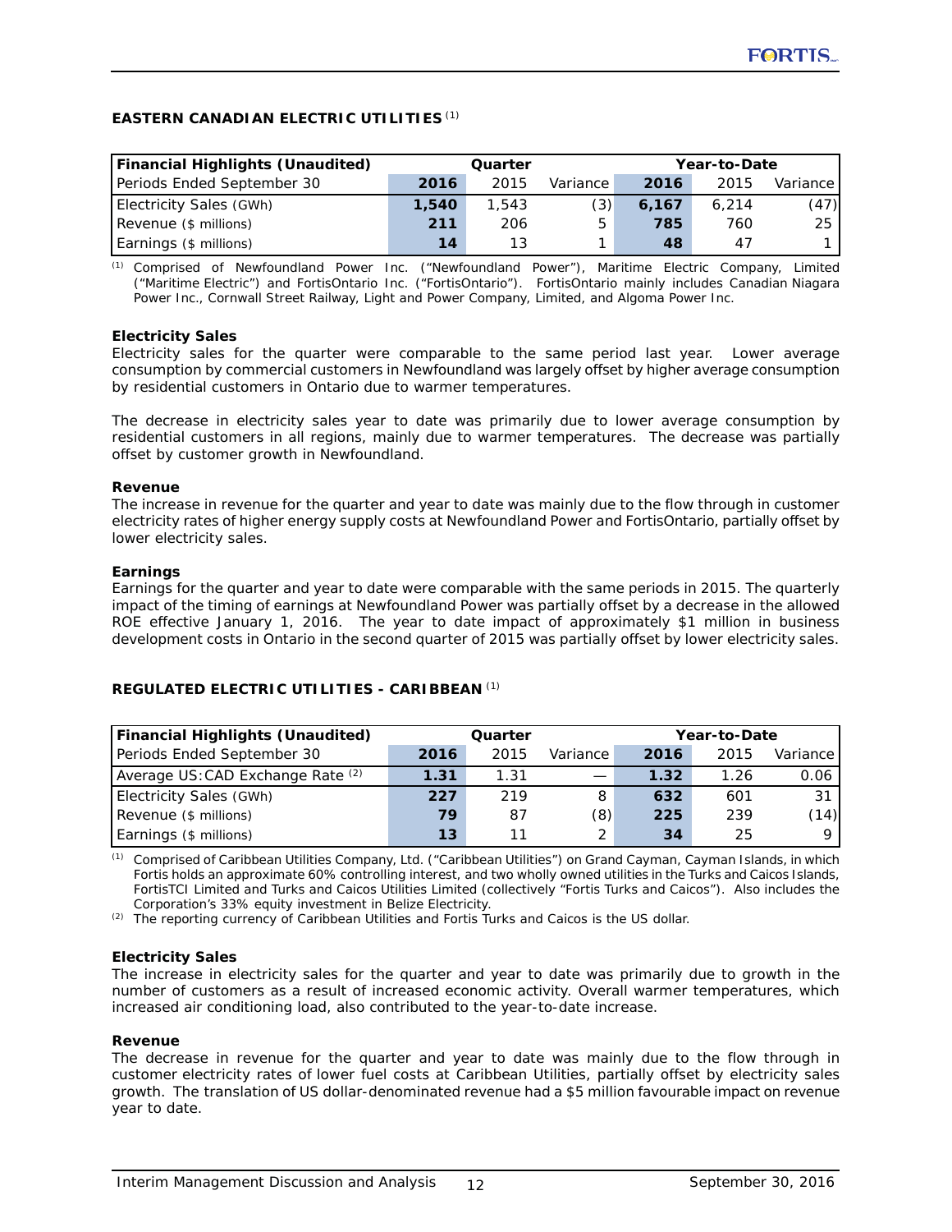## EASTERN CANADIAN ELECTRIC UTILITIES [1]

| Financial Highlights (Unaudited) | Quarter | | | Year-to-Date | | |
|---|---|---|---|---|---|---|
| Periods Ended September 30 | **2016** | 2015 | Variance | **2016** | 2015 | Variance |
| Electricity Sales (GWh) | **1,540** | 1,543 | (3) | **6,167** | 6,214 | (47) |
| Revenue ($ millions) | **211** | 206 | 5 | **785** | 760 | 25 |
| Earnings ($ millions) | **14** | 13 | 1 | **48** | 47 | 1 |

[1] Comprised of Newfoundland Power Inc. ("Newfoundland Power"), Maritime Electric Company, Limited ("Maritime Electric") and FortisOntario Inc. ("FortisOntario"). FortisOntario mainly includes Canadian Niagara Power Inc., Cornwall Street Railway, Light and Power Company, Limited, and Algoma Power Inc.

**Electricity Sales**

Electricity sales for the quarter were comparable to the same period last year. Lower average consumption by commercial customers in Newfoundland was largely offset by higher average consumption by residential customers in Ontario due to warmer temperatures.

The decrease in electricity sales year to date was primarily due to lower average consumption by residential customers in all regions, mainly due to warmer temperatures. The decrease was partially offset by customer growth in Newfoundland.

**Revenue**

The increase in revenue for the quarter and year to date was mainly due to the flow through in customer electricity rates of higher energy supply costs at Newfoundland Power and FortisOntario, partially offset by lower electricity sales.

**Earnings**

Earnings for the quarter and year to date were comparable with the same periods in 2015. The quarterly impact of the timing of earnings at Newfoundland Power was partially offset by a decrease in the allowed ROE effective January 1, 2016. The year to date impact of approximately $1 million in business development costs in Ontario in the second quarter of 2015 was partially offset by lower electricity sales.

## REGULATED ELECTRIC UTILITIES - CARIBBEAN [1]

| Financial Highlights (Unaudited) | Quarter | | | Year-to-Date | | |
|---|---|---|---|---|---|---|
| Periods Ended September 30 | **2016** | 2015 | Variance | **2016** | 2015 | Variance |
| Average US:CAD Exchange Rate [2] | **1.31** | 1.31 | — | **1.32** | 1.26 | 0.06 |
| Electricity Sales (GWh) | **227** | 219 | 8 | **632** | 601 | 31 |
| Revenue ($ millions) | **79** | 87 | (8) | **225** | 239 | (14) |
| Earnings ($ millions) | **13** | 11 | 2 | **34** | 25 | 9 |

[1] Comprised of Caribbean Utilities Company, Ltd. ("Caribbean Utilities") on Grand Cayman, Cayman Islands, in which Fortis holds an approximate 60% controlling interest, and two wholly owned utilities in the Turks and Caicos Islands, FortisTCI Limited and Turks and Caicos Utilities Limited (collectively "Fortis Turks and Caicos"). Also includes the Corporation's 33% equity investment in Belize Electricity.

[2] The reporting currency of Caribbean Utilities and Fortis Turks and Caicos is the US dollar.

**Electricity Sales**

The increase in electricity sales for the quarter and year to date was primarily due to growth in the number of customers as a result of increased economic activity. Overall warmer temperatures, which increased air conditioning load, also contributed to the year-to-date increase.

**Revenue**

The decrease in revenue for the quarter and year to date was mainly due to the flow through in customer electricity rates of lower fuel costs at Caribbean Utilities, partially offset by electricity sales growth. The translation of US dollar-denominated revenue had a $5 million favourable impact on revenue year to date.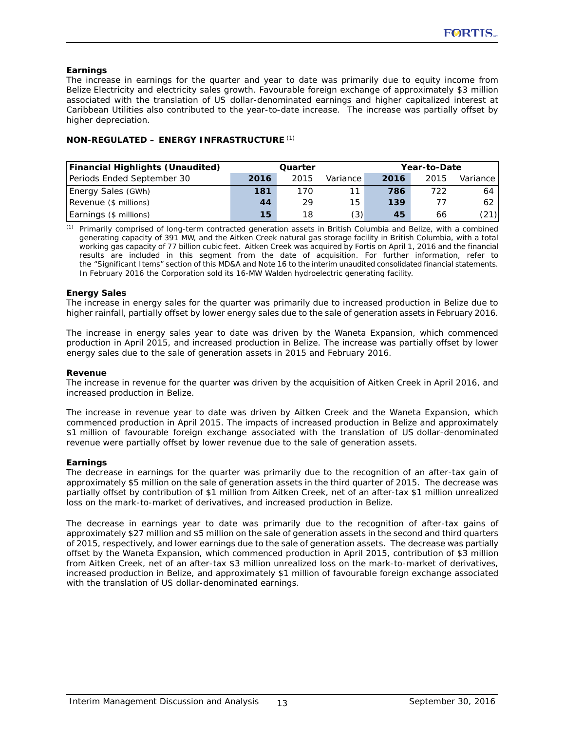**Earnings**

The increase in earnings for the quarter and year to date was primarily due to equity income from Belize Electricity and electricity sales growth. Favourable foreign exchange of approximately $3 million associated with the translation of US dollar-denominated earnings and higher capitalized interest at Caribbean Utilities also contributed to the year-to-date increase. The increase was partially offset by higher depreciation.

## NON-REGULATED – ENERGY INFRASTRUCTURE [(1)]

| Financial Highlights (Unaudited) | Quarter | | | Year-to-Date | | |
|---|---|---|---|---|---|---|
| Periods Ended September 30 | **2016** | 2015 | Variance | **2016** | 2015 | Variance |
| Energy Sales (GWh) | **181** | 170 | 11 | **786** | 722 | 64 |
| Revenue ($ millions) | **44** | 29 | 15 | **139** | 77 | 62 |
| Earnings ($ millions) | **15** | 18 | (3) | **45** | 66 | (21) |

(1) Primarily comprised of long-term contracted generation assets in British Columbia and Belize, with a combined generating capacity of 391 MW, and the Aitken Creek natural gas storage facility in British Columbia, with a total working gas capacity of 77 billion cubic feet. Aitken Creek was acquired by Fortis on April 1, 2016 and the financial results are included in this segment from the date of acquisition. For further information, refer to the "Significant Items" section of this MD&A and Note 16 to the interim unaudited consolidated financial statements. In February 2016 the Corporation sold its 16-MW Walden hydroelectric generating facility.

**Energy Sales**

The increase in energy sales for the quarter was primarily due to increased production in Belize due to higher rainfall, partially offset by lower energy sales due to the sale of generation assets in February 2016.

The increase in energy sales year to date was driven by the Waneta Expansion, which commenced production in April 2015, and increased production in Belize. The increase was partially offset by lower energy sales due to the sale of generation assets in 2015 and February 2016.

**Revenue**

The increase in revenue for the quarter was driven by the acquisition of Aitken Creek in April 2016, and increased production in Belize.

The increase in revenue year to date was driven by Aitken Creek and the Waneta Expansion, which commenced production in April 2015. The impacts of increased production in Belize and approximately $1 million of favourable foreign exchange associated with the translation of US dollar-denominated revenue were partially offset by lower revenue due to the sale of generation assets.

**Earnings**

The decrease in earnings for the quarter was primarily due to the recognition of an after-tax gain of approximately $5 million on the sale of generation assets in the third quarter of 2015. The decrease was partially offset by contribution of $1 million from Aitken Creek, net of an after-tax $1 million unrealized loss on the mark-to-market of derivatives, and increased production in Belize.

The decrease in earnings year to date was primarily due to the recognition of after-tax gains of approximately $27 million and $5 million on the sale of generation assets in the second and third quarters of 2015, respectively, and lower earnings due to the sale of generation assets. The decrease was partially offset by the Waneta Expansion, which commenced production in April 2015, contribution of $3 million from Aitken Creek, net of an after-tax $3 million unrealized loss on the mark-to-market of derivatives, increased production in Belize, and approximately $1 million of favourable foreign exchange associated with the translation of US dollar-denominated earnings.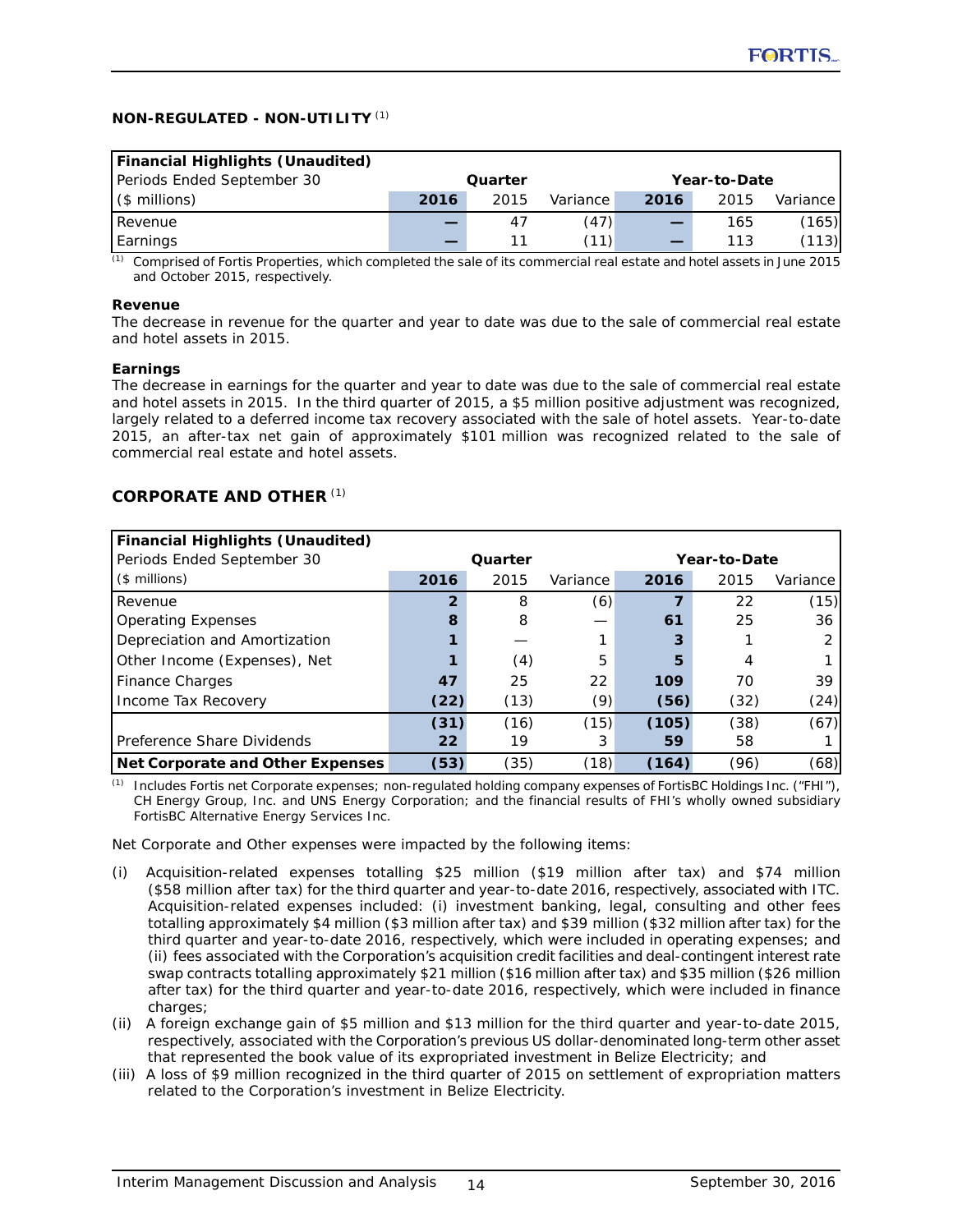## NON-REGULATED - NON-UTILITY [(1)]

| Financial Highlights (Unaudited) | | | | | | |
|---|---|---|---|---|---|---|
| Periods Ended September 30 | Quarter | | | Year-to-Date | | |
| ($ millions) | **2016** | 2015 | Variance | **2016** | 2015 | Variance |
| Revenue | **—** | 47 | (47) | **—** | 165 | (165) |
| Earnings | **—** | 11 | (11) | **—** | 113 | (113) |

(1) Comprised of Fortis Properties, which completed the sale of its commercial real estate and hotel assets in June 2015 and October 2015, respectively.

**Revenue**

The decrease in revenue for the quarter and year to date was due to the sale of commercial real estate and hotel assets in 2015.

**Earnings**

The decrease in earnings for the quarter and year to date was due to the sale of commercial real estate and hotel assets in 2015. In the third quarter of 2015, a $5 million positive adjustment was recognized, largely related to a deferred income tax recovery associated with the sale of hotel assets. Year-to-date 2015, an after-tax net gain of approximately $101 million was recognized related to the sale of commercial real estate and hotel assets.

## CORPORATE AND OTHER [(1)]

| Financial Highlights (Unaudited) | | | | | | |
|---|---|---|---|---|---|---|
| Periods Ended September 30 | Quarter | | | Year-to-Date | | |
| ($ millions) | **2016** | 2015 | Variance | **2016** | 2015 | Variance |
| Revenue | **2** | 8 | (6) | **7** | 22 | (15) |
| Operating Expenses | **8** | 8 | — | **61** | 25 | 36 |
| Depreciation and Amortization | **1** | — | 1 | **3** | 1 | 2 |
| Other Income (Expenses), Net | **1** | (4) | 5 | **5** | 4 | 1 |
| Finance Charges | **47** | 25 | 22 | **109** | 70 | 39 |
| Income Tax Recovery | **(22)** | (13) | (9) | **(56)** | (32) | (24) |
| | **(31)** | (16) | (15) | **(105)** | (38) | (67) |
| Preference Share Dividends | **22** | 19 | 3 | **59** | 58 | 1 |
| **Net Corporate and Other Expenses** | **(53)** | (35) | (18) | **(164)** | (96) | (68) |

(1) Includes Fortis net Corporate expenses; non-regulated holding company expenses of FortisBC Holdings Inc. ("FHI"), CH Energy Group, Inc. and UNS Energy Corporation; and the financial results of FHI's wholly owned subsidiary FortisBC Alternative Energy Services Inc.

Net Corporate and Other expenses were impacted by the following items:

(i) Acquisition-related expenses totalling $25 million ($19 million after tax) and $74 million ($58 million after tax) for the third quarter and year-to-date 2016, respectively, associated with ITC. Acquisition-related expenses included: (i) investment banking, legal, consulting and other fees totalling approximately $4 million ($3 million after tax) and $39 million ($32 million after tax) for the third quarter and year-to-date 2016, respectively, which were included in operating expenses; and (ii) fees associated with the Corporation's acquisition credit facilities and deal-contingent interest rate swap contracts totalling approximately $21 million ($16 million after tax) and $35 million ($26 million after tax) for the third quarter and year-to-date 2016, respectively, which were included in finance charges;

(ii) A foreign exchange gain of $5 million and $13 million for the third quarter and year-to-date 2015, respectively, associated with the Corporation's previous US dollar-denominated long-term other asset that represented the book value of its expropriated investment in Belize Electricity; and

(iii) A loss of $9 million recognized in the third quarter of 2015 on settlement of expropriation matters related to the Corporation's investment in Belize Electricity.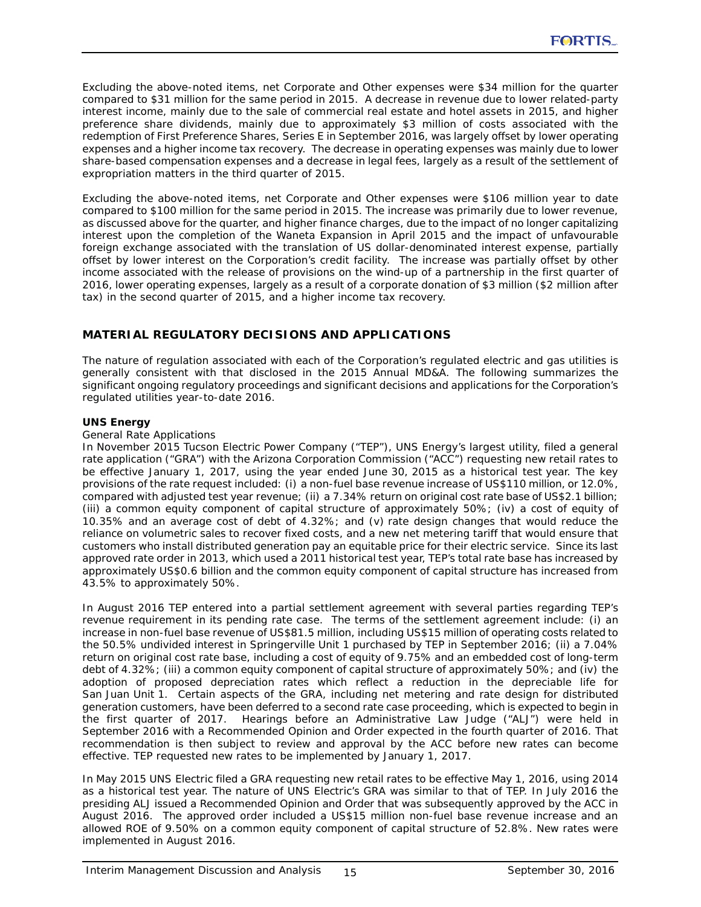Excluding the above-noted items, net Corporate and Other expenses were $34 million for the quarter compared to $31 million for the same period in 2015. A decrease in revenue due to lower related-party interest income, mainly due to the sale of commercial real estate and hotel assets in 2015, and higher preference share dividends, mainly due to approximately $3 million of costs associated with the redemption of First Preference Shares, Series E in September 2016, was largely offset by lower operating expenses and a higher income tax recovery. The decrease in operating expenses was mainly due to lower share-based compensation expenses and a decrease in legal fees, largely as a result of the settlement of expropriation matters in the third quarter of 2015.

Excluding the above-noted items, net Corporate and Other expenses were $106 million year to date compared to $100 million for the same period in 2015. The increase was primarily due to lower revenue, as discussed above for the quarter, and higher finance charges, due to the impact of no longer capitalizing interest upon the completion of the Waneta Expansion in April 2015 and the impact of unfavourable foreign exchange associated with the translation of US dollar-denominated interest expense, partially offset by lower interest on the Corporation's credit facility. The increase was partially offset by other income associated with the release of provisions on the wind-up of a partnership in the first quarter of 2016, lower operating expenses, largely as a result of a corporate donation of $3 million ($2 million after tax) in the second quarter of 2015, and a higher income tax recovery.

## MATERIAL REGULATORY DECISIONS AND APPLICATIONS

The nature of regulation associated with each of the Corporation's regulated electric and gas utilities is generally consistent with that disclosed in the 2015 Annual MD&A. The following summarizes the significant ongoing regulatory proceedings and significant decisions and applications for the Corporation's regulated utilities year-to-date 2016.

**UNS Energy**

General Rate Applications

In November 2015 Tucson Electric Power Company ("TEP"), UNS Energy's largest utility, filed a general rate application ("GRA") with the Arizona Corporation Commission ("ACC") requesting new retail rates to be effective January 1, 2017, using the year ended June 30, 2015 as a historical test year. The key provisions of the rate request included: (i) a non-fuel base revenue increase of US$110 million, or 12.0%, compared with adjusted test year revenue; (ii) a 7.34% return on original cost rate base of US$2.1 billion; (iii) a common equity component of capital structure of approximately 50%; (iv) a cost of equity of 10.35% and an average cost of debt of 4.32%; and (v) rate design changes that would reduce the reliance on volumetric sales to recover fixed costs, and a new net metering tariff that would ensure that customers who install distributed generation pay an equitable price for their electric service. Since its last approved rate order in 2013, which used a 2011 historical test year, TEP's total rate base has increased by approximately US$0.6 billion and the common equity component of capital structure has increased from 43.5% to approximately 50%.

In August 2016 TEP entered into a partial settlement agreement with several parties regarding TEP's revenue requirement in its pending rate case. The terms of the settlement agreement include: (i) an increase in non-fuel base revenue of US$81.5 million, including US$15 million of operating costs related to the 50.5% undivided interest in Springerville Unit 1 purchased by TEP in September 2016; (ii) a 7.04% return on original cost rate base, including a cost of equity of 9.75% and an embedded cost of long-term debt of 4.32%; (iii) a common equity component of capital structure of approximately 50%; and (iv) the adoption of proposed depreciation rates which reflect a reduction in the depreciable life for San Juan Unit 1. Certain aspects of the GRA, including net metering and rate design for distributed generation customers, have been deferred to a second rate case proceeding, which is expected to begin in the first quarter of 2017. Hearings before an Administrative Law Judge ("ALJ") were held in September 2016 with a Recommended Opinion and Order expected in the fourth quarter of 2016. That recommendation is then subject to review and approval by the ACC before new rates can become effective. TEP requested new rates to be implemented by January 1, 2017.

In May 2015 UNS Electric filed a GRA requesting new retail rates to be effective May 1, 2016, using 2014 as a historical test year. The nature of UNS Electric's GRA was similar to that of TEP. In July 2016 the presiding ALJ issued a Recommended Opinion and Order that was subsequently approved by the ACC in August 2016. The approved order included a US$15 million non-fuel base revenue increase and an allowed ROE of 9.50% on a common equity component of capital structure of 52.8%. New rates were implemented in August 2016.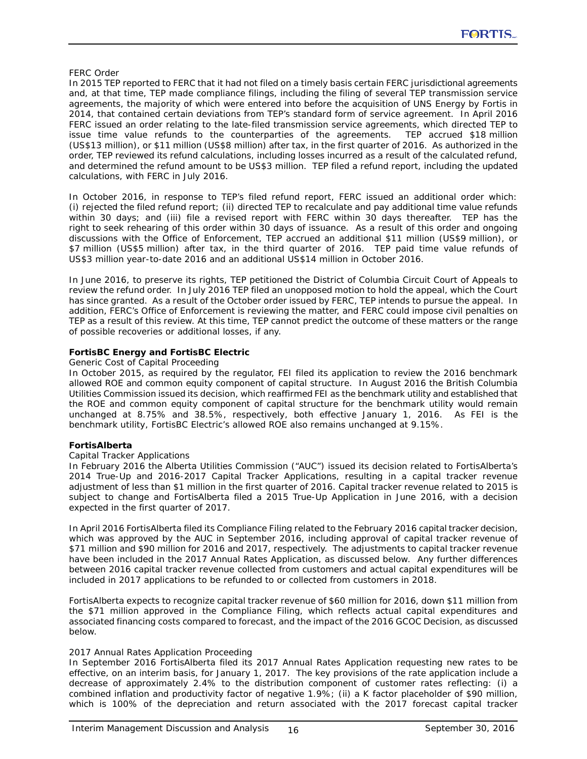FERC Order

In 2015 TEP reported to FERC that it had not filed on a timely basis certain FERC jurisdictional agreements and, at that time, TEP made compliance filings, including the filing of several TEP transmission service agreements, the majority of which were entered into before the acquisition of UNS Energy by Fortis in 2014, that contained certain deviations from TEP's standard form of service agreement. In April 2016 FERC issued an order relating to the late-filed transmission service agreements, which directed TEP to issue time value refunds to the counterparties of the agreements. TEP accrued $18 million (US$13 million), or $11 million (US$8 million) after tax, in the first quarter of 2016. As authorized in the order, TEP reviewed its refund calculations, including losses incurred as a result of the calculated refund, and determined the refund amount to be US$3 million. TEP filed a refund report, including the updated calculations, with FERC in July 2016.

In October 2016, in response to TEP's filed refund report, FERC issued an additional order which: (i) rejected the filed refund report; (ii) directed TEP to recalculate and pay additional time value refunds within 30 days; and (iii) file a revised report with FERC within 30 days thereafter. TEP has the right to seek rehearing of this order within 30 days of issuance. As a result of this order and ongoing discussions with the Office of Enforcement, TEP accrued an additional $11 million (US$9 million), or $7 million (US$5 million) after tax, in the third quarter of 2016. TEP paid time value refunds of US$3 million year-to-date 2016 and an additional US$14 million in October 2016.

In June 2016, to preserve its rights, TEP petitioned the District of Columbia Circuit Court of Appeals to review the refund order. In July 2016 TEP filed an unopposed motion to hold the appeal, which the Court has since granted. As a result of the October order issued by FERC, TEP intends to pursue the appeal. In addition, FERC's Office of Enforcement is reviewing the matter, and FERC could impose civil penalties on TEP as a result of this review. At this time, TEP cannot predict the outcome of these matters or the range of possible recoveries or additional losses, if any.

**FortisBC Energy and FortisBC Electric**

Generic Cost of Capital Proceeding

In October 2015, as required by the regulator, FEI filed its application to review the 2016 benchmark allowed ROE and common equity component of capital structure. In August 2016 the British Columbia Utilities Commission issued its decision, which reaffirmed FEI as the benchmark utility and established that the ROE and common equity component of capital structure for the benchmark utility would remain unchanged at 8.75% and 38.5%, respectively, both effective January 1, 2016. As FEI is the benchmark utility, FortisBC Electric's allowed ROE also remains unchanged at 9.15%.

**FortisAlberta**

Capital Tracker Applications

In February 2016 the Alberta Utilities Commission ("AUC") issued its decision related to FortisAlberta's 2014 True-Up and 2016-2017 Capital Tracker Applications, resulting in a capital tracker revenue adjustment of less than $1 million in the first quarter of 2016. Capital tracker revenue related to 2015 is subject to change and FortisAlberta filed a 2015 True-Up Application in June 2016, with a decision expected in the first quarter of 2017.

In April 2016 FortisAlberta filed its Compliance Filing related to the February 2016 capital tracker decision, which was approved by the AUC in September 2016, including approval of capital tracker revenue of $71 million and $90 million for 2016 and 2017, respectively. The adjustments to capital tracker revenue have been included in the 2017 Annual Rates Application, as discussed below. Any further differences between 2016 capital tracker revenue collected from customers and actual capital expenditures will be included in 2017 applications to be refunded to or collected from customers in 2018.

FortisAlberta expects to recognize capital tracker revenue of $60 million for 2016, down $11 million from the $71 million approved in the Compliance Filing, which reflects actual capital expenditures and associated financing costs compared to forecast, and the impact of the 2016 GCOC Decision, as discussed below.

2017 Annual Rates Application Proceeding

In September 2016 FortisAlberta filed its 2017 Annual Rates Application requesting new rates to be effective, on an interim basis, for January 1, 2017. The key provisions of the rate application include a decrease of approximately 2.4% to the distribution component of customer rates reflecting: (i) a combined inflation and productivity factor of negative 1.9%; (ii) a K factor placeholder of $90 million, which is 100% of the depreciation and return associated with the 2017 forecast capital tracker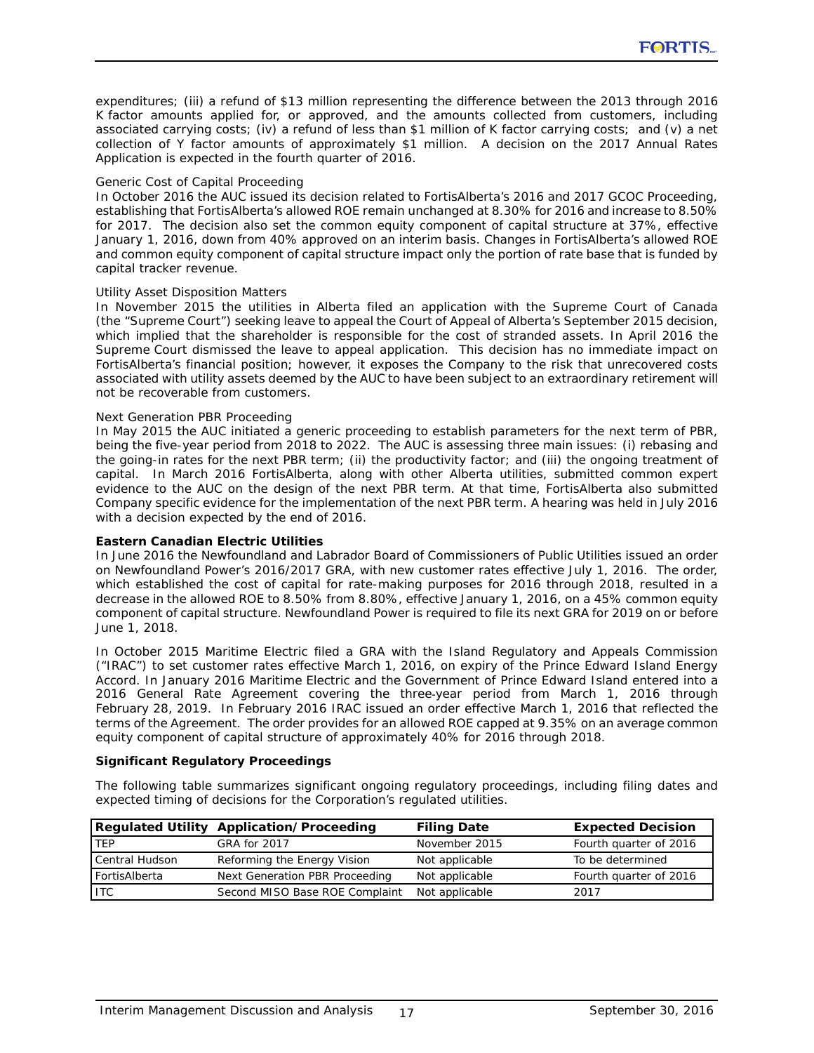expenditures; (iii) a refund of $13 million representing the difference between the 2013 through 2016 K factor amounts applied for, or approved, and the amounts collected from customers, including associated carrying costs; (iv) a refund of less than $1 million of K factor carrying costs; and (v) a net collection of Y factor amounts of approximately $1 million. A decision on the 2017 Annual Rates Application is expected in the fourth quarter of 2016.

Generic Cost of Capital Proceeding

In October 2016 the AUC issued its decision related to FortisAlberta's 2016 and 2017 GCOC Proceeding, establishing that FortisAlberta's allowed ROE remain unchanged at 8.30% for 2016 and increase to 8.50% for 2017. The decision also set the common equity component of capital structure at 37%, effective January 1, 2016, down from 40% approved on an interim basis. Changes in FortisAlberta's allowed ROE and common equity component of capital structure impact only the portion of rate base that is funded by capital tracker revenue.

Utility Asset Disposition Matters

In November 2015 the utilities in Alberta filed an application with the Supreme Court of Canada (the "Supreme Court") seeking leave to appeal the Court of Appeal of Alberta's September 2015 decision, which implied that the shareholder is responsible for the cost of stranded assets. In April 2016 the Supreme Court dismissed the leave to appeal application. This decision has no immediate impact on FortisAlberta's financial position; however, it exposes the Company to the risk that unrecovered costs associated with utility assets deemed by the AUC to have been subject to an extraordinary retirement will not be recoverable from customers.

Next Generation PBR Proceeding

In May 2015 the AUC initiated a generic proceeding to establish parameters for the next term of PBR, being the five-year period from 2018 to 2022. The AUC is assessing three main issues: (i) rebasing and the going-in rates for the next PBR term; (ii) the productivity factor; and (iii) the ongoing treatment of capital. In March 2016 FortisAlberta, along with other Alberta utilities, submitted common expert evidence to the AUC on the design of the next PBR term. At that time, FortisAlberta also submitted Company specific evidence for the implementation of the next PBR term. A hearing was held in July 2016 with a decision expected by the end of 2016.

**Eastern Canadian Electric Utilities**

In June 2016 the Newfoundland and Labrador Board of Commissioners of Public Utilities issued an order on Newfoundland Power's 2016/2017 GRA, with new customer rates effective July 1, 2016. The order, which established the cost of capital for rate-making purposes for 2016 through 2018, resulted in a decrease in the allowed ROE to 8.50% from 8.80%, effective January 1, 2016, on a 45% common equity component of capital structure. Newfoundland Power is required to file its next GRA for 2019 on or before June 1, 2018.

In October 2015 Maritime Electric filed a GRA with the Island Regulatory and Appeals Commission ("IRAC") to set customer rates effective March 1, 2016, on expiry of the Prince Edward Island Energy Accord. In January 2016 Maritime Electric and the Government of Prince Edward Island entered into a 2016 General Rate Agreement covering the three-year period from March 1, 2016 through February 28, 2019. In February 2016 IRAC issued an order effective March 1, 2016 that reflected the terms of the Agreement. The order provides for an allowed ROE capped at 9.35% on an average common equity component of capital structure of approximately 40% for 2016 through 2018.

**Significant Regulatory Proceedings**

The following table summarizes significant ongoing regulatory proceedings, including filing dates and expected timing of decisions for the Corporation's regulated utilities.

| Regulated Utility | Application/Proceeding | Filing Date | Expected Decision |
|---|---|---|---|
| TEP | GRA for 2017 | November 2015 | Fourth quarter of 2016 |
| Central Hudson | Reforming the Energy Vision | Not applicable | To be determined |
| FortisAlberta | Next Generation PBR Proceeding | Not applicable | Fourth quarter of 2016 |
| ITC | Second MISO Base ROE Complaint | Not applicable | 2017 |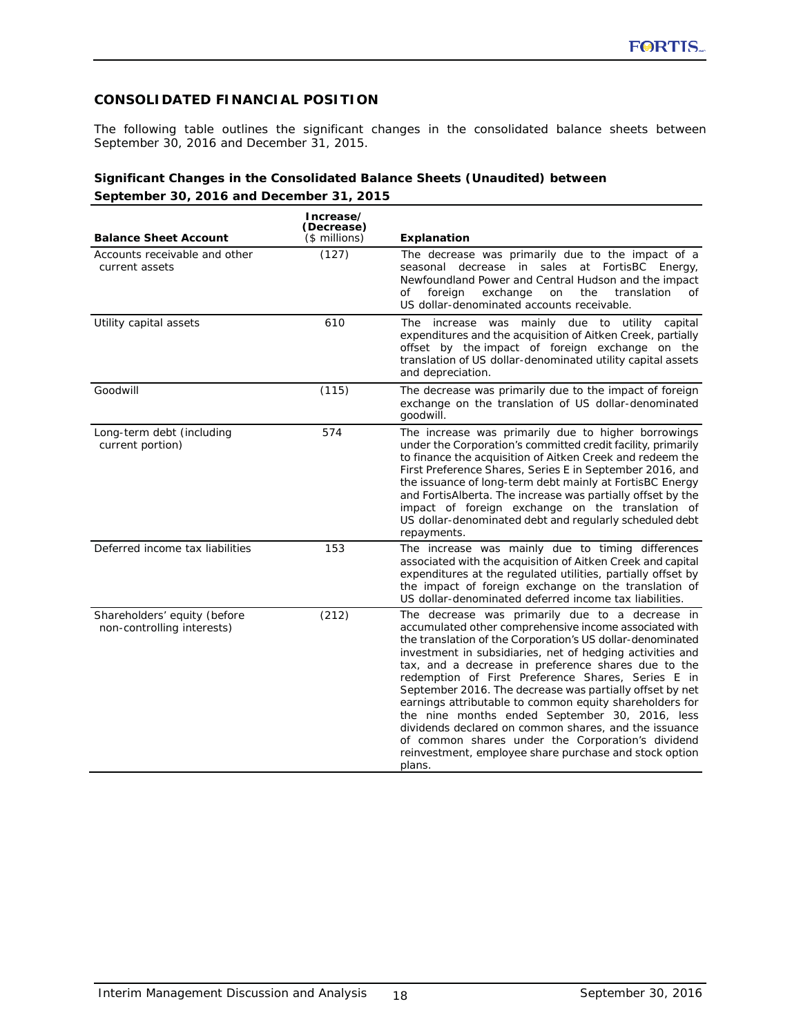## CONSOLIDATED FINANCIAL POSITION

The following table outlines the significant changes in the consolidated balance sheets between September 30, 2016 and December 31, 2015.

### Significant Changes in the Consolidated Balance Sheets (Unaudited) between September 30, 2016 and December 31, 2015

| Balance Sheet Account | Increase/ (Decrease) ($ millions) | Explanation |
|---|---|---|
| Accounts receivable and other current assets | (127) | The decrease was primarily due to the impact of a seasonal decrease in sales at FortisBC Energy, Newfoundland Power and Central Hudson and the impact of foreign exchange on the translation of US dollar-denominated accounts receivable. |
| Utility capital assets | 610 | The increase was mainly due to utility capital expenditures and the acquisition of Aitken Creek, partially offset by the impact of foreign exchange on the translation of US dollar-denominated utility capital assets and depreciation. |
| Goodwill | (115) | The decrease was primarily due to the impact of foreign exchange on the translation of US dollar-denominated goodwill. |
| Long-term debt (including current portion) | 574 | The increase was primarily due to higher borrowings under the Corporation's committed credit facility, primarily to finance the acquisition of Aitken Creek and redeem the First Preference Shares, Series E in September 2016, and the issuance of long-term debt mainly at FortisBC Energy and FortisAlberta. The increase was partially offset by the impact of foreign exchange on the translation of US dollar-denominated debt and regularly scheduled debt repayments. |
| Deferred income tax liabilities | 153 | The increase was mainly due to timing differences associated with the acquisition of Aitken Creek and capital expenditures at the regulated utilities, partially offset by the impact of foreign exchange on the translation of US dollar-denominated deferred income tax liabilities. |
| Shareholders' equity (before non-controlling interests) | (212) | The decrease was primarily due to a decrease in accumulated other comprehensive income associated with the translation of the Corporation's US dollar-denominated investment in subsidiaries, net of hedging activities and tax, and a decrease in preference shares due to the redemption of First Preference Shares, Series E in September 2016. The decrease was partially offset by net earnings attributable to common equity shareholders for the nine months ended September 30, 2016, less dividends declared on common shares, and the issuance of common shares under the Corporation's dividend reinvestment, employee share purchase and stock option plans. |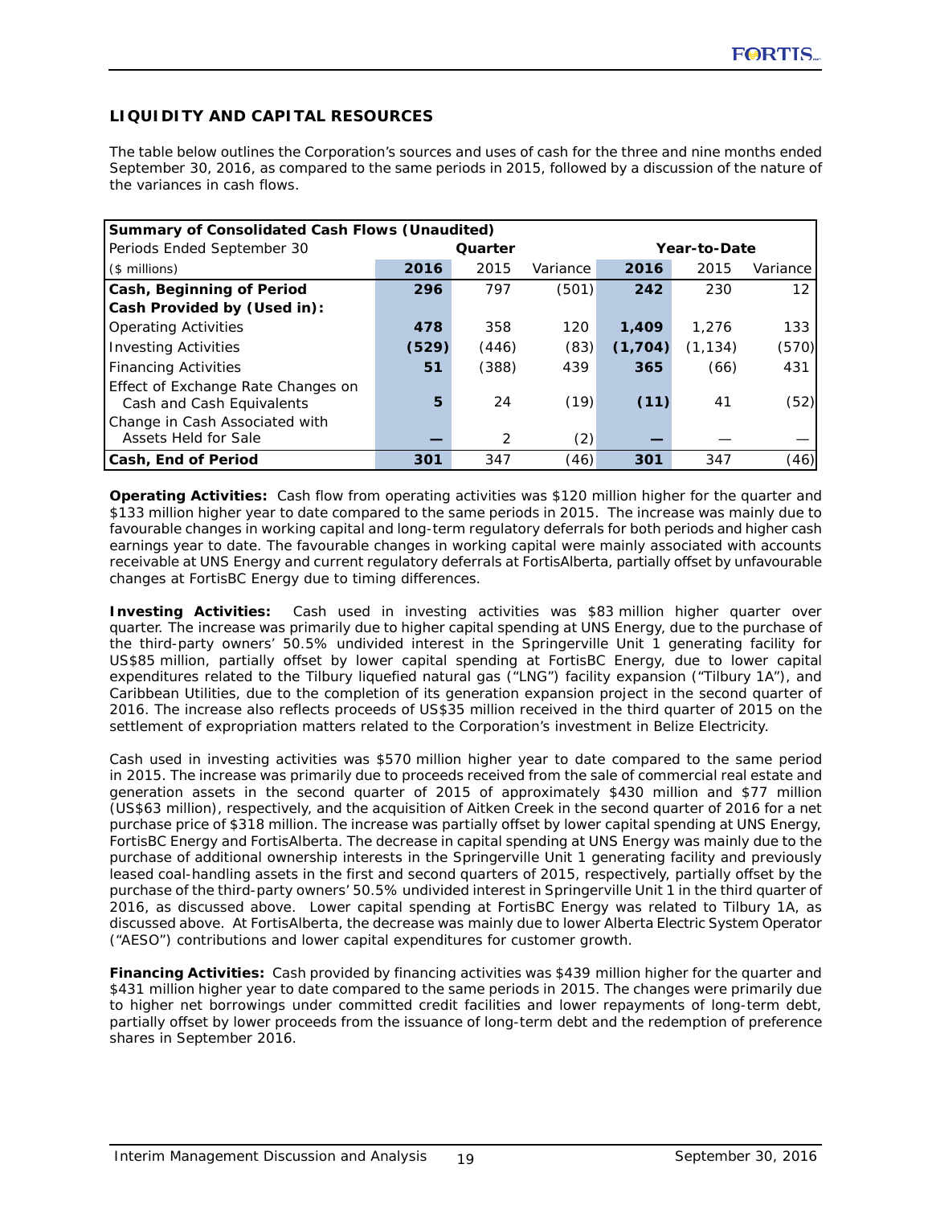## LIQUIDITY AND CAPITAL RESOURCES

The table below outlines the Corporation's sources and uses of cash for the three and nine months ended September 30, 2016, as compared to the same periods in 2015, followed by a discussion of the nature of the variances in cash flows.

| Summary of Consolidated Cash Flows (Unaudited) | | | | | | |
|---|---|---|---|---|---|---|
| Periods Ended September 30 | Quarter | | | Year-to-Date | | |
| ($ millions) | **2016** | 2015 | Variance | **2016** | 2015 | Variance |
| **Cash, Beginning of Period** | **296** | 797 | (501) | **242** | 230 | 12 |
| **Cash Provided by (Used in):** | | | | | | |
| Operating Activities | **478** | 358 | 120 | **1,409** | 1,276 | 133 |
| Investing Activities | **(529)** | (446) | (83) | **(1,704)** | (1,134) | (570) |
| Financing Activities | **51** | (388) | 439 | **365** | (66) | 431 |
| Effect of Exchange Rate Changes on Cash and Cash Equivalents | **5** | 24 | (19) | **(11)** | 41 | (52) |
| Change in Cash Associated with Assets Held for Sale | **—** | 2 | (2) | **—** | — | — |
| **Cash, End of Period** | **301** | 347 | (46) | **301** | 347 | (46) |

**Operating Activities:** Cash flow from operating activities was $120 million higher for the quarter and $133 million higher year to date compared to the same periods in 2015. The increase was mainly due to favourable changes in working capital and long-term regulatory deferrals for both periods and higher cash earnings year to date. The favourable changes in working capital were mainly associated with accounts receivable at UNS Energy and current regulatory deferrals at FortisAlberta, partially offset by unfavourable changes at FortisBC Energy due to timing differences.

**Investing Activities:** Cash used in investing activities was $83 million higher quarter over quarter. The increase was primarily due to higher capital spending at UNS Energy, due to the purchase of the third-party owners' 50.5% undivided interest in the Springerville Unit 1 generating facility for US$85 million, partially offset by lower capital spending at FortisBC Energy, due to lower capital expenditures related to the Tilbury liquefied natural gas ("LNG") facility expansion ("Tilbury 1A"), and Caribbean Utilities, due to the completion of its generation expansion project in the second quarter of 2016. The increase also reflects proceeds of US$35 million received in the third quarter of 2015 on the settlement of expropriation matters related to the Corporation's investment in Belize Electricity.

Cash used in investing activities was $570 million higher year to date compared to the same period in 2015. The increase was primarily due to proceeds received from the sale of commercial real estate and generation assets in the second quarter of 2015 of approximately $430 million and $77 million (US$63 million), respectively, and the acquisition of Aitken Creek in the second quarter of 2016 for a net purchase price of $318 million. The increase was partially offset by lower capital spending at UNS Energy, FortisBC Energy and FortisAlberta. The decrease in capital spending at UNS Energy was mainly due to the purchase of additional ownership interests in the Springerville Unit 1 generating facility and previously leased coal-handling assets in the first and second quarters of 2015, respectively, partially offset by the purchase of the third-party owners' 50.5% undivided interest in Springerville Unit 1 in the third quarter of 2016, as discussed above. Lower capital spending at FortisBC Energy was related to Tilbury 1A, as discussed above. At FortisAlberta, the decrease was mainly due to lower Alberta Electric System Operator ("AESO") contributions and lower capital expenditures for customer growth.

**Financing Activities:** Cash provided by financing activities was $439 million higher for the quarter and $431 million higher year to date compared to the same periods in 2015. The changes were primarily due to higher net borrowings under committed credit facilities and lower repayments of long-term debt, partially offset by lower proceeds from the issuance of long-term debt and the redemption of preference shares in September 2016.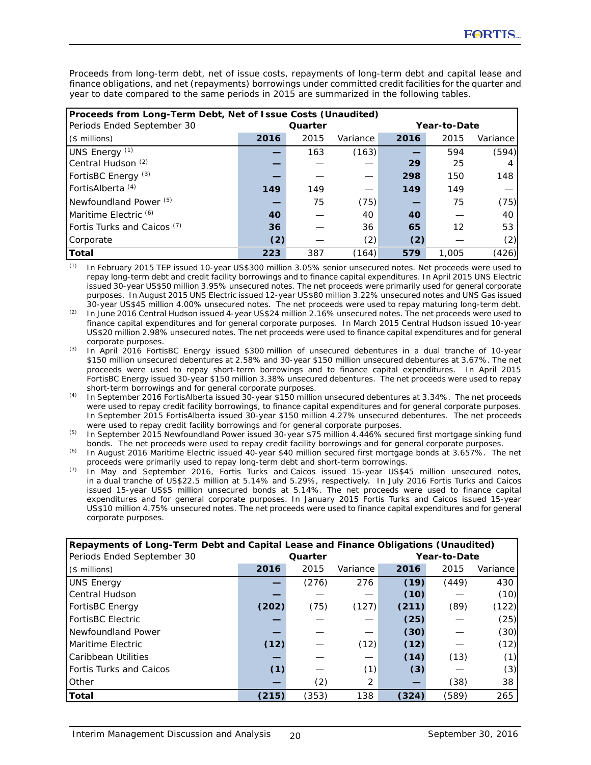Proceeds from long-term debt, net of issue costs, repayments of long-term debt and capital lease and finance obligations, and net (repayments) borrowings under committed credit facilities for the quarter and year to date compared to the same periods in 2015 are summarized in the following tables.

| **Proceeds from Long-Term Debt, Net of Issue Costs (Unaudited)** | | | | | | |
|---|---|---|---|---|---|---|
| Periods Ended September 30 | **Quarter** | | | **Year-to-Date** | | |
| ($ millions) | **2016** | 2015 | Variance | **2016** | 2015 | Variance |
| UNS Energy [(1)] | **—** | 163 | (163) | **—** | 594 | (594) |
| Central Hudson [(2)] | **—** | — | — | **29** | 25 | 4 |
| FortisBC Energy [(3)] | **—** | — | — | **298** | 150 | 148 |
| FortisAlberta [(4)] | **149** | 149 | — | **149** | 149 | — |
| Newfoundland Power [(5)] | **—** | 75 | (75) | **—** | 75 | (75) |
| Maritime Electric [(6)] | **40** | — | 40 | **40** | — | 40 |
| Fortis Turks and Caicos [(7)] | **36** | — | 36 | **65** | 12 | 53 |
| Corporate | **(2)** | — | (2) | **(2)** | — | (2) |
| **Total** | **223** | 387 | (164) | **579** | 1,005 | (426) |

(1) In February 2015 TEP issued 10-year US$300 million 3.05% senior unsecured notes. Net proceeds were used to repay long-term debt and credit facility borrowings and to finance capital expenditures. In April 2015 UNS Electric issued 30-year US$50 million 3.95% unsecured notes. The net proceeds were primarily used for general corporate purposes. In August 2015 UNS Electric issued 12-year US$80 million 3.22% unsecured notes and UNS Gas issued 30-year US$45 million 4.00% unsecured notes. The net proceeds were used to repay maturing long-term debt.

(2) In June 2016 Central Hudson issued 4-year US$24 million 2.16% unsecured notes. The net proceeds were used to finance capital expenditures and for general corporate purposes. In March 2015 Central Hudson issued 10-year US$20 million 2.98% unsecured notes. The net proceeds were used to finance capital expenditures and for general corporate purposes.

(3) In April 2016 FortisBC Energy issued $300 million of unsecured debentures in a dual tranche of 10-year $150 million unsecured debentures at 2.58% and 30-year $150 million unsecured debentures at 3.67%. The net proceeds were used to repay short-term borrowings and to finance capital expenditures. In April 2015 FortisBC Energy issued 30-year $150 million 3.38% unsecured debentures. The net proceeds were used to repay short-term borrowings and for general corporate purposes.

(4) In September 2016 FortisAlberta issued 30-year $150 million unsecured debentures at 3.34%. The net proceeds were used to repay credit facility borrowings, to finance capital expenditures and for general corporate purposes. In September 2015 FortisAlberta issued 30-year $150 million 4.27% unsecured debentures. The net proceeds were used to repay credit facility borrowings and for general corporate purposes.

(5) In September 2015 Newfoundland Power issued 30-year $75 million 4.446% secured first mortgage sinking fund bonds. The net proceeds were used to repay credit facility borrowings and for general corporate purposes.

(6) In August 2016 Maritime Electric issued 40-year $40 million secured first mortgage bonds at 3.657%. The net proceeds were primarily used to repay long-term debt and short-term borrowings.

(7) In May and September 2016, Fortis Turks and Caicos issued 15-year US$45 million unsecured notes, in a dual tranche of US$22.5 million at 5.14% and 5.29%, respectively. In July 2016 Fortis Turks and Caicos issued 15-year US$5 million unsecured bonds at 5.14%. The net proceeds were used to finance capital expenditures and for general corporate purposes. In January 2015 Fortis Turks and Caicos issued 15-year US$10 million 4.75% unsecured notes. The net proceeds were used to finance capital expenditures and for general corporate purposes.

| **Repayments of Long-Term Debt and Capital Lease and Finance Obligations (Unaudited)** | | | | | | |
|---|---|---|---|---|---|---|
| Periods Ended September 30 | **Quarter** | | | **Year-to-Date** | | |
| ($ millions) | **2016** | 2015 | Variance | **2016** | 2015 | Variance |
| UNS Energy | **—** | (276) | 276 | **(19)** | (449) | 430 |
| Central Hudson | **—** | — | — | **(10)** | — | (10) |
| FortisBC Energy | **(202)** | (75) | (127) | **(211)** | (89) | (122) |
| FortisBC Electric | **—** | — | — | **(25)** | — | (25) |
| Newfoundland Power | **—** | — | — | **(30)** | — | (30) |
| Maritime Electric | **(12)** | — | (12) | **(12)** | — | (12) |
| Caribbean Utilities | **—** | — | — | **(14)** | (13) | (1) |
| Fortis Turks and Caicos | **(1)** | — | (1) | **(3)** | — | (3) |
| Other | **—** | (2) | 2 | **—** | (38) | 38 |
| **Total** | **(215)** | (353) | 138 | **(324)** | (589) | 265 |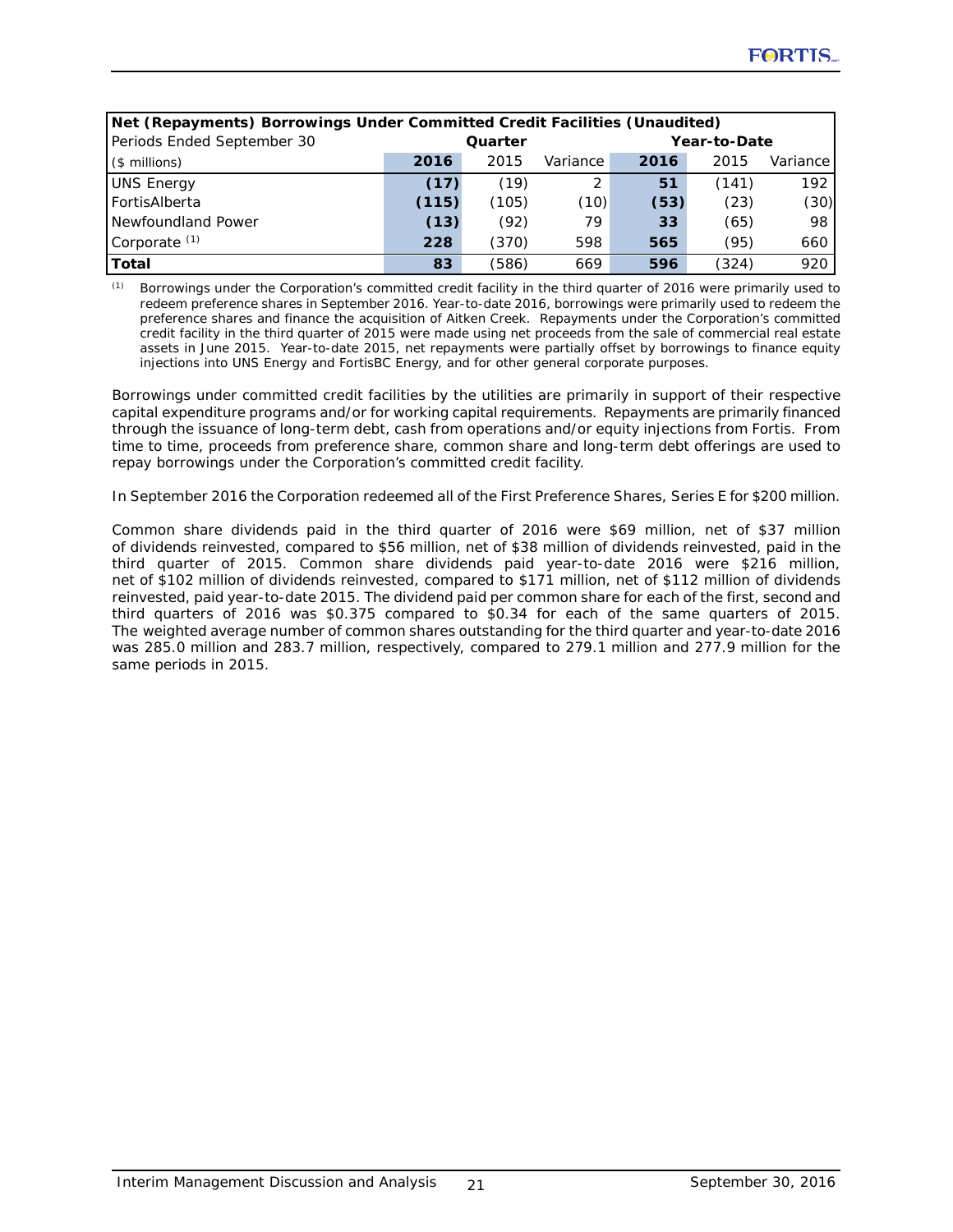| Net (Repayments) Borrowings Under Committed Credit Facilities (Unaudited) | | | | | | |
|---|---|---|---|---|---|---|
| Periods Ended September 30 | Quarter | | | Year-to-Date | | |
| ($ millions) | **2016** | 2015 | Variance | **2016** | 2015 | Variance |
| UNS Energy | **(17)** | (19) | 2 | **51** | (141) | 192 |
| FortisAlberta | **(115)** | (105) | (10) | **(53)** | (23) | (30) |
| Newfoundland Power | **(13)** | (92) | 79 | **33** | (65) | 98 |
| Corporate [(1)] | **228** | (370) | 598 | **565** | (95) | 660 |
| **Total** | **83** | (586) | 669 | **596** | (324) | 920 |

[(1)] Borrowings under the Corporation's committed credit facility in the third quarter of 2016 were primarily used to redeem preference shares in September 2016. Year-to-date 2016, borrowings were primarily used to redeem the preference shares and finance the acquisition of Aitken Creek. Repayments under the Corporation's committed credit facility in the third quarter of 2015 were made using net proceeds from the sale of commercial real estate assets in June 2015. Year-to-date 2015, net repayments were partially offset by borrowings to finance equity injections into UNS Energy and FortisBC Energy, and for other general corporate purposes.

Borrowings under committed credit facilities by the utilities are primarily in support of their respective capital expenditure programs and/or for working capital requirements. Repayments are primarily financed through the issuance of long-term debt, cash from operations and/or equity injections from Fortis. From time to time, proceeds from preference share, common share and long-term debt offerings are used to repay borrowings under the Corporation's committed credit facility.

In September 2016 the Corporation redeemed all of the First Preference Shares, Series E for $200 million.

Common share dividends paid in the third quarter of 2016 were $69 million, net of $37 million of dividends reinvested, compared to $56 million, net of $38 million of dividends reinvested, paid in the third quarter of 2015. Common share dividends paid year-to-date 2016 were $216 million, net of $102 million of dividends reinvested, compared to $171 million, net of $112 million of dividends reinvested, paid year-to-date 2015. The dividend paid per common share for each of the first, second and third quarters of 2016 was $0.375 compared to $0.34 for each of the same quarters of 2015. The weighted average number of common shares outstanding for the third quarter and year-to-date 2016 was 285.0 million and 283.7 million, respectively, compared to 279.1 million and 277.9 million for the same periods in 2015.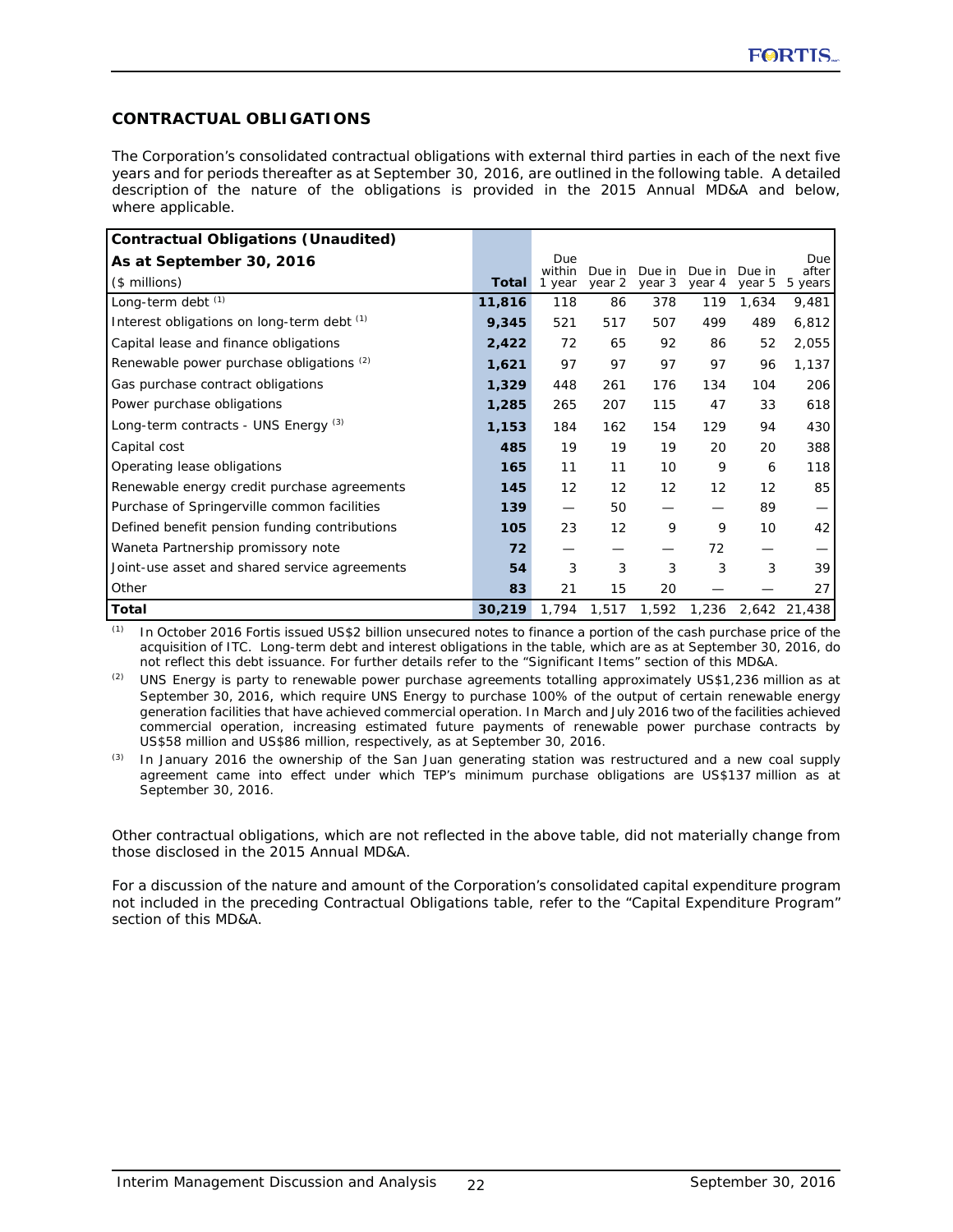## CONTRACTUAL OBLIGATIONS

The Corporation's consolidated contractual obligations with external third parties in each of the next five years and for periods thereafter as at September 30, 2016, are outlined in the following table. A detailed description of the nature of the obligations is provided in the 2015 Annual MD&A and below, where applicable.

| **Contractual Obligations (Unaudited)** **As at September 30, 2016** ($ millions) | **Total** | Due within 1 year | Due in year 2 | Due in year 3 | Due in year 4 | Due in year 5 | Due after 5 years |
|---|---|---|---|---|---|---|---|
| Long-term debt [(1)] | **11,816** | 118 | 86 | 378 | 119 | 1,634 | 9,481 |
| Interest obligations on long-term debt [(1)] | **9,345** | 521 | 517 | 507 | 499 | 489 | 6,812 |
| Capital lease and finance obligations | **2,422** | 72 | 65 | 92 | 86 | 52 | 2,055 |
| Renewable power purchase obligations [(2)] | **1,621** | 97 | 97 | 97 | 97 | 96 | 1,137 |
| Gas purchase contract obligations | **1,329** | 448 | 261 | 176 | 134 | 104 | 206 |
| Power purchase obligations | **1,285** | 265 | 207 | 115 | 47 | 33 | 618 |
| Long-term contracts - UNS Energy [(3)] | **1,153** | 184 | 162 | 154 | 129 | 94 | 430 |
| Capital cost | **485** | 19 | 19 | 19 | 20 | 20 | 388 |
| Operating lease obligations | **165** | 11 | 11 | 10 | 9 | 6 | 118 |
| Renewable energy credit purchase agreements | **145** | 12 | 12 | 12 | 12 | 12 | 85 |
| Purchase of Springerville common facilities | **139** | — | 50 | — | — | 89 | — |
| Defined benefit pension funding contributions | **105** | 23 | 12 | 9 | 9 | 10 | 42 |
| Waneta Partnership promissory note | **72** | — | — | — | 72 | — | — |
| Joint-use asset and shared service agreements | **54** | 3 | 3 | 3 | 3 | 3 | 39 |
| Other | **83** | 21 | 15 | 20 | — | — | 27 |
| **Total** | **30,219** | 1,794 | 1,517 | 1,592 | 1,236 | 2,642 | 21,438 |

(1) In October 2016 Fortis issued US$2 billion unsecured notes to finance a portion of the cash purchase price of the acquisition of ITC. Long-term debt and interest obligations in the table, which are as at September 30, 2016, do not reflect this debt issuance. For further details refer to the "Significant Items" section of this MD&A.

(2) UNS Energy is party to renewable power purchase agreements totalling approximately US$1,236 million as at September 30, 2016, which require UNS Energy to purchase 100% of the output of certain renewable energy generation facilities that have achieved commercial operation. In March and July 2016 two of the facilities achieved commercial operation, increasing estimated future payments of renewable power purchase contracts by US$58 million and US$86 million, respectively, as at September 30, 2016.

(3) In January 2016 the ownership of the San Juan generating station was restructured and a new coal supply agreement came into effect under which TEP's minimum purchase obligations are US$137 million as at September 30, 2016.

Other contractual obligations, which are not reflected in the above table, did not materially change from those disclosed in the 2015 Annual MD&A.

For a discussion of the nature and amount of the Corporation's consolidated capital expenditure program not included in the preceding Contractual Obligations table, refer to the "Capital Expenditure Program" section of this MD&A.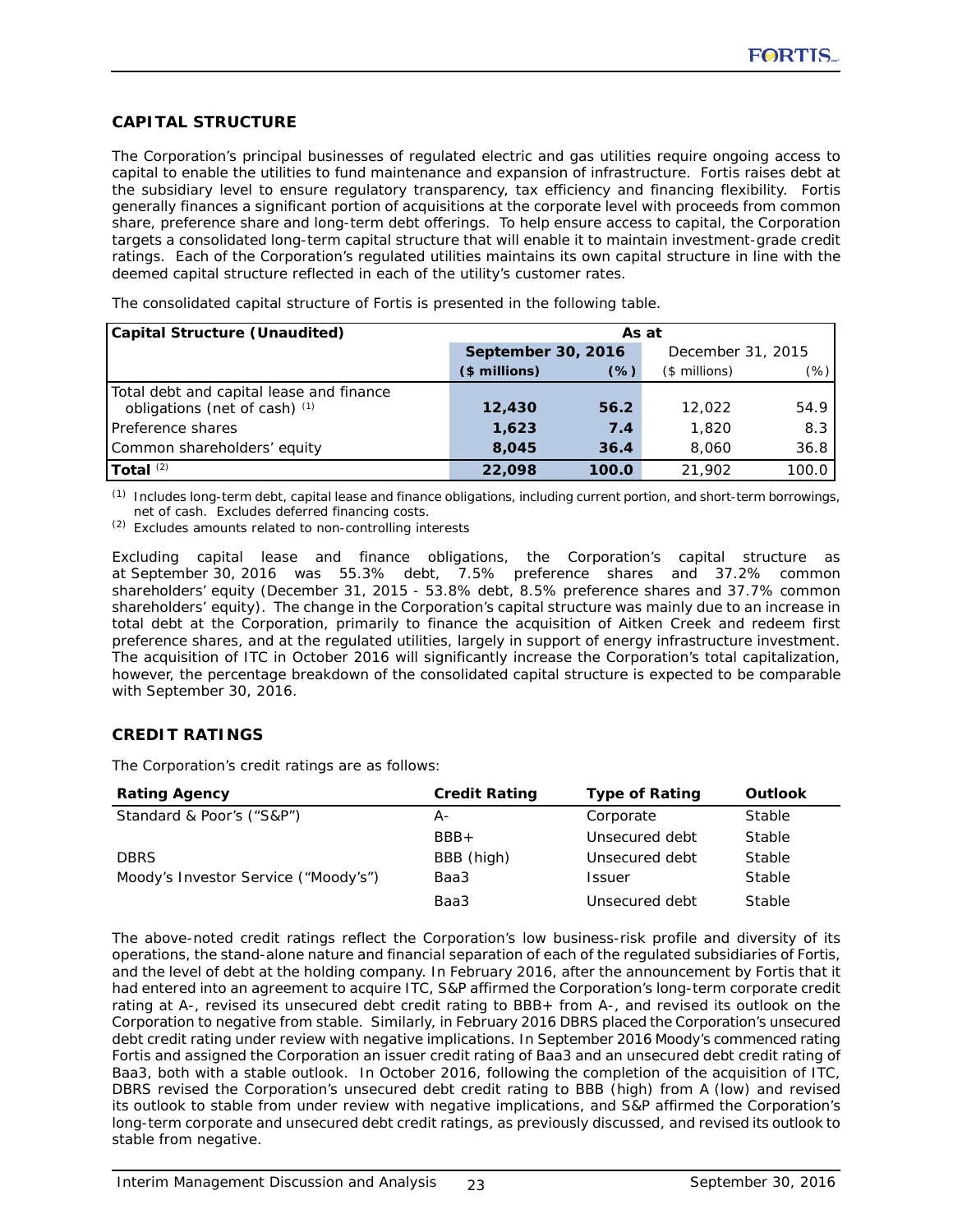## CAPITAL STRUCTURE

The Corporation's principal businesses of regulated electric and gas utilities require ongoing access to capital to enable the utilities to fund maintenance and expansion of infrastructure. Fortis raises debt at the subsidiary level to ensure regulatory transparency, tax efficiency and financing flexibility. Fortis generally finances a significant portion of acquisitions at the corporate level with proceeds from common share, preference share and long-term debt offerings. To help ensure access to capital, the Corporation targets a consolidated long-term capital structure that will enable it to maintain investment-grade credit ratings. Each of the Corporation's regulated utilities maintains its own capital structure in line with the deemed capital structure reflected in each of the utility's customer rates.

The consolidated capital structure of Fortis is presented in the following table.

| Capital Structure (Unaudited) | As at | | | |
|---|---|---|---|---|
| | **September 30, 2016** | | December 31, 2015 | |
| | **($ millions)** | **(%)** | ($ millions) | (%) |
| Total debt and capital lease and finance obligations (net of cash) [(1)] | **12,430** | **56.2** | 12,022 | 54.9 |
| Preference shares | **1,623** | **7.4** | 1,820 | 8.3 |
| Common shareholders' equity | **8,045** | **36.4** | 8,060 | 36.8 |
| **Total** [(2)] | **22,098** | **100.0** | 21,902 | 100.0 |

[(1)] Includes long-term debt, capital lease and finance obligations, including current portion, and short-term borrowings, net of cash. Excludes deferred financing costs.
[(2)] Excludes amounts related to non-controlling interests

Excluding capital lease and finance obligations, the Corporation's capital structure as at September 30, 2016 was 55.3% debt, 7.5% preference shares and 37.2% common shareholders' equity (December 31, 2015 - 53.8% debt, 8.5% preference shares and 37.7% common shareholders' equity). The change in the Corporation's capital structure was mainly due to an increase in total debt at the Corporation, primarily to finance the acquisition of Aitken Creek and redeem first preference shares, and at the regulated utilities, largely in support of energy infrastructure investment. The acquisition of ITC in October 2016 will significantly increase the Corporation's total capitalization, however, the percentage breakdown of the consolidated capital structure is expected to be comparable with September 30, 2016.

## CREDIT RATINGS

The Corporation's credit ratings are as follows:

| Rating Agency | Credit Rating | Type of Rating | Outlook |
|---|---|---|---|
| Standard & Poor's ("S&P") | A- | Corporate | Stable |
| | BBB+ | Unsecured debt | Stable |
| DBRS | BBB (high) | Unsecured debt | Stable |
| Moody's Investor Service ("Moody's") | Baa3 | Issuer | Stable |
| | Baa3 | Unsecured debt | Stable |

The above-noted credit ratings reflect the Corporation's low business-risk profile and diversity of its operations, the stand-alone nature and financial separation of each of the regulated subsidiaries of Fortis, and the level of debt at the holding company. In February 2016, after the announcement by Fortis that it had entered into an agreement to acquire ITC, S&P affirmed the Corporation's long-term corporate credit rating at A-, revised its unsecured debt credit rating to BBB+ from A-, and revised its outlook on the Corporation to negative from stable. Similarly, in February 2016 DBRS placed the Corporation's unsecured debt credit rating under review with negative implications. In September 2016 Moody's commenced rating Fortis and assigned the Corporation an issuer credit rating of Baa3 and an unsecured debt credit rating of Baa3, both with a stable outlook. In October 2016, following the completion of the acquisition of ITC, DBRS revised the Corporation's unsecured debt credit rating to BBB (high) from A (low) and revised its outlook to stable from under review with negative implications, and S&P affirmed the Corporation's long-term corporate and unsecured debt credit ratings, as previously discussed, and revised its outlook to stable from negative.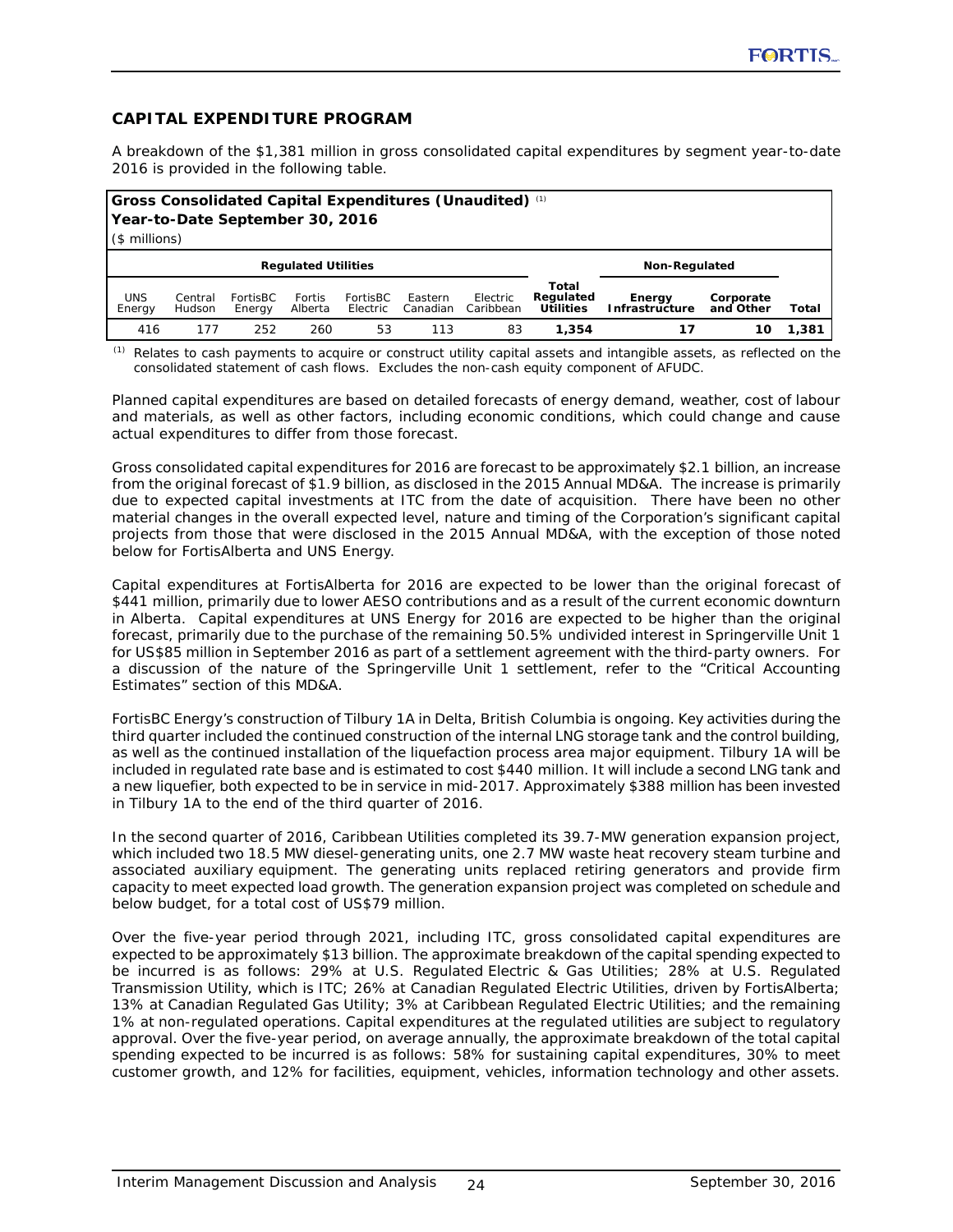## CAPITAL EXPENDITURE PROGRAM

A breakdown of the $1,381 million in gross consolidated capital expenditures by segment year-to-date 2016 is provided in the following table.

**Gross Consolidated Capital Expenditures (Unaudited)** [(1)]
**Year-to-Date September 30, 2016**
($ millions)

| Regulated Utilities | | | | | | | | Non-Regulated | | |
|---|---|---|---|---|---|---|---|---|---|---|
| UNS Energy | Central Hudson | FortisBC Energy | Fortis Alberta | FortisBC Electric | Eastern Canadian | Electric Caribbean | **Total Regulated Utilities** | **Energy Infrastructure** | **Corporate and Other** | **Total** |
| 416 | 177 | 252 | 260 | 53 | 113 | 83 | **1,354** | **17** | **10** | **1,381** |

[(1)] Relates to cash payments to acquire or construct utility capital assets and intangible assets, as reflected on the consolidated statement of cash flows. Excludes the non-cash equity component of AFUDC.

Planned capital expenditures are based on detailed forecasts of energy demand, weather, cost of labour and materials, as well as other factors, including economic conditions, which could change and cause actual expenditures to differ from those forecast.

Gross consolidated capital expenditures for 2016 are forecast to be approximately $2.1 billion, an increase from the original forecast of $1.9 billion, as disclosed in the 2015 Annual MD&A. The increase is primarily due to expected capital investments at ITC from the date of acquisition. There have been no other material changes in the overall expected level, nature and timing of the Corporation's significant capital projects from those that were disclosed in the 2015 Annual MD&A, with the exception of those noted below for FortisAlberta and UNS Energy.

Capital expenditures at FortisAlberta for 2016 are expected to be lower than the original forecast of $441 million, primarily due to lower AESO contributions and as a result of the current economic downturn in Alberta. Capital expenditures at UNS Energy for 2016 are expected to be higher than the original forecast, primarily due to the purchase of the remaining 50.5% undivided interest in Springerville Unit 1 for US$85 million in September 2016 as part of a settlement agreement with the third-party owners. For a discussion of the nature of the Springerville Unit 1 settlement, refer to the "Critical Accounting Estimates" section of this MD&A.

FortisBC Energy's construction of Tilbury 1A in Delta, British Columbia is ongoing. Key activities during the third quarter included the continued construction of the internal LNG storage tank and the control building, as well as the continued installation of the liquefaction process area major equipment. Tilbury 1A will be included in regulated rate base and is estimated to cost $440 million. It will include a second LNG tank and a new liquefier, both expected to be in service in mid-2017. Approximately $388 million has been invested in Tilbury 1A to the end of the third quarter of 2016.

In the second quarter of 2016, Caribbean Utilities completed its 39.7-MW generation expansion project, which included two 18.5 MW diesel-generating units, one 2.7 MW waste heat recovery steam turbine and associated auxiliary equipment. The generating units replaced retiring generators and provide firm capacity to meet expected load growth. The generation expansion project was completed on schedule and below budget, for a total cost of US$79 million.

Over the five-year period through 2021, including ITC, gross consolidated capital expenditures are expected to be approximately $13 billion. The approximate breakdown of the capital spending expected to be incurred is as follows: 29% at U.S. Regulated Electric & Gas Utilities; 28% at U.S. Regulated Transmission Utility, which is ITC; 26% at Canadian Regulated Electric Utilities, driven by FortisAlberta; 13% at Canadian Regulated Gas Utility; 3% at Caribbean Regulated Electric Utilities; and the remaining 1% at non-regulated operations. Capital expenditures at the regulated utilities are subject to regulatory approval. Over the five-year period, on average annually, the approximate breakdown of the total capital spending expected to be incurred is as follows: 58% for sustaining capital expenditures, 30% to meet customer growth, and 12% for facilities, equipment, vehicles, information technology and other assets.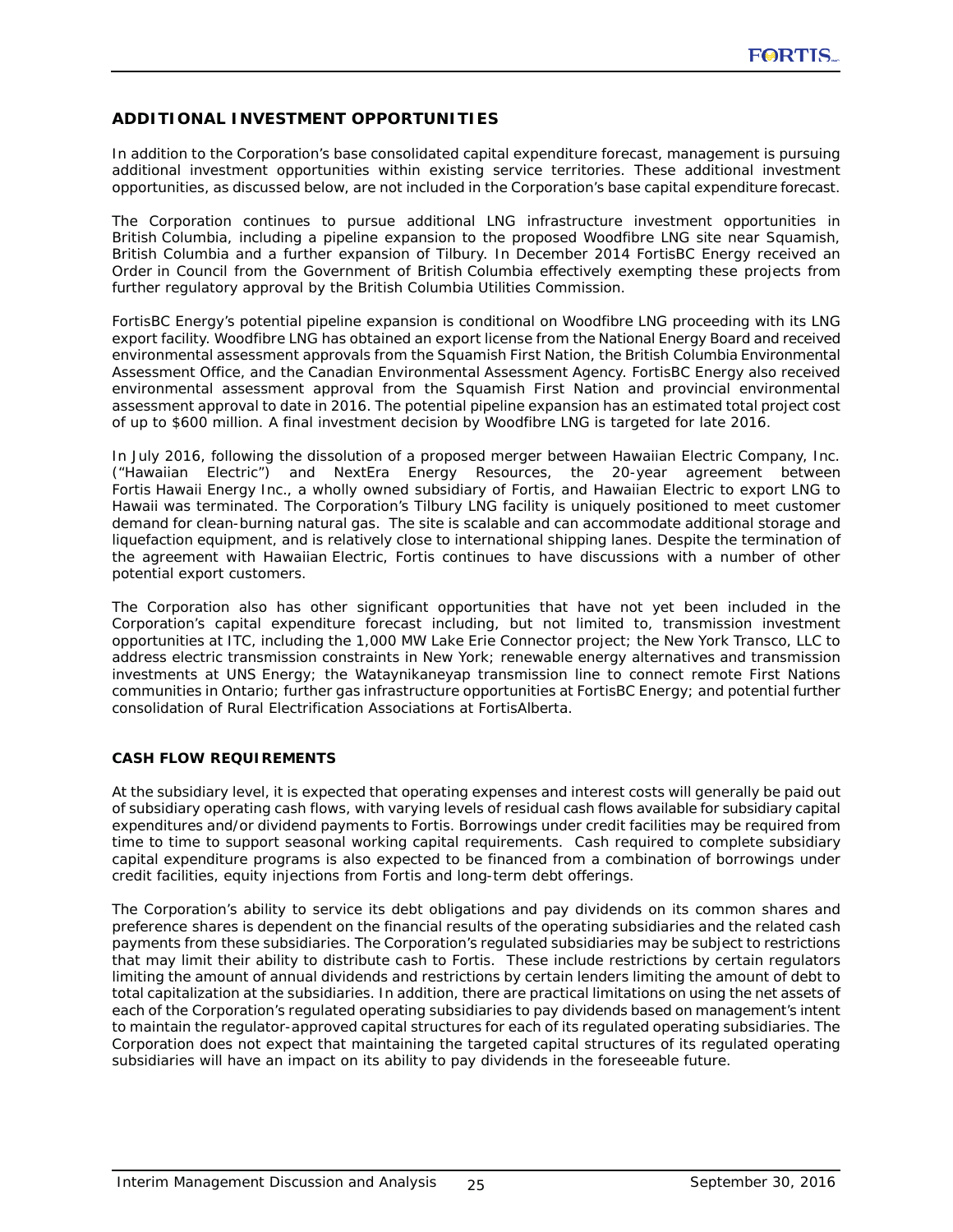## ADDITIONAL INVESTMENT OPPORTUNITIES

In addition to the Corporation's base consolidated capital expenditure forecast, management is pursuing additional investment opportunities within existing service territories. These additional investment opportunities, as discussed below, are not included in the Corporation's base capital expenditure forecast.

The Corporation continues to pursue additional LNG infrastructure investment opportunities in British Columbia, including a pipeline expansion to the proposed Woodfibre LNG site near Squamish, British Columbia and a further expansion of Tilbury. In December 2014 FortisBC Energy received an Order in Council from the Government of British Columbia effectively exempting these projects from further regulatory approval by the British Columbia Utilities Commission.

FortisBC Energy's potential pipeline expansion is conditional on Woodfibre LNG proceeding with its LNG export facility. Woodfibre LNG has obtained an export license from the National Energy Board and received environmental assessment approvals from the Squamish First Nation, the British Columbia Environmental Assessment Office, and the Canadian Environmental Assessment Agency. FortisBC Energy also received environmental assessment approval from the Squamish First Nation and provincial environmental assessment approval to date in 2016. The potential pipeline expansion has an estimated total project cost of up to $600 million. A final investment decision by Woodfibre LNG is targeted for late 2016.

In July 2016, following the dissolution of a proposed merger between Hawaiian Electric Company, Inc. ("Hawaiian Electric") and NextEra Energy Resources, the 20-year agreement between Fortis Hawaii Energy Inc., a wholly owned subsidiary of Fortis, and Hawaiian Electric to export LNG to Hawaii was terminated. The Corporation's Tilbury LNG facility is uniquely positioned to meet customer demand for clean-burning natural gas. The site is scalable and can accommodate additional storage and liquefaction equipment, and is relatively close to international shipping lanes. Despite the termination of the agreement with Hawaiian Electric, Fortis continues to have discussions with a number of other potential export customers.

The Corporation also has other significant opportunities that have not yet been included in the Corporation's capital expenditure forecast including, but not limited to, transmission investment opportunities at ITC, including the 1,000 MW Lake Erie Connector project; the New York Transco, LLC to address electric transmission constraints in New York; renewable energy alternatives and transmission investments at UNS Energy; the Wataynikaneyap transmission line to connect remote First Nations communities in Ontario; further gas infrastructure opportunities at FortisBC Energy; and potential further consolidation of Rural Electrification Associations at FortisAlberta.

### CASH FLOW REQUIREMENTS

At the subsidiary level, it is expected that operating expenses and interest costs will generally be paid out of subsidiary operating cash flows, with varying levels of residual cash flows available for subsidiary capital expenditures and/or dividend payments to Fortis. Borrowings under credit facilities may be required from time to time to support seasonal working capital requirements. Cash required to complete subsidiary capital expenditure programs is also expected to be financed from a combination of borrowings under credit facilities, equity injections from Fortis and long-term debt offerings.

The Corporation's ability to service its debt obligations and pay dividends on its common shares and preference shares is dependent on the financial results of the operating subsidiaries and the related cash payments from these subsidiaries. The Corporation's regulated subsidiaries may be subject to restrictions that may limit their ability to distribute cash to Fortis. These include restrictions by certain regulators limiting the amount of annual dividends and restrictions by certain lenders limiting the amount of debt to total capitalization at the subsidiaries. In addition, there are practical limitations on using the net assets of each of the Corporation's regulated operating subsidiaries to pay dividends based on management's intent to maintain the regulator-approved capital structures for each of its regulated operating subsidiaries. The Corporation does not expect that maintaining the targeted capital structures of its regulated operating subsidiaries will have an impact on its ability to pay dividends in the foreseeable future.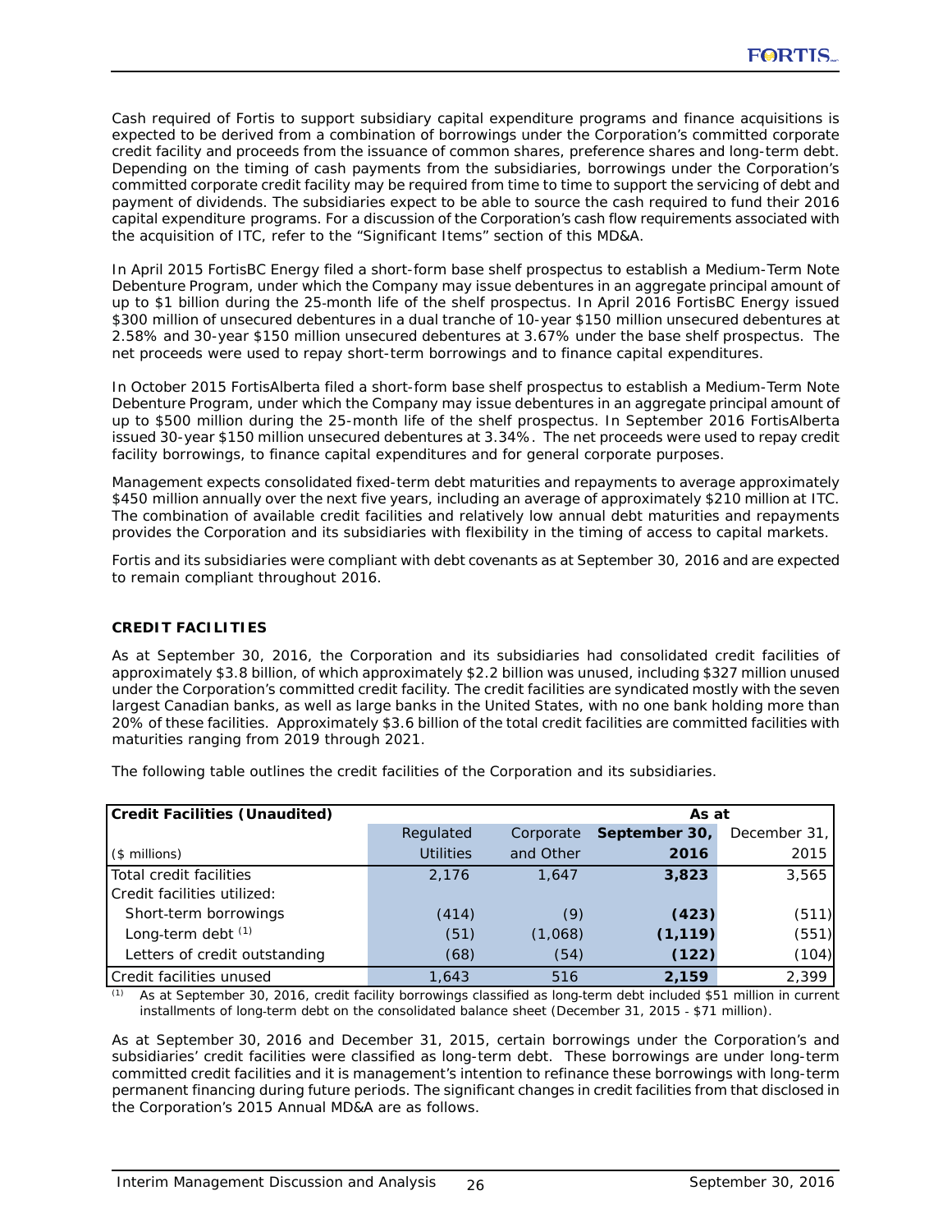Cash required of Fortis to support subsidiary capital expenditure programs and finance acquisitions is expected to be derived from a combination of borrowings under the Corporation's committed corporate credit facility and proceeds from the issuance of common shares, preference shares and long-term debt. Depending on the timing of cash payments from the subsidiaries, borrowings under the Corporation's committed corporate credit facility may be required from time to time to support the servicing of debt and payment of dividends. The subsidiaries expect to be able to source the cash required to fund their 2016 capital expenditure programs. For a discussion of the Corporation's cash flow requirements associated with the acquisition of ITC, refer to the "Significant Items" section of this MD&A.

In April 2015 FortisBC Energy filed a short-form base shelf prospectus to establish a Medium-Term Note Debenture Program, under which the Company may issue debentures in an aggregate principal amount of up to $1 billion during the 25-month life of the shelf prospectus. In April 2016 FortisBC Energy issued $300 million of unsecured debentures in a dual tranche of 10-year $150 million unsecured debentures at 2.58% and 30-year $150 million unsecured debentures at 3.67% under the base shelf prospectus. The net proceeds were used to repay short-term borrowings and to finance capital expenditures.

In October 2015 FortisAlberta filed a short-form base shelf prospectus to establish a Medium-Term Note Debenture Program, under which the Company may issue debentures in an aggregate principal amount of up to $500 million during the 25-month life of the shelf prospectus. In September 2016 FortisAlberta issued 30-year $150 million unsecured debentures at 3.34%. The net proceeds were used to repay credit facility borrowings, to finance capital expenditures and for general corporate purposes.

Management expects consolidated fixed-term debt maturities and repayments to average approximately $450 million annually over the next five years, including an average of approximately $210 million at ITC. The combination of available credit facilities and relatively low annual debt maturities and repayments provides the Corporation and its subsidiaries with flexibility in the timing of access to capital markets.

Fortis and its subsidiaries were compliant with debt covenants as at September 30, 2016 and are expected to remain compliant throughout 2016.

## CREDIT FACILITIES

As at September 30, 2016, the Corporation and its subsidiaries had consolidated credit facilities of approximately $3.8 billion, of which approximately $2.2 billion was unused, including $327 million unused under the Corporation's committed credit facility. The credit facilities are syndicated mostly with the seven largest Canadian banks, as well as large banks in the United States, with no one bank holding more than 20% of these facilities. Approximately $3.6 billion of the total credit facilities are committed facilities with maturities ranging from 2019 through 2021.

The following table outlines the credit facilities of the Corporation and its subsidiaries.

| **Credit Facilities (Unaudited)** | | | **As at** | |
|---|---|---|---|---|
| | Regulated | Corporate | **September 30,** | December 31, |
| ($ millions) | Utilities | and Other | **2016** | 2015 |
| Total credit facilities | 2,176 | 1,647 | **3,823** | 3,565 |
| Credit facilities utilized: | | | | |
| Short-term borrowings | (414) | (9) | **(423)** | (511) |
| Long-term debt [(1)] | (51) | (1,068) | **(1,119)** | (551) |
| Letters of credit outstanding | (68) | (54) | **(122)** | (104) |
| Credit facilities unused | 1,643 | 516 | **2,159** | 2,399 |

(1) As at September 30, 2016, credit facility borrowings classified as long-term debt included $51 million in current installments of long-term debt on the consolidated balance sheet (December 31, 2015 - $71 million).

As at September 30, 2016 and December 31, 2015, certain borrowings under the Corporation's and subsidiaries' credit facilities were classified as long-term debt. These borrowings are under long-term committed credit facilities and it is management's intention to refinance these borrowings with long-term permanent financing during future periods. The significant changes in credit facilities from that disclosed in the Corporation's 2015 Annual MD&A are as follows.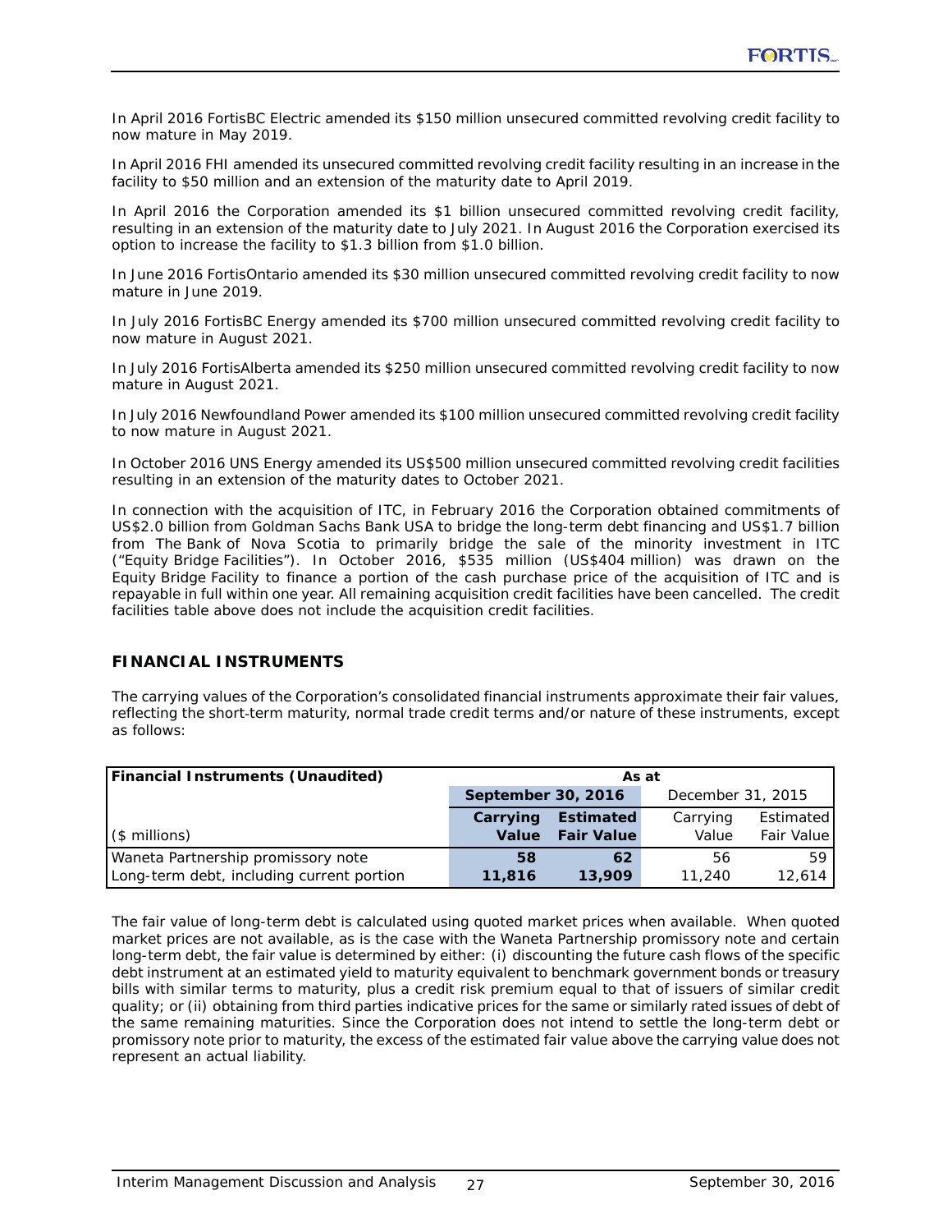In April 2016 FortisBC Electric amended its $150 million unsecured committed revolving credit facility to now mature in May 2019.

In April 2016 FHI amended its unsecured committed revolving credit facility resulting in an increase in the facility to $50 million and an extension of the maturity date to April 2019.

In April 2016 the Corporation amended its $1 billion unsecured committed revolving credit facility, resulting in an extension of the maturity date to July 2021. In August 2016 the Corporation exercised its option to increase the facility to $1.3 billion from $1.0 billion.

In June 2016 FortisOntario amended its $30 million unsecured committed revolving credit facility to now mature in June 2019.

In July 2016 FortisBC Energy amended its $700 million unsecured committed revolving credit facility to now mature in August 2021.

In July 2016 FortisAlberta amended its $250 million unsecured committed revolving credit facility to now mature in August 2021.

In July 2016 Newfoundland Power amended its $100 million unsecured committed revolving credit facility to now mature in August 2021.

In October 2016 UNS Energy amended its US$500 million unsecured committed revolving credit facilities resulting in an extension of the maturity dates to October 2021.

In connection with the acquisition of ITC, in February 2016 the Corporation obtained commitments of US$2.0 billion from Goldman Sachs Bank USA to bridge the long-term debt financing and US$1.7 billion from The Bank of Nova Scotia to primarily bridge the sale of the minority investment in ITC ("Equity Bridge Facilities"). In October 2016, $535 million (US$404 million) was drawn on the Equity Bridge Facility to finance a portion of the cash purchase price of the acquisition of ITC and is repayable in full within one year. All remaining acquisition credit facilities have been cancelled. The credit facilities table above does not include the acquisition credit facilities.

## FINANCIAL INSTRUMENTS

The carrying values of the Corporation's consolidated financial instruments approximate their fair values, reflecting the short-term maturity, normal trade credit terms and/or nature of these instruments, except as follows:

| **Financial Instruments (Unaudited)** | **As at** | | | |
|---|---|---|---|---|
| | **September 30, 2016** | | December 31, 2015 | |
| ($ millions) | **Carrying Value** | **Estimated Fair Value** | Carrying Value | Estimated Fair Value |
| Waneta Partnership promissory note | **58** | **62** | 56 | 59 |
| Long-term debt, including current portion | **11,816** | **13,909** | 11,240 | 12,614 |

The fair value of long-term debt is calculated using quoted market prices when available. When quoted market prices are not available, as is the case with the Waneta Partnership promissory note and certain long-term debt, the fair value is determined by either: (i) discounting the future cash flows of the specific debt instrument at an estimated yield to maturity equivalent to benchmark government bonds or treasury bills with similar terms to maturity, plus a credit risk premium equal to that of issuers of similar credit quality; or (ii) obtaining from third parties indicative prices for the same or similarly rated issues of debt of the same remaining maturities. Since the Corporation does not intend to settle the long-term debt or promissory note prior to maturity, the excess of the estimated fair value above the carrying value does not represent an actual liability.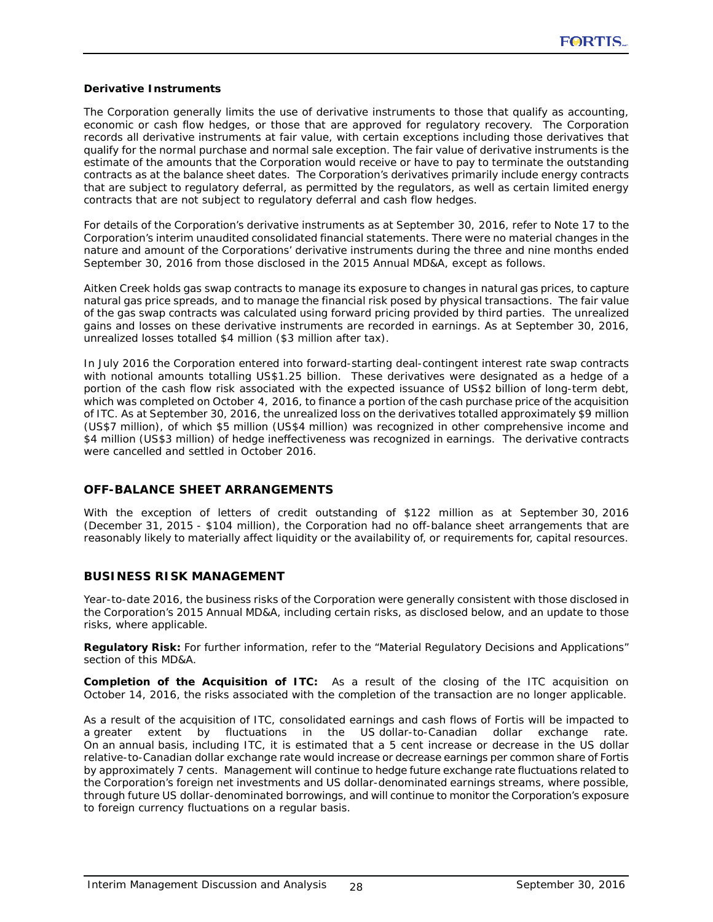**Derivative Instruments**

The Corporation generally limits the use of derivative instruments to those that qualify as accounting, economic or cash flow hedges, or those that are approved for regulatory recovery. The Corporation records all derivative instruments at fair value, with certain exceptions including those derivatives that qualify for the normal purchase and normal sale exception. The fair value of derivative instruments is the estimate of the amounts that the Corporation would receive or have to pay to terminate the outstanding contracts as at the balance sheet dates. The Corporation's derivatives primarily include energy contracts that are subject to regulatory deferral, as permitted by the regulators, as well as certain limited energy contracts that are not subject to regulatory deferral and cash flow hedges.

For details of the Corporation's derivative instruments as at September 30, 2016, refer to Note 17 to the Corporation's interim unaudited consolidated financial statements. There were no material changes in the nature and amount of the Corporations' derivative instruments during the three and nine months ended September 30, 2016 from those disclosed in the 2015 Annual MD&A, except as follows.

Aitken Creek holds gas swap contracts to manage its exposure to changes in natural gas prices, to capture natural gas price spreads, and to manage the financial risk posed by physical transactions. The fair value of the gas swap contracts was calculated using forward pricing provided by third parties. The unrealized gains and losses on these derivative instruments are recorded in earnings. As at September 30, 2016, unrealized losses totalled $4 million ($3 million after tax).

In July 2016 the Corporation entered into forward-starting deal-contingent interest rate swap contracts with notional amounts totalling US$1.25 billion. These derivatives were designated as a hedge of a portion of the cash flow risk associated with the expected issuance of US$2 billion of long-term debt, which was completed on October 4, 2016, to finance a portion of the cash purchase price of the acquisition of ITC. As at September 30, 2016, the unrealized loss on the derivatives totalled approximately $9 million (US$7 million), of which $5 million (US$4 million) was recognized in other comprehensive income and $4 million (US$3 million) of hedge ineffectiveness was recognized in earnings. The derivative contracts were cancelled and settled in October 2016.

## OFF-BALANCE SHEET ARRANGEMENTS

With the exception of letters of credit outstanding of $122 million as at September 30, 2016 (December 31, 2015 - $104 million), the Corporation had no off-balance sheet arrangements that are reasonably likely to materially affect liquidity or the availability of, or requirements for, capital resources.

## BUSINESS RISK MANAGEMENT

Year-to-date 2016, the business risks of the Corporation were generally consistent with those disclosed in the Corporation's 2015 Annual MD&A, including certain risks, as disclosed below, and an update to those risks, where applicable.

**Regulatory Risk:** For further information, refer to the "Material Regulatory Decisions and Applications" section of this MD&A.

**Completion of the Acquisition of ITC:** As a result of the closing of the ITC acquisition on October 14, 2016, the risks associated with the completion of the transaction are no longer applicable.

As a result of the acquisition of ITC, consolidated earnings and cash flows of Fortis will be impacted to a greater extent by fluctuations in the US dollar-to-Canadian dollar exchange rate. On an annual basis, including ITC, it is estimated that a 5 cent increase or decrease in the US dollar relative-to-Canadian dollar exchange rate would increase or decrease earnings per common share of Fortis by approximately 7 cents. Management will continue to hedge future exchange rate fluctuations related to the Corporation's foreign net investments and US dollar-denominated earnings streams, where possible, through future US dollar-denominated borrowings, and will continue to monitor the Corporation's exposure to foreign currency fluctuations on a regular basis.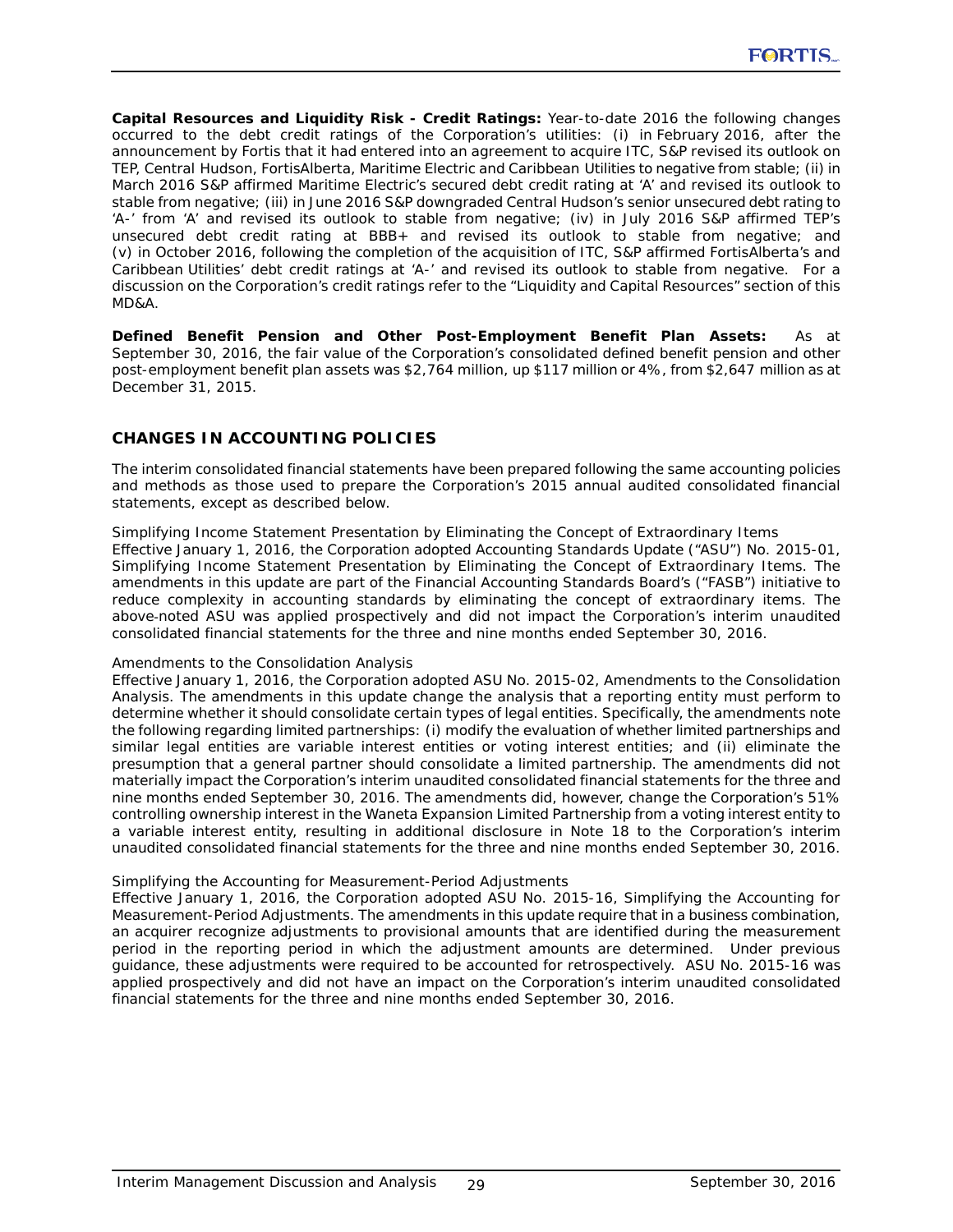**Capital Resources and Liquidity Risk - Credit Ratings:** Year-to-date 2016 the following changes occurred to the debt credit ratings of the Corporation's utilities: (i) in February 2016, after the announcement by Fortis that it had entered into an agreement to acquire ITC, S&P revised its outlook on TEP, Central Hudson, FortisAlberta, Maritime Electric and Caribbean Utilities to negative from stable; (ii) in March 2016 S&P affirmed Maritime Electric's secured debt credit rating at 'A' and revised its outlook to stable from negative; (iii) in June 2016 S&P downgraded Central Hudson's senior unsecured debt rating to 'A-' from 'A' and revised its outlook to stable from negative; (iv) in July 2016 S&P affirmed TEP's unsecured debt credit rating at BBB+ and revised its outlook to stable from negative; and (v) in October 2016, following the completion of the acquisition of ITC, S&P affirmed FortisAlberta's and Caribbean Utilities' debt credit ratings at 'A-' and revised its outlook to stable from negative. For a discussion on the Corporation's credit ratings refer to the "Liquidity and Capital Resources" section of this MD&A.

**Defined Benefit Pension and Other Post-Employment Benefit Plan Assets:** As at September 30, 2016, the fair value of the Corporation's consolidated defined benefit pension and other post-employment benefit plan assets was $2,764 million, up $117 million or 4%, from $2,647 million as at December 31, 2015.

## CHANGES IN ACCOUNTING POLICIES

The interim consolidated financial statements have been prepared following the same accounting policies and methods as those used to prepare the Corporation's 2015 annual audited consolidated financial statements, except as described below.

*Simplifying Income Statement Presentation by Eliminating the Concept of Extraordinary Items*
Effective January 1, 2016, the Corporation adopted Accounting Standards Update ("ASU") No. 2015-01, *Simplifying Income Statement Presentation by Eliminating the Concept of Extraordinary Items*. The amendments in this update are part of the Financial Accounting Standards Board's ("FASB") initiative to reduce complexity in accounting standards by eliminating the concept of extraordinary items. The above-noted ASU was applied prospectively and did not impact the Corporation's interim unaudited consolidated financial statements for the three and nine months ended September 30, 2016.

*Amendments to the Consolidation Analysis*
Effective January 1, 2016, the Corporation adopted ASU No. 2015-02, *Amendments to the Consolidation Analysis*. The amendments in this update change the analysis that a reporting entity must perform to determine whether it should consolidate certain types of legal entities. Specifically, the amendments note the following regarding limited partnerships: (i) modify the evaluation of whether limited partnerships and similar legal entities are variable interest entities or voting interest entities; and (ii) eliminate the presumption that a general partner should consolidate a limited partnership. The amendments did not materially impact the Corporation's interim unaudited consolidated financial statements for the three and nine months ended September 30, 2016. The amendments did, however, change the Corporation's 51% controlling ownership interest in the Waneta Expansion Limited Partnership from a voting interest entity to a variable interest entity, resulting in additional disclosure in Note 18 to the Corporation's interim unaudited consolidated financial statements for the three and nine months ended September 30, 2016.

*Simplifying the Accounting for Measurement-Period Adjustments*
Effective January 1, 2016, the Corporation adopted ASU No. 2015-16, *Simplifying the Accounting for Measurement-Period Adjustments*. The amendments in this update require that in a business combination, an acquirer recognize adjustments to provisional amounts that are identified during the measurement period in the reporting period in which the adjustment amounts are determined. Under previous guidance, these adjustments were required to be accounted for retrospectively. ASU No. 2015-16 was applied prospectively and did not have an impact on the Corporation's interim unaudited consolidated financial statements for the three and nine months ended September 30, 2016.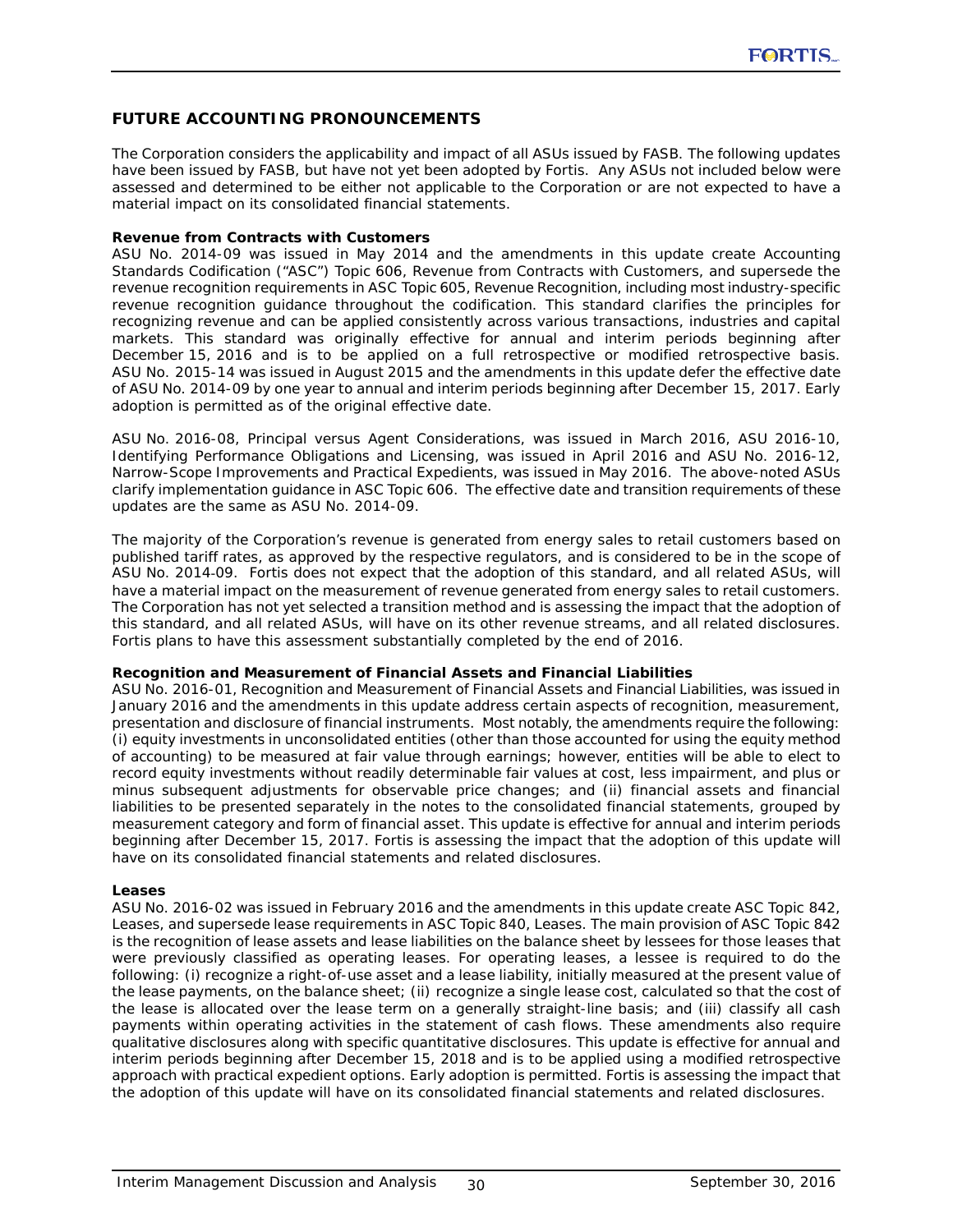## FUTURE ACCOUNTING PRONOUNCEMENTS

The Corporation considers the applicability and impact of all ASUs issued by FASB. The following updates have been issued by FASB, but have not yet been adopted by Fortis. Any ASUs not included below were assessed and determined to be either not applicable to the Corporation or are not expected to have a material impact on its consolidated financial statements.

**Revenue from Contracts with Customers**

ASU No. 2014-09 was issued in May 2014 and the amendments in this update create Accounting Standards Codification ("ASC") Topic 606, Revenue from Contracts with Customers, and supersede the revenue recognition requirements in ASC Topic 605, Revenue Recognition, including most industry-specific revenue recognition guidance throughout the codification. This standard clarifies the principles for recognizing revenue and can be applied consistently across various transactions, industries and capital markets. This standard was originally effective for annual and interim periods beginning after December 15, 2016 and is to be applied on a full retrospective or modified retrospective basis. ASU No. 2015-14 was issued in August 2015 and the amendments in this update defer the effective date of ASU No. 2014-09 by one year to annual and interim periods beginning after December 15, 2017. Early adoption is permitted as of the original effective date.

ASU No. 2016-08, Principal versus Agent Considerations, was issued in March 2016, ASU 2016-10, Identifying Performance Obligations and Licensing, was issued in April 2016 and ASU No. 2016-12, Narrow-Scope Improvements and Practical Expedients, was issued in May 2016. The above-noted ASUs clarify implementation guidance in ASC Topic 606. The effective date and transition requirements of these updates are the same as ASU No. 2014-09.

The majority of the Corporation's revenue is generated from energy sales to retail customers based on published tariff rates, as approved by the respective regulators, and is considered to be in the scope of ASU No. 2014-09. Fortis does not expect that the adoption of this standard, and all related ASUs, will have a material impact on the measurement of revenue generated from energy sales to retail customers. The Corporation has not yet selected a transition method and is assessing the impact that the adoption of this standard, and all related ASUs, will have on its other revenue streams, and all related disclosures. Fortis plans to have this assessment substantially completed by the end of 2016.

**Recognition and Measurement of Financial Assets and Financial Liabilities**

ASU No. 2016-01, Recognition and Measurement of Financial Assets and Financial Liabilities, was issued in January 2016 and the amendments in this update address certain aspects of recognition, measurement, presentation and disclosure of financial instruments. Most notably, the amendments require the following: (i) equity investments in unconsolidated entities (other than those accounted for using the equity method of accounting) to be measured at fair value through earnings; however, entities will be able to elect to record equity investments without readily determinable fair values at cost, less impairment, and plus or minus subsequent adjustments for observable price changes; and (ii) financial assets and financial liabilities to be presented separately in the notes to the consolidated financial statements, grouped by measurement category and form of financial asset. This update is effective for annual and interim periods beginning after December 15, 2017. Fortis is assessing the impact that the adoption of this update will have on its consolidated financial statements and related disclosures.

**Leases**

ASU No. 2016-02 was issued in February 2016 and the amendments in this update create ASC Topic 842, Leases, and supersede lease requirements in ASC Topic 840, Leases. The main provision of ASC Topic 842 is the recognition of lease assets and lease liabilities on the balance sheet by lessees for those leases that were previously classified as operating leases. For operating leases, a lessee is required to do the following: (i) recognize a right-of-use asset and a lease liability, initially measured at the present value of the lease payments, on the balance sheet; (ii) recognize a single lease cost, calculated so that the cost of the lease is allocated over the lease term on a generally straight-line basis; and (iii) classify all cash payments within operating activities in the statement of cash flows. These amendments also require qualitative disclosures along with specific quantitative disclosures. This update is effective for annual and interim periods beginning after December 15, 2018 and is to be applied using a modified retrospective approach with practical expedient options. Early adoption is permitted. Fortis is assessing the impact that the adoption of this update will have on its consolidated financial statements and related disclosures.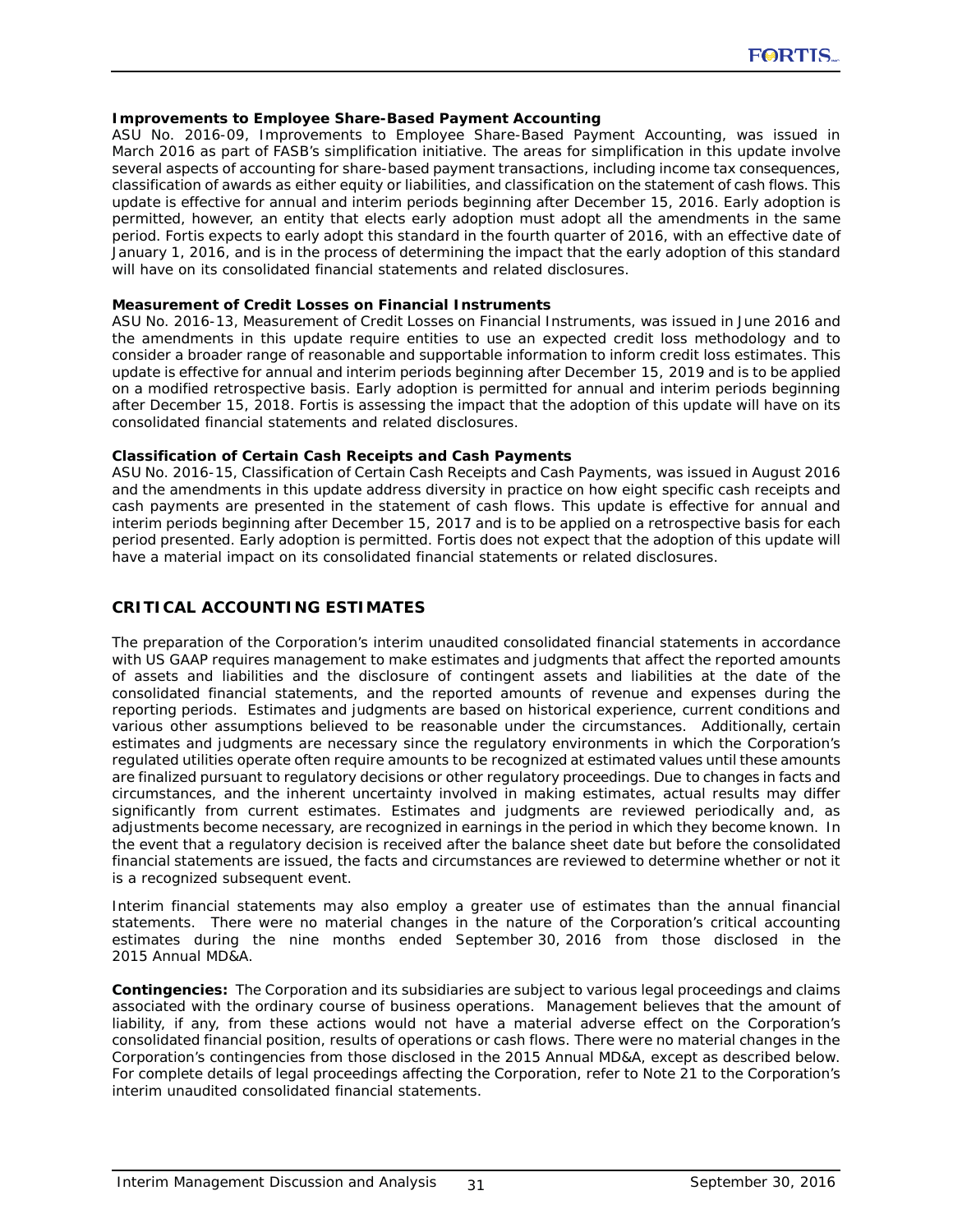**Improvements to Employee Share-Based Payment Accounting**

ASU No. 2016-09, Improvements to Employee Share-Based Payment Accounting, was issued in March 2016 as part of FASB's simplification initiative. The areas for simplification in this update involve several aspects of accounting for share-based payment transactions, including income tax consequences, classification of awards as either equity or liabilities, and classification on the statement of cash flows. This update is effective for annual and interim periods beginning after December 15, 2016. Early adoption is permitted, however, an entity that elects early adoption must adopt all the amendments in the same period. Fortis expects to early adopt this standard in the fourth quarter of 2016, with an effective date of January 1, 2016, and is in the process of determining the impact that the early adoption of this standard will have on its consolidated financial statements and related disclosures.

**Measurement of Credit Losses on Financial Instruments**

ASU No. 2016-13, Measurement of Credit Losses on Financial Instruments, was issued in June 2016 and the amendments in this update require entities to use an expected credit loss methodology and to consider a broader range of reasonable and supportable information to inform credit loss estimates. This update is effective for annual and interim periods beginning after December 15, 2019 and is to be applied on a modified retrospective basis. Early adoption is permitted for annual and interim periods beginning after December 15, 2018. Fortis is assessing the impact that the adoption of this update will have on its consolidated financial statements and related disclosures.

**Classification of Certain Cash Receipts and Cash Payments**

ASU No. 2016-15, Classification of Certain Cash Receipts and Cash Payments, was issued in August 2016 and the amendments in this update address diversity in practice on how eight specific cash receipts and cash payments are presented in the statement of cash flows. This update is effective for annual and interim periods beginning after December 15, 2017 and is to be applied on a retrospective basis for each period presented. Early adoption is permitted. Fortis does not expect that the adoption of this update will have a material impact on its consolidated financial statements or related disclosures.

## CRITICAL ACCOUNTING ESTIMATES

The preparation of the Corporation's interim unaudited consolidated financial statements in accordance with US GAAP requires management to make estimates and judgments that affect the reported amounts of assets and liabilities and the disclosure of contingent assets and liabilities at the date of the consolidated financial statements, and the reported amounts of revenue and expenses during the reporting periods. Estimates and judgments are based on historical experience, current conditions and various other assumptions believed to be reasonable under the circumstances. Additionally, certain estimates and judgments are necessary since the regulatory environments in which the Corporation's regulated utilities operate often require amounts to be recognized at estimated values until these amounts are finalized pursuant to regulatory decisions or other regulatory proceedings. Due to changes in facts and circumstances, and the inherent uncertainty involved in making estimates, actual results may differ significantly from current estimates. Estimates and judgments are reviewed periodically and, as adjustments become necessary, are recognized in earnings in the period in which they become known. In the event that a regulatory decision is received after the balance sheet date but before the consolidated financial statements are issued, the facts and circumstances are reviewed to determine whether or not it is a recognized subsequent event.

Interim financial statements may also employ a greater use of estimates than the annual financial statements. There were no material changes in the nature of the Corporation's critical accounting estimates during the nine months ended September 30, 2016 from those disclosed in the 2015 Annual MD&A.

**Contingencies:** The Corporation and its subsidiaries are subject to various legal proceedings and claims associated with the ordinary course of business operations. Management believes that the amount of liability, if any, from these actions would not have a material adverse effect on the Corporation's consolidated financial position, results of operations or cash flows. There were no material changes in the Corporation's contingencies from those disclosed in the 2015 Annual MD&A, except as described below. For complete details of legal proceedings affecting the Corporation, refer to Note 21 to the Corporation's interim unaudited consolidated financial statements.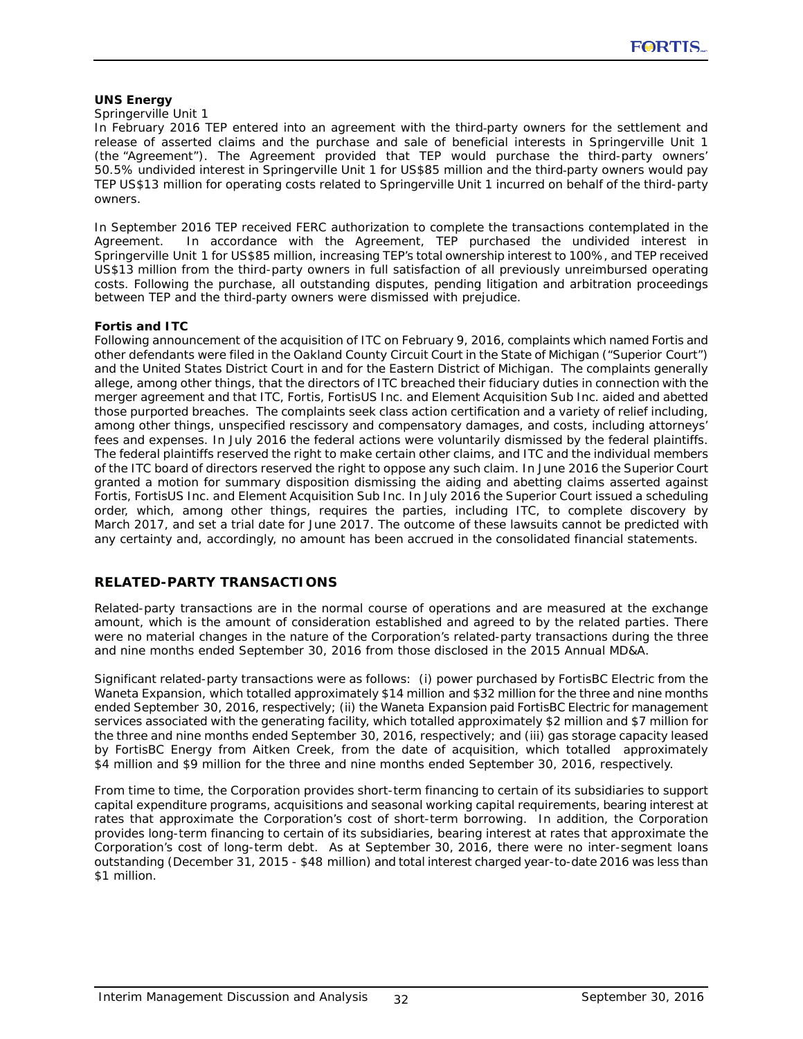**UNS Energy**

*Springerville Unit 1*

In February 2016 TEP entered into an agreement with the third-party owners for the settlement and release of asserted claims and the purchase and sale of beneficial interests in Springerville Unit 1 (the "Agreement"). The Agreement provided that TEP would purchase the third-party owners' 50.5% undivided interest in Springerville Unit 1 for US$85 million and the third-party owners would pay TEP US$13 million for operating costs related to Springerville Unit 1 incurred on behalf of the third-party owners.

In September 2016 TEP received FERC authorization to complete the transactions contemplated in the Agreement. In accordance with the Agreement, TEP purchased the undivided interest in Springerville Unit 1 for US$85 million, increasing TEP's total ownership interest to 100%, and TEP received US$13 million from the third-party owners in full satisfaction of all previously unreimbursed operating costs. Following the purchase, all outstanding disputes, pending litigation and arbitration proceedings between TEP and the third-party owners were dismissed with prejudice.

**Fortis and ITC**

Following announcement of the acquisition of ITC on February 9, 2016, complaints which named Fortis and other defendants were filed in the Oakland County Circuit Court in the State of Michigan ("Superior Court") and the United States District Court in and for the Eastern District of Michigan. The complaints generally allege, among other things, that the directors of ITC breached their fiduciary duties in connection with the merger agreement and that ITC, Fortis, FortisUS Inc. and Element Acquisition Sub Inc. aided and abetted those purported breaches. The complaints seek class action certification and a variety of relief including, among other things, unspecified rescissory and compensatory damages, and costs, including attorneys' fees and expenses. In July 2016 the federal actions were voluntarily dismissed by the federal plaintiffs. The federal plaintiffs reserved the right to make certain other claims, and ITC and the individual members of the ITC board of directors reserved the right to oppose any such claim. In June 2016 the Superior Court granted a motion for summary disposition dismissing the aiding and abetting claims asserted against Fortis, FortisUS Inc. and Element Acquisition Sub Inc. In July 2016 the Superior Court issued a scheduling order, which, among other things, requires the parties, including ITC, to complete discovery by March 2017, and set a trial date for June 2017. The outcome of these lawsuits cannot be predicted with any certainty and, accordingly, no amount has been accrued in the consolidated financial statements.

## RELATED-PARTY TRANSACTIONS

Related-party transactions are in the normal course of operations and are measured at the exchange amount, which is the amount of consideration established and agreed to by the related parties. There were no material changes in the nature of the Corporation's related-party transactions during the three and nine months ended September 30, 2016 from those disclosed in the 2015 Annual MD&A.

Significant related-party transactions were as follows: (i) power purchased by FortisBC Electric from the Waneta Expansion, which totalled approximately $14 million and $32 million for the three and nine months ended September 30, 2016, respectively; (ii) the Waneta Expansion paid FortisBC Electric for management services associated with the generating facility, which totalled approximately $2 million and $7 million for the three and nine months ended September 30, 2016, respectively; and (iii) gas storage capacity leased by FortisBC Energy from Aitken Creek, from the date of acquisition, which totalled approximately $4 million and $9 million for the three and nine months ended September 30, 2016, respectively.

From time to time, the Corporation provides short-term financing to certain of its subsidiaries to support capital expenditure programs, acquisitions and seasonal working capital requirements, bearing interest at rates that approximate the Corporation's cost of short-term borrowing. In addition, the Corporation provides long-term financing to certain of its subsidiaries, bearing interest at rates that approximate the Corporation's cost of long-term debt. As at September 30, 2016, there were no inter-segment loans outstanding (December 31, 2015 - $48 million) and total interest charged year-to-date 2016 was less than $1 million.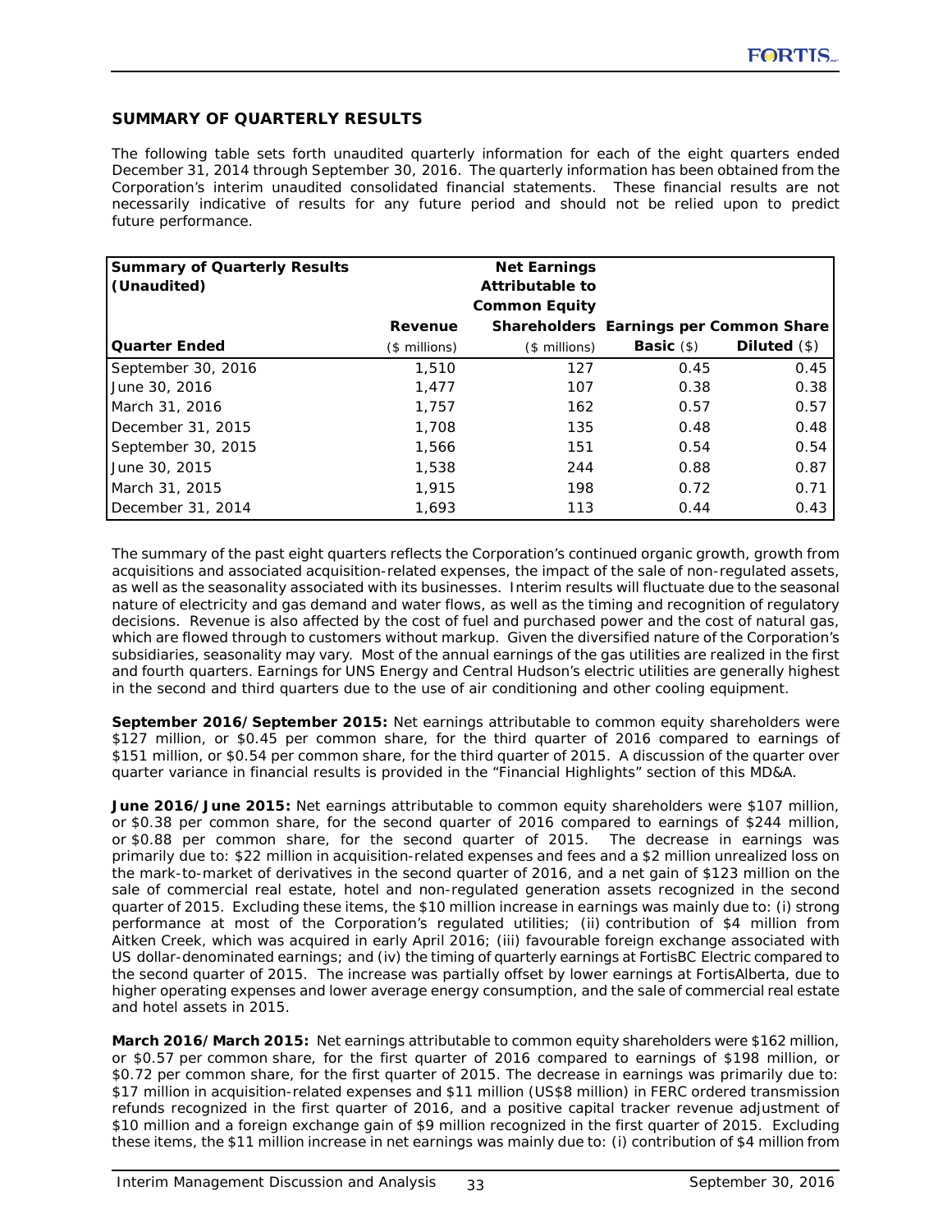## SUMMARY OF QUARTERLY RESULTS

The following table sets forth unaudited quarterly information for each of the eight quarters ended December 31, 2014 through September 30, 2016. The quarterly information has been obtained from the Corporation's interim unaudited consolidated financial statements. These financial results are not necessarily indicative of results for any future period and should not be relied upon to predict future performance.

| **Summary of Quarterly Results (Unaudited)** | **Revenue** | **Net Earnings Attributable to Common Equity Shareholders** | **Earnings per Common Share** | |
|---|---|---|---|---|
| **Quarter Ended** | ($ millions) | ($ millions) | **Basic** ($) | **Diluted** ($) |
| September 30, 2016 | 1,510 | 127 | 0.45 | 0.45 |
| June 30, 2016 | 1,477 | 107 | 0.38 | 0.38 |
| March 31, 2016 | 1,757 | 162 | 0.57 | 0.57 |
| December 31, 2015 | 1,708 | 135 | 0.48 | 0.48 |
| September 30, 2015 | 1,566 | 151 | 0.54 | 0.54 |
| June 30, 2015 | 1,538 | 244 | 0.88 | 0.87 |
| March 31, 2015 | 1,915 | 198 | 0.72 | 0.71 |
| December 31, 2014 | 1,693 | 113 | 0.44 | 0.43 |

The summary of the past eight quarters reflects the Corporation's continued organic growth, growth from acquisitions and associated acquisition-related expenses, the impact of the sale of non-regulated assets, as well as the seasonality associated with its businesses. Interim results will fluctuate due to the seasonal nature of electricity and gas demand and water flows, as well as the timing and recognition of regulatory decisions. Revenue is also affected by the cost of fuel and purchased power and the cost of natural gas, which are flowed through to customers without markup. Given the diversified nature of the Corporation's subsidiaries, seasonality may vary. Most of the annual earnings of the gas utilities are realized in the first and fourth quarters. Earnings for UNS Energy and Central Hudson's electric utilities are generally highest in the second and third quarters due to the use of air conditioning and other cooling equipment.

**September 2016/September 2015:** Net earnings attributable to common equity shareholders were \$127 million, or \$0.45 per common share, for the third quarter of 2016 compared to earnings of \$151 million, or \$0.54 per common share, for the third quarter of 2015. A discussion of the quarter over quarter variance in financial results is provided in the "Financial Highlights" section of this MD&A.

**June 2016/June 2015:** Net earnings attributable to common equity shareholders were \$107 million, or \$0.38 per common share, for the second quarter of 2016 compared to earnings of \$244 million, or \$0.88 per common share, for the second quarter of 2015. The decrease in earnings was primarily due to: \$22 million in acquisition-related expenses and fees and a \$2 million unrealized loss on the mark-to-market of derivatives in the second quarter of 2016, and a net gain of \$123 million on the sale of commercial real estate, hotel and non-regulated generation assets recognized in the second quarter of 2015. Excluding these items, the \$10 million increase in earnings was mainly due to: (i) strong performance at most of the Corporation's regulated utilities; (ii) contribution of \$4 million from Aitken Creek, which was acquired in early April 2016; (iii) favourable foreign exchange associated with US dollar-denominated earnings; and (iv) the timing of quarterly earnings at FortisBC Electric compared to the second quarter of 2015. The increase was partially offset by lower earnings at FortisAlberta, due to higher operating expenses and lower average energy consumption, and the sale of commercial real estate and hotel assets in 2015.

**March 2016/March 2015:** Net earnings attributable to common equity shareholders were \$162 million, or \$0.57 per common share, for the first quarter of 2016 compared to earnings of \$198 million, or \$0.72 per common share, for the first quarter of 2015. The decrease in earnings was primarily due to: \$17 million in acquisition-related expenses and \$11 million (US\$8 million) in FERC ordered transmission refunds recognized in the first quarter of 2016, and a positive capital tracker revenue adjustment of \$10 million and a foreign exchange gain of \$9 million recognized in the first quarter of 2015. Excluding these items, the \$11 million increase in net earnings was mainly due to: (i) contribution of \$4 million from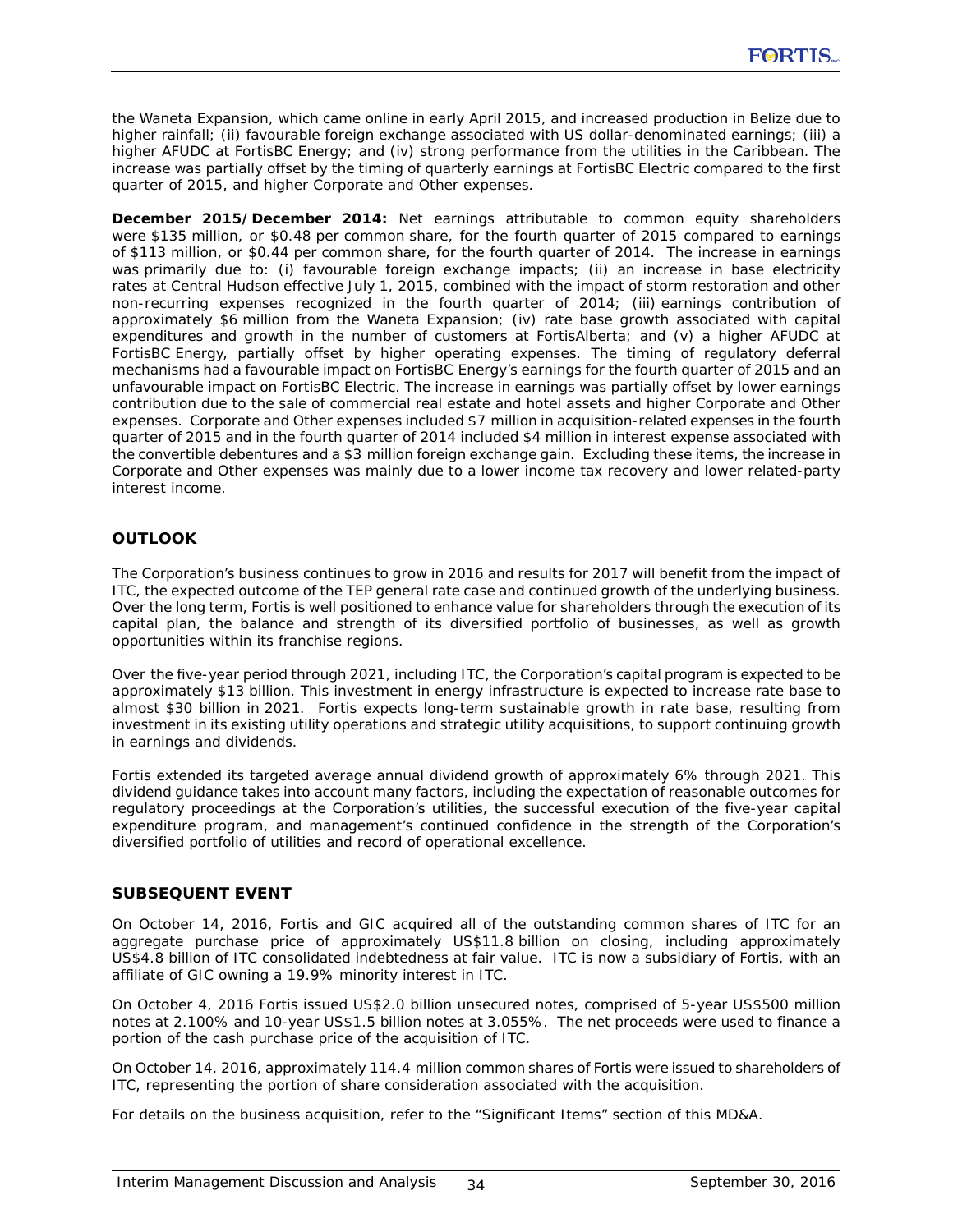the Waneta Expansion, which came online in early April 2015, and increased production in Belize due to higher rainfall; (ii) favourable foreign exchange associated with US dollar-denominated earnings; (iii) a higher AFUDC at FortisBC Energy; and (iv) strong performance from the utilities in the Caribbean. The increase was partially offset by the timing of quarterly earnings at FortisBC Electric compared to the first quarter of 2015, and higher Corporate and Other expenses.

**December 2015/December 2014:** Net earnings attributable to common equity shareholders were $135 million, or $0.48 per common share, for the fourth quarter of 2015 compared to earnings of $113 million, or $0.44 per common share, for the fourth quarter of 2014. The increase in earnings was primarily due to: (i) favourable foreign exchange impacts; (ii) an increase in base electricity rates at Central Hudson effective July 1, 2015, combined with the impact of storm restoration and other non-recurring expenses recognized in the fourth quarter of 2014; (iii) earnings contribution of approximately $6 million from the Waneta Expansion; (iv) rate base growth associated with capital expenditures and growth in the number of customers at FortisAlberta; and (v) a higher AFUDC at FortisBC Energy, partially offset by higher operating expenses. The timing of regulatory deferral mechanisms had a favourable impact on FortisBC Energy's earnings for the fourth quarter of 2015 and an unfavourable impact on FortisBC Electric. The increase in earnings was partially offset by lower earnings contribution due to the sale of commercial real estate and hotel assets and higher Corporate and Other expenses. Corporate and Other expenses included $7 million in acquisition-related expenses in the fourth quarter of 2015 and in the fourth quarter of 2014 included $4 million in interest expense associated with the convertible debentures and a $3 million foreign exchange gain. Excluding these items, the increase in Corporate and Other expenses was mainly due to a lower income tax recovery and lower related-party interest income.

## OUTLOOK

The Corporation's business continues to grow in 2016 and results for 2017 will benefit from the impact of ITC, the expected outcome of the TEP general rate case and continued growth of the underlying business. Over the long term, Fortis is well positioned to enhance value for shareholders through the execution of its capital plan, the balance and strength of its diversified portfolio of businesses, as well as growth opportunities within its franchise regions.

Over the five-year period through 2021, including ITC, the Corporation's capital program is expected to be approximately $13 billion. This investment in energy infrastructure is expected to increase rate base to almost $30 billion in 2021. Fortis expects long-term sustainable growth in rate base, resulting from investment in its existing utility operations and strategic utility acquisitions, to support continuing growth in earnings and dividends.

Fortis extended its targeted average annual dividend growth of approximately 6% through 2021. This dividend guidance takes into account many factors, including the expectation of reasonable outcomes for regulatory proceedings at the Corporation's utilities, the successful execution of the five-year capital expenditure program, and management's continued confidence in the strength of the Corporation's diversified portfolio of utilities and record of operational excellence.

## SUBSEQUENT EVENT

On October 14, 2016, Fortis and GIC acquired all of the outstanding common shares of ITC for an aggregate purchase price of approximately US$11.8 billion on closing, including approximately US$4.8 billion of ITC consolidated indebtedness at fair value. ITC is now a subsidiary of Fortis, with an affiliate of GIC owning a 19.9% minority interest in ITC.

On October 4, 2016 Fortis issued US$2.0 billion unsecured notes, comprised of 5-year US$500 million notes at 2.100% and 10-year US$1.5 billion notes at 3.055%. The net proceeds were used to finance a portion of the cash purchase price of the acquisition of ITC.

On October 14, 2016, approximately 114.4 million common shares of Fortis were issued to shareholders of ITC, representing the portion of share consideration associated with the acquisition.

For details on the business acquisition, refer to the "Significant Items" section of this MD&A.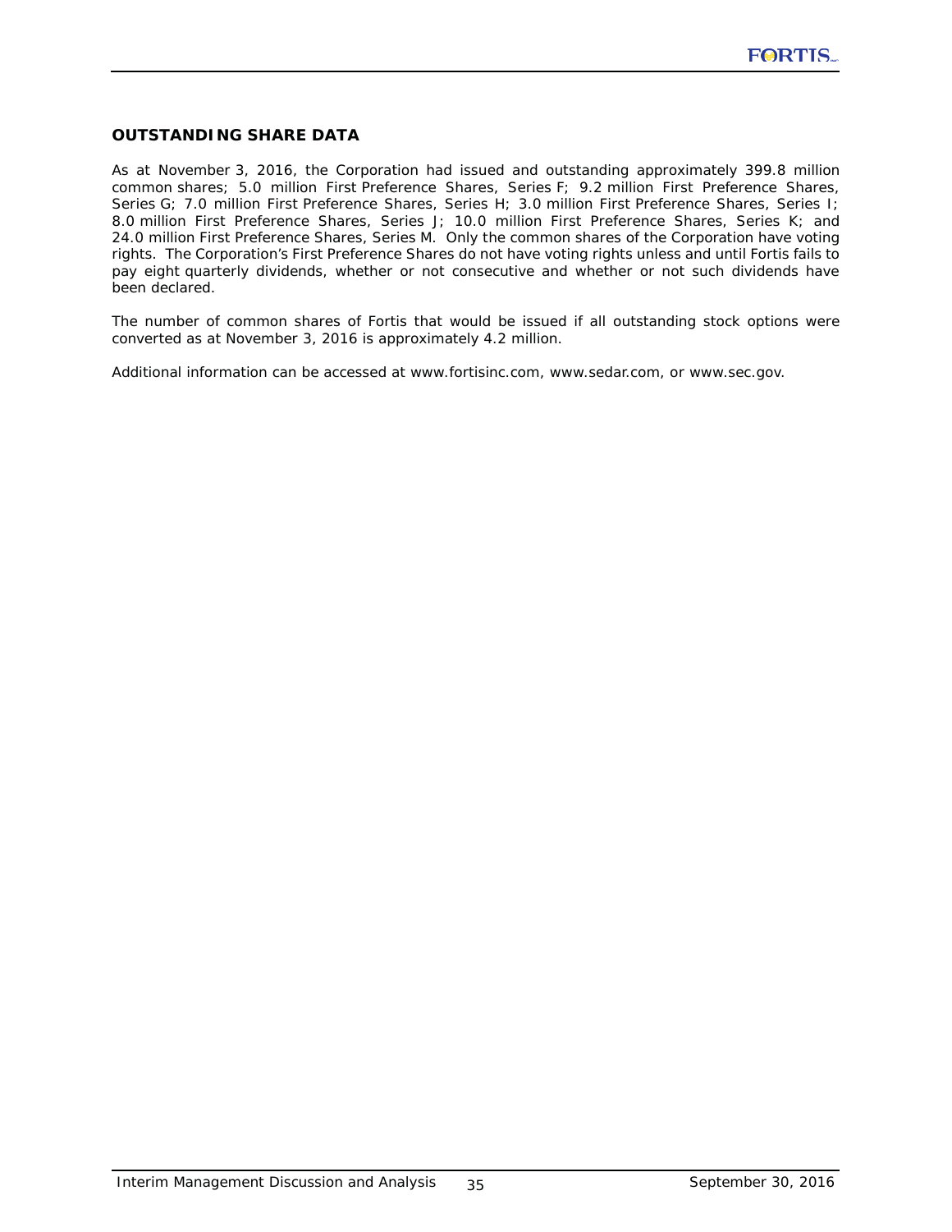## OUTSTANDING SHARE DATA

As at November 3, 2016, the Corporation had issued and outstanding approximately 399.8 million common shares; 5.0 million First Preference Shares, Series F; 9.2 million First Preference Shares, Series G; 7.0 million First Preference Shares, Series H; 3.0 million First Preference Shares, Series I; 8.0 million First Preference Shares, Series J; 10.0 million First Preference Shares, Series K; and 24.0 million First Preference Shares, Series M. Only the common shares of the Corporation have voting rights. The Corporation's First Preference Shares do not have voting rights unless and until Fortis fails to pay eight quarterly dividends, whether or not consecutive and whether or not such dividends have been declared.

The number of common shares of Fortis that would be issued if all outstanding stock options were converted as at November 3, 2016 is approximately 4.2 million.

Additional information can be accessed at www.fortisinc.com, www.sedar.com, or www.sec.gov.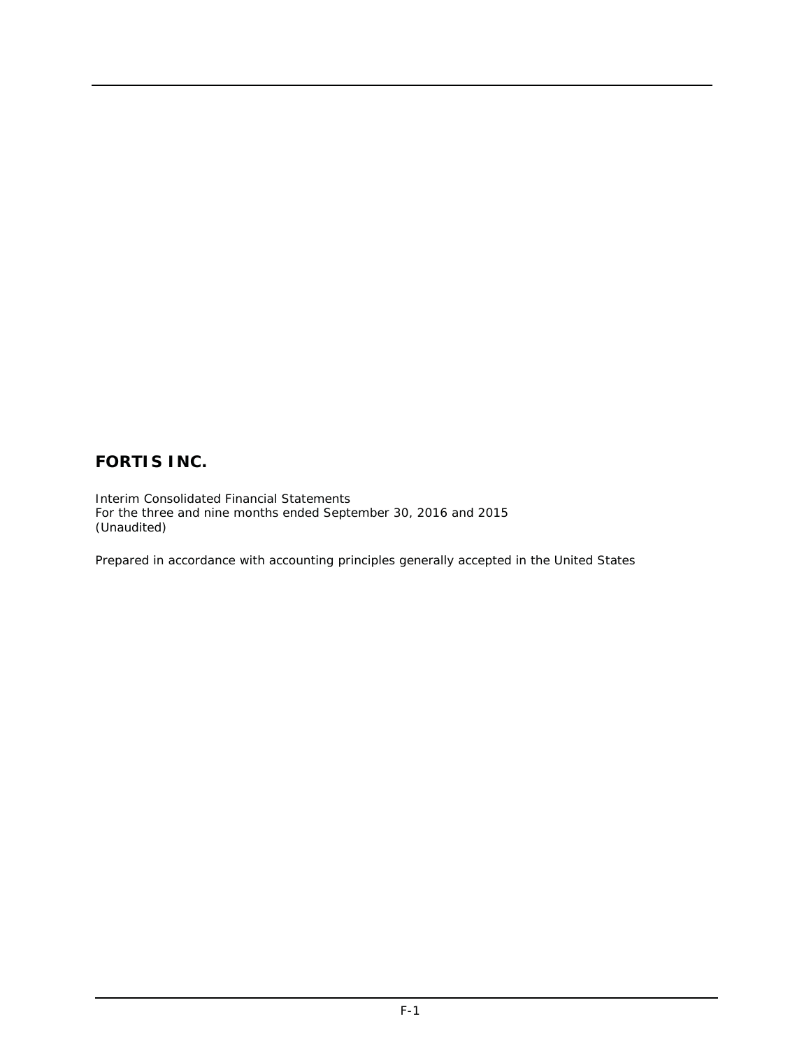# FORTIS INC.

Interim Consolidated Financial Statements
For the three and nine months ended September 30, 2016 and 2015
(Unaudited)

Prepared in accordance with accounting principles generally accepted in the United States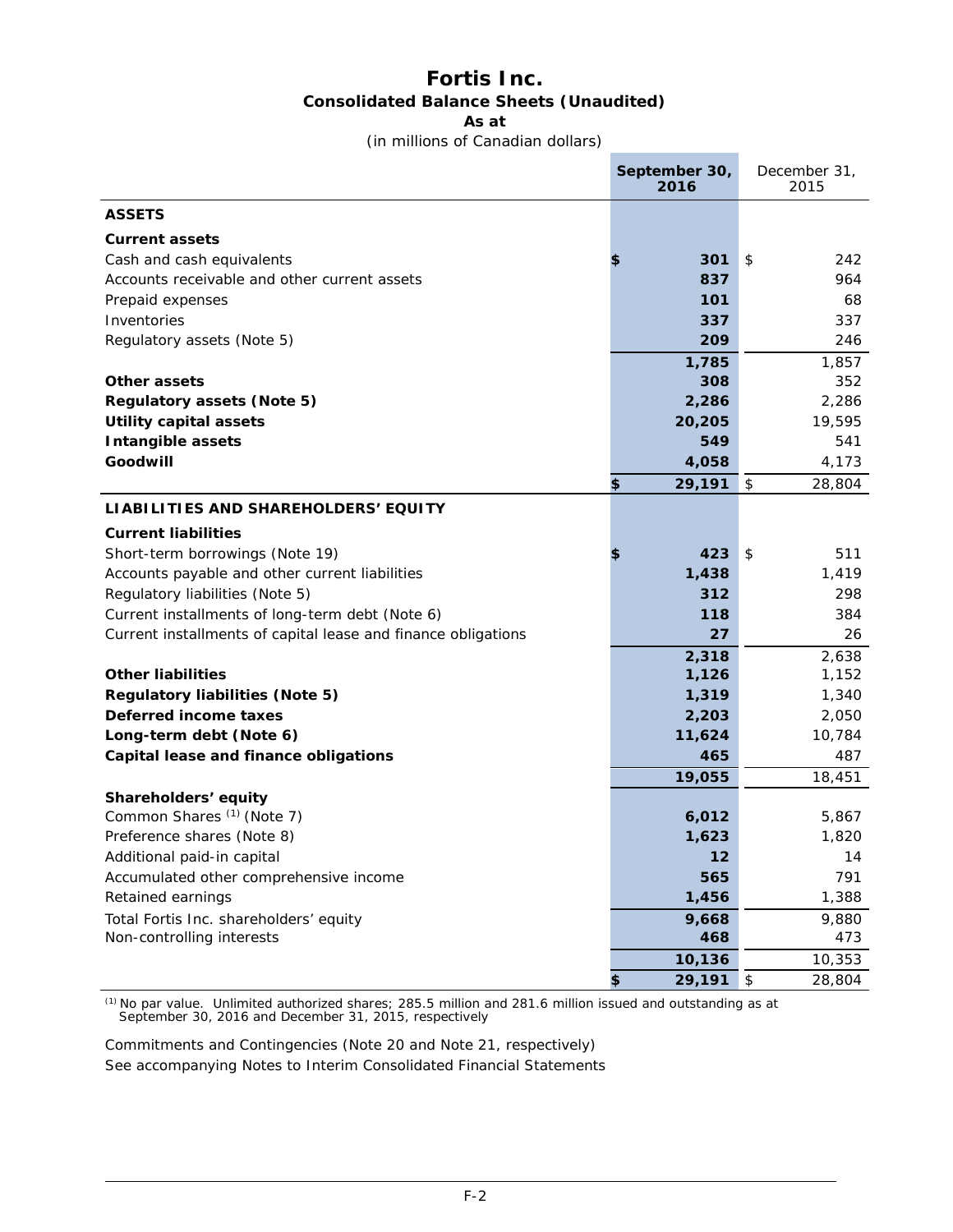# Fortis Inc.

## Consolidated Balance Sheets (Unaudited)

**As at**

(in millions of Canadian dollars)

| | September 30, 2016 | December 31, 2015 |
|---|---|---|
| **ASSETS** | | |
| **Current assets** | | |
| Cash and cash equivalents | $ 301 | $ 242 |
| Accounts receivable and other current assets | 837 | 964 |
| Prepaid expenses | 101 | 68 |
| Inventories | 337 | 337 |
| Regulatory assets (Note 5) | 209 | 246 |
| | 1,785 | 1,857 |
| **Other assets** | 308 | 352 |
| **Regulatory assets (Note 5)** | 2,286 | 2,286 |
| **Utility capital assets** | 20,205 | 19,595 |
| **Intangible assets** | 549 | 541 |
| **Goodwill** | 4,058 | 4,173 |
| | $ 29,191 | $ 28,804 |
| **LIABILITIES AND SHAREHOLDERS' EQUITY** | | |
| **Current liabilities** | | |
| Short-term borrowings (Note 19) | $ 423 | $ 511 |
| Accounts payable and other current liabilities | 1,438 | 1,419 |
| Regulatory liabilities (Note 5) | 312 | 298 |
| Current installments of long-term debt (Note 6) | 118 | 384 |
| Current installments of capital lease and finance obligations | 27 | 26 |
| | 2,318 | 2,638 |
| **Other liabilities** | 1,126 | 1,152 |
| **Regulatory liabilities (Note 5)** | 1,319 | 1,340 |
| **Deferred income taxes** | 2,203 | 2,050 |
| **Long-term debt (Note 6)** | 11,624 | 10,784 |
| **Capital lease and finance obligations** | 465 | 487 |
| | 19,055 | 18,451 |
| **Shareholders' equity** | | |
| Common Shares [(1)] (Note 7) | 6,012 | 5,867 |
| Preference shares (Note 8) | 1,623 | 1,820 |
| Additional paid-in capital | 12 | 14 |
| Accumulated other comprehensive income | 565 | 791 |
| Retained earnings | 1,456 | 1,388 |
| Total Fortis Inc. shareholders' equity | 9,668 | 9,880 |
| Non-controlling interests | 468 | 473 |
| | 10,136 | 10,353 |
| | $ 29,191 | $ 28,804 |

[(1)] No par value. Unlimited authorized shares; 285.5 million and 281.6 million issued and outstanding as at September 30, 2016 and December 31, 2015, respectively

Commitments and Contingencies (Note 20 and Note 21, respectively)

See accompanying Notes to Interim Consolidated Financial Statements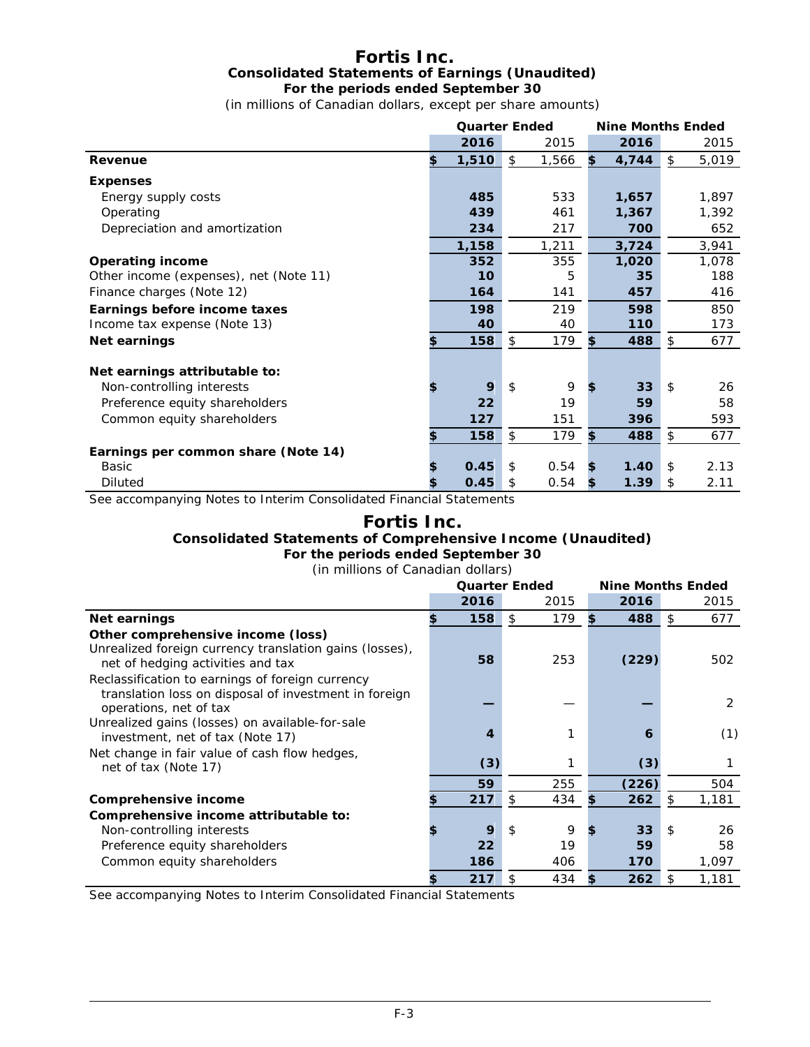# Fortis Inc.
## Consolidated Statements of Earnings (Unaudited)
### For the periods ended September 30

(in millions of Canadian dollars, except per share amounts)

| | Quarter Ended | | Nine Months Ended | |
|---|---|---|---|---|
| | **2016** | 2015 | **2016** | 2015 |
| **Revenue** | **$ 1,510** | $ 1,566 | **$ 4,744** | $ 5,019 |
| **Expenses** | | | | |
| Energy supply costs | **485** | 533 | **1,657** | 1,897 |
| Operating | **439** | 461 | **1,367** | 1,392 |
| Depreciation and amortization | **234** | 217 | **700** | 652 |
| | **1,158** | 1,211 | **3,724** | 3,941 |
| **Operating income** | **352** | 355 | **1,020** | 1,078 |
| Other income (expenses), net (Note 11) | **10** | 5 | **35** | 188 |
| Finance charges (Note 12) | **164** | 141 | **457** | 416 |
| **Earnings before income taxes** | **198** | 219 | **598** | 850 |
| Income tax expense (Note 13) | **40** | 40 | **110** | 173 |
| **Net earnings** | **$ 158** | $ 179 | **$ 488** | $ 677 |
| **Net earnings attributable to:** | | | | |
| Non-controlling interests | **$ 9** | $ 9 | **$ 33** | $ 26 |
| Preference equity shareholders | **22** | 19 | **59** | 58 |
| Common equity shareholders | **127** | 151 | **396** | 593 |
| | **$ 158** | $ 179 | **$ 488** | $ 677 |
| **Earnings per common share (Note 14)** | | | | |
| Basic | **$ 0.45** | $ 0.54 | **$ 1.40** | $ 2.13 |
| Diluted | **$ 0.45** | $ 0.54 | **$ 1.39** | $ 2.11 |

See accompanying Notes to Interim Consolidated Financial Statements

# Fortis Inc.
## Consolidated Statements of Comprehensive Income (Unaudited)
### For the periods ended September 30

(in millions of Canadian dollars)

| | Quarter Ended | | Nine Months Ended | |
|---|---|---|---|---|
| | **2016** | 2015 | **2016** | 2015 |
| **Net earnings** | **$ 158** | $ 179 | **$ 488** | $ 677 |
| **Other comprehensive income (loss)** | | | | |
| Unrealized foreign currency translation gains (losses), net of hedging activities and tax | **58** | 253 | **(229)** | 502 |
| Reclassification to earnings of foreign currency translation loss on disposal of investment in foreign operations, net of tax | **—** | — | **—** | 2 |
| Unrealized gains (losses) on available-for-sale investment, net of tax (Note 17) | **4** | 1 | **6** | (1) |
| Net change in fair value of cash flow hedges, net of tax (Note 17) | **(3)** | 1 | **(3)** | 1 |
| | **59** | 255 | **(226)** | 504 |
| **Comprehensive income** | **$ 217** | $ 434 | **$ 262** | $ 1,181 |
| **Comprehensive income attributable to:** | | | | |
| Non-controlling interests | **$ 9** | $ 9 | **$ 33** | $ 26 |
| Preference equity shareholders | **22** | 19 | **59** | 58 |
| Common equity shareholders | **186** | 406 | **170** | 1,097 |
| | **$ 217** | $ 434 | **$ 262** | $ 1,181 |

See accompanying Notes to Interim Consolidated Financial Statements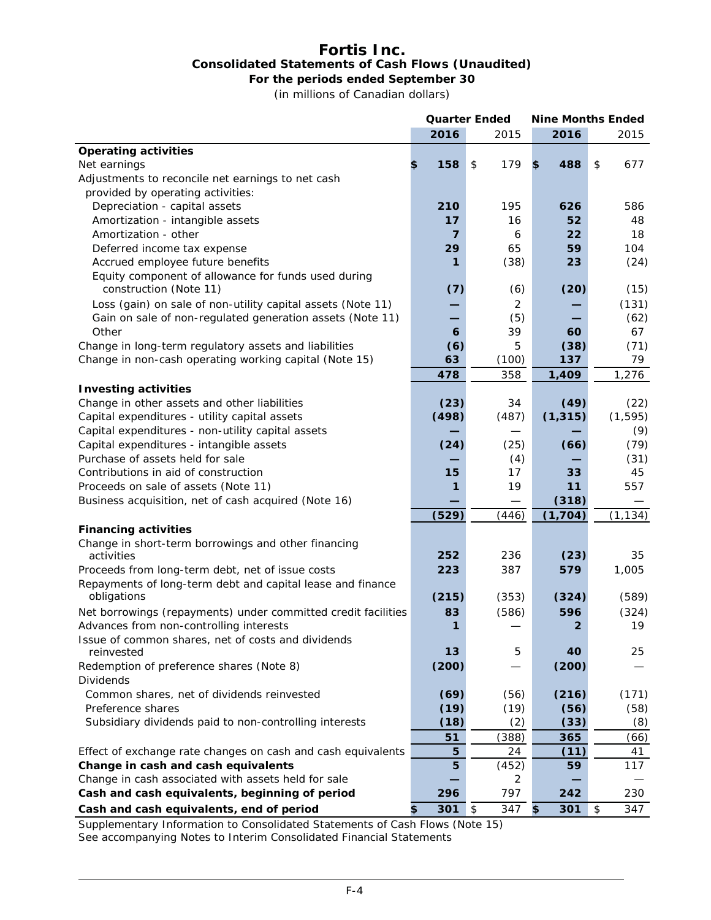# Fortis Inc.

## Consolidated Statements of Cash Flows (Unaudited)

### For the periods ended September 30

(in millions of Canadian dollars)

| | Quarter Ended | | Nine Months Ended | |
|---|---|---|---|---|
| | **2016** | 2015 | **2016** | 2015 |
| **Operating activities** | | | | |
| Net earnings | **$ 158** | $ 179 | **$ 488** | $ 677 |
| Adjustments to reconcile net earnings to net cash provided by operating activities: | | | | |
| Depreciation - capital assets | **210** | 195 | **626** | 586 |
| Amortization - intangible assets | **17** | 16 | **52** | 48 |
| Amortization - other | **7** | 6 | **22** | 18 |
| Deferred income tax expense | **29** | 65 | **59** | 104 |
| Accrued employee future benefits | **1** | (38) | **23** | (24) |
| Equity component of allowance for funds used during construction (Note 11) | **(7)** | (6) | **(20)** | (15) |
| Loss (gain) on sale of non-utility capital assets (Note 11) | **—** | 2 | **—** | (131) |
| Gain on sale of non-regulated generation assets (Note 11) | **—** | (5) | **—** | (62) |
| Other | **6** | 39 | **60** | 67 |
| Change in long-term regulatory assets and liabilities | **(6)** | 5 | **(38)** | (71) |
| Change in non-cash operating working capital (Note 15) | **63** | (100) | **137** | 79 |
| | **478** | 358 | **1,409** | 1,276 |
| **Investing activities** | | | | |
| Change in other assets and other liabilities | **(23)** | 34 | **(49)** | (22) |
| Capital expenditures - utility capital assets | **(498)** | (487) | **(1,315)** | (1,595) |
| Capital expenditures - non-utility capital assets | **—** | — | **—** | (9) |
| Capital expenditures - intangible assets | **(24)** | (25) | **(66)** | (79) |
| Purchase of assets held for sale | **—** | (4) | **—** | (31) |
| Contributions in aid of construction | **15** | 17 | **33** | 45 |
| Proceeds on sale of assets (Note 11) | **1** | 19 | **11** | 557 |
| Business acquisition, net of cash acquired (Note 16) | **—** | — | **(318)** | — |
| | **(529)** | (446) | **(1,704)** | (1,134) |
| **Financing activities** | | | | |
| Change in short-term borrowings and other financing activities | **252** | 236 | **(23)** | 35 |
| Proceeds from long-term debt, net of issue costs | **223** | 387 | **579** | 1,005 |
| Repayments of long-term debt and capital lease and finance obligations | **(215)** | (353) | **(324)** | (589) |
| Net borrowings (repayments) under committed credit facilities | **83** | (586) | **596** | (324) |
| Advances from non-controlling interests | **1** | — | **2** | 19 |
| Issue of common shares, net of costs and dividends reinvested | **13** | 5 | **40** | 25 |
| Redemption of preference shares (Note 8) | **(200)** | — | **(200)** | — |
| Dividends | | | | |
| Common shares, net of dividends reinvested | **(69)** | (56) | **(216)** | (171) |
| Preference shares | **(19)** | (19) | **(56)** | (58) |
| Subsidiary dividends paid to non-controlling interests | **(18)** | (2) | **(33)** | (8) |
| | **51** | (388) | **365** | (66) |
| Effect of exchange rate changes on cash and cash equivalents | **5** | 24 | **(11)** | 41 |
| **Change in cash and cash equivalents** | **5** | (452) | **59** | 117 |
| Change in cash associated with assets held for sale | **—** | 2 | **—** | — |
| **Cash and cash equivalents, beginning of period** | **296** | 797 | **242** | 230 |
| **Cash and cash equivalents, end of period** | **$ 301** | $ 347 | **$ 301** | $ 347 |

Supplementary Information to Consolidated Statements of Cash Flows (Note 15)
See accompanying Notes to Interim Consolidated Financial Statements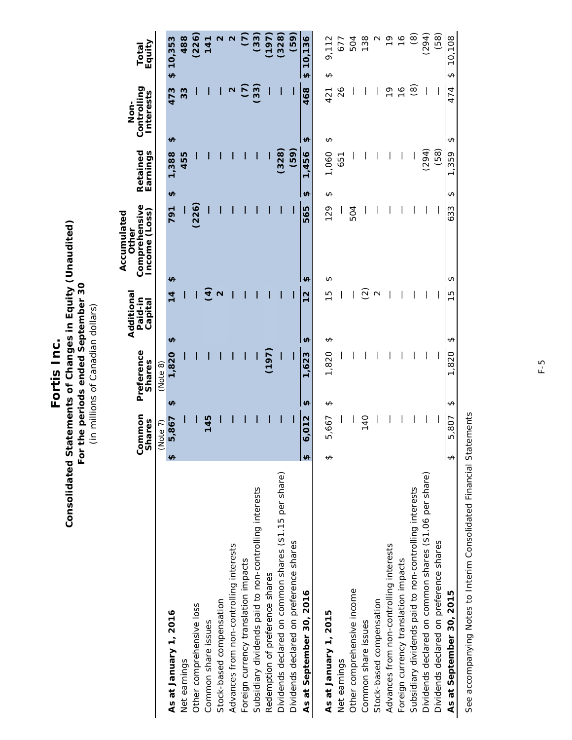# Fortis Inc.

## Consolidated Statements of Changes in Equity (Unaudited)

### For the periods ended September 30

(in millions of Canadian dollars)

| | Common Shares | Preference Shares | Additional Paid-in Capital | Accumulated Other Comprehensive Income (Loss) | Retained Earnings | Non-Controlling Interests | Total Equity |
|---|---|---|---|---|---|---|---|
| | (Note 7) | (Note 8) | | | | | |
| **As at January 1, 2016** | **$ 5,867** | **$ 1,820** | **$ 14** | **$ 791** | **$ 1,388** | **$ 473** | **$ 10,353** |
| Net earnings | **—** | **—** | **—** | **—** | **455** | **33** | **488** |
| Other comprehensive loss | **—** | **—** | **—** | **(226)** | **—** | **—** | **(226)** |
| Common share issues | **145** | **—** | **(4)** | **—** | **—** | **—** | **141** |
| Stock-based compensation | **—** | **—** | **2** | **—** | **—** | **—** | **2** |
| Advances from non-controlling interests | **—** | **—** | **—** | **—** | **—** | **2** | **2** |
| Foreign currency translation impacts | **—** | **—** | **—** | **—** | **—** | **(7)** | **(7)** |
| Subsidiary dividends paid to non-controlling interests | **—** | **—** | **—** | **—** | **—** | **(33)** | **(33)** |
| Redemption of preference shares | **—** | **(197)** | **—** | **—** | **—** | **—** | **(197)** |
| Dividends declared on common shares ($1.15 per share) | **—** | **—** | **—** | **—** | **(328)** | **—** | **(328)** |
| Dividends declared on preference shares | **—** | **—** | **—** | **—** | **(59)** | **—** | **(59)** |
| **As at September 30, 2016** | **$ 6,012** | **$ 1,623** | **$ 12** | **$ 565** | **$ 1,456** | **$ 468** | **$ 10,136** |
| | | | | | | | |
| **As at January 1, 2015** | $ 5,667 | $ 1,820 | $ 15 | $ 129 | $ 1,060 | $ 421 | $ 9,112 |
| Net earnings | — | — | — | — | 651 | 26 | 677 |
| Other comprehensive income | — | — | — | 504 | — | — | 504 |
| Common share issues | 140 | — | (2) | — | — | — | 138 |
| Stock-based compensation | — | — | 2 | — | — | — | 2 |
| Advances from non-controlling interests | — | — | — | — | — | 19 | 19 |
| Foreign currency translation impacts | — | — | — | — | — | 16 | 16 |
| Subsidiary dividends paid to non-controlling interests | — | — | — | — | — | (8) | (8) |
| Dividends declared on common shares ($1.06 per share) | — | — | — | — | (294) | — | (294) |
| Dividends declared on preference shares | — | — | — | — | (58) | — | (58) |
| **As at September 30, 2015** | $ 5,807 | $ 1,820 | $ 15 | $ 633 | $ 1,359 | $ 474 | $ 10,108 |

See accompanying Notes to Interim Consolidated Financial Statements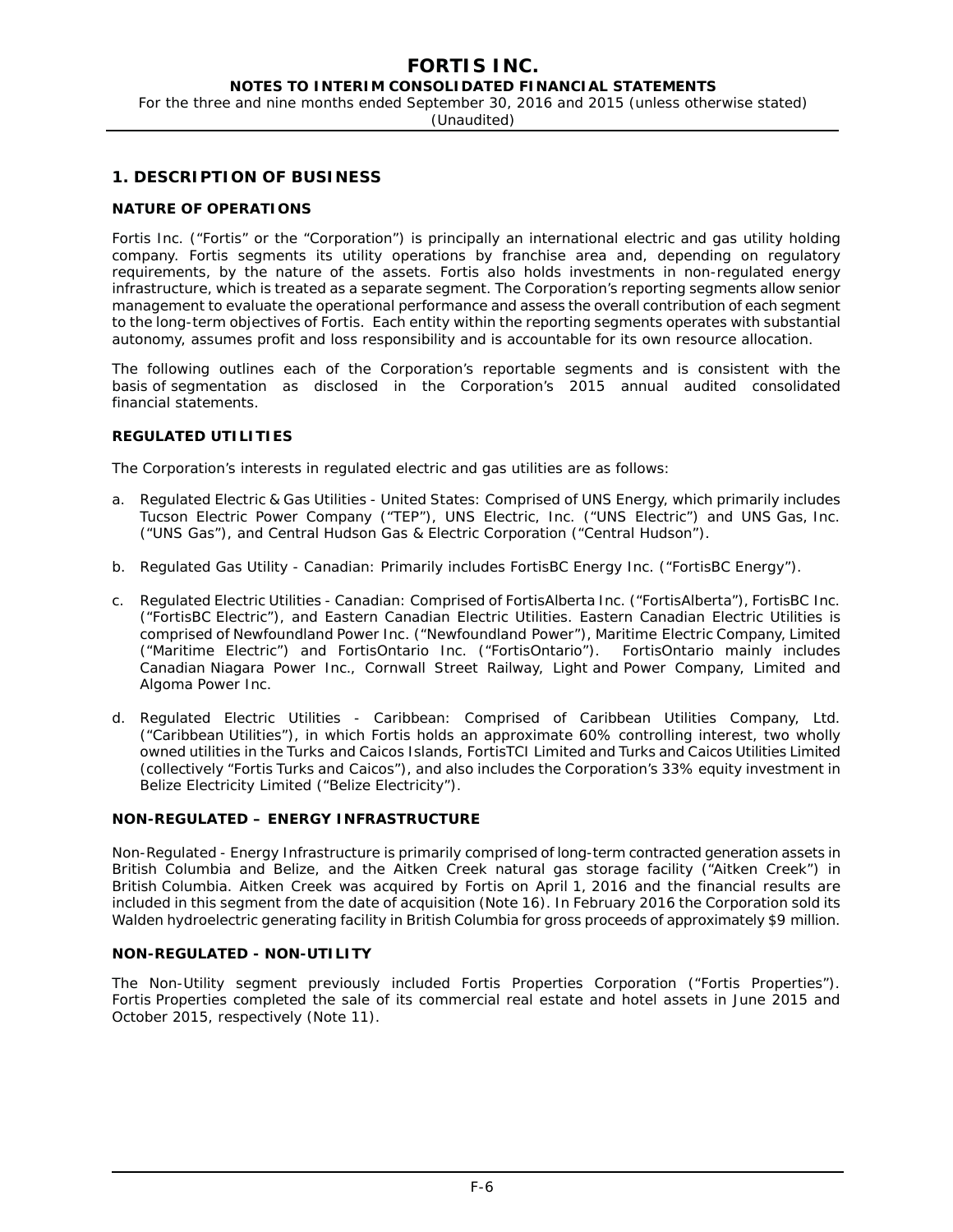## 1. DESCRIPTION OF BUSINESS

### NATURE OF OPERATIONS

Fortis Inc. ("Fortis" or the "Corporation") is principally an international electric and gas utility holding company. Fortis segments its utility operations by franchise area and, depending on regulatory requirements, by the nature of the assets. Fortis also holds investments in non-regulated energy infrastructure, which is treated as a separate segment. The Corporation's reporting segments allow senior management to evaluate the operational performance and assess the overall contribution of each segment to the long-term objectives of Fortis. Each entity within the reporting segments operates with substantial autonomy, assumes profit and loss responsibility and is accountable for its own resource allocation.

The following outlines each of the Corporation's reportable segments and is consistent with the basis of segmentation as disclosed in the Corporation's 2015 annual audited consolidated financial statements.

### REGULATED UTILITIES

The Corporation's interests in regulated electric and gas utilities are as follows:

a. Regulated Electric & Gas Utilities - United States: Comprised of UNS Energy, which primarily includes Tucson Electric Power Company ("TEP"), UNS Electric, Inc. ("UNS Electric") and UNS Gas, Inc. ("UNS Gas"), and Central Hudson Gas & Electric Corporation ("Central Hudson").

b. Regulated Gas Utility - Canadian: Primarily includes FortisBC Energy Inc. ("FortisBC Energy").

c. Regulated Electric Utilities - Canadian: Comprised of FortisAlberta Inc. ("FortisAlberta"), FortisBC Inc. ("FortisBC Electric"), and Eastern Canadian Electric Utilities. Eastern Canadian Electric Utilities is comprised of Newfoundland Power Inc. ("Newfoundland Power"), Maritime Electric Company, Limited ("Maritime Electric") and FortisOntario Inc. ("FortisOntario"). FortisOntario mainly includes Canadian Niagara Power Inc., Cornwall Street Railway, Light and Power Company, Limited and Algoma Power Inc.

d. Regulated Electric Utilities - Caribbean: Comprised of Caribbean Utilities Company, Ltd. ("Caribbean Utilities"), in which Fortis holds an approximate 60% controlling interest, two wholly owned utilities in the Turks and Caicos Islands, FortisTCI Limited and Turks and Caicos Utilities Limited (collectively "Fortis Turks and Caicos"), and also includes the Corporation's 33% equity investment in Belize Electricity Limited ("Belize Electricity").

### NON-REGULATED – ENERGY INFRASTRUCTURE

Non-Regulated - Energy Infrastructure is primarily comprised of long-term contracted generation assets in British Columbia and Belize, and the Aitken Creek natural gas storage facility ("Aitken Creek") in British Columbia. Aitken Creek was acquired by Fortis on April 1, 2016 and the financial results are included in this segment from the date of acquisition (Note 16). In February 2016 the Corporation sold its Walden hydroelectric generating facility in British Columbia for gross proceeds of approximately $9 million.

### NON-REGULATED - NON-UTILITY

The Non-Utility segment previously included Fortis Properties Corporation ("Fortis Properties"). Fortis Properties completed the sale of its commercial real estate and hotel assets in June 2015 and October 2015, respectively (Note 11).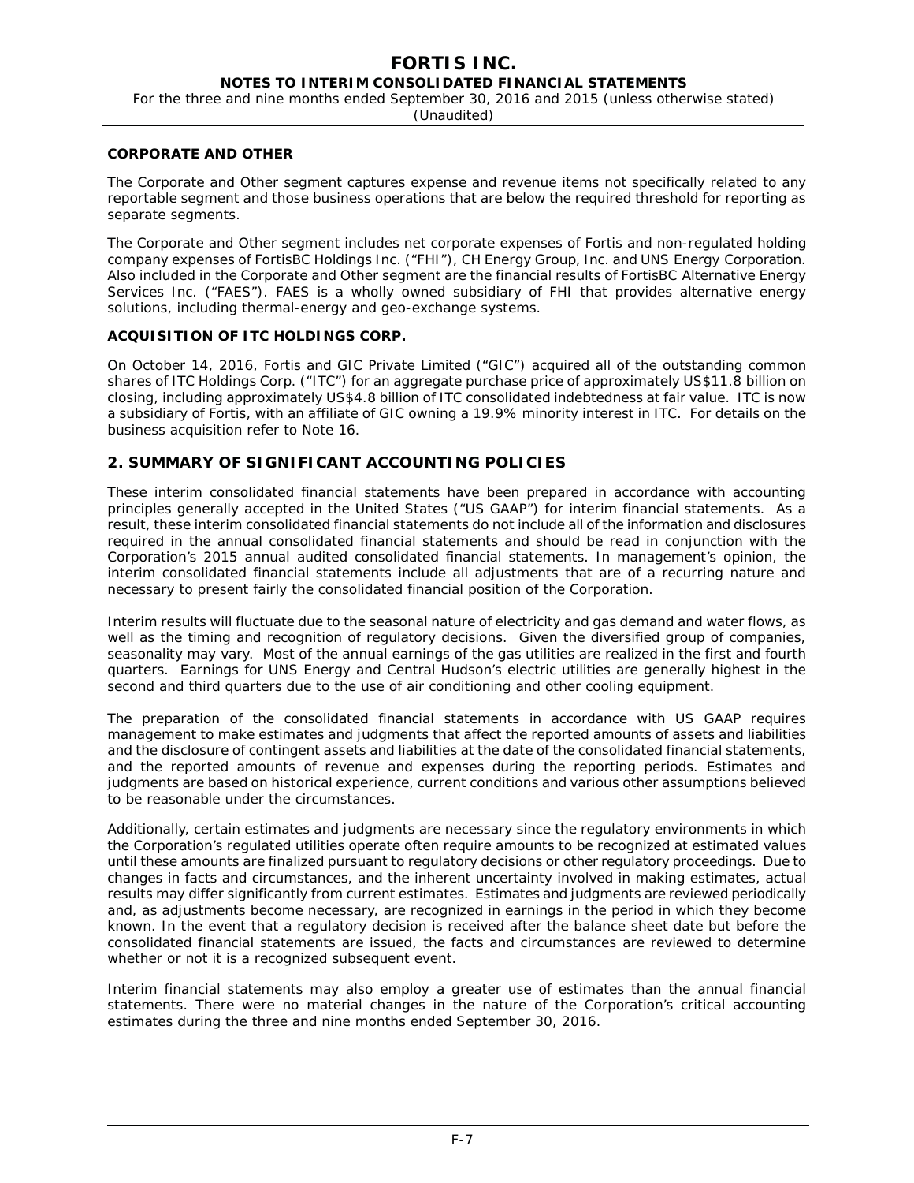**CORPORATE AND OTHER**

The Corporate and Other segment captures expense and revenue items not specifically related to any reportable segment and those business operations that are below the required threshold for reporting as separate segments.

The Corporate and Other segment includes net corporate expenses of Fortis and non-regulated holding company expenses of FortisBC Holdings Inc. ("FHI"), CH Energy Group, Inc. and UNS Energy Corporation. Also included in the Corporate and Other segment are the financial results of FortisBC Alternative Energy Services Inc. ("FAES"). FAES is a wholly owned subsidiary of FHI that provides alternative energy solutions, including thermal-energy and geo-exchange systems.

**ACQUISITION OF ITC HOLDINGS CORP.**

On October 14, 2016, Fortis and GIC Private Limited ("GIC") acquired all of the outstanding common shares of ITC Holdings Corp. ("ITC") for an aggregate purchase price of approximately US$11.8 billion on closing, including approximately US$4.8 billion of ITC consolidated indebtedness at fair value. ITC is now a subsidiary of Fortis, with an affiliate of GIC owning a 19.9% minority interest in ITC. For details on the business acquisition refer to Note 16.

## 2. SUMMARY OF SIGNIFICANT ACCOUNTING POLICIES

These interim consolidated financial statements have been prepared in accordance with accounting principles generally accepted in the United States ("US GAAP") for interim financial statements. As a result, these interim consolidated financial statements do not include all of the information and disclosures required in the annual consolidated financial statements and should be read in conjunction with the Corporation's 2015 annual audited consolidated financial statements. In management's opinion, the interim consolidated financial statements include all adjustments that are of a recurring nature and necessary to present fairly the consolidated financial position of the Corporation.

Interim results will fluctuate due to the seasonal nature of electricity and gas demand and water flows, as well as the timing and recognition of regulatory decisions. Given the diversified group of companies, seasonality may vary. Most of the annual earnings of the gas utilities are realized in the first and fourth quarters. Earnings for UNS Energy and Central Hudson's electric utilities are generally highest in the second and third quarters due to the use of air conditioning and other cooling equipment.

The preparation of the consolidated financial statements in accordance with US GAAP requires management to make estimates and judgments that affect the reported amounts of assets and liabilities and the disclosure of contingent assets and liabilities at the date of the consolidated financial statements, and the reported amounts of revenue and expenses during the reporting periods. Estimates and judgments are based on historical experience, current conditions and various other assumptions believed to be reasonable under the circumstances.

Additionally, certain estimates and judgments are necessary since the regulatory environments in which the Corporation's regulated utilities operate often require amounts to be recognized at estimated values until these amounts are finalized pursuant to regulatory decisions or other regulatory proceedings. Due to changes in facts and circumstances, and the inherent uncertainty involved in making estimates, actual results may differ significantly from current estimates. Estimates and judgments are reviewed periodically and, as adjustments become necessary, are recognized in earnings in the period in which they become known. In the event that a regulatory decision is received after the balance sheet date but before the consolidated financial statements are issued, the facts and circumstances are reviewed to determine whether or not it is a recognized subsequent event.

Interim financial statements may also employ a greater use of estimates than the annual financial statements. There were no material changes in the nature of the Corporation's critical accounting estimates during the three and nine months ended September 30, 2016.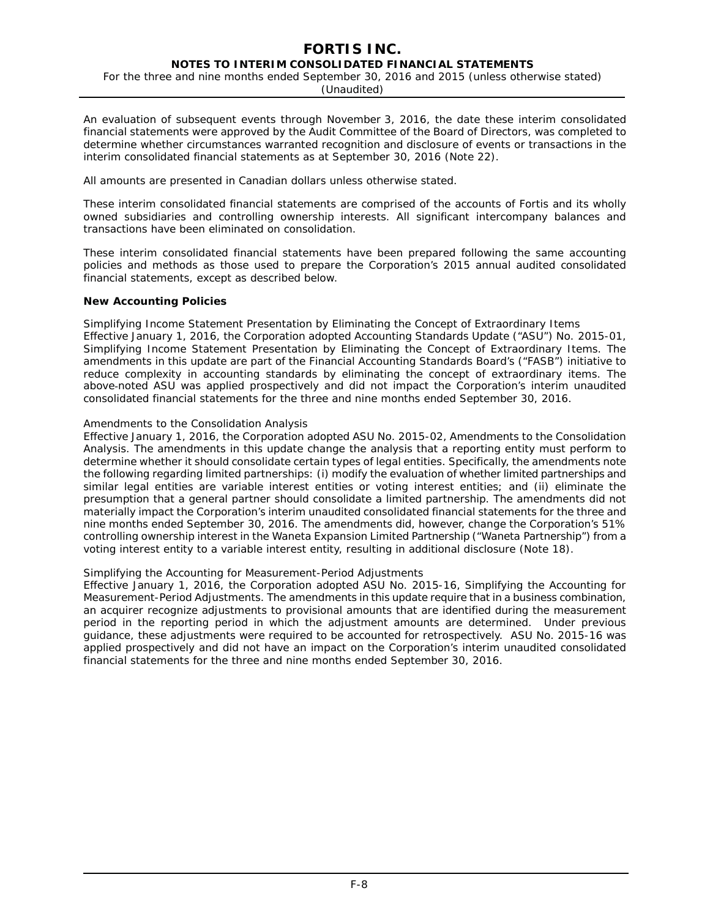An evaluation of subsequent events through November 3, 2016, the date these interim consolidated financial statements were approved by the Audit Committee of the Board of Directors, was completed to determine whether circumstances warranted recognition and disclosure of events or transactions in the interim consolidated financial statements as at September 30, 2016 (Note 22).

All amounts are presented in Canadian dollars unless otherwise stated.

These interim consolidated financial statements are comprised of the accounts of Fortis and its wholly owned subsidiaries and controlling ownership interests. All significant intercompany balances and transactions have been eliminated on consolidation.

These interim consolidated financial statements have been prepared following the same accounting policies and methods as those used to prepare the Corporation's 2015 annual audited consolidated financial statements, except as described below.

**New Accounting Policies**

*Simplifying Income Statement Presentation by Eliminating the Concept of Extraordinary Items*
Effective January 1, 2016, the Corporation adopted Accounting Standards Update ("ASU") No. 2015-01, *Simplifying Income Statement Presentation by Eliminating the Concept of Extraordinary Items*. The amendments in this update are part of the Financial Accounting Standards Board's ("FASB") initiative to reduce complexity in accounting standards by eliminating the concept of extraordinary items. The above-noted ASU was applied prospectively and did not impact the Corporation's interim unaudited consolidated financial statements for the three and nine months ended September 30, 2016.

*Amendments to the Consolidation Analysis*
Effective January 1, 2016, the Corporation adopted ASU No. 2015-02, *Amendments to the Consolidation Analysis*. The amendments in this update change the analysis that a reporting entity must perform to determine whether it should consolidate certain types of legal entities. Specifically, the amendments note the following regarding limited partnerships: (i) modify the evaluation of whether limited partnerships and similar legal entities are variable interest entities or voting interest entities; and (ii) eliminate the presumption that a general partner should consolidate a limited partnership. The amendments did not materially impact the Corporation's interim unaudited consolidated financial statements for the three and nine months ended September 30, 2016. The amendments did, however, change the Corporation's 51% controlling ownership interest in the Waneta Expansion Limited Partnership ("Waneta Partnership") from a voting interest entity to a variable interest entity, resulting in additional disclosure (Note 18).

*Simplifying the Accounting for Measurement-Period Adjustments*
Effective January 1, 2016, the Corporation adopted ASU No. 2015-16, *Simplifying the Accounting for Measurement-Period Adjustments*. The amendments in this update require that in a business combination, an acquirer recognize adjustments to provisional amounts that are identified during the measurement period in the reporting period in which the adjustment amounts are determined. Under previous guidance, these adjustments were required to be accounted for retrospectively. ASU No. 2015-16 was applied prospectively and did not have an impact on the Corporation's interim unaudited consolidated financial statements for the three and nine months ended September 30, 2016.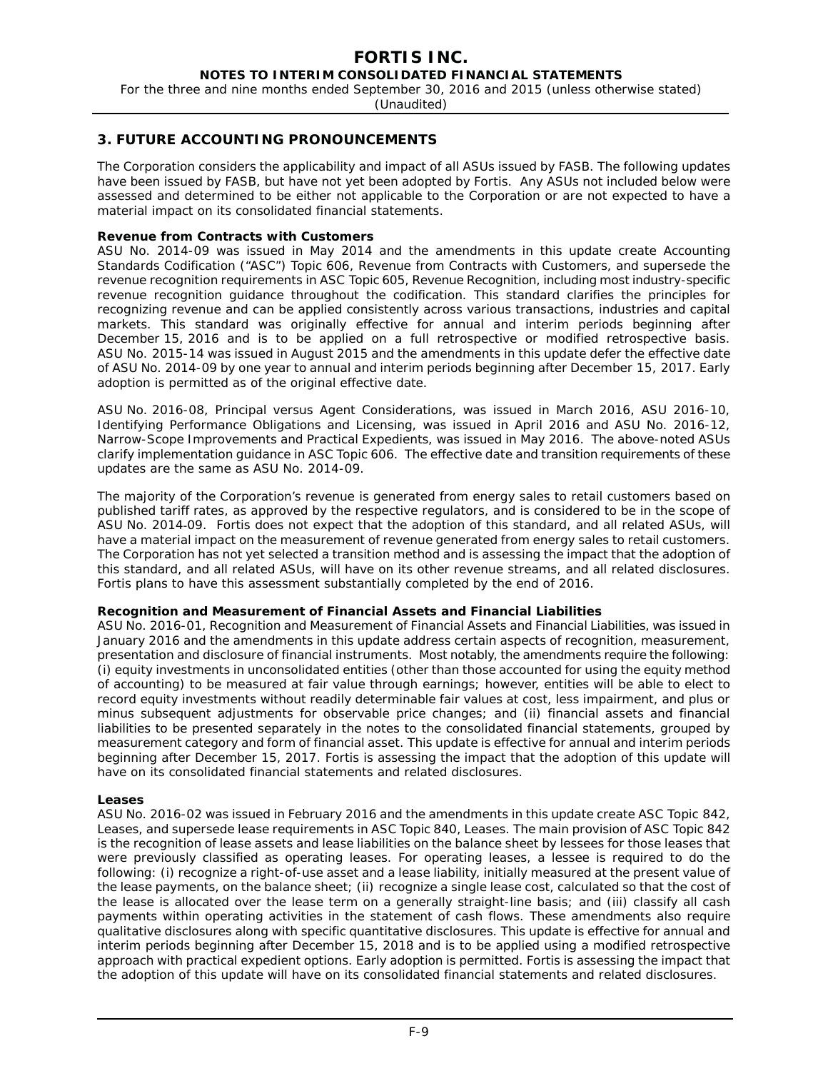## 3. FUTURE ACCOUNTING PRONOUNCEMENTS

The Corporation considers the applicability and impact of all ASUs issued by FASB. The following updates have been issued by FASB, but have not yet been adopted by Fortis. Any ASUs not included below were assessed and determined to be either not applicable to the Corporation or are not expected to have a material impact on its consolidated financial statements.

**Revenue from Contracts with Customers**

ASU No. 2014-09 was issued in May 2014 and the amendments in this update create Accounting Standards Codification ("ASC") Topic 606, Revenue from Contracts with Customers, and supersede the revenue recognition requirements in ASC Topic 605, Revenue Recognition, including most industry-specific revenue recognition guidance throughout the codification. This standard clarifies the principles for recognizing revenue and can be applied consistently across various transactions, industries and capital markets. This standard was originally effective for annual and interim periods beginning after December 15, 2016 and is to be applied on a full retrospective or modified retrospective basis. ASU No. 2015-14 was issued in August 2015 and the amendments in this update defer the effective date of ASU No. 2014-09 by one year to annual and interim periods beginning after December 15, 2017. Early adoption is permitted as of the original effective date.

ASU No. 2016-08, Principal versus Agent Considerations, was issued in March 2016, ASU 2016-10, Identifying Performance Obligations and Licensing, was issued in April 2016 and ASU No. 2016-12, Narrow-Scope Improvements and Practical Expedients, was issued in May 2016. The above-noted ASUs clarify implementation guidance in ASC Topic 606. The effective date and transition requirements of these updates are the same as ASU No. 2014-09.

The majority of the Corporation's revenue is generated from energy sales to retail customers based on published tariff rates, as approved by the respective regulators, and is considered to be in the scope of ASU No. 2014-09. Fortis does not expect that the adoption of this standard, and all related ASUs, will have a material impact on the measurement of revenue generated from energy sales to retail customers. The Corporation has not yet selected a transition method and is assessing the impact that the adoption of this standard, and all related ASUs, will have on its other revenue streams, and all related disclosures. Fortis plans to have this assessment substantially completed by the end of 2016.

**Recognition and Measurement of Financial Assets and Financial Liabilities**

ASU No. 2016-01, Recognition and Measurement of Financial Assets and Financial Liabilities, was issued in January 2016 and the amendments in this update address certain aspects of recognition, measurement, presentation and disclosure of financial instruments. Most notably, the amendments require the following: (i) equity investments in unconsolidated entities (other than those accounted for using the equity method of accounting) to be measured at fair value through earnings; however, entities will be able to elect to record equity investments without readily determinable fair values at cost, less impairment, and plus or minus subsequent adjustments for observable price changes; and (ii) financial assets and financial liabilities to be presented separately in the notes to the consolidated financial statements, grouped by measurement category and form of financial asset. This update is effective for annual and interim periods beginning after December 15, 2017. Fortis is assessing the impact that the adoption of this update will have on its consolidated financial statements and related disclosures.

**Leases**

ASU No. 2016-02 was issued in February 2016 and the amendments in this update create ASC Topic 842, Leases, and supersede lease requirements in ASC Topic 840, Leases. The main provision of ASC Topic 842 is the recognition of lease assets and lease liabilities on the balance sheet by lessees for those leases that were previously classified as operating leases. For operating leases, a lessee is required to do the following: (i) recognize a right-of-use asset and a lease liability, initially measured at the present value of the lease payments, on the balance sheet; (ii) recognize a single lease cost, calculated so that the cost of the lease is allocated over the lease term on a generally straight-line basis; and (iii) classify all cash payments within operating activities in the statement of cash flows. These amendments also require qualitative disclosures along with specific quantitative disclosures. This update is effective for annual and interim periods beginning after December 15, 2018 and is to be applied using a modified retrospective approach with practical expedient options. Early adoption is permitted. Fortis is assessing the impact that the adoption of this update will have on its consolidated financial statements and related disclosures.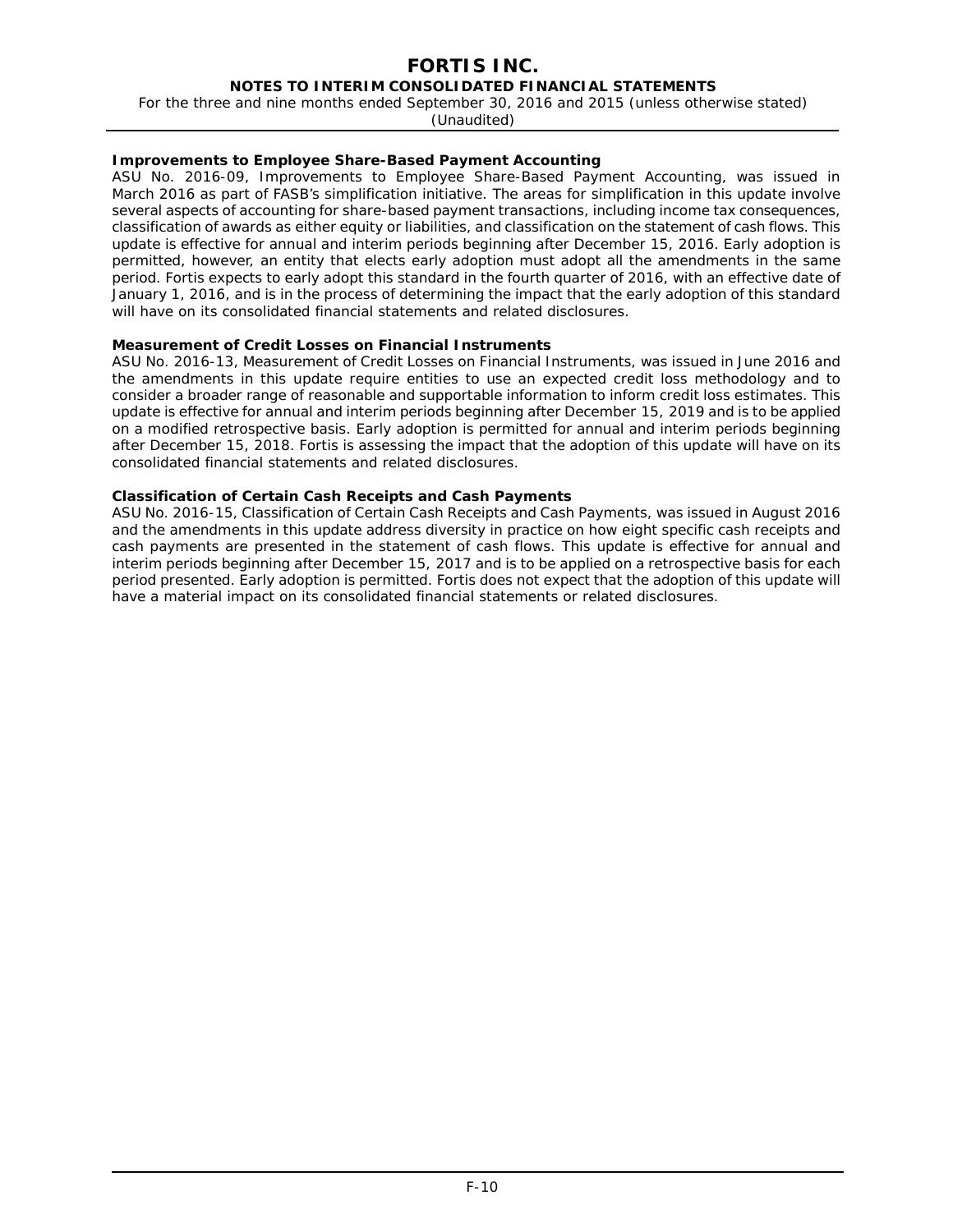### Improvements to Employee Share-Based Payment Accounting

ASU No. 2016-09, Improvements to Employee Share-Based Payment Accounting, was issued in March 2016 as part of FASB's simplification initiative. The areas for simplification in this update involve several aspects of accounting for share-based payment transactions, including income tax consequences, classification of awards as either equity or liabilities, and classification on the statement of cash flows. This update is effective for annual and interim periods beginning after December 15, 2016. Early adoption is permitted, however, an entity that elects early adoption must adopt all the amendments in the same period. Fortis expects to early adopt this standard in the fourth quarter of 2016, with an effective date of January 1, 2016, and is in the process of determining the impact that the early adoption of this standard will have on its consolidated financial statements and related disclosures.

### Measurement of Credit Losses on Financial Instruments

ASU No. 2016-13, Measurement of Credit Losses on Financial Instruments, was issued in June 2016 and the amendments in this update require entities to use an expected credit loss methodology and to consider a broader range of reasonable and supportable information to inform credit loss estimates. This update is effective for annual and interim periods beginning after December 15, 2019 and is to be applied on a modified retrospective basis. Early adoption is permitted for annual and interim periods beginning after December 15, 2018. Fortis is assessing the impact that the adoption of this update will have on its consolidated financial statements and related disclosures.

### Classification of Certain Cash Receipts and Cash Payments

ASU No. 2016-15, Classification of Certain Cash Receipts and Cash Payments, was issued in August 2016 and the amendments in this update address diversity in practice on how eight specific cash receipts and cash payments are presented in the statement of cash flows. This update is effective for annual and interim periods beginning after December 15, 2017 and is to be applied on a retrospective basis for each period presented. Early adoption is permitted. Fortis does not expect that the adoption of this update will have a material impact on its consolidated financial statements or related disclosures.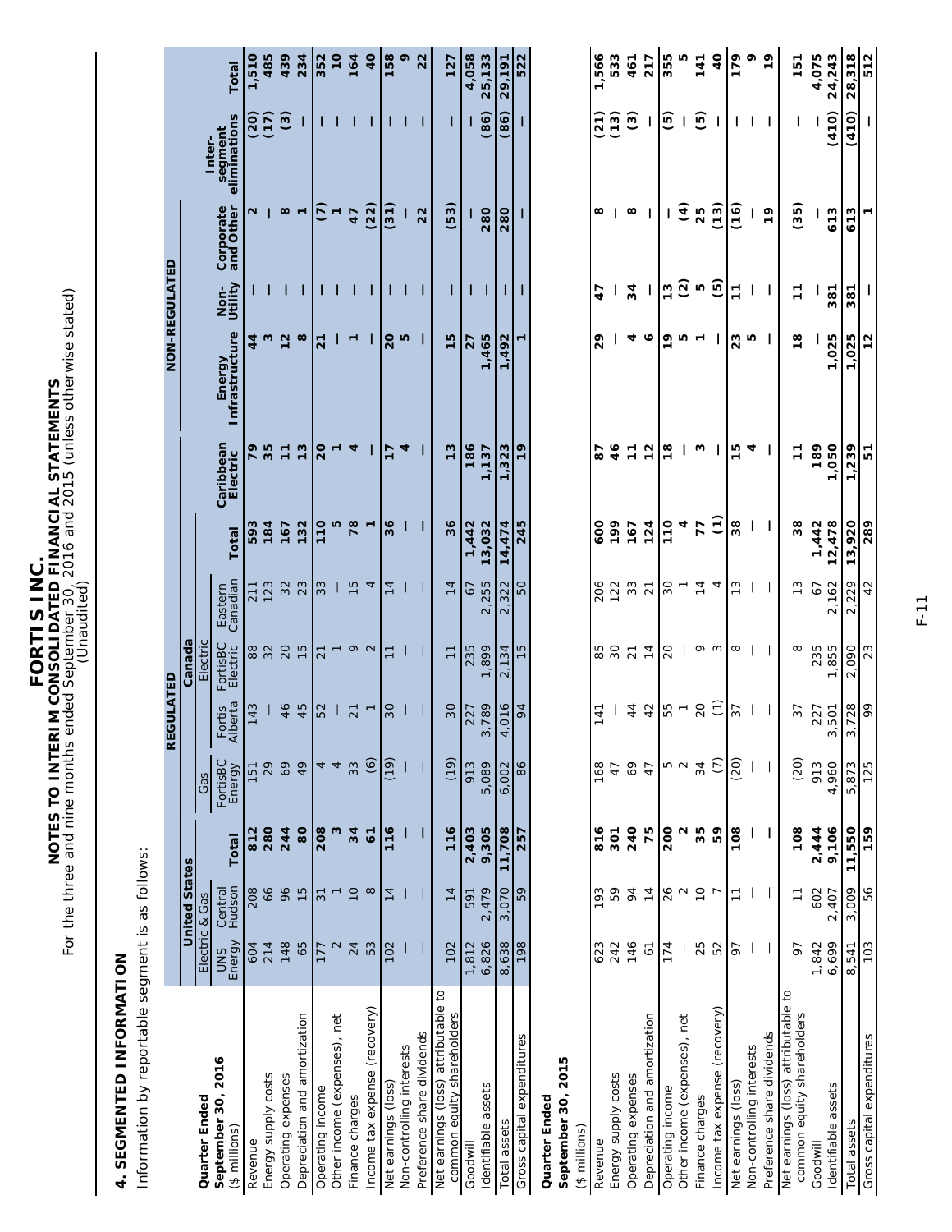**FORTIS INC.**
**NOTES TO INTERIM CONSOLIDATED FINANCIAL STATEMENTS**
For the three and nine months ended September 30, 2016 and 2015 (unless otherwise stated)
(Unaudited)

## 4. SEGMENTED INFORMATION

Information by reportable segment is as follows:

| | REGULATED | | | | | | | | | | NON-REGULATED | | | | |
|---|---|---|---|---|---|---|---|---|---|---|---|---|---|---|---|
| | United States | | | Canada | | | | | | | | | | | |
| | Electric & Gas | | | Gas | Electric | | | | | | | | | | |
| **Quarter Ended September 30, 2016** ($ millions) | UNS Energy | Central Hudson | Total | FortisBC Energy | Fortis Alberta | FortisBC Electric | Eastern Canadian | Total | Caribbean Electric | Energy Infrastructure | Non-Utility | Corporate and Other | Inter-segment eliminations | Total |
| Revenue | 604 | 208 | **812** | 151 | 143 | 88 | 211 | **593** | **79** | **44** | **—** | **2** | **(20)** | **1,510** |
| Energy supply costs | 214 | 66 | **280** | 29 | — | 32 | 123 | **184** | **35** | **3** | **—** | **—** | **(17)** | **485** |
| Operating expenses | 148 | 96 | **244** | 69 | 46 | 20 | 32 | **167** | **11** | **12** | **—** | **8** | **(3)** | **439** |
| Depreciation and amortization | 65 | 15 | **80** | 49 | 45 | 15 | 23 | **132** | **13** | **8** | **—** | **1** | **—** | **234** |
| Operating income | 177 | 31 | **208** | 4 | 52 | 21 | 33 | **110** | **20** | **21** | **—** | **(7)** | **—** | **352** |
| Other income (expenses), net | 2 | 1 | **3** | 4 | — | 1 | — | **5** | **1** | **—** | **—** | **1** | **—** | **10** |
| Finance charges | 24 | 10 | **34** | 33 | 21 | 9 | 15 | **78** | **4** | **1** | **—** | **47** | **—** | **164** |
| Income tax expense (recovery) | 53 | 8 | **61** | (6) | 1 | 2 | 4 | **1** | **—** | **—** | **—** | **(22)** | **—** | **40** |
| Net earnings (loss) | 102 | 14 | **116** | (19) | 30 | 11 | 14 | **36** | **17** | **20** | **—** | **(31)** | **—** | **158** |
| Non-controlling interests | — | — | **—** | — | — | — | — | **—** | **4** | **5** | **—** | **—** | **—** | **9** |
| Preference share dividends | — | — | **—** | — | — | — | — | **—** | **—** | **—** | **—** | **22** | **—** | **22** |
| Net earnings (loss) attributable to common equity shareholders | 102 | 14 | **116** | (19) | 30 | 11 | 14 | **36** | **13** | **15** | **—** | **(53)** | **—** | **127** |
| Goodwill | 1,812 | 591 | **2,403** | 913 | 227 | 235 | 67 | **1,442** | **186** | **27** | **—** | **—** | **—** | **4,058** |
| Identifiable assets | 6,826 | 2,479 | **9,305** | 5,089 | 3,789 | 1,899 | 2,255 | **13,032** | **1,137** | **1,465** | **—** | **280** | **(86)** | **25,133** |
| Total assets | 8,638 | 3,070 | **11,708** | 6,002 | 4,016 | 2,134 | 2,322 | **14,474** | **1,323** | **1,492** | **—** | **280** | **(86)** | **29,191** |
| Gross capital expenditures | 198 | 59 | **257** | 86 | 94 | 15 | 50 | **245** | **19** | **1** | **—** | **—** | **—** | **522** |
| **Quarter Ended September 30, 2015** ($ millions) | | | | | | | | | | | | | | |
| Revenue | 623 | 193 | **816** | 168 | 141 | 85 | 206 | **600** | **87** | **29** | **47** | **8** | **(21)** | **1,566** |
| Energy supply costs | 242 | 59 | **301** | 47 | — | 30 | 122 | **199** | **46** | **—** | **—** | **—** | **(13)** | **533** |
| Operating expenses | 146 | 94 | **240** | 69 | 44 | 21 | 33 | **167** | **11** | **4** | **34** | **8** | **(3)** | **461** |
| Depreciation and amortization | 61 | 14 | **75** | 47 | 42 | 14 | 21 | **124** | **12** | **6** | **—** | **—** | **—** | **217** |
| Operating income | 174 | 26 | **200** | 5 | 55 | 20 | 30 | **110** | **18** | **19** | **13** | **—** | **(5)** | **355** |
| Other income (expenses), net | — | 2 | **2** | 2 | 1 | — | 1 | **4** | **—** | **5** | **(2)** | **(4)** | **—** | **5** |
| Finance charges | 25 | 10 | **35** | 34 | 20 | 9 | 14 | **77** | **3** | **1** | **5** | **25** | **(5)** | **141** |
| Income tax expense (recovery) | 52 | 7 | **59** | (7) | (1) | 3 | 4 | **(1)** | **—** | **—** | **(5)** | **(13)** | **—** | **40** |
| Net earnings (loss) | 97 | 11 | **108** | (20) | 37 | 8 | 13 | **38** | **15** | **23** | **11** | **(16)** | **—** | **179** |
| Non-controlling interests | — | — | **—** | — | — | — | — | **—** | **4** | **5** | **—** | **—** | **—** | **9** |
| Preference share dividends | — | — | **—** | — | — | — | — | **—** | **—** | **—** | **—** | **19** | **—** | **19** |
| Net earnings (loss) attributable to common equity shareholders | 97 | 11 | **108** | (20) | 37 | 8 | 13 | **38** | **11** | **18** | **11** | **(35)** | **—** | **151** |
| Goodwill | 1,842 | 602 | **2,444** | 913 | 227 | 235 | 67 | **1,442** | **189** | **—** | **—** | **—** | **—** | **4,075** |
| Identifiable assets | 6,699 | 2,407 | **9,106** | 4,960 | 3,501 | 1,855 | 2,162 | **12,478** | **1,050** | **1,025** | **381** | **613** | **(410)** | **24,243** |
| Total assets | 8,541 | 3,009 | **11,550** | 5,873 | 3,728 | 2,090 | 2,229 | **13,920** | **1,239** | **1,025** | **381** | **613** | **(410)** | **28,318** |
| Gross capital expenditures | 103 | 56 | **159** | 125 | 99 | 23 | 42 | **289** | **51** | **12** | **—** | **1** | **—** | **512** |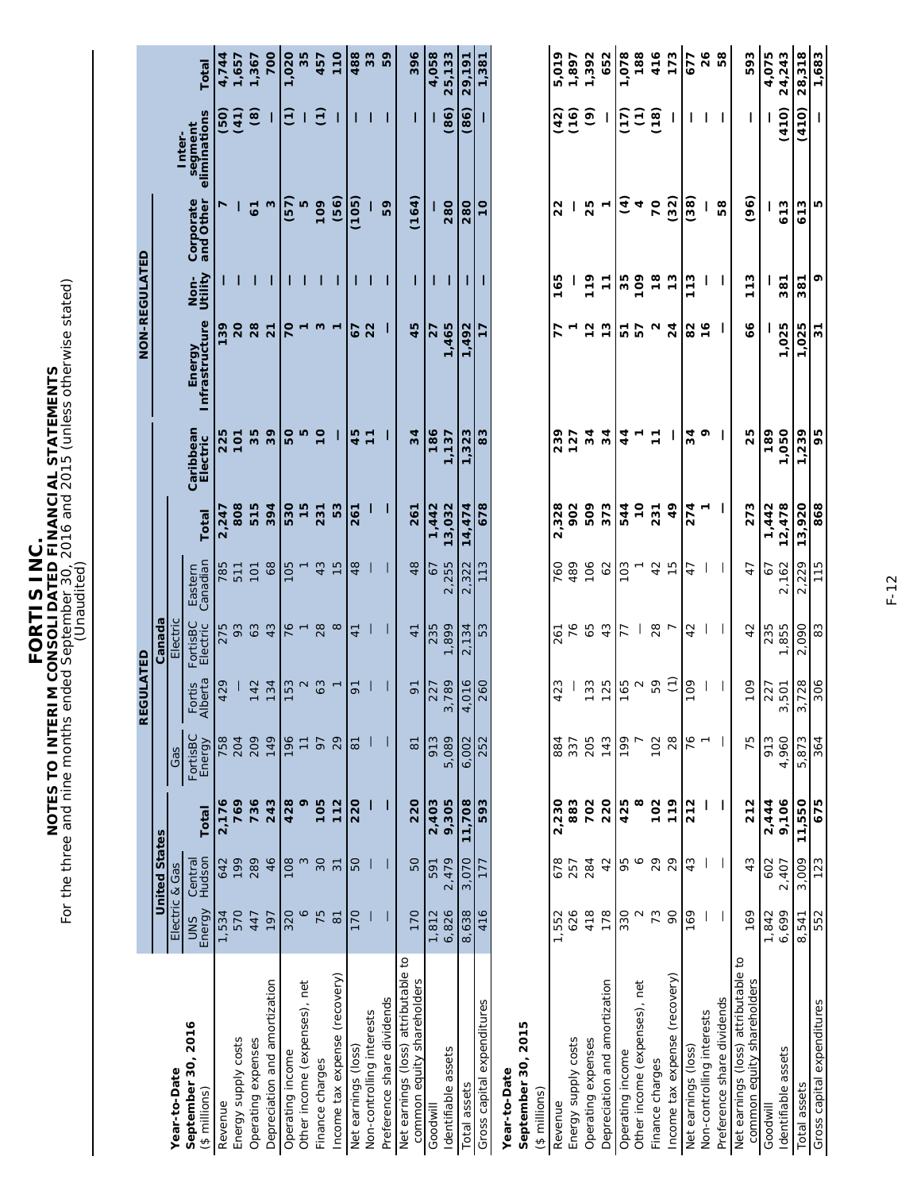# FORTIS INC.

## NOTES TO INTERIM CONSOLIDATED FINANCIAL STATEMENTS

For the three and nine months ended September 30, 2016 and 2015 (unless otherwise stated)

(Unaudited)

| | REGULATED | | | | | | | | | | NON-REGULATED | | | | |
|---|---|---|---|---|---|---|---|---|---|---|---|---|---|---|---|
| | United States | | | Canada | | | | | | | | | | | |
| | Electric & Gas | | | Gas | Electric | | | | | | | | | | |
| **Year-to-Date September 30, 2016** ($ millions) | UNS Energy | Central Hudson | Total | FortisBC Energy | Fortis Alberta | FortisBC Electric | Eastern Canadian | Total | Caribbean Electric | Energy Infrastructure | Non-Utility | Corporate and Other | Inter-segment eliminations | Total |
| Revenue | 1,534 | 642 | 2,176 | 758 | 429 | 275 | 785 | 2,247 | 225 | 139 | — | 7 | (50) | 4,744 |
| Energy supply costs | 570 | 199 | 769 | 204 | — | 93 | 511 | 808 | 101 | 20 | — | — | (41) | 1,657 |
| Operating expenses | 447 | 289 | 736 | 209 | 142 | 63 | 101 | 515 | 35 | 28 | — | 61 | (8) | 1,367 |
| Depreciation and amortization | 197 | 46 | 243 | 149 | 134 | 43 | 68 | 394 | 39 | 21 | — | 3 | — | 700 |
| Operating income | 320 | 108 | 428 | 196 | 153 | 76 | 105 | 530 | 50 | 70 | — | (57) | (1) | 1,020 |
| Other income (expenses), net | 6 | 3 | 9 | 11 | 2 | 1 | 1 | 15 | 5 | 1 | — | 5 | — | 35 |
| Finance charges | 75 | 30 | 105 | 97 | 63 | 28 | 43 | 231 | 10 | 3 | — | 109 | (1) | 457 |
| Income tax expense (recovery) | 81 | 31 | 112 | 29 | 1 | 8 | 15 | 53 | — | 1 | — | (56) | — | 110 |
| Net earnings (loss) | 170 | 50 | 220 | 81 | 91 | 41 | 48 | 261 | 45 | 67 | — | (105) | — | 488 |
| Non-controlling interests | — | — | — | — | — | — | — | — | 11 | 22 | — | — | — | 33 |
| Preference share dividends | — | — | — | — | — | — | — | — | — | — | — | 59 | — | 59 |
| Net earnings (loss) attributable to common equity shareholders | 170 | 50 | 220 | 81 | 91 | 41 | 48 | 261 | 34 | 45 | — | (164) | — | 396 |
| Goodwill | 1,812 | 591 | 2,403 | 913 | 227 | 235 | 67 | 1,442 | 186 | 27 | — | — | — | 4,058 |
| Identifiable assets | 6,826 | 2,479 | 9,305 | 5,089 | 3,789 | 1,899 | 2,255 | 13,032 | 1,137 | 1,465 | — | 280 | (86) | 25,133 |
| Total assets | 8,638 | 3,070 | 11,708 | 6,002 | 4,016 | 2,134 | 2,322 | 14,474 | 1,323 | 1,492 | — | 280 | (86) | 29,191 |
| Gross capital expenditures | 416 | 177 | 593 | 252 | 260 | 53 | 113 | 678 | 83 | 17 | — | 10 | — | 1,381 |
| **Year-to-Date September 30, 2015** ($ millions) | | | | | | | | | | | | | | |
| Revenue | 1,552 | 678 | 2,230 | 884 | 423 | 261 | 760 | 2,328 | 239 | 77 | 165 | 22 | (42) | 5,019 |
| Energy supply costs | 626 | 257 | 883 | 337 | — | 76 | 489 | 902 | 127 | 1 | — | — | (16) | 1,897 |
| Operating expenses | 418 | 284 | 702 | 205 | 133 | 65 | 106 | 509 | 34 | 12 | 119 | 25 | (9) | 1,392 |
| Depreciation and amortization | 178 | 42 | 220 | 143 | 125 | 43 | 62 | 373 | 34 | 13 | 11 | 1 | — | 652 |
| Operating income | 330 | 95 | 425 | 199 | 165 | 77 | 103 | 544 | 44 | 51 | 35 | (4) | (17) | 1,078 |
| Other income (expenses), net | 2 | 6 | 8 | 7 | 2 | — | 1 | 10 | 1 | 57 | 109 | 4 | (1) | 188 |
| Finance charges | 73 | 29 | 102 | 102 | 59 | 28 | 42 | 231 | 11 | 2 | 18 | 70 | (18) | 416 |
| Income tax expense (recovery) | 90 | 29 | 119 | 28 | (1) | 7 | 15 | 49 | — | 24 | 13 | (32) | — | 173 |
| Net earnings (loss) | 169 | 43 | 212 | 76 | 109 | 42 | 47 | 274 | 34 | 82 | 113 | (38) | — | 677 |
| Non-controlling interests | — | — | — | 1 | — | — | — | 1 | 9 | 16 | — | — | — | 26 |
| Preference share dividends | — | — | — | — | — | — | — | — | — | — | — | 58 | — | 58 |
| Net earnings (loss) attributable to common equity shareholders | 169 | 43 | 212 | 75 | 109 | 42 | 47 | 273 | 25 | 66 | 113 | (96) | — | 593 |
| Goodwill | 1,842 | 602 | 2,444 | 913 | 227 | 235 | 67 | 1,442 | 189 | — | — | — | — | 4,075 |
| Identifiable assets | 6,699 | 2,407 | 9,106 | 4,960 | 3,501 | 1,855 | 2,162 | 12,478 | 1,050 | 1,025 | 381 | 613 | (410) | 24,243 |
| Total assets | 8,541 | 3,009 | 11,550 | 5,873 | 3,728 | 2,090 | 2,229 | 13,920 | 1,239 | 1,025 | 381 | 613 | (410) | 28,318 |
| Gross capital expenditures | 552 | 123 | 675 | 364 | 306 | 83 | 115 | 868 | 95 | 31 | 9 | 5 | — | 1,683 |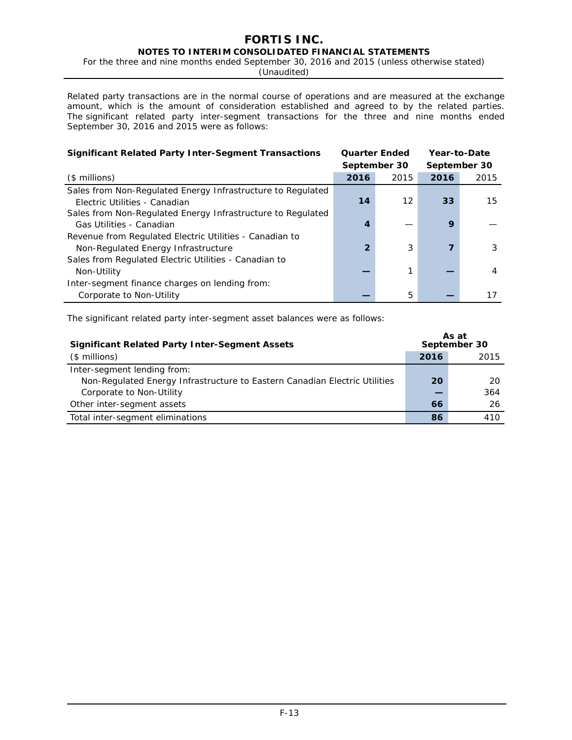Related party transactions are in the normal course of operations and are measured at the exchange amount, which is the amount of consideration established and agreed to by the related parties. The significant related party inter-segment transactions for the three and nine months ended September 30, 2016 and 2015 were as follows:

| **Significant Related Party Inter-Segment Transactions** | **Quarter Ended September 30** | | **Year-to-Date September 30** | |
|---|---|---|---|---|
| ($ millions) | **2016** | 2015 | **2016** | 2015 |
| Sales from Non-Regulated Energy Infrastructure to Regulated Electric Utilities - Canadian | **14** | 12 | **33** | 15 |
| Sales from Non-Regulated Energy Infrastructure to Regulated Gas Utilities - Canadian | **4** | — | **9** | — |
| Revenue from Regulated Electric Utilities - Canadian to Non-Regulated Energy Infrastructure | **2** | 3 | **7** | 3 |
| Sales from Regulated Electric Utilities - Canadian to Non-Utility | **—** | 1 | **—** | 4 |
| Inter-segment finance charges on lending from: Corporate to Non-Utility | **—** | 5 | **—** | 17 |

The significant related party inter-segment asset balances were as follows:

| **Significant Related Party Inter-Segment Assets** | **As at September 30** | |
|---|---|---|
| ($ millions) | **2016** | 2015 |
| Inter-segment lending from: | | |
| Non-Regulated Energy Infrastructure to Eastern Canadian Electric Utilities | **20** | 20 |
| Corporate to Non-Utility | **—** | 364 |
| Other inter-segment assets | **66** | 26 |
| Total inter-segment eliminations | **86** | 410 |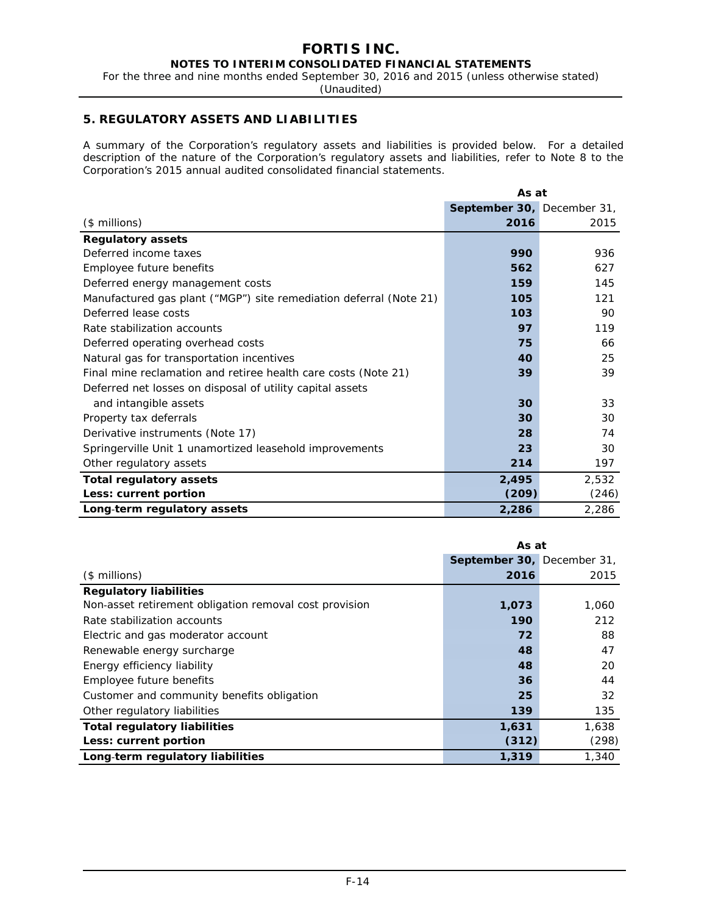## 5. REGULATORY ASSETS AND LIABILITIES

A summary of the Corporation's regulatory assets and liabilities is provided below. For a detailed description of the nature of the Corporation's regulatory assets and liabilities, refer to Note 8 to the Corporation's 2015 annual audited consolidated financial statements.

| ($ millions) | As at September 30, 2016 | As at December 31, 2015 |
|---|---|---|
| **Regulatory assets** | | |
| Deferred income taxes | **990** | 936 |
| Employee future benefits | **562** | 627 |
| Deferred energy management costs | **159** | 145 |
| Manufactured gas plant ("MGP") site remediation deferral (Note 21) | **105** | 121 |
| Deferred lease costs | **103** | 90 |
| Rate stabilization accounts | **97** | 119 |
| Deferred operating overhead costs | **75** | 66 |
| Natural gas for transportation incentives | **40** | 25 |
| Final mine reclamation and retiree health care costs (Note 21) | **39** | 39 |
| Deferred net losses on disposal of utility capital assets and intangible assets | **30** | 33 |
| Property tax deferrals | **30** | 30 |
| Derivative instruments (Note 17) | **28** | 74 |
| Springerville Unit 1 unamortized leasehold improvements | **23** | 30 |
| Other regulatory assets | **214** | 197 |
| **Total regulatory assets** | **2,495** | 2,532 |
| **Less: current portion** | **(209)** | (246) |
| **Long-term regulatory assets** | **2,286** | 2,286 |

| ($ millions) | As at September 30, 2016 | As at December 31, 2015 |
|---|---|---|
| **Regulatory liabilities** | | |
| Non-asset retirement obligation removal cost provision | **1,073** | 1,060 |
| Rate stabilization accounts | **190** | 212 |
| Electric and gas moderator account | **72** | 88 |
| Renewable energy surcharge | **48** | 47 |
| Energy efficiency liability | **48** | 20 |
| Employee future benefits | **36** | 44 |
| Customer and community benefits obligation | **25** | 32 |
| Other regulatory liabilities | **139** | 135 |
| **Total regulatory liabilities** | **1,631** | 1,638 |
| **Less: current portion** | **(312)** | (298) |
| **Long-term regulatory liabilities** | **1,319** | 1,340 |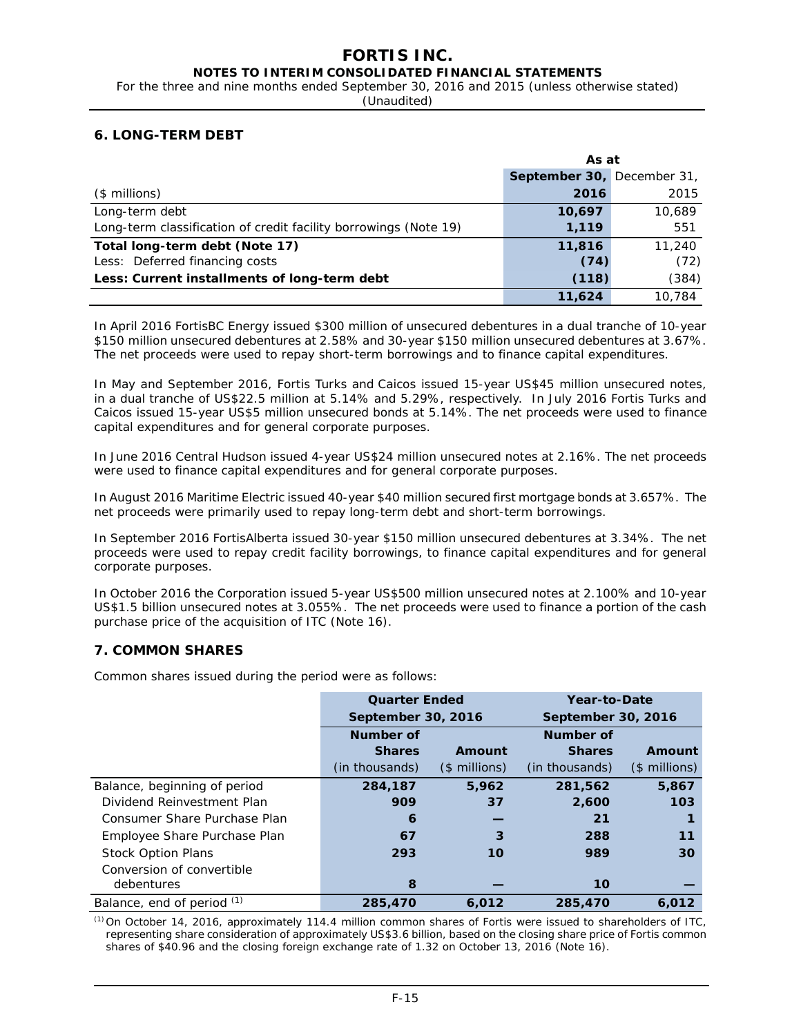## 6. LONG-TERM DEBT

| ($ millions) | As at September 30, 2016 | December 31, 2015 |
|---|---|---|
| Long-term debt | **10,697** | 10,689 |
| Long-term classification of credit facility borrowings (Note 19) | **1,119** | 551 |
| **Total long-term debt (Note 17)** | **11,816** | 11,240 |
| Less: Deferred financing costs | **(74)** | (72) |
| **Less: Current installments of long-term debt** | **(118)** | (384) |
| | **11,624** | 10,784 |

In April 2016 FortisBC Energy issued $300 million of unsecured debentures in a dual tranche of 10-year $150 million unsecured debentures at 2.58% and 30-year $150 million unsecured debentures at 3.67%. The net proceeds were used to repay short-term borrowings and to finance capital expenditures.

In May and September 2016, Fortis Turks and Caicos issued 15-year US$45 million unsecured notes, in a dual tranche of US$22.5 million at 5.14% and 5.29%, respectively. In July 2016 Fortis Turks and Caicos issued 15-year US$5 million unsecured bonds at 5.14%. The net proceeds were used to finance capital expenditures and for general corporate purposes.

In June 2016 Central Hudson issued 4-year US$24 million unsecured notes at 2.16%. The net proceeds were used to finance capital expenditures and for general corporate purposes.

In August 2016 Maritime Electric issued 40-year $40 million secured first mortgage bonds at 3.657%. The net proceeds were primarily used to repay long-term debt and short-term borrowings.

In September 2016 FortisAlberta issued 30-year $150 million unsecured debentures at 3.34%. The net proceeds were used to repay credit facility borrowings, to finance capital expenditures and for general corporate purposes.

In October 2016 the Corporation issued 5-year US$500 million unsecured notes at 2.100% and 10-year US$1.5 billion unsecured notes at 3.055%. The net proceeds were used to finance a portion of the cash purchase price of the acquisition of ITC (Note 16).

## 7. COMMON SHARES

Common shares issued during the period were as follows:

| | Quarter Ended September 30, 2016 | | Year-to-Date September 30, 2016 | |
|---|---|---|---|---|
| | Number of Shares (in thousands) | Amount ($ millions) | Number of Shares (in thousands) | Amount ($ millions) |
| Balance, beginning of period | **284,187** | **5,962** | **281,562** | **5,867** |
| Dividend Reinvestment Plan | **909** | **37** | **2,600** | **103** |
| Consumer Share Purchase Plan | **6** | **—** | **21** | **1** |
| Employee Share Purchase Plan | **67** | **3** | **288** | **11** |
| Stock Option Plans | **293** | **10** | **989** | **30** |
| Conversion of convertible debentures | **8** | **—** | **10** | **—** |
| Balance, end of period [(1)] | **285,470** | **6,012** | **285,470** | **6,012** |

[(1)] On October 14, 2016, approximately 114.4 million common shares of Fortis were issued to shareholders of ITC, representing share consideration of approximately US$3.6 billion, based on the closing share price of Fortis common shares of $40.96 and the closing foreign exchange rate of 1.32 on October 13, 2016 (Note 16).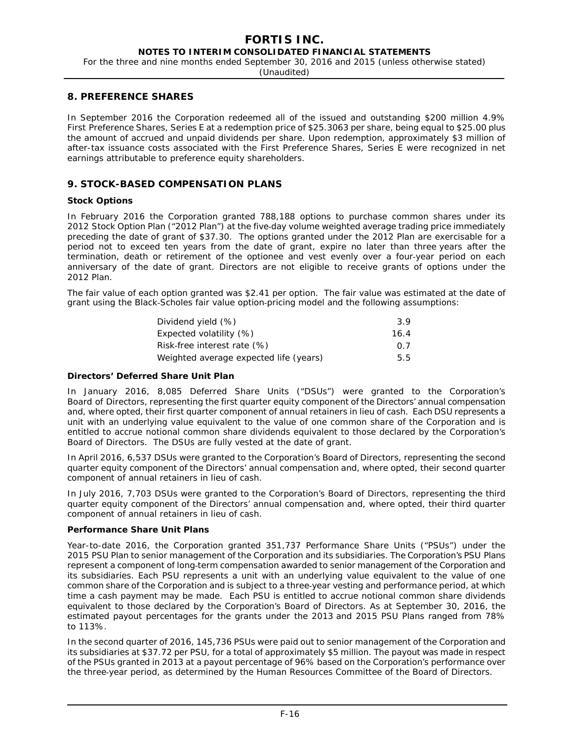## 8. PREFERENCE SHARES

In September 2016 the Corporation redeemed all of the issued and outstanding $200 million 4.9% First Preference Shares, Series E at a redemption price of $25.3063 per share, being equal to $25.00 plus the amount of accrued and unpaid dividends per share. Upon redemption, approximately $3 million of after-tax issuance costs associated with the First Preference Shares, Series E were recognized in net earnings attributable to preference equity shareholders.

## 9. STOCK-BASED COMPENSATION PLANS

### Stock Options

In February 2016 the Corporation granted 788,188 options to purchase common shares under its 2012 Stock Option Plan ("2012 Plan") at the five-day volume weighted average trading price immediately preceding the date of grant of $37.30. The options granted under the 2012 Plan are exercisable for a period not to exceed ten years from the date of grant, expire no later than three years after the termination, death or retirement of the optionee and vest evenly over a four-year period on each anniversary of the date of grant. Directors are not eligible to receive grants of options under the 2012 Plan.

The fair value of each option granted was $2.41 per option. The fair value was estimated at the date of grant using the Black-Scholes fair value option-pricing model and the following assumptions:

| | |
|---|---|
| Dividend yield (%) | 3.9 |
| Expected volatility (%) | 16.4 |
| Risk-free interest rate (%) | 0.7 |
| Weighted average expected life (years) | 5.5 |

### Directors' Deferred Share Unit Plan

In January 2016, 8,085 Deferred Share Units ("DSUs") were granted to the Corporation's Board of Directors, representing the first quarter equity component of the Directors' annual compensation and, where opted, their first quarter component of annual retainers in lieu of cash. Each DSU represents a unit with an underlying value equivalent to the value of one common share of the Corporation and is entitled to accrue notional common share dividends equivalent to those declared by the Corporation's Board of Directors. The DSUs are fully vested at the date of grant.

In April 2016, 6,537 DSUs were granted to the Corporation's Board of Directors, representing the second quarter equity component of the Directors' annual compensation and, where opted, their second quarter component of annual retainers in lieu of cash.

In July 2016, 7,703 DSUs were granted to the Corporation's Board of Directors, representing the third quarter equity component of the Directors' annual compensation and, where opted, their third quarter component of annual retainers in lieu of cash.

### Performance Share Unit Plans

Year-to-date 2016, the Corporation granted 351,737 Performance Share Units ("PSUs") under the 2015 PSU Plan to senior management of the Corporation and its subsidiaries. The Corporation's PSU Plans represent a component of long-term compensation awarded to senior management of the Corporation and its subsidiaries. Each PSU represents a unit with an underlying value equivalent to the value of one common share of the Corporation and is subject to a three-year vesting and performance period, at which time a cash payment may be made. Each PSU is entitled to accrue notional common share dividends equivalent to those declared by the Corporation's Board of Directors. As at September 30, 2016, the estimated payout percentages for the grants under the 2013 and 2015 PSU Plans ranged from 78% to 113%.

In the second quarter of 2016, 145,736 PSUs were paid out to senior management of the Corporation and its subsidiaries at $37.72 per PSU, for a total of approximately $5 million. The payout was made in respect of the PSUs granted in 2013 at a payout percentage of 96% based on the Corporation's performance over the three-year period, as determined by the Human Resources Committee of the Board of Directors.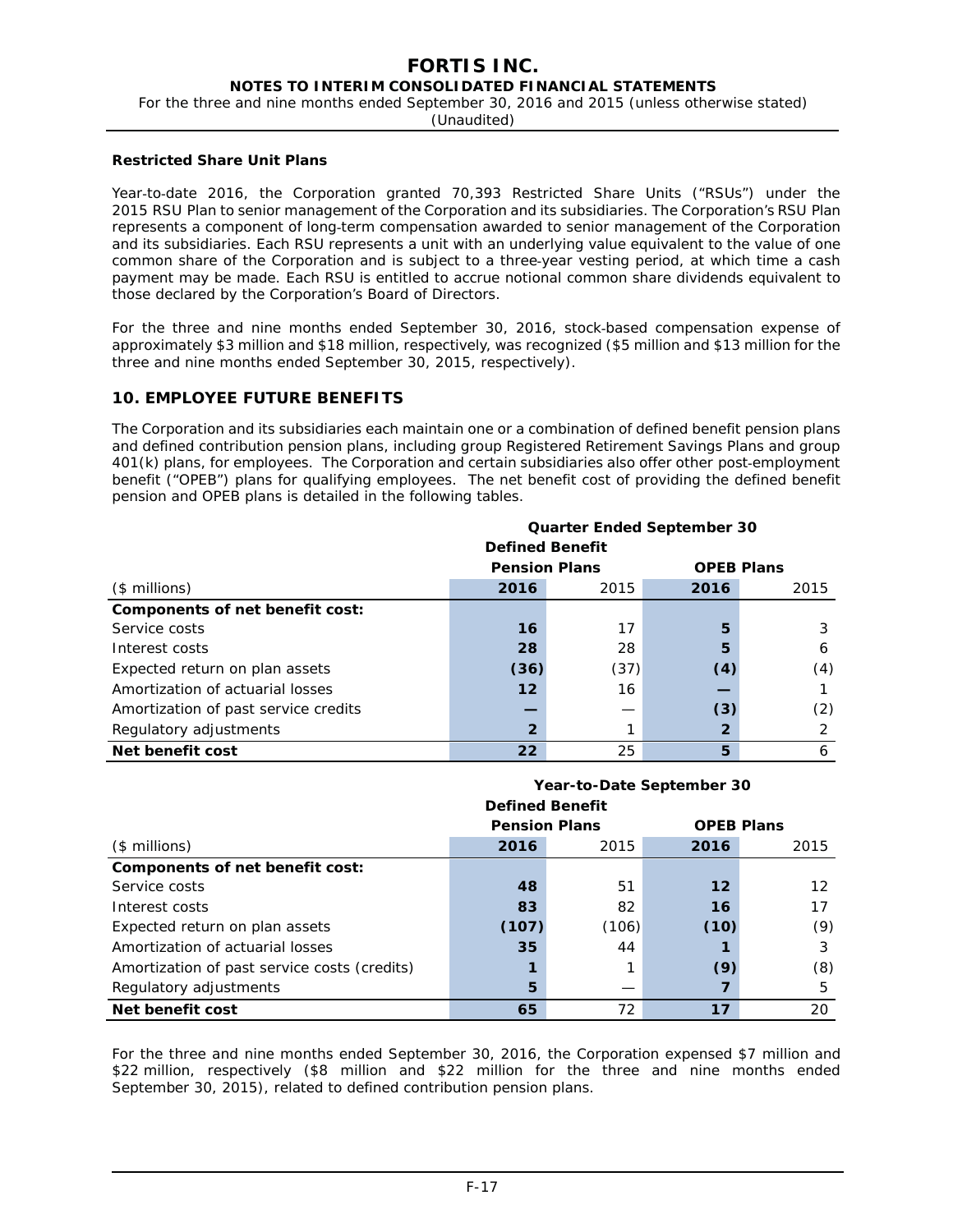### Restricted Share Unit Plans

Year-to-date 2016, the Corporation granted 70,393 Restricted Share Units ("RSUs") under the 2015 RSU Plan to senior management of the Corporation and its subsidiaries. The Corporation's RSU Plan represents a component of long-term compensation awarded to senior management of the Corporation and its subsidiaries. Each RSU represents a unit with an underlying value equivalent to the value of one common share of the Corporation and is subject to a three-year vesting period, at which time a cash payment may be made. Each RSU is entitled to accrue notional common share dividends equivalent to those declared by the Corporation's Board of Directors.

For the three and nine months ended September 30, 2016, stock-based compensation expense of approximately $3 million and $18 million, respectively, was recognized ($5 million and $13 million for the three and nine months ended September 30, 2015, respectively).

## 10. EMPLOYEE FUTURE BENEFITS

The Corporation and its subsidiaries each maintain one or a combination of defined benefit pension plans and defined contribution pension plans, including group Registered Retirement Savings Plans and group 401(k) plans, for employees. The Corporation and certain subsidiaries also offer other post-employment benefit ("OPEB") plans for qualifying employees. The net benefit cost of providing the defined benefit pension and OPEB plans is detailed in the following tables.

| | Quarter Ended September 30 | | | |
|---|---|---|---|---|
| | Defined Benefit Pension Plans | | OPEB Plans | |
| ($ millions) | **2016** | 2015 | **2016** | 2015 |
| **Components of net benefit cost:** | | | | |
| Service costs | **16** | 17 | **5** | 3 |
| Interest costs | **28** | 28 | **5** | 6 |
| Expected return on plan assets | **(36)** | (37) | **(4)** | (4) |
| Amortization of actuarial losses | **12** | 16 | **—** | 1 |
| Amortization of past service credits | **—** | — | **(3)** | (2) |
| Regulatory adjustments | **2** | 1 | **2** | 2 |
| **Net benefit cost** | **22** | 25 | **5** | 6 |

| | Year-to-Date September 30 | | | |
|---|---|---|---|---|
| | Defined Benefit Pension Plans | | OPEB Plans | |
| ($ millions) | **2016** | 2015 | **2016** | 2015 |
| **Components of net benefit cost:** | | | | |
| Service costs | **48** | 51 | **12** | 12 |
| Interest costs | **83** | 82 | **16** | 17 |
| Expected return on plan assets | **(107)** | (106) | **(10)** | (9) |
| Amortization of actuarial losses | **35** | 44 | **1** | 3 |
| Amortization of past service costs (credits) | **1** | 1 | **(9)** | (8) |
| Regulatory adjustments | **5** | — | **7** | 5 |
| **Net benefit cost** | **65** | 72 | **17** | 20 |

For the three and nine months ended September 30, 2016, the Corporation expensed $7 million and $22 million, respectively ($8 million and $22 million for the three and nine months ended September 30, 2015), related to defined contribution pension plans.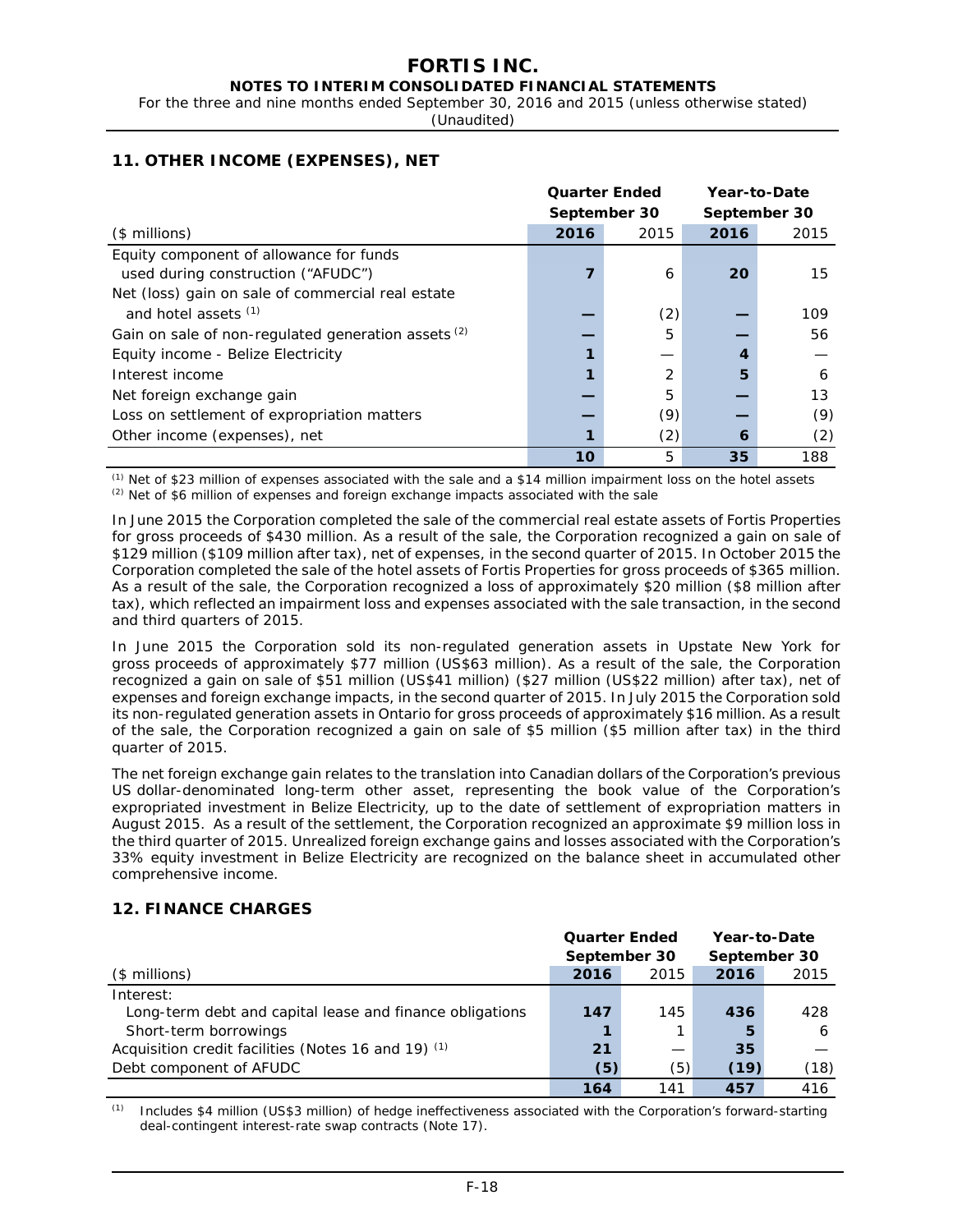## 11. OTHER INCOME (EXPENSES), NET

| | Quarter Ended September 30 | | Year-to-Date September 30 | |
|---|---|---|---|---|
| ($ millions) | **2016** | 2015 | **2016** | 2015 |
| Equity component of allowance for funds used during construction ("AFUDC") | **7** | 6 | **20** | 15 |
| Net (loss) gain on sale of commercial real estate and hotel assets [(1)] | **—** | (2) | **—** | 109 |
| Gain on sale of non-regulated generation assets [(2)] | **—** | 5 | **—** | 56 |
| Equity income - Belize Electricity | **1** | — | **4** | — |
| Interest income | **1** | 2 | **5** | 6 |
| Net foreign exchange gain | **—** | 5 | **—** | 13 |
| Loss on settlement of expropriation matters | **—** | (9) | **—** | (9) |
| Other income (expenses), net | **1** | (2) | **6** | (2) |
| | **10** | 5 | **35** | 188 |

[(1)] Net of $23 million of expenses associated with the sale and a $14 million impairment loss on the hotel assets
[(2)] Net of $6 million of expenses and foreign exchange impacts associated with the sale

In June 2015 the Corporation completed the sale of the commercial real estate assets of Fortis Properties for gross proceeds of $430 million. As a result of the sale, the Corporation recognized a gain on sale of $129 million ($109 million after tax), net of expenses, in the second quarter of 2015. In October 2015 the Corporation completed the sale of the hotel assets of Fortis Properties for gross proceeds of $365 million. As a result of the sale, the Corporation recognized a loss of approximately $20 million ($8 million after tax), which reflected an impairment loss and expenses associated with the sale transaction, in the second and third quarters of 2015.

In June 2015 the Corporation sold its non-regulated generation assets in Upstate New York for gross proceeds of approximately $77 million (US$63 million). As a result of the sale, the Corporation recognized a gain on sale of $51 million (US$41 million) ($27 million (US$22 million) after tax), net of expenses and foreign exchange impacts, in the second quarter of 2015. In July 2015 the Corporation sold its non-regulated generation assets in Ontario for gross proceeds of approximately $16 million. As a result of the sale, the Corporation recognized a gain on sale of $5 million ($5 million after tax) in the third quarter of 2015.

The net foreign exchange gain relates to the translation into Canadian dollars of the Corporation's previous US dollar-denominated long-term other asset, representing the book value of the Corporation's expropriated investment in Belize Electricity, up to the date of settlement of expropriation matters in August 2015. As a result of the settlement, the Corporation recognized an approximate $9 million loss in the third quarter of 2015. Unrealized foreign exchange gains and losses associated with the Corporation's 33% equity investment in Belize Electricity are recognized on the balance sheet in accumulated other comprehensive income.

## 12. FINANCE CHARGES

| | Quarter Ended September 30 | | Year-to-Date September 30 | |
|---|---|---|---|---|
| ($ millions) | **2016** | 2015 | **2016** | 2015 |
| Interest: | | | | |
| Long-term debt and capital lease and finance obligations | **147** | 145 | **436** | 428 |
| Short-term borrowings | **1** | 1 | **5** | 6 |
| Acquisition credit facilities (Notes 16 and 19) [(1)] | **21** | — | **35** | — |
| Debt component of AFUDC | **(5)** | (5) | **(19)** | (18) |
| | **164** | 141 | **457** | 416 |

[(1)] Includes $4 million (US$3 million) of hedge ineffectiveness associated with the Corporation's forward-starting deal-contingent interest-rate swap contracts (Note 17).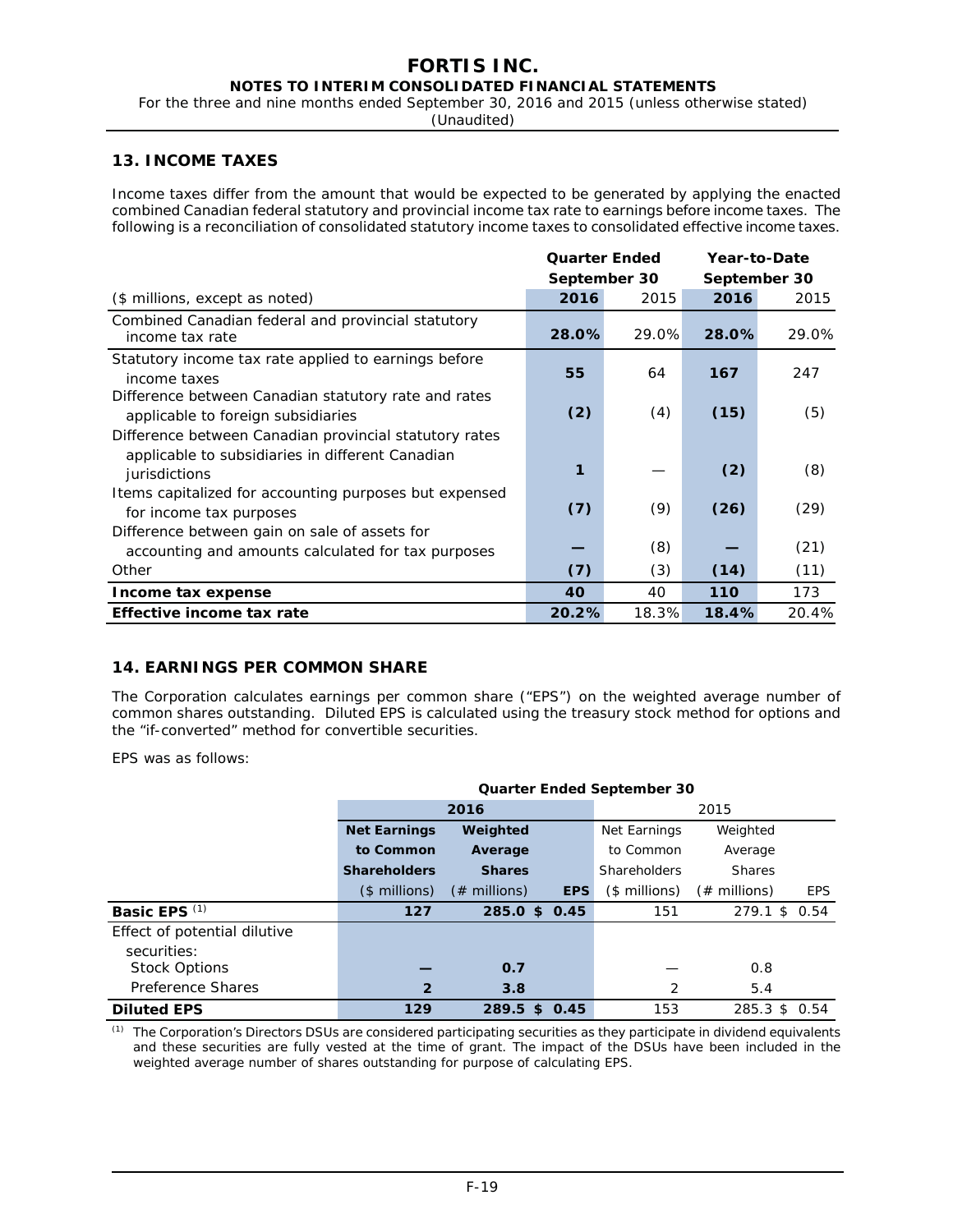## 13. INCOME TAXES

Income taxes differ from the amount that would be expected to be generated by applying the enacted combined Canadian federal statutory and provincial income tax rate to earnings before income taxes. The following is a reconciliation of consolidated statutory income taxes to consolidated effective income taxes.

| ($ millions, except as noted) | Quarter Ended September 30 2016 | Quarter Ended September 30 2015 | Year-to-Date September 30 2016 | Year-to-Date September 30 2015 |
|---|---|---|---|---|
| Combined Canadian federal and provincial statutory income tax rate | **28.0%** | 29.0% | **28.0%** | 29.0% |
| Statutory income tax rate applied to earnings before income taxes | **55** | 64 | **167** | 247 |
| Difference between Canadian statutory rate and rates applicable to foreign subsidiaries | **(2)** | (4) | **(15)** | (5) |
| Difference between Canadian provincial statutory rates applicable to subsidiaries in different Canadian jurisdictions | **1** | — | **(2)** | (8) |
| Items capitalized for accounting purposes but expensed for income tax purposes | **(7)** | (9) | **(26)** | (29) |
| Difference between gain on sale of assets for accounting and amounts calculated for tax purposes | **—** | (8) | **—** | (21) |
| Other | **(7)** | (3) | **(14)** | (11) |
| **Income tax expense** | **40** | 40 | **110** | 173 |
| **Effective income tax rate** | **20.2%** | 18.3% | **18.4%** | 20.4% |

## 14. EARNINGS PER COMMON SHARE

The Corporation calculates earnings per common share ("EPS") on the weighted average number of common shares outstanding. Diluted EPS is calculated using the treasury stock method for options and the "if-converted" method for convertible securities.

EPS was as follows:

| | Quarter Ended September 30 | | | | | |
|---|---|---|---|---|---|---|
| | **2016** | | | 2015 | | |
| | **Net Earnings to Common Shareholders ($ millions)** | **Weighted Average Shares (# millions)** | **EPS** | Net Earnings to Common Shareholders ($ millions) | Weighted Average Shares (# millions) | EPS |
| **Basic EPS** [(1)] | **127** | **285.0** | **$ 0.45** | 151 | 279.1 | $ 0.54 |
| Effect of potential dilutive securities: | | | | | | |
| Stock Options | **—** | **0.7** | | — | 0.8 | |
| Preference Shares | **2** | **3.8** | | 2 | 5.4 | |
| **Diluted EPS** | **129** | **289.5** | **$ 0.45** | 153 | 285.3 | $ 0.54 |

(1) The Corporation's Directors DSUs are considered participating securities as they participate in dividend equivalents and these securities are fully vested at the time of grant. The impact of the DSUs have been included in the weighted average number of shares outstanding for purpose of calculating EPS.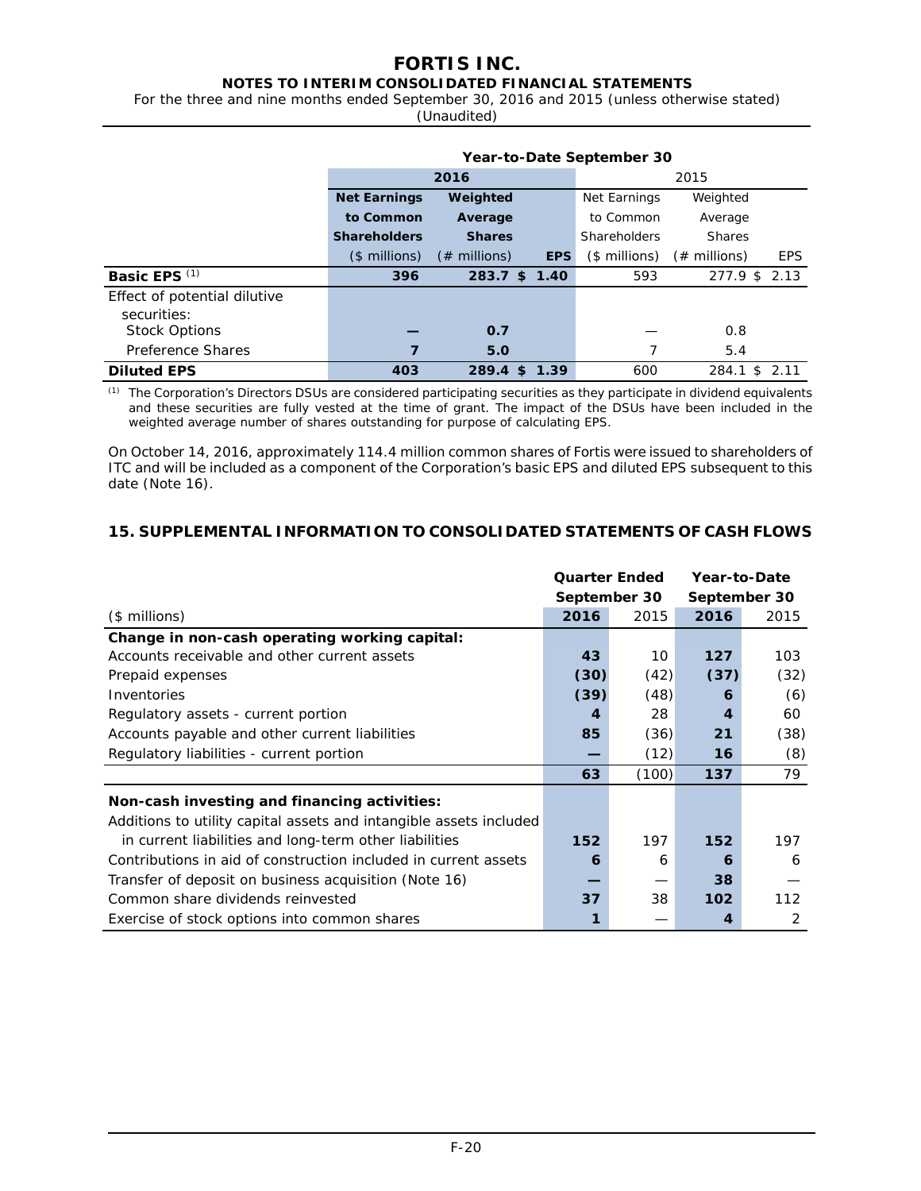| | Year-to-Date September 30 | | | | | |
|---|---|---|---|---|---|---|
| | **2016** | | | 2015 | | |
| | **Net Earnings to Common Shareholders ($ millions)** | **Weighted Average Shares (# millions)** | **EPS** | Net Earnings to Common Shareholders ($ millions) | Weighted Average Shares (# millions) | EPS |
| **Basic EPS** [(1)] | **396** | **283.7** | **$ 1.40** | 593 | 277.9 | $ 2.13 |
| Effect of potential dilutive securities: | | | | | | |
| Stock Options | **—** | **0.7** | | — | 0.8 | |
| Preference Shares | **7** | **5.0** | | 7 | 5.4 | |
| **Diluted EPS** | **403** | **289.4** | **$ 1.39** | 600 | 284.1 | $ 2.11 |

(1) The Corporation's Directors DSUs are considered participating securities as they participate in dividend equivalents and these securities are fully vested at the time of grant. The impact of the DSUs have been included in the weighted average number of shares outstanding for purpose of calculating EPS.

On October 14, 2016, approximately 114.4 million common shares of Fortis were issued to shareholders of ITC and will be included as a component of the Corporation's basic EPS and diluted EPS subsequent to this date (Note 16).

## 15. SUPPLEMENTAL INFORMATION TO CONSOLIDATED STATEMENTS OF CASH FLOWS

| | Quarter Ended September 30 | | Year-to-Date September 30 | |
|---|---|---|---|---|
| ($ millions) | **2016** | 2015 | **2016** | 2015 |
| **Change in non-cash operating working capital:** | | | | |
| Accounts receivable and other current assets | **43** | 10 | **127** | 103 |
| Prepaid expenses | **(30)** | (42) | **(37)** | (32) |
| Inventories | **(39)** | (48) | **6** | (6) |
| Regulatory assets - current portion | **4** | 28 | **4** | 60 |
| Accounts payable and other current liabilities | **85** | (36) | **21** | (38) |
| Regulatory liabilities - current portion | **—** | (12) | **16** | (8) |
| | **63** | (100) | **137** | 79 |
| **Non-cash investing and financing activities:** | | | | |
| Additions to utility capital assets and intangible assets included in current liabilities and long-term other liabilities | **152** | 197 | **152** | 197 |
| Contributions in aid of construction included in current assets | **6** | 6 | **6** | 6 |
| Transfer of deposit on business acquisition (Note 16) | **—** | — | **38** | — |
| Common share dividends reinvested | **37** | 38 | **102** | 112 |
| Exercise of stock options into common shares | **1** | — | **4** | 2 |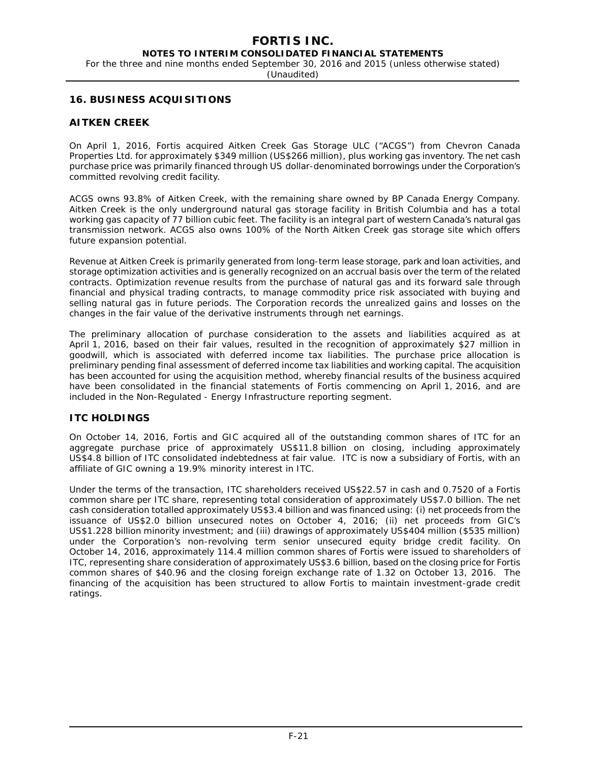## 16. BUSINESS ACQUISITIONS

### AITKEN CREEK

On April 1, 2016, Fortis acquired Aitken Creek Gas Storage ULC ("ACGS") from Chevron Canada Properties Ltd. for approximately $349 million (US$266 million), plus working gas inventory. The net cash purchase price was primarily financed through US dollar-denominated borrowings under the Corporation's committed revolving credit facility.

ACGS owns 93.8% of Aitken Creek, with the remaining share owned by BP Canada Energy Company. Aitken Creek is the only underground natural gas storage facility in British Columbia and has a total working gas capacity of 77 billion cubic feet. The facility is an integral part of western Canada's natural gas transmission network. ACGS also owns 100% of the North Aitken Creek gas storage site which offers future expansion potential.

Revenue at Aitken Creek is primarily generated from long-term lease storage, park and loan activities, and storage optimization activities and is generally recognized on an accrual basis over the term of the related contracts. Optimization revenue results from the purchase of natural gas and its forward sale through financial and physical trading contracts, to manage commodity price risk associated with buying and selling natural gas in future periods. The Corporation records the unrealized gains and losses on the changes in the fair value of the derivative instruments through net earnings.

The preliminary allocation of purchase consideration to the assets and liabilities acquired as at April 1, 2016, based on their fair values, resulted in the recognition of approximately $27 million in goodwill, which is associated with deferred income tax liabilities. The purchase price allocation is preliminary pending final assessment of deferred income tax liabilities and working capital. The acquisition has been accounted for using the acquisition method, whereby financial results of the business acquired have been consolidated in the financial statements of Fortis commencing on April 1, 2016, and are included in the Non-Regulated - Energy Infrastructure reporting segment.

### ITC HOLDINGS

On October 14, 2016, Fortis and GIC acquired all of the outstanding common shares of ITC for an aggregate purchase price of approximately US$11.8 billion on closing, including approximately US$4.8 billion of ITC consolidated indebtedness at fair value. ITC is now a subsidiary of Fortis, with an affiliate of GIC owning a 19.9% minority interest in ITC.

Under the terms of the transaction, ITC shareholders received US$22.57 in cash and 0.7520 of a Fortis common share per ITC share, representing total consideration of approximately US$7.0 billion. The net cash consideration totalled approximately US$3.4 billion and was financed using: (i) net proceeds from the issuance of US$2.0 billion unsecured notes on October 4, 2016; (ii) net proceeds from GIC's US$1.228 billion minority investment; and (iii) drawings of approximately US$404 million ($535 million) under the Corporation's non-revolving term senior unsecured equity bridge credit facility. On October 14, 2016, approximately 114.4 million common shares of Fortis were issued to shareholders of ITC, representing share consideration of approximately US$3.6 billion, based on the closing price for Fortis common shares of $40.96 and the closing foreign exchange rate of 1.32 on October 13, 2016. The financing of the acquisition has been structured to allow Fortis to maintain investment-grade credit ratings.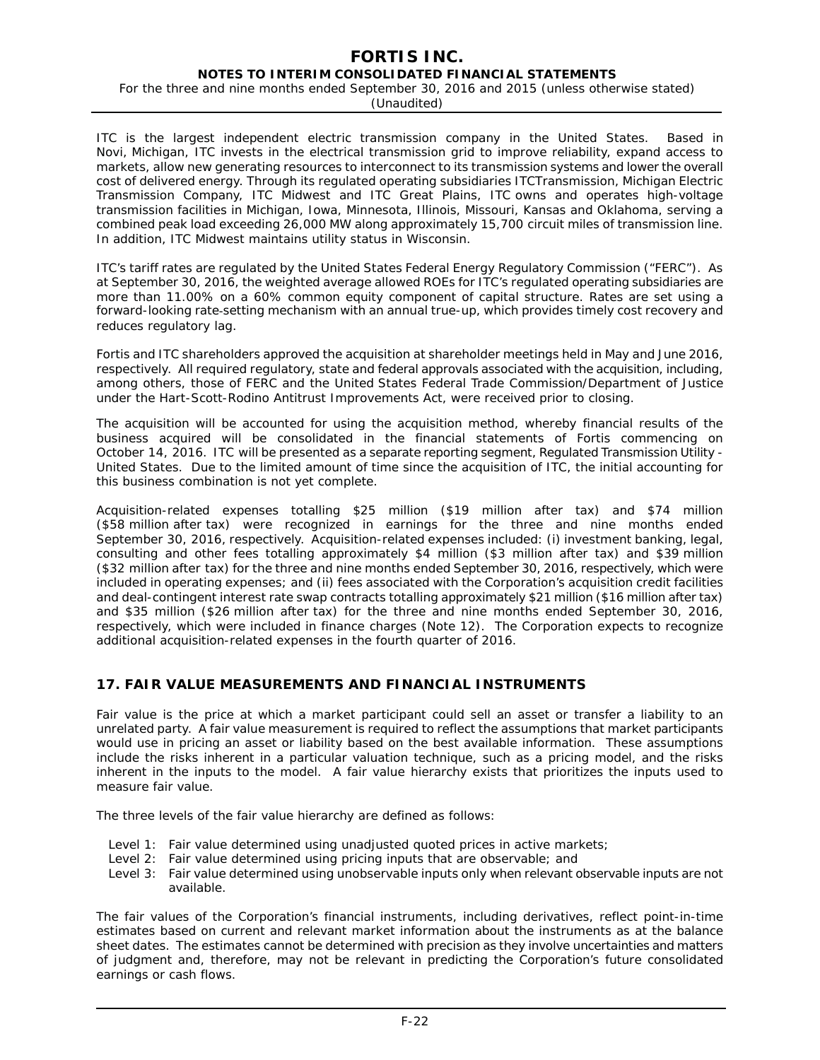ITC is the largest independent electric transmission company in the United States. Based in Novi, Michigan, ITC invests in the electrical transmission grid to improve reliability, expand access to markets, allow new generating resources to interconnect to its transmission systems and lower the overall cost of delivered energy. Through its regulated operating subsidiaries ITCTransmission, Michigan Electric Transmission Company, ITC Midwest and ITC Great Plains, ITC owns and operates high-voltage transmission facilities in Michigan, Iowa, Minnesota, Illinois, Missouri, Kansas and Oklahoma, serving a combined peak load exceeding 26,000 MW along approximately 15,700 circuit miles of transmission line. In addition, ITC Midwest maintains utility status in Wisconsin.

ITC's tariff rates are regulated by the United States Federal Energy Regulatory Commission ("FERC"). As at September 30, 2016, the weighted average allowed ROEs for ITC's regulated operating subsidiaries are more than 11.00% on a 60% common equity component of capital structure. Rates are set using a forward-looking rate-setting mechanism with an annual true-up, which provides timely cost recovery and reduces regulatory lag.

Fortis and ITC shareholders approved the acquisition at shareholder meetings held in May and June 2016, respectively. All required regulatory, state and federal approvals associated with the acquisition, including, among others, those of FERC and the United States Federal Trade Commission/Department of Justice under the Hart-Scott-Rodino Antitrust Improvements Act, were received prior to closing.

The acquisition will be accounted for using the acquisition method, whereby financial results of the business acquired will be consolidated in the financial statements of Fortis commencing on October 14, 2016. ITC will be presented as a separate reporting segment, Regulated Transmission Utility - United States. Due to the limited amount of time since the acquisition of ITC, the initial accounting for this business combination is not yet complete.

Acquisition-related expenses totalling $25 million ($19 million after tax) and $74 million ($58 million after tax) were recognized in earnings for the three and nine months ended September 30, 2016, respectively. Acquisition-related expenses included: (i) investment banking, legal, consulting and other fees totalling approximately $4 million ($3 million after tax) and $39 million ($32 million after tax) for the three and nine months ended September 30, 2016, respectively, which were included in operating expenses; and (ii) fees associated with the Corporation's acquisition credit facilities and deal-contingent interest rate swap contracts totalling approximately $21 million ($16 million after tax) and $35 million ($26 million after tax) for the three and nine months ended September 30, 2016, respectively, which were included in finance charges (Note 12). The Corporation expects to recognize additional acquisition-related expenses in the fourth quarter of 2016.

## 17. FAIR VALUE MEASUREMENTS AND FINANCIAL INSTRUMENTS

Fair value is the price at which a market participant could sell an asset or transfer a liability to an unrelated party. A fair value measurement is required to reflect the assumptions that market participants would use in pricing an asset or liability based on the best available information. These assumptions include the risks inherent in a particular valuation technique, such as a pricing model, and the risks inherent in the inputs to the model. A fair value hierarchy exists that prioritizes the inputs used to measure fair value.

The three levels of the fair value hierarchy are defined as follows:

- Level 1: Fair value determined using unadjusted quoted prices in active markets;
- Level 2: Fair value determined using pricing inputs that are observable; and
- Level 3: Fair value determined using unobservable inputs only when relevant observable inputs are not available.

The fair values of the Corporation's financial instruments, including derivatives, reflect point-in-time estimates based on current and relevant market information about the instruments as at the balance sheet dates. The estimates cannot be determined with precision as they involve uncertainties and matters of judgment and, therefore, may not be relevant in predicting the Corporation's future consolidated earnings or cash flows.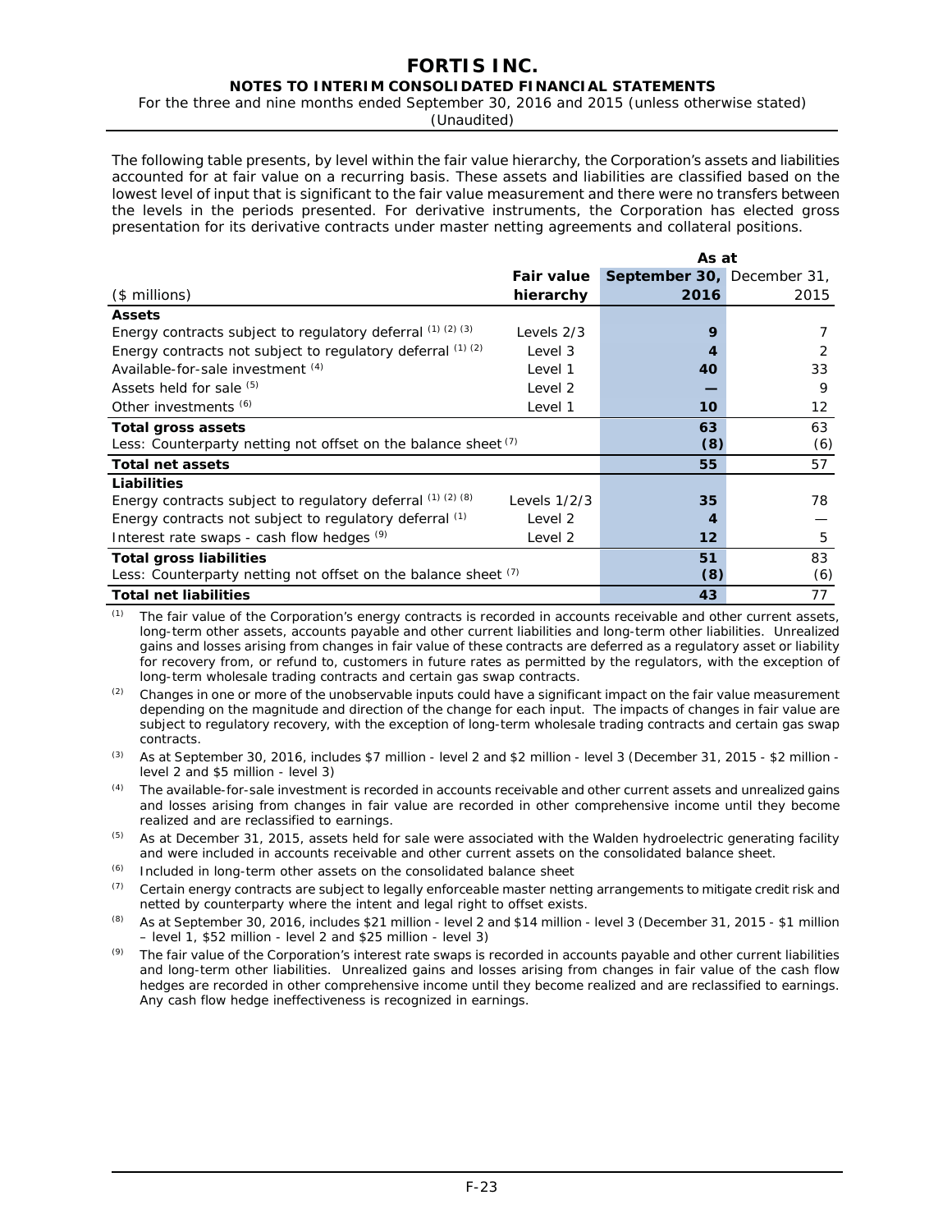The following table presents, by level within the fair value hierarchy, the Corporation's assets and liabilities accounted for at fair value on a recurring basis. These assets and liabilities are classified based on the lowest level of input that is significant to the fair value measurement and there were no transfers between the levels in the periods presented. For derivative instruments, the Corporation has elected gross presentation for its derivative contracts under master netting agreements and collateral positions.

| | | As at | |
|---|---|---|---|
| ($ millions) | Fair value hierarchy | September 30, 2016 | December 31, 2015 |
| **Assets** | | | |
| Energy contracts subject to regulatory deferral (1) (2) (3) | Levels 2/3 | **9** | 7 |
| Energy contracts not subject to regulatory deferral (1) (2) | Level 3 | **4** | 2 |
| Available-for-sale investment (4) | Level 1 | **40** | 33 |
| Assets held for sale (5) | Level 2 | **—** | 9 |
| Other investments (6) | Level 1 | **10** | 12 |
| **Total gross assets** | | **63** | 63 |
| Less: Counterparty netting not offset on the balance sheet (7) | | **(8)** | (6) |
| **Total net assets** | | **55** | 57 |
| **Liabilities** | | | |
| Energy contracts subject to regulatory deferral (1) (2) (8) | Levels 1/2/3 | **35** | 78 |
| Energy contracts not subject to regulatory deferral (1) | Level 2 | **4** | — |
| Interest rate swaps - cash flow hedges (9) | Level 2 | **12** | 5 |
| **Total gross liabilities** | | **51** | 83 |
| Less: Counterparty netting not offset on the balance sheet (7) | | **(8)** | (6) |
| **Total net liabilities** | | **43** | 77 |

(1) The fair value of the Corporation's energy contracts is recorded in accounts receivable and other current assets, long-term other assets, accounts payable and other current liabilities and long-term other liabilities. Unrealized gains and losses arising from changes in fair value of these contracts are deferred as a regulatory asset or liability for recovery from, or refund to, customers in future rates as permitted by the regulators, with the exception of long-term wholesale trading contracts and certain gas swap contracts.

(2) Changes in one or more of the unobservable inputs could have a significant impact on the fair value measurement depending on the magnitude and direction of the change for each input. The impacts of changes in fair value are subject to regulatory recovery, with the exception of long-term wholesale trading contracts and certain gas swap contracts.

(3) As at September 30, 2016, includes $7 million - level 2 and $2 million - level 3 (December 31, 2015 - $2 million - level 2 and $5 million - level 3)

(4) The available-for-sale investment is recorded in accounts receivable and other current assets and unrealized gains and losses arising from changes in fair value are recorded in other comprehensive income until they become realized and are reclassified to earnings.

(5) As at December 31, 2015, assets held for sale were associated with the Walden hydroelectric generating facility and were included in accounts receivable and other current assets on the consolidated balance sheet.

(6) Included in long-term other assets on the consolidated balance sheet

(7) Certain energy contracts are subject to legally enforceable master netting arrangements to mitigate credit risk and netted by counterparty where the intent and legal right to offset exists.

(8) As at September 30, 2016, includes $21 million - level 2 and $14 million - level 3 (December 31, 2015 - $1 million – level 1, $52 million - level 2 and $25 million - level 3)

(9) The fair value of the Corporation's interest rate swaps is recorded in accounts payable and other current liabilities and long-term other liabilities. Unrealized gains and losses arising from changes in fair value of the cash flow hedges are recorded in other comprehensive income until they become realized and are reclassified to earnings. Any cash flow hedge ineffectiveness is recognized in earnings.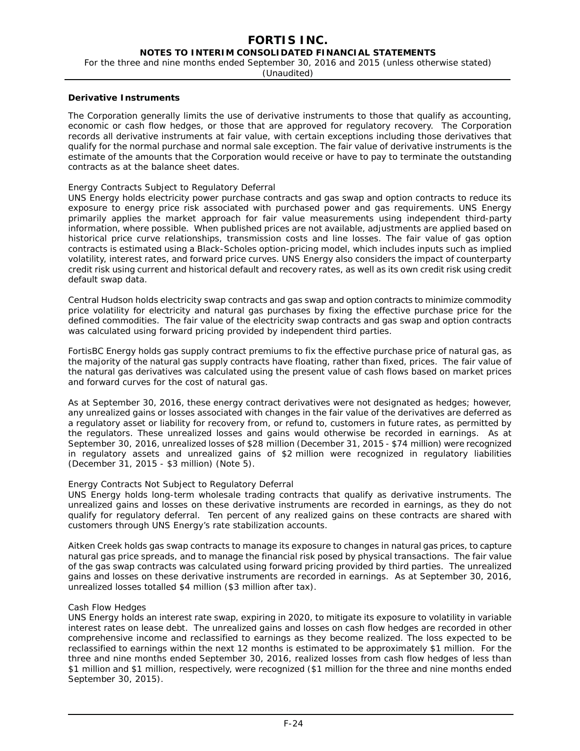**Derivative Instruments**

The Corporation generally limits the use of derivative instruments to those that qualify as accounting, economic or cash flow hedges, or those that are approved for regulatory recovery. The Corporation records all derivative instruments at fair value, with certain exceptions including those derivatives that qualify for the normal purchase and normal sale exception. The fair value of derivative instruments is the estimate of the amounts that the Corporation would receive or have to pay to terminate the outstanding contracts as at the balance sheet dates.

*Energy Contracts Subject to Regulatory Deferral*

UNS Energy holds electricity power purchase contracts and gas swap and option contracts to reduce its exposure to energy price risk associated with purchased power and gas requirements. UNS Energy primarily applies the market approach for fair value measurements using independent third-party information, where possible. When published prices are not available, adjustments are applied based on historical price curve relationships, transmission costs and line losses. The fair value of gas option contracts is estimated using a Black-Scholes option-pricing model, which includes inputs such as implied volatility, interest rates, and forward price curves. UNS Energy also considers the impact of counterparty credit risk using current and historical default and recovery rates, as well as its own credit risk using credit default swap data.

Central Hudson holds electricity swap contracts and gas swap and option contracts to minimize commodity price volatility for electricity and natural gas purchases by fixing the effective purchase price for the defined commodities. The fair value of the electricity swap contracts and gas swap and option contracts was calculated using forward pricing provided by independent third parties.

FortisBC Energy holds gas supply contract premiums to fix the effective purchase price of natural gas, as the majority of the natural gas supply contracts have floating, rather than fixed, prices. The fair value of the natural gas derivatives was calculated using the present value of cash flows based on market prices and forward curves for the cost of natural gas.

As at September 30, 2016, these energy contract derivatives were not designated as hedges; however, any unrealized gains or losses associated with changes in the fair value of the derivatives are deferred as a regulatory asset or liability for recovery from, or refund to, customers in future rates, as permitted by the regulators. These unrealized losses and gains would otherwise be recorded in earnings. As at September 30, 2016, unrealized losses of $28 million (December 31, 2015 - $74 million) were recognized in regulatory assets and unrealized gains of $2 million were recognized in regulatory liabilities (December 31, 2015 - $3 million) (Note 5).

*Energy Contracts Not Subject to Regulatory Deferral*

UNS Energy holds long-term wholesale trading contracts that qualify as derivative instruments. The unrealized gains and losses on these derivative instruments are recorded in earnings, as they do not qualify for regulatory deferral. Ten percent of any realized gains on these contracts are shared with customers through UNS Energy's rate stabilization accounts.

Aitken Creek holds gas swap contracts to manage its exposure to changes in natural gas prices, to capture natural gas price spreads, and to manage the financial risk posed by physical transactions. The fair value of the gas swap contracts was calculated using forward pricing provided by third parties. The unrealized gains and losses on these derivative instruments are recorded in earnings. As at September 30, 2016, unrealized losses totalled $4 million ($3 million after tax).

*Cash Flow Hedges*

UNS Energy holds an interest rate swap, expiring in 2020, to mitigate its exposure to volatility in variable interest rates on lease debt. The unrealized gains and losses on cash flow hedges are recorded in other comprehensive income and reclassified to earnings as they become realized. The loss expected to be reclassified to earnings within the next 12 months is estimated to be approximately $1 million. For the three and nine months ended September 30, 2016, realized losses from cash flow hedges of less than $1 million and $1 million, respectively, were recognized ($1 million for the three and nine months ended September 30, 2015).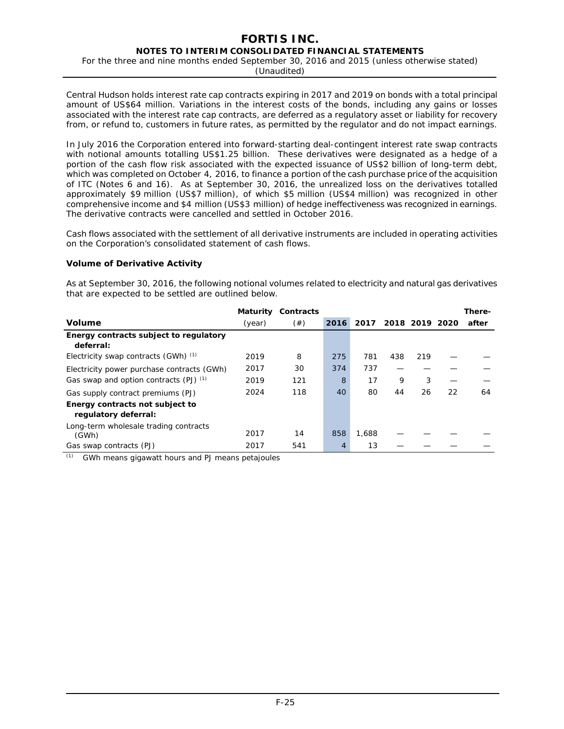Central Hudson holds interest rate cap contracts expiring in 2017 and 2019 on bonds with a total principal amount of US$64 million. Variations in the interest costs of the bonds, including any gains or losses associated with the interest rate cap contracts, are deferred as a regulatory asset or liability for recovery from, or refund to, customers in future rates, as permitted by the regulator and do not impact earnings.

In July 2016 the Corporation entered into forward-starting deal-contingent interest rate swap contracts with notional amounts totalling US$1.25 billion. These derivatives were designated as a hedge of a portion of the cash flow risk associated with the expected issuance of US$2 billion of long-term debt, which was completed on October 4, 2016, to finance a portion of the cash purchase price of the acquisition of ITC (Notes 6 and 16). As at September 30, 2016, the unrealized loss on the derivatives totalled approximately $9 million (US$7 million), of which $5 million (US$4 million) was recognized in other comprehensive income and $4 million (US$3 million) of hedge ineffectiveness was recognized in earnings. The derivative contracts were cancelled and settled in October 2016.

Cash flows associated with the settlement of all derivative instruments are included in operating activities on the Corporation's consolidated statement of cash flows.

### Volume of Derivative Activity

As at September 30, 2016, the following notional volumes related to electricity and natural gas derivatives that are expected to be settled are outlined below.

| Volume | Maturity (year) | Contracts (#) | 2016 | 2017 | 2018 | 2019 | 2020 | There-after |
|---|---|---|---|---|---|---|---|---|
| **Energy contracts subject to regulatory deferral:** | | | | | | | | |
| Electricity swap contracts (GWh) [(1)] | 2019 | 8 | 275 | 781 | 438 | 219 | — | — |
| Electricity power purchase contracts (GWh) | 2017 | 30 | 374 | 737 | — | — | — | — |
| Gas swap and option contracts (PJ) [(1)] | 2019 | 121 | 8 | 17 | 9 | 3 | — | — |
| Gas supply contract premiums (PJ) | 2024 | 118 | 40 | 80 | 44 | 26 | 22 | 64 |
| **Energy contracts not subject to regulatory deferral:** | | | | | | | | |
| Long-term wholesale trading contracts (GWh) | 2017 | 14 | 858 | 1,688 | — | — | — | — |
| Gas swap contracts (PJ) | 2017 | 541 | 4 | 13 | — | — | — | — |

(1) GWh means gigawatt hours and PJ means petajoules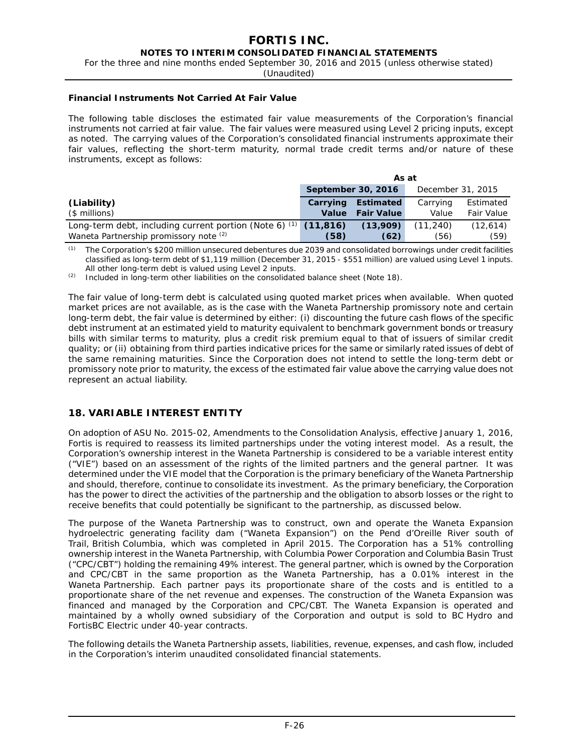**Financial Instruments Not Carried At Fair Value**

The following table discloses the estimated fair value measurements of the Corporation's financial instruments not carried at fair value. The fair values were measured using Level 2 pricing inputs, except as noted. The carrying values of the Corporation's consolidated financial instruments approximate their fair values, reflecting the short-term maturity, normal trade credit terms and/or nature of these instruments, except as follows:

| | As at | | | |
|---|---|---|---|---|
| | **September 30, 2016** | | December 31, 2015 | |
| **(Liability)**<br>($ millions) | **Carrying Value** | **Estimated Fair Value** | Carrying Value | Estimated Fair Value |
| Long-term debt, including current portion (Note 6) [1] | **(11,816)** | **(13,909)** | (11,240) | (12,614) |
| Waneta Partnership promissory note [2] | **(58)** | **(62)** | (56) | (59) |

[1] The Corporation's $200 million unsecured debentures due 2039 and consolidated borrowings under credit facilities classified as long-term debt of $1,119 million (December 31, 2015 - $551 million) are valued using Level 1 inputs. All other long-term debt is valued using Level 2 inputs.

[2] Included in long-term other liabilities on the consolidated balance sheet (Note 18).

The fair value of long-term debt is calculated using quoted market prices when available. When quoted market prices are not available, as is the case with the Waneta Partnership promissory note and certain long-term debt, the fair value is determined by either: (i) discounting the future cash flows of the specific debt instrument at an estimated yield to maturity equivalent to benchmark government bonds or treasury bills with similar terms to maturity, plus a credit risk premium equal to that of issuers of similar credit quality; or (ii) obtaining from third parties indicative prices for the same or similarly rated issues of debt of the same remaining maturities. Since the Corporation does not intend to settle the long-term debt or promissory note prior to maturity, the excess of the estimated fair value above the carrying value does not represent an actual liability.

## 18. VARIABLE INTEREST ENTITY

On adoption of ASU No. 2015-02, Amendments to the Consolidation Analysis, effective January 1, 2016, Fortis is required to reassess its limited partnerships under the voting interest model. As a result, the Corporation's ownership interest in the Waneta Partnership is considered to be a variable interest entity ("VIE") based on an assessment of the rights of the limited partners and the general partner. It was determined under the VIE model that the Corporation is the primary beneficiary of the Waneta Partnership and should, therefore, continue to consolidate its investment. As the primary beneficiary, the Corporation has the power to direct the activities of the partnership and the obligation to absorb losses or the right to receive benefits that could potentially be significant to the partnership, as discussed below.

The purpose of the Waneta Partnership was to construct, own and operate the Waneta Expansion hydroelectric generating facility dam ("Waneta Expansion") on the Pend d'Oreille River south of Trail, British Columbia, which was completed in April 2015. The Corporation has a 51% controlling ownership interest in the Waneta Partnership, with Columbia Power Corporation and Columbia Basin Trust ("CPC/CBT") holding the remaining 49% interest. The general partner, which is owned by the Corporation and CPC/CBT in the same proportion as the Waneta Partnership, has a 0.01% interest in the Waneta Partnership. Each partner pays its proportionate share of the costs and is entitled to a proportionate share of the net revenue and expenses. The construction of the Waneta Expansion was financed and managed by the Corporation and CPC/CBT. The Waneta Expansion is operated and maintained by a wholly owned subsidiary of the Corporation and output is sold to BC Hydro and FortisBC Electric under 40-year contracts.

The following details the Waneta Partnership assets, liabilities, revenue, expenses, and cash flow, included in the Corporation's interim unaudited consolidated financial statements.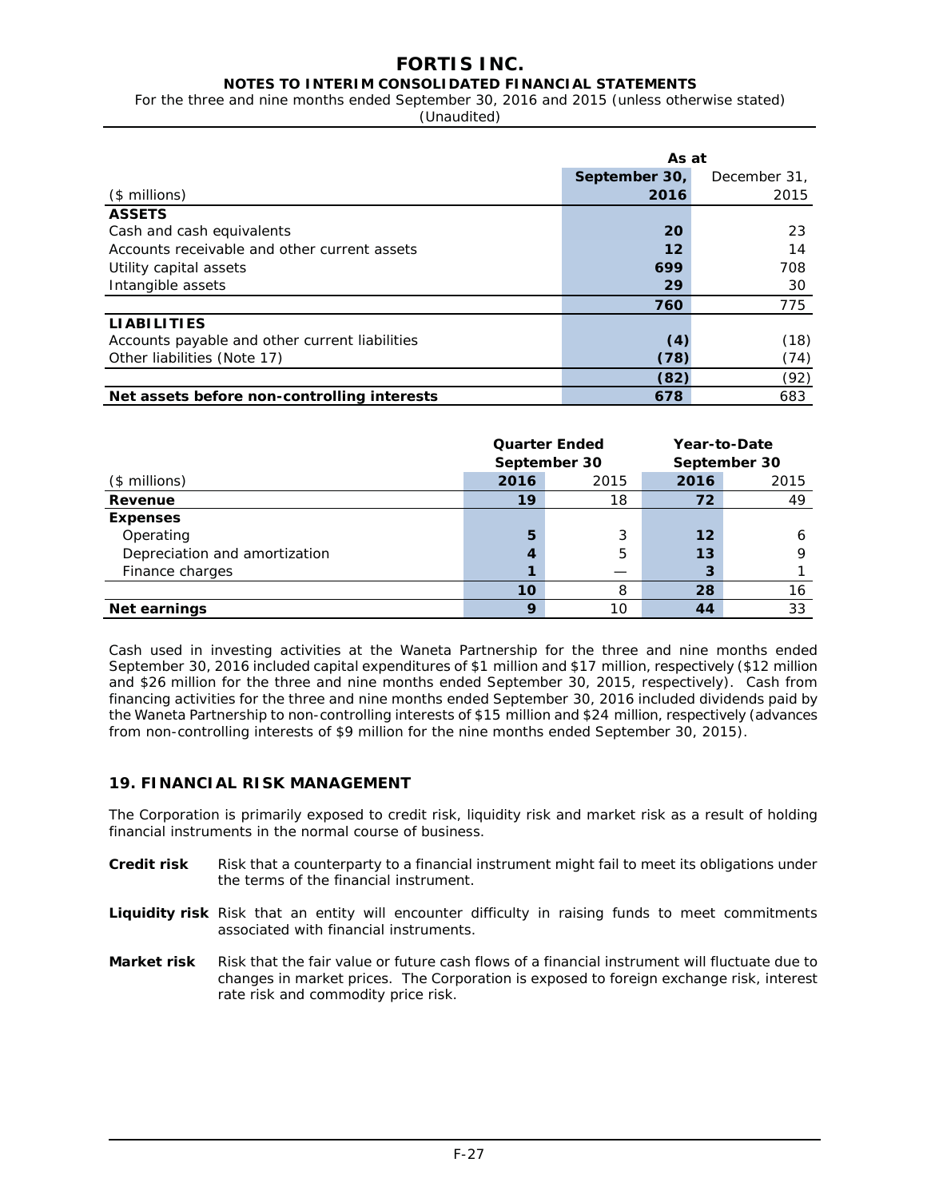| ($ millions) | As at September 30, 2016 | December 31, 2015 |
|---|---|---|
| **ASSETS** | | |
| Cash and cash equivalents | **20** | 23 |
| Accounts receivable and other current assets | **12** | 14 |
| Utility capital assets | **699** | 708 |
| Intangible assets | **29** | 30 |
| | **760** | 775 |
| **LIABILITIES** | | |
| Accounts payable and other current liabilities | **(4)** | (18) |
| Other liabilities (Note 17) | **(78)** | (74) |
| | **(82)** | (92) |
| **Net assets before non-controlling interests** | **678** | 683 |

| | Quarter Ended September 30 | | Year-to-Date September 30 | |
|---|---|---|---|---|
| ($ millions) | **2016** | 2015 | **2016** | 2015 |
| **Revenue** | **19** | 18 | **72** | 49 |
| **Expenses** | | | | |
| Operating | **5** | 3 | **12** | 6 |
| Depreciation and amortization | **4** | 5 | **13** | 9 |
| Finance charges | **1** | — | **3** | 1 |
| | **10** | 8 | **28** | 16 |
| **Net earnings** | **9** | 10 | **44** | 33 |

Cash used in investing activities at the Waneta Partnership for the three and nine months ended September 30, 2016 included capital expenditures of $1 million and $17 million, respectively ($12 million and $26 million for the three and nine months ended September 30, 2015, respectively). Cash from financing activities for the three and nine months ended September 30, 2016 included dividends paid by the Waneta Partnership to non-controlling interests of $15 million and $24 million, respectively (advances from non-controlling interests of $9 million for the nine months ended September 30, 2015).

## 19. FINANCIAL RISK MANAGEMENT

The Corporation is primarily exposed to credit risk, liquidity risk and market risk as a result of holding financial instruments in the normal course of business.

**Credit risk** Risk that a counterparty to a financial instrument might fail to meet its obligations under the terms of the financial instrument.

**Liquidity risk** Risk that an entity will encounter difficulty in raising funds to meet commitments associated with financial instruments.

**Market risk** Risk that the fair value or future cash flows of a financial instrument will fluctuate due to changes in market prices. The Corporation is exposed to foreign exchange risk, interest rate risk and commodity price risk.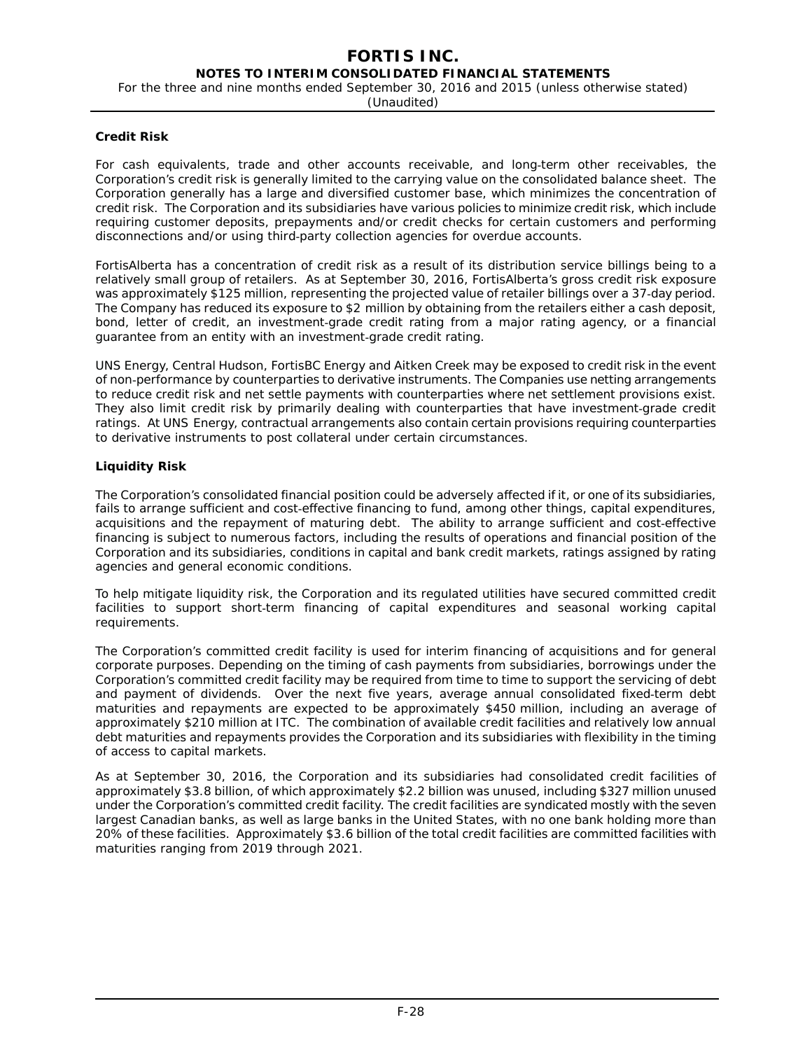**Credit Risk**

For cash equivalents, trade and other accounts receivable, and long-term other receivables, the Corporation's credit risk is generally limited to the carrying value on the consolidated balance sheet. The Corporation generally has a large and diversified customer base, which minimizes the concentration of credit risk. The Corporation and its subsidiaries have various policies to minimize credit risk, which include requiring customer deposits, prepayments and/or credit checks for certain customers and performing disconnections and/or using third-party collection agencies for overdue accounts.

FortisAlberta has a concentration of credit risk as a result of its distribution service billings being to a relatively small group of retailers. As at September 30, 2016, FortisAlberta's gross credit risk exposure was approximately $125 million, representing the projected value of retailer billings over a 37-day period. The Company has reduced its exposure to $2 million by obtaining from the retailers either a cash deposit, bond, letter of credit, an investment-grade credit rating from a major rating agency, or a financial guarantee from an entity with an investment-grade credit rating.

UNS Energy, Central Hudson, FortisBC Energy and Aitken Creek may be exposed to credit risk in the event of non-performance by counterparties to derivative instruments. The Companies use netting arrangements to reduce credit risk and net settle payments with counterparties where net settlement provisions exist. They also limit credit risk by primarily dealing with counterparties that have investment-grade credit ratings. At UNS Energy, contractual arrangements also contain certain provisions requiring counterparties to derivative instruments to post collateral under certain circumstances.

**Liquidity Risk**

The Corporation's consolidated financial position could be adversely affected if it, or one of its subsidiaries, fails to arrange sufficient and cost-effective financing to fund, among other things, capital expenditures, acquisitions and the repayment of maturing debt. The ability to arrange sufficient and cost-effective financing is subject to numerous factors, including the results of operations and financial position of the Corporation and its subsidiaries, conditions in capital and bank credit markets, ratings assigned by rating agencies and general economic conditions.

To help mitigate liquidity risk, the Corporation and its regulated utilities have secured committed credit facilities to support short-term financing of capital expenditures and seasonal working capital requirements.

The Corporation's committed credit facility is used for interim financing of acquisitions and for general corporate purposes. Depending on the timing of cash payments from subsidiaries, borrowings under the Corporation's committed credit facility may be required from time to time to support the servicing of debt and payment of dividends. Over the next five years, average annual consolidated fixed-term debt maturities and repayments are expected to be approximately $450 million, including an average of approximately $210 million at ITC. The combination of available credit facilities and relatively low annual debt maturities and repayments provides the Corporation and its subsidiaries with flexibility in the timing of access to capital markets.

As at September 30, 2016, the Corporation and its subsidiaries had consolidated credit facilities of approximately $3.8 billion, of which approximately $2.2 billion was unused, including $327 million unused under the Corporation's committed credit facility. The credit facilities are syndicated mostly with the seven largest Canadian banks, as well as large banks in the United States, with no one bank holding more than 20% of these facilities. Approximately $3.6 billion of the total credit facilities are committed facilities with maturities ranging from 2019 through 2021.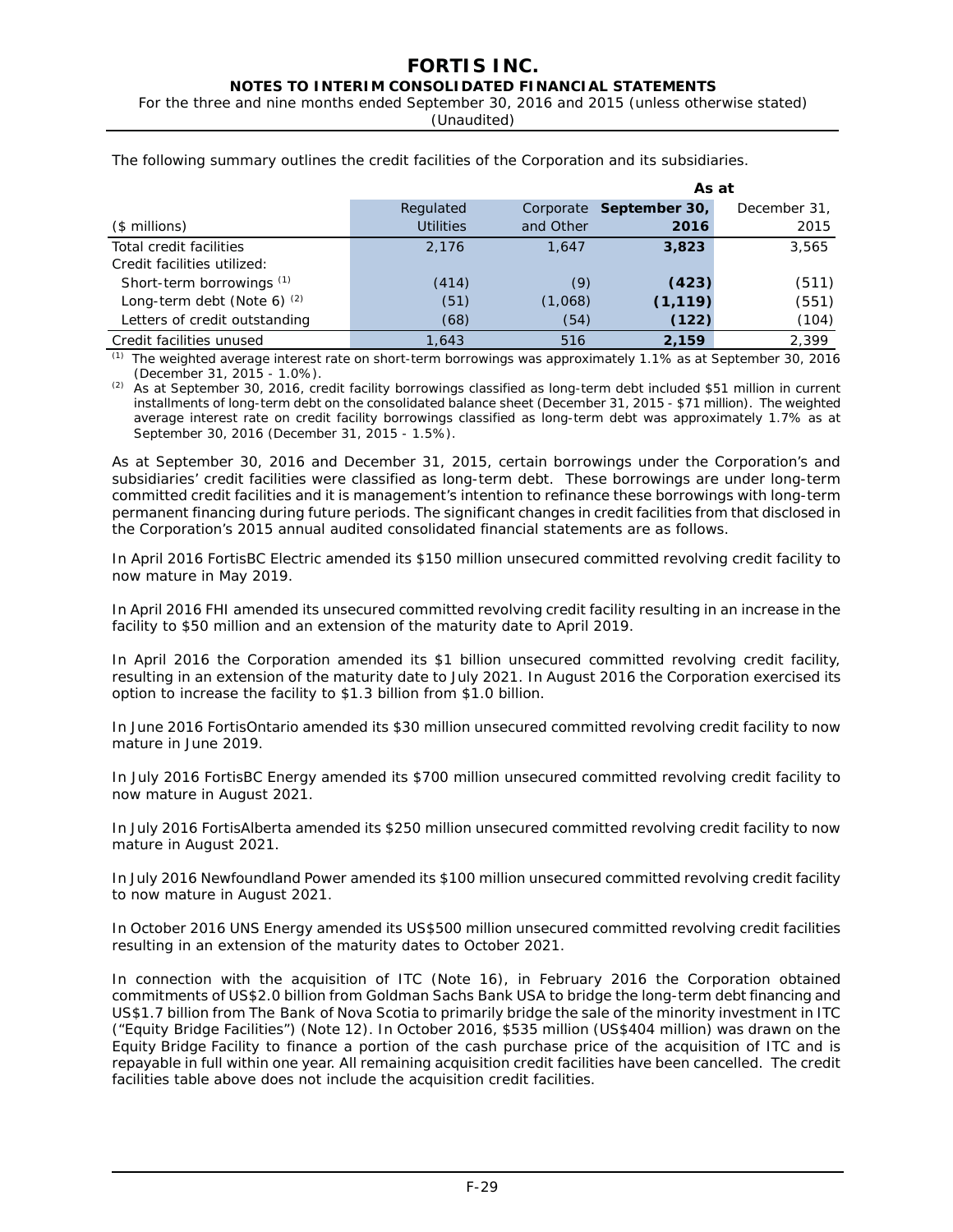The following summary outlines the credit facilities of the Corporation and its subsidiaries.

| | | | As at | |
|---|---|---|---|---|
| ($ millions) | Regulated Utilities | Corporate and Other | **September 30, 2016** | December 31, 2015 |
| Total credit facilities | 2,176 | 1,647 | **3,823** | 3,565 |
| Credit facilities utilized: | | | | |
| Short-term borrowings [(1)] | (414) | (9) | **(423)** | (511) |
| Long-term debt (Note 6) [(2)] | (51) | (1,068) | **(1,119)** | (551) |
| Letters of credit outstanding | (68) | (54) | **(122)** | (104) |
| Credit facilities unused | 1,643 | 516 | **2,159** | 2,399 |

(1) The weighted average interest rate on short-term borrowings was approximately 1.1% as at September 30, 2016 (December 31, 2015 - 1.0%).

(2) As at September 30, 2016, credit facility borrowings classified as long-term debt included $51 million in current installments of long-term debt on the consolidated balance sheet (December 31, 2015 - $71 million). The weighted average interest rate on credit facility borrowings classified as long-term debt was approximately 1.7% as at September 30, 2016 (December 31, 2015 - 1.5%).

As at September 30, 2016 and December 31, 2015, certain borrowings under the Corporation's and subsidiaries' credit facilities were classified as long-term debt. These borrowings are under long-term committed credit facilities and it is management's intention to refinance these borrowings with long-term permanent financing during future periods. The significant changes in credit facilities from that disclosed in the Corporation's 2015 annual audited consolidated financial statements are as follows.

In April 2016 FortisBC Electric amended its $150 million unsecured committed revolving credit facility to now mature in May 2019.

In April 2016 FHI amended its unsecured committed revolving credit facility resulting in an increase in the facility to $50 million and an extension of the maturity date to April 2019.

In April 2016 the Corporation amended its $1 billion unsecured committed revolving credit facility, resulting in an extension of the maturity date to July 2021. In August 2016 the Corporation exercised its option to increase the facility to $1.3 billion from $1.0 billion.

In June 2016 FortisOntario amended its $30 million unsecured committed revolving credit facility to now mature in June 2019.

In July 2016 FortisBC Energy amended its $700 million unsecured committed revolving credit facility to now mature in August 2021.

In July 2016 FortisAlberta amended its $250 million unsecured committed revolving credit facility to now mature in August 2021.

In July 2016 Newfoundland Power amended its $100 million unsecured committed revolving credit facility to now mature in August 2021.

In October 2016 UNS Energy amended its US$500 million unsecured committed revolving credit facilities resulting in an extension of the maturity dates to October 2021.

In connection with the acquisition of ITC (Note 16), in February 2016 the Corporation obtained commitments of US$2.0 billion from Goldman Sachs Bank USA to bridge the long-term debt financing and US$1.7 billion from The Bank of Nova Scotia to primarily bridge the sale of the minority investment in ITC ("Equity Bridge Facilities") (Note 12). In October 2016, $535 million (US$404 million) was drawn on the Equity Bridge Facility to finance a portion of the cash purchase price of the acquisition of ITC and is repayable in full within one year. All remaining acquisition credit facilities have been cancelled. The credit facilities table above does not include the acquisition credit facilities.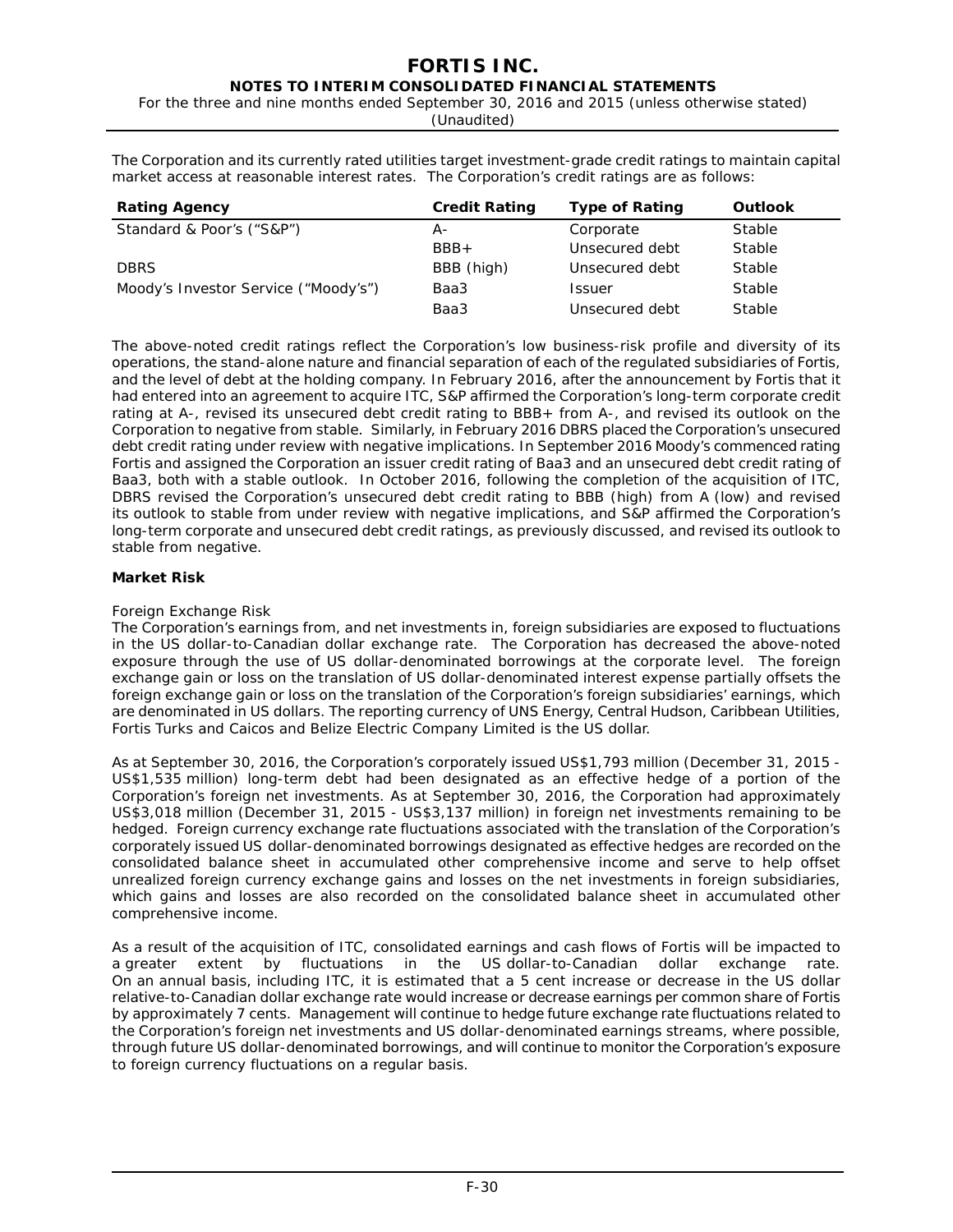The Corporation and its currently rated utilities target investment-grade credit ratings to maintain capital market access at reasonable interest rates. The Corporation's credit ratings are as follows:

| Rating Agency | Credit Rating | Type of Rating | Outlook |
|---|---|---|---|
| Standard & Poor's ("S&P") | A- | Corporate | Stable |
| | BBB+ | Unsecured debt | Stable |
| DBRS | BBB (high) | Unsecured debt | Stable |
| Moody's Investor Service ("Moody's") | Baa3 | Issuer | Stable |
| | Baa3 | Unsecured debt | Stable |

The above-noted credit ratings reflect the Corporation's low business-risk profile and diversity of its operations, the stand-alone nature and financial separation of each of the regulated subsidiaries of Fortis, and the level of debt at the holding company. In February 2016, after the announcement by Fortis that it had entered into an agreement to acquire ITC, S&P affirmed the Corporation's long-term corporate credit rating at A-, revised its unsecured debt credit rating to BBB+ from A-, and revised its outlook on the Corporation to negative from stable. Similarly, in February 2016 DBRS placed the Corporation's unsecured debt credit rating under review with negative implications. In September 2016 Moody's commenced rating Fortis and assigned the Corporation an issuer credit rating of Baa3 and an unsecured debt credit rating of Baa3, both with a stable outlook. In October 2016, following the completion of the acquisition of ITC, DBRS revised the Corporation's unsecured debt credit rating to BBB (high) from A (low) and revised its outlook to stable from under review with negative implications, and S&P affirmed the Corporation's long-term corporate and unsecured debt credit ratings, as previously discussed, and revised its outlook to stable from negative.

**Market Risk**

*Foreign Exchange Risk*

The Corporation's earnings from, and net investments in, foreign subsidiaries are exposed to fluctuations in the US dollar-to-Canadian dollar exchange rate. The Corporation has decreased the above-noted exposure through the use of US dollar-denominated borrowings at the corporate level. The foreign exchange gain or loss on the translation of US dollar-denominated interest expense partially offsets the foreign exchange gain or loss on the translation of the Corporation's foreign subsidiaries' earnings, which are denominated in US dollars. The reporting currency of UNS Energy, Central Hudson, Caribbean Utilities, Fortis Turks and Caicos and Belize Electric Company Limited is the US dollar.

As at September 30, 2016, the Corporation's corporately issued US$1,793 million (December 31, 2015 - US$1,535 million) long-term debt had been designated as an effective hedge of a portion of the Corporation's foreign net investments. As at September 30, 2016, the Corporation had approximately US$3,018 million (December 31, 2015 - US$3,137 million) in foreign net investments remaining to be hedged. Foreign currency exchange rate fluctuations associated with the translation of the Corporation's corporately issued US dollar-denominated borrowings designated as effective hedges are recorded on the consolidated balance sheet in accumulated other comprehensive income and serve to help offset unrealized foreign currency exchange gains and losses on the net investments in foreign subsidiaries, which gains and losses are also recorded on the consolidated balance sheet in accumulated other comprehensive income.

As a result of the acquisition of ITC, consolidated earnings and cash flows of Fortis will be impacted to a greater extent by fluctuations in the US dollar-to-Canadian dollar exchange rate. On an annual basis, including ITC, it is estimated that a 5 cent increase or decrease in the US dollar relative-to-Canadian dollar exchange rate would increase or decrease earnings per common share of Fortis by approximately 7 cents. Management will continue to hedge future exchange rate fluctuations related to the Corporation's foreign net investments and US dollar-denominated earnings streams, where possible, through future US dollar-denominated borrowings, and will continue to monitor the Corporation's exposure to foreign currency fluctuations on a regular basis.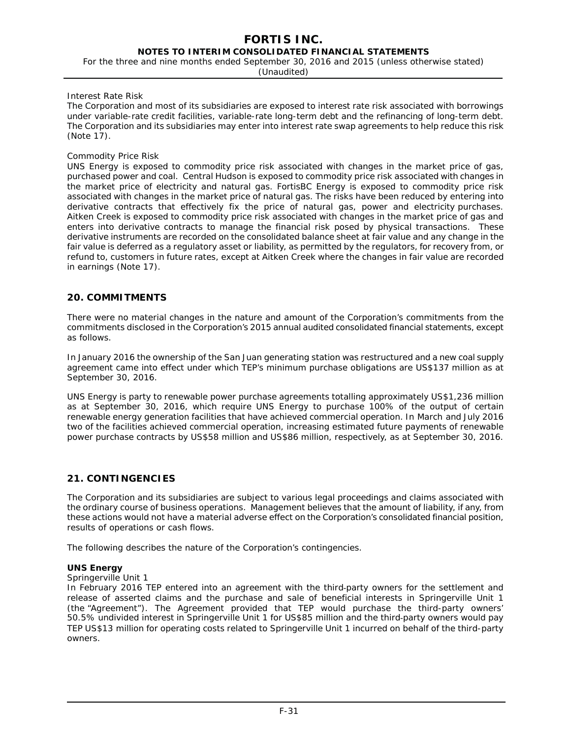Interest Rate Risk

The Corporation and most of its subsidiaries are exposed to interest rate risk associated with borrowings under variable-rate credit facilities, variable-rate long-term debt and the refinancing of long-term debt. The Corporation and its subsidiaries may enter into interest rate swap agreements to help reduce this risk (Note 17).

Commodity Price Risk

UNS Energy is exposed to commodity price risk associated with changes in the market price of gas, purchased power and coal. Central Hudson is exposed to commodity price risk associated with changes in the market price of electricity and natural gas. FortisBC Energy is exposed to commodity price risk associated with changes in the market price of natural gas. The risks have been reduced by entering into derivative contracts that effectively fix the price of natural gas, power and electricity purchases. Aitken Creek is exposed to commodity price risk associated with changes in the market price of gas and enters into derivative contracts to manage the financial risk posed by physical transactions. These derivative instruments are recorded on the consolidated balance sheet at fair value and any change in the fair value is deferred as a regulatory asset or liability, as permitted by the regulators, for recovery from, or refund to, customers in future rates, except at Aitken Creek where the changes in fair value are recorded in earnings (Note 17).

## 20. COMMITMENTS

There were no material changes in the nature and amount of the Corporation's commitments from the commitments disclosed in the Corporation's 2015 annual audited consolidated financial statements, except as follows.

In January 2016 the ownership of the San Juan generating station was restructured and a new coal supply agreement came into effect under which TEP's minimum purchase obligations are US$137 million as at September 30, 2016.

UNS Energy is party to renewable power purchase agreements totalling approximately US$1,236 million as at September 30, 2016, which require UNS Energy to purchase 100% of the output of certain renewable energy generation facilities that have achieved commercial operation. In March and July 2016 two of the facilities achieved commercial operation, increasing estimated future payments of renewable power purchase contracts by US$58 million and US$86 million, respectively, as at September 30, 2016.

## 21. CONTINGENCIES

The Corporation and its subsidiaries are subject to various legal proceedings and claims associated with the ordinary course of business operations. Management believes that the amount of liability, if any, from these actions would not have a material adverse effect on the Corporation's consolidated financial position, results of operations or cash flows.

The following describes the nature of the Corporation's contingencies.

**UNS Energy**

Springerville Unit 1

In February 2016 TEP entered into an agreement with the third-party owners for the settlement and release of asserted claims and the purchase and sale of beneficial interests in Springerville Unit 1 (the "Agreement"). The Agreement provided that TEP would purchase the third-party owners' 50.5% undivided interest in Springerville Unit 1 for US$85 million and the third-party owners would pay TEP US$13 million for operating costs related to Springerville Unit 1 incurred on behalf of the third-party owners.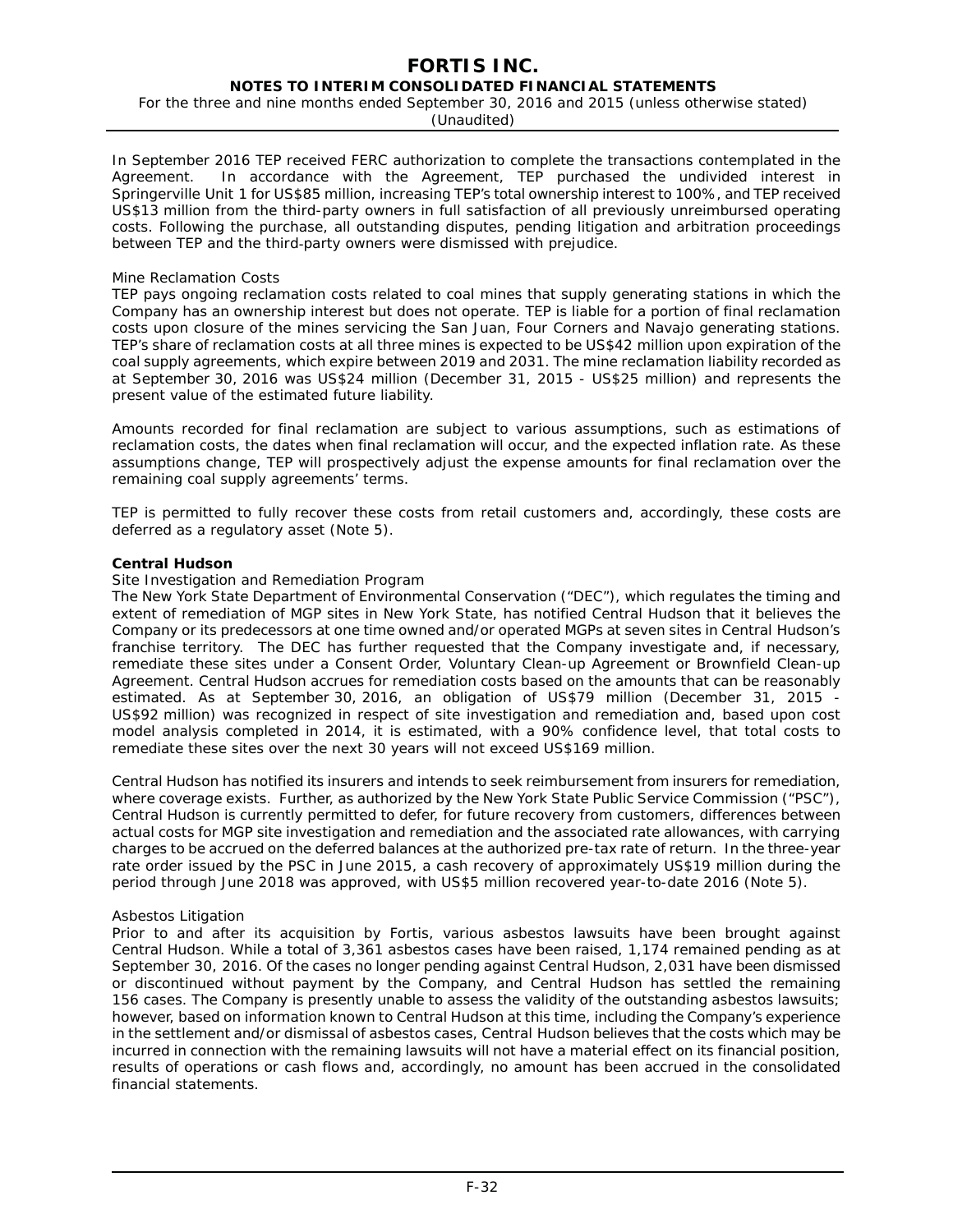In September 2016 TEP received FERC authorization to complete the transactions contemplated in the Agreement. In accordance with the Agreement, TEP purchased the undivided interest in Springerville Unit 1 for US$85 million, increasing TEP's total ownership interest to 100%, and TEP received US$13 million from the third-party owners in full satisfaction of all previously unreimbursed operating costs. Following the purchase, all outstanding disputes, pending litigation and arbitration proceedings between TEP and the third-party owners were dismissed with prejudice.

*Mine Reclamation Costs*

TEP pays ongoing reclamation costs related to coal mines that supply generating stations in which the Company has an ownership interest but does not operate. TEP is liable for a portion of final reclamation costs upon closure of the mines servicing the San Juan, Four Corners and Navajo generating stations. TEP's share of reclamation costs at all three mines is expected to be US$42 million upon expiration of the coal supply agreements, which expire between 2019 and 2031. The mine reclamation liability recorded as at September 30, 2016 was US$24 million (December 31, 2015 - US$25 million) and represents the present value of the estimated future liability.

Amounts recorded for final reclamation are subject to various assumptions, such as estimations of reclamation costs, the dates when final reclamation will occur, and the expected inflation rate. As these assumptions change, TEP will prospectively adjust the expense amounts for final reclamation over the remaining coal supply agreements' terms.

TEP is permitted to fully recover these costs from retail customers and, accordingly, these costs are deferred as a regulatory asset (Note 5).

**Central Hudson**

*Site Investigation and Remediation Program*

The New York State Department of Environmental Conservation ("DEC"), which regulates the timing and extent of remediation of MGP sites in New York State, has notified Central Hudson that it believes the Company or its predecessors at one time owned and/or operated MGPs at seven sites in Central Hudson's franchise territory. The DEC has further requested that the Company investigate and, if necessary, remediate these sites under a Consent Order, Voluntary Clean-up Agreement or Brownfield Clean-up Agreement. Central Hudson accrues for remediation costs based on the amounts that can be reasonably estimated. As at September 30, 2016, an obligation of US$79 million (December 31, 2015 - US$92 million) was recognized in respect of site investigation and remediation and, based upon cost model analysis completed in 2014, it is estimated, with a 90% confidence level, that total costs to remediate these sites over the next 30 years will not exceed US$169 million.

Central Hudson has notified its insurers and intends to seek reimbursement from insurers for remediation, where coverage exists. Further, as authorized by the New York State Public Service Commission ("PSC"), Central Hudson is currently permitted to defer, for future recovery from customers, differences between actual costs for MGP site investigation and remediation and the associated rate allowances, with carrying charges to be accrued on the deferred balances at the authorized pre-tax rate of return. In the three-year rate order issued by the PSC in June 2015, a cash recovery of approximately US$19 million during the period through June 2018 was approved, with US$5 million recovered year-to-date 2016 (Note 5).

*Asbestos Litigation*

Prior to and after its acquisition by Fortis, various asbestos lawsuits have been brought against Central Hudson. While a total of 3,361 asbestos cases have been raised, 1,174 remained pending as at September 30, 2016. Of the cases no longer pending against Central Hudson, 2,031 have been dismissed or discontinued without payment by the Company, and Central Hudson has settled the remaining 156 cases. The Company is presently unable to assess the validity of the outstanding asbestos lawsuits; however, based on information known to Central Hudson at this time, including the Company's experience in the settlement and/or dismissal of asbestos cases, Central Hudson believes that the costs which may be incurred in connection with the remaining lawsuits will not have a material effect on its financial position, results of operations or cash flows and, accordingly, no amount has been accrued in the consolidated financial statements.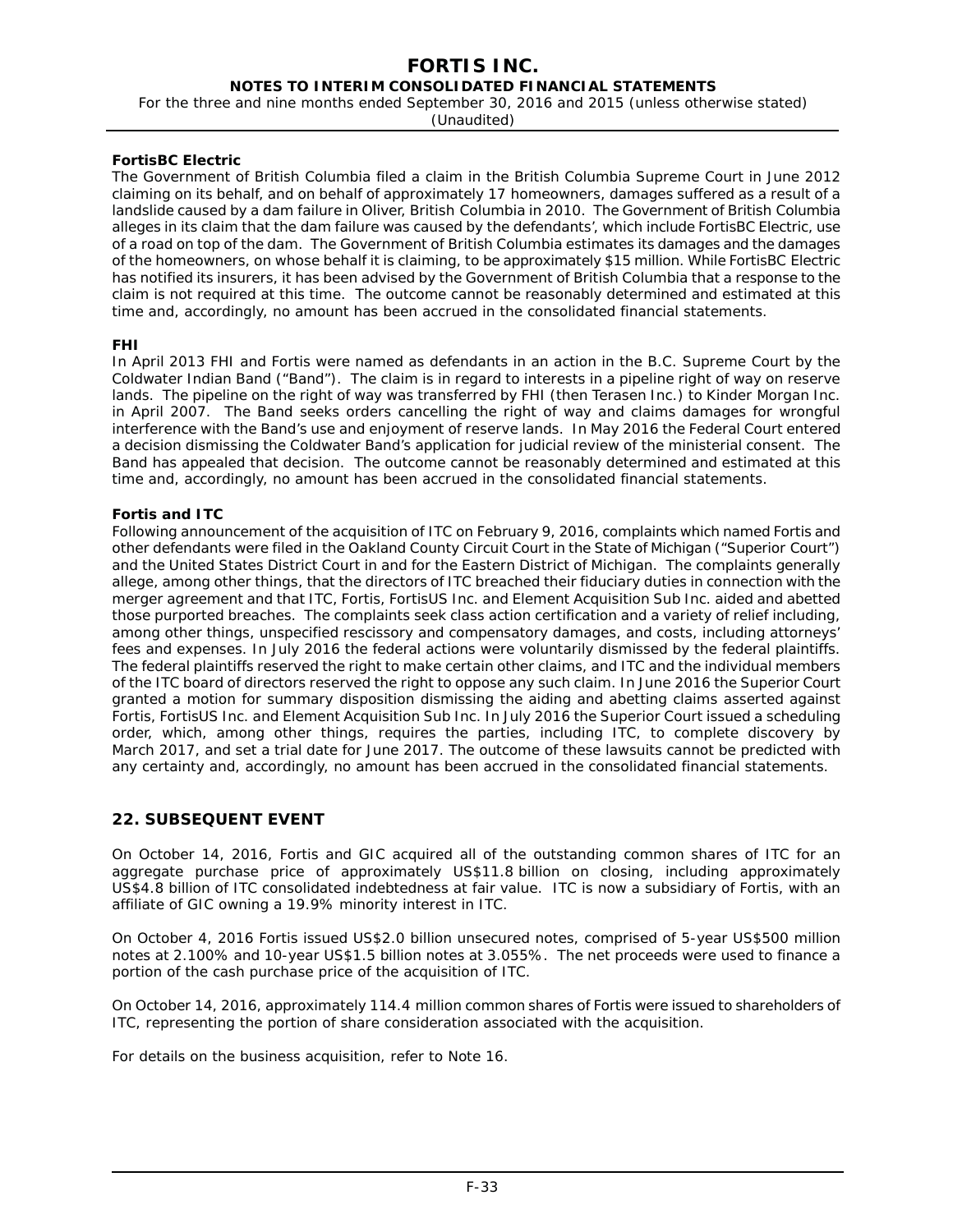**FortisBC Electric**

The Government of British Columbia filed a claim in the British Columbia Supreme Court in June 2012 claiming on its behalf, and on behalf of approximately 17 homeowners, damages suffered as a result of a landslide caused by a dam failure in Oliver, British Columbia in 2010. The Government of British Columbia alleges in its claim that the dam failure was caused by the defendants', which include FortisBC Electric, use of a road on top of the dam. The Government of British Columbia estimates its damages and the damages of the homeowners, on whose behalf it is claiming, to be approximately $15 million. While FortisBC Electric has notified its insurers, it has been advised by the Government of British Columbia that a response to the claim is not required at this time. The outcome cannot be reasonably determined and estimated at this time and, accordingly, no amount has been accrued in the consolidated financial statements.

**FHI**

In April 2013 FHI and Fortis were named as defendants in an action in the B.C. Supreme Court by the Coldwater Indian Band ("Band"). The claim is in regard to interests in a pipeline right of way on reserve lands. The pipeline on the right of way was transferred by FHI (then Terasen Inc.) to Kinder Morgan Inc. in April 2007. The Band seeks orders cancelling the right of way and claims damages for wrongful interference with the Band's use and enjoyment of reserve lands. In May 2016 the Federal Court entered a decision dismissing the Coldwater Band's application for judicial review of the ministerial consent. The Band has appealed that decision. The outcome cannot be reasonably determined and estimated at this time and, accordingly, no amount has been accrued in the consolidated financial statements.

**Fortis and ITC**

Following announcement of the acquisition of ITC on February 9, 2016, complaints which named Fortis and other defendants were filed in the Oakland County Circuit Court in the State of Michigan ("Superior Court") and the United States District Court in and for the Eastern District of Michigan. The complaints generally allege, among other things, that the directors of ITC breached their fiduciary duties in connection with the merger agreement and that ITC, Fortis, FortisUS Inc. and Element Acquisition Sub Inc. aided and abetted those purported breaches. The complaints seek class action certification and a variety of relief including, among other things, unspecified rescissory and compensatory damages, and costs, including attorneys' fees and expenses. In July 2016 the federal actions were voluntarily dismissed by the federal plaintiffs. The federal plaintiffs reserved the right to make certain other claims, and ITC and the individual members of the ITC board of directors reserved the right to oppose any such claim. In June 2016 the Superior Court granted a motion for summary disposition dismissing the aiding and abetting claims asserted against Fortis, FortisUS Inc. and Element Acquisition Sub Inc. In July 2016 the Superior Court issued a scheduling order, which, among other things, requires the parties, including ITC, to complete discovery by March 2017, and set a trial date for June 2017. The outcome of these lawsuits cannot be predicted with any certainty and, accordingly, no amount has been accrued in the consolidated financial statements.

## 22. SUBSEQUENT EVENT

On October 14, 2016, Fortis and GIC acquired all of the outstanding common shares of ITC for an aggregate purchase price of approximately US$11.8 billion on closing, including approximately US$4.8 billion of ITC consolidated indebtedness at fair value. ITC is now a subsidiary of Fortis, with an affiliate of GIC owning a 19.9% minority interest in ITC.

On October 4, 2016 Fortis issued US$2.0 billion unsecured notes, comprised of 5-year US$500 million notes at 2.100% and 10-year US$1.5 billion notes at 3.055%. The net proceeds were used to finance a portion of the cash purchase price of the acquisition of ITC.

On October 14, 2016, approximately 114.4 million common shares of Fortis were issued to shareholders of ITC, representing the portion of share consideration associated with the acquisition.

For details on the business acquisition, refer to Note 16.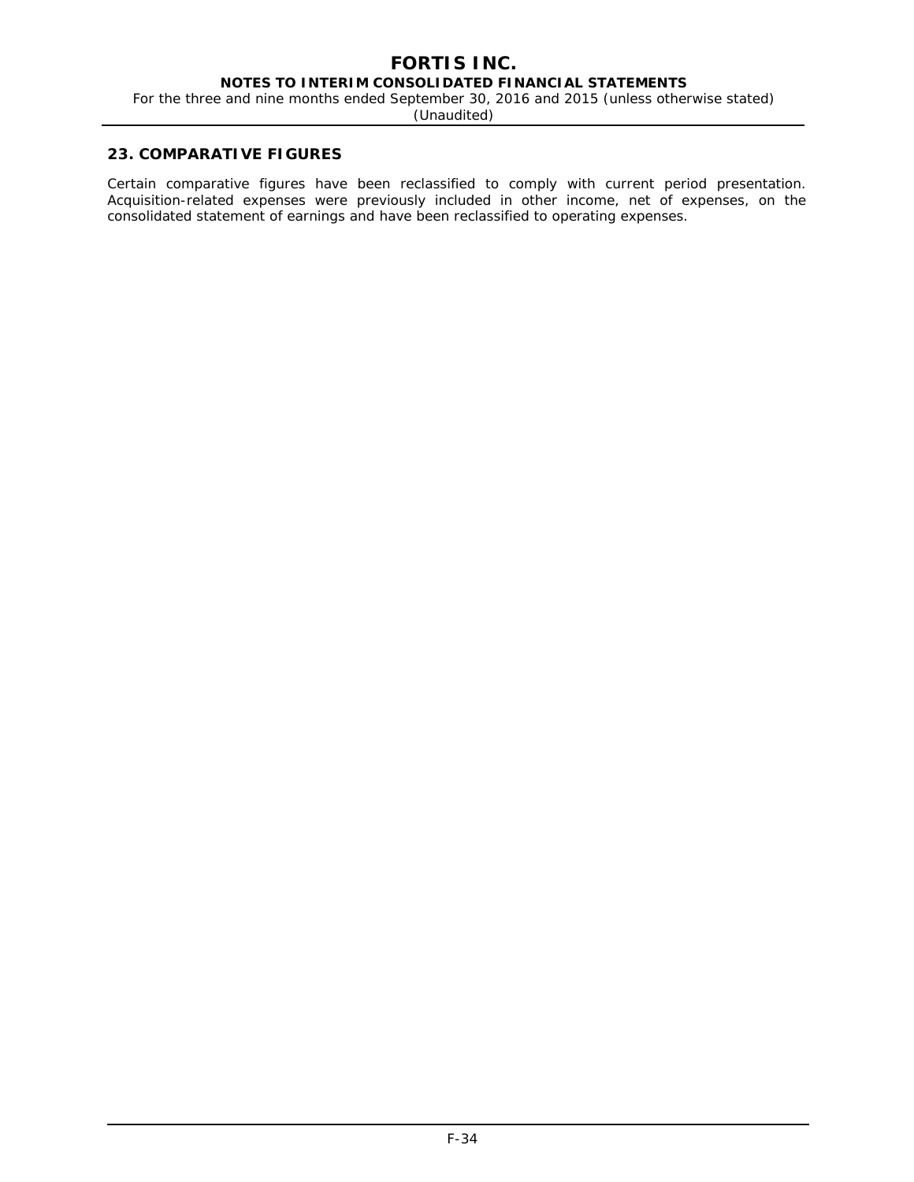## 23. COMPARATIVE FIGURES

Certain comparative figures have been reclassified to comply with current period presentation. Acquisition-related expenses were previously included in other income, net of expenses, on the consolidated statement of earnings and have been reclassified to operating expenses.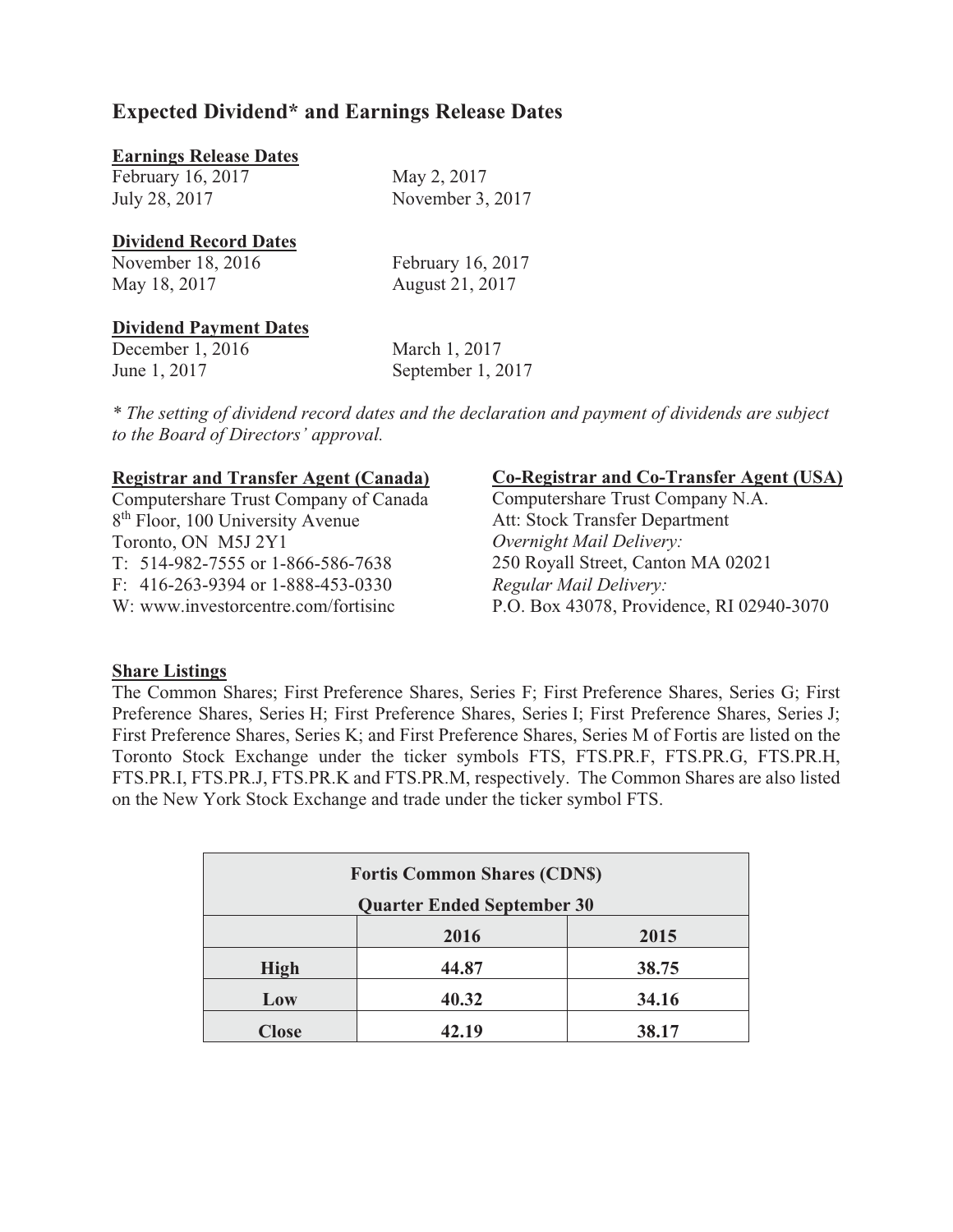## Expected Dividend* and Earnings Release Dates

**Earnings Release Dates**

February 16, 2017
May 2, 2017
July 28, 2017
November 3, 2017

**Dividend Record Dates**

November 18, 2016
February 16, 2017
May 18, 2017
August 21, 2017

**Dividend Payment Dates**

December 1, 2016
March 1, 2017
June 1, 2017
September 1, 2017

*\* The setting of dividend record dates and the declaration and payment of dividends are subject to the Board of Directors' approval.*

**Registrar and Transfer Agent (Canada)**

Computershare Trust Company of Canada
8th Floor, 100 University Avenue
Toronto, ON M5J 2Y1
T: 514-982-7555 or 1-866-586-7638
F: 416-263-9394 or 1-888-453-0330
W: www.investorcentre.com/fortisinc

**Co-Registrar and Co-Transfer Agent (USA)**

Computershare Trust Company N.A.
Att: Stock Transfer Department
*Overnight Mail Delivery:*
250 Royall Street, Canton MA 02021
*Regular Mail Delivery:*
P.O. Box 43078, Providence, RI 02940-3070

**Share Listings**

The Common Shares; First Preference Shares, Series F; First Preference Shares, Series G; First Preference Shares, Series H; First Preference Shares, Series I; First Preference Shares, Series J; First Preference Shares, Series K; and First Preference Shares, Series M of Fortis are listed on the Toronto Stock Exchange under the ticker symbols FTS, FTS.PR.F, FTS.PR.G, FTS.PR.H, FTS.PR.I, FTS.PR.J, FTS.PR.K and FTS.PR.M, respectively. The Common Shares are also listed on the New York Stock Exchange and trade under the ticker symbol FTS.

| Fortis Common Shares (CDN$) Quarter Ended September 30 | | |
|---|---|---|
| | 2016 | 2015 |
| High | 44.87 | 38.75 |
| Low | 40.32 | 34.16 |
| Close | 42.19 | 38.17 |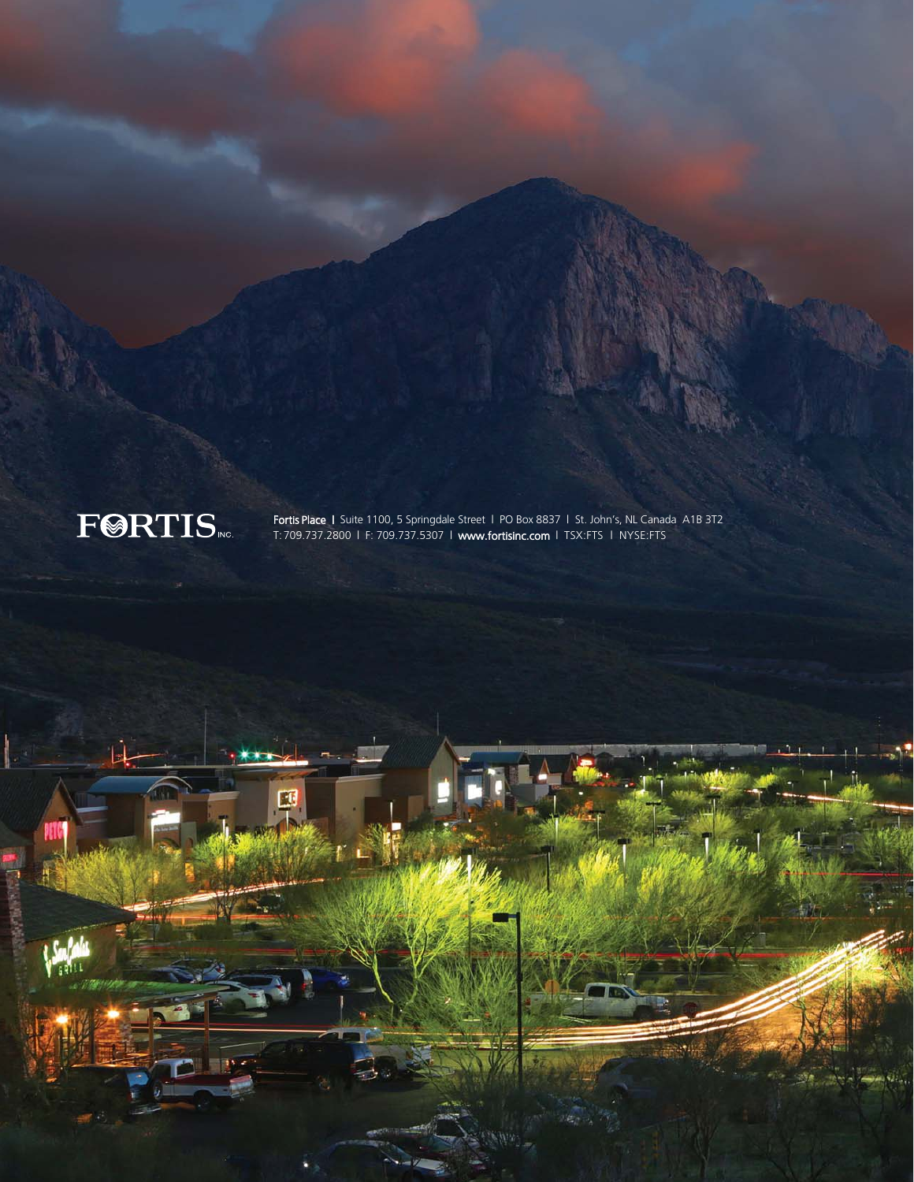FORTIS INC.

Fortis Place | Suite 1100, 5 Springdale Street | PO Box 8837 | St. John's, NL Canada A1B 3T2
T: 709.737.2800 | F: 709.737.5307 | www.fortisinc.com | TSX:FTS | NYSE:FTS